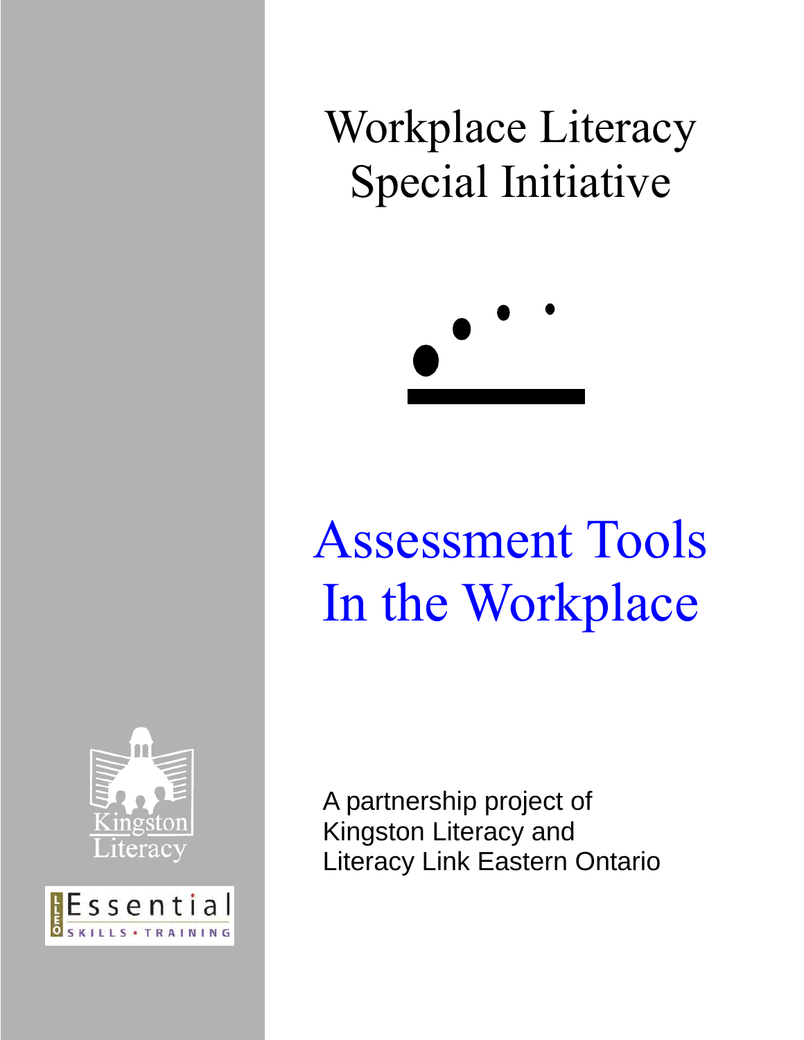# Workplace Literacy Special Initiative

# Assessment Tools In the Workplace

A partnership project of
Kingston Literacy and
Literacy Link Eastern Ontario

Kingston Literacy

LLEO Essential SKILLS • TRAINING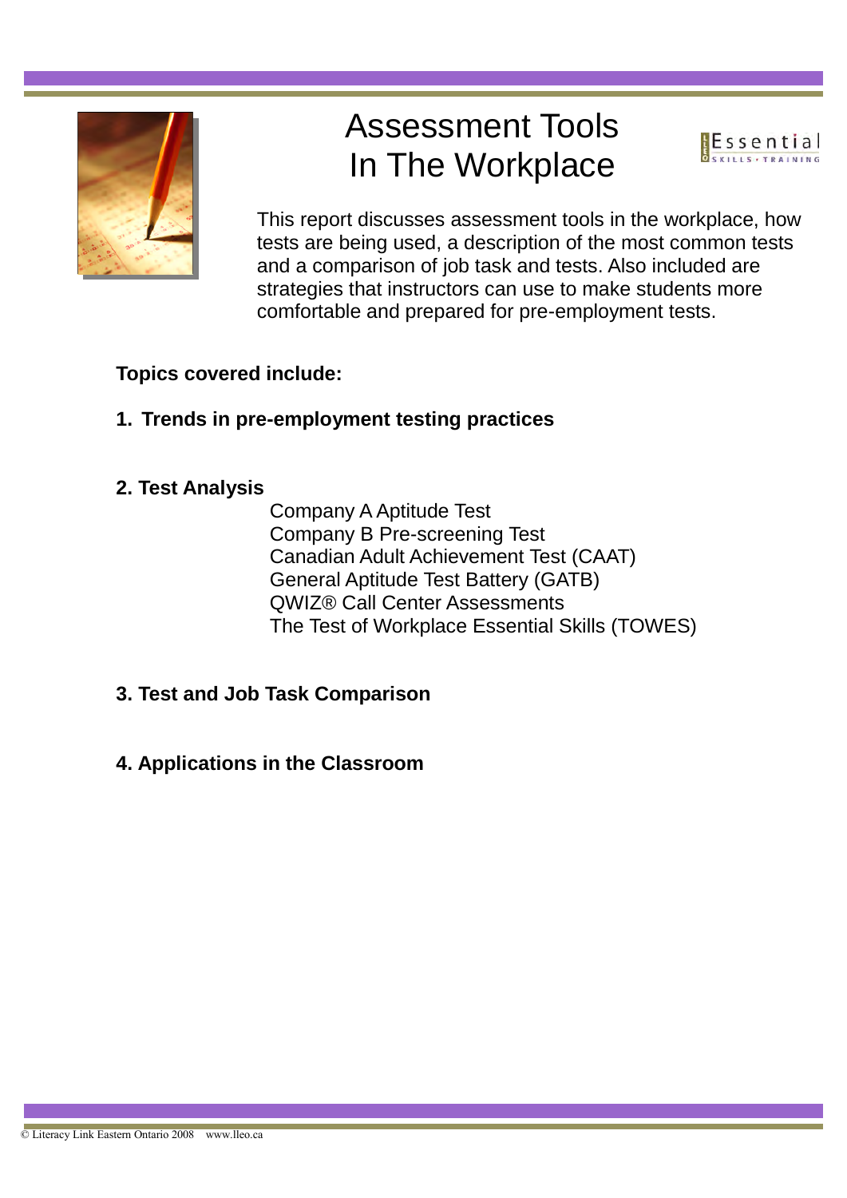# Assessment Tools In The Workplace

Essential Skills • Training

This report discusses assessment tools in the workplace, how tests are being used, a description of the most common tests and a comparison of job task and tests. Also included are strategies that instructors can use to make students more comfortable and prepared for pre-employment tests.

**Topics covered include:**

**1. Trends in pre-employment testing practices**

**2. Test Analysis**

Company A Aptitude Test
Company B Pre-screening Test
Canadian Adult Achievement Test (CAAT)
General Aptitude Test Battery (GATB)
QWIZ® Call Center Assessments
The Test of Workplace Essential Skills (TOWES)

**3. Test and Job Task Comparison**

**4. Applications in the Classroom**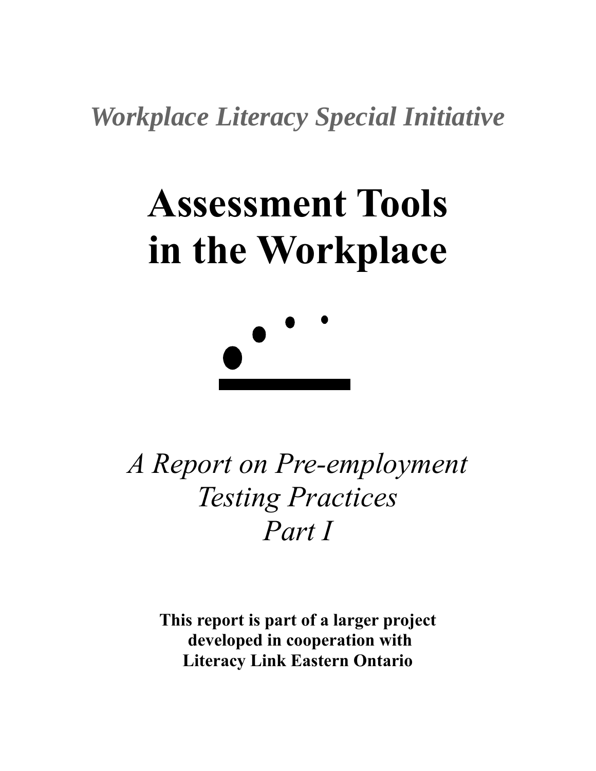*Workplace Literacy Special Initiative*

# Assessment Tools in the Workplace

*A Report on Pre-employment Testing Practices Part I*

**This report is part of a larger project developed in cooperation with Literacy Link Eastern Ontario**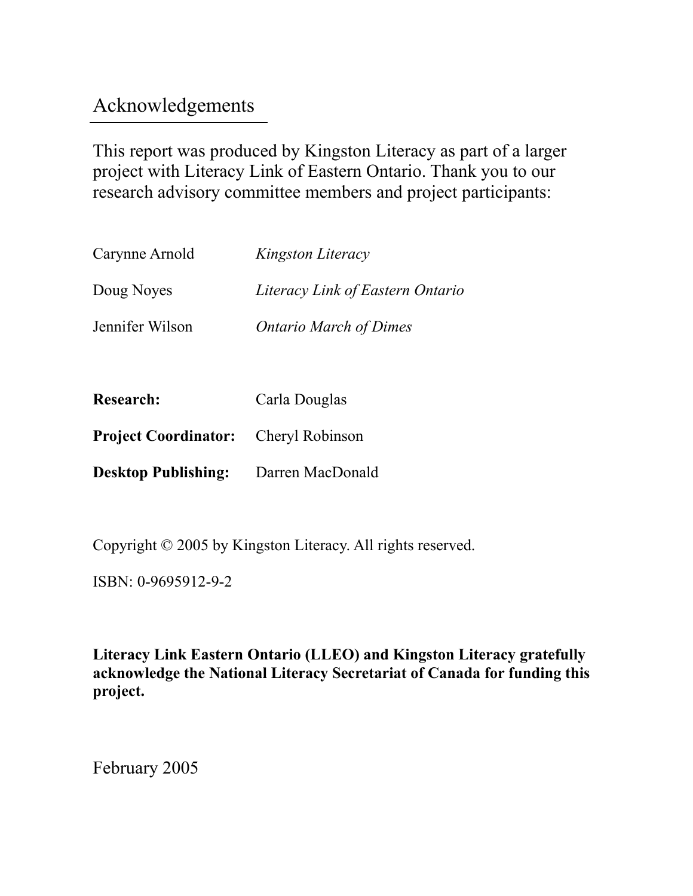## Acknowledgements

This report was produced by Kingston Literacy as part of a larger project with Literacy Link of Eastern Ontario. Thank you to our research advisory committee members and project participants:

| | |
|---|---|
| Carynne Arnold | *Kingston Literacy* |
| Doug Noyes | *Literacy Link of Eastern Ontario* |
| Jennifer Wilson | *Ontario March of Dimes* |

| | |
|---|---|
| **Research:** | Carla Douglas |
| **Project Coordinator:** | Cheryl Robinson |
| **Desktop Publishing:** | Darren MacDonald |

Copyright © 2005 by Kingston Literacy. All rights reserved.

ISBN: 0-9695912-9-2

**Literacy Link Eastern Ontario (LLEO) and Kingston Literacy gratefully acknowledge the National Literacy Secretariat of Canada for funding this project.**

February 2005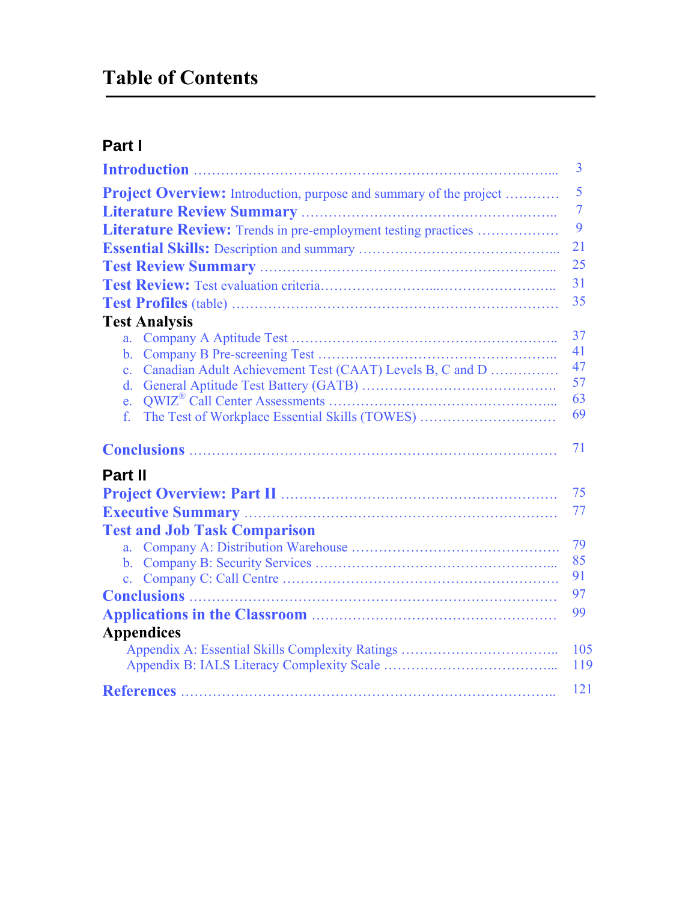# Table of Contents

## Part I

**Introduction** ............................................................ 3

**Project Overview:** Introduction, purpose and summary of the project ............ 5

**Literature Review Summary** .............................................. 7

**Literature Review:** Trends in pre-employment testing practices .................. 9

**Essential Skills:** Description and summary ..................................... 21

**Test Review Summary** ................................................... 25

**Test Review:** Test evaluation criteria.............................................. 31

**Test Profiles** (table) ...................................................... 35

**Test Analysis**

a. Company A Aptitude Test ............................................. 37
b. Company B Pre-screening Test ......................................... 41
c. Canadian Adult Achievement Test (CAAT) Levels B, C and D ............... 47
d. General Aptitude Test Battery (GATB) ................................... 57
e. QWIZ® Call Center Assessments ........................................ 63
f. The Test of Workplace Essential Skills (TOWES) ............................ 69

**Conclusions** ............................................................ 71

## Part II

**Project Overview: Part II** ................................................ 75

**Executive Summary** ..................................................... 77

**Test and Job Task Comparison**

a. Company A: Distribution Warehouse ..................................... 79
b. Company B: Security Services ........................................... 85
c. Company C: Call Centre ................................................ 91

**Conclusions** ............................................................ 97

**Applications in the Classroom** ............................................ 99

**Appendices**

Appendix A: Essential Skills Complexity Ratings .............................. 105
Appendix B: IALS Literacy Complexity Scale ................................... 119

**References** ............................................................. 121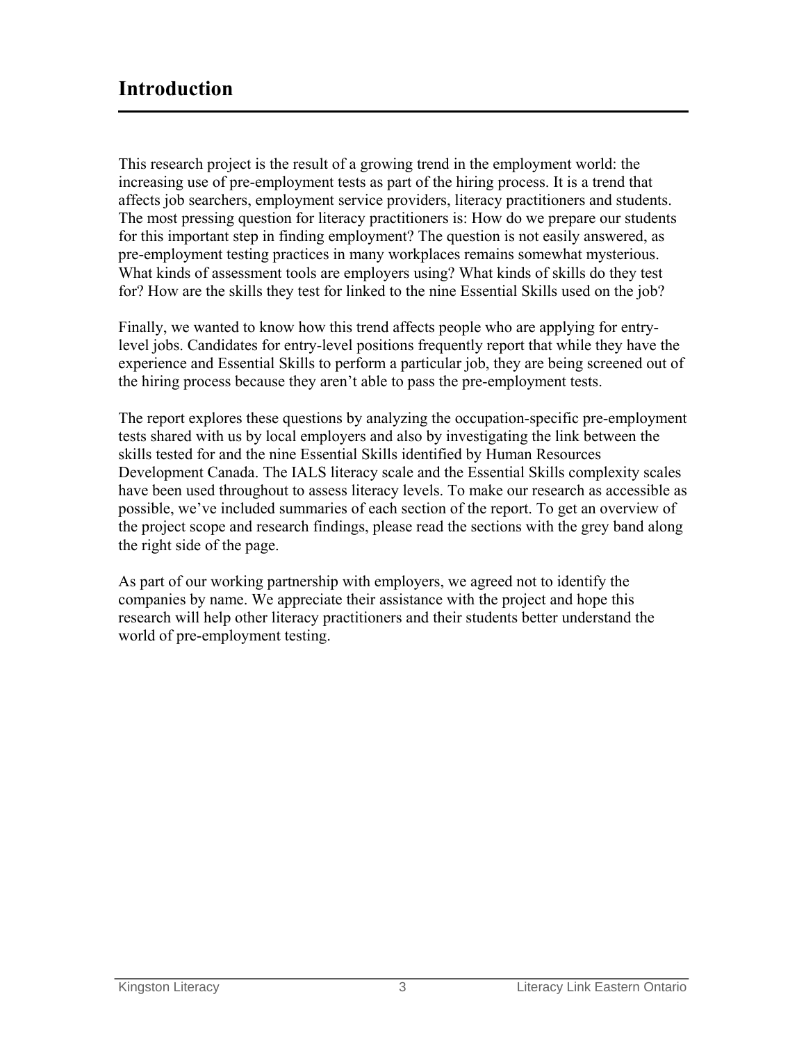# Introduction

This research project is the result of a growing trend in the employment world: the increasing use of pre-employment tests as part of the hiring process. It is a trend that affects job searchers, employment service providers, literacy practitioners and students. The most pressing question for literacy practitioners is: How do we prepare our students for this important step in finding employment? The question is not easily answered, as pre-employment testing practices in many workplaces remains somewhat mysterious. What kinds of assessment tools are employers using? What kinds of skills do they test for? How are the skills they test for linked to the nine Essential Skills used on the job?

Finally, we wanted to know how this trend affects people who are applying for entry-level jobs. Candidates for entry-level positions frequently report that while they have the experience and Essential Skills to perform a particular job, they are being screened out of the hiring process because they aren't able to pass the pre-employment tests.

The report explores these questions by analyzing the occupation-specific pre-employment tests shared with us by local employers and also by investigating the link between the skills tested for and the nine Essential Skills identified by Human Resources Development Canada. The IALS literacy scale and the Essential Skills complexity scales have been used throughout to assess literacy levels. To make our research as accessible as possible, we've included summaries of each section of the report. To get an overview of the project scope and research findings, please read the sections with the grey band along the right side of the page.

As part of our working partnership with employers, we agreed not to identify the companies by name. We appreciate their assistance with the project and hope this research will help other literacy practitioners and their students better understand the world of pre-employment testing.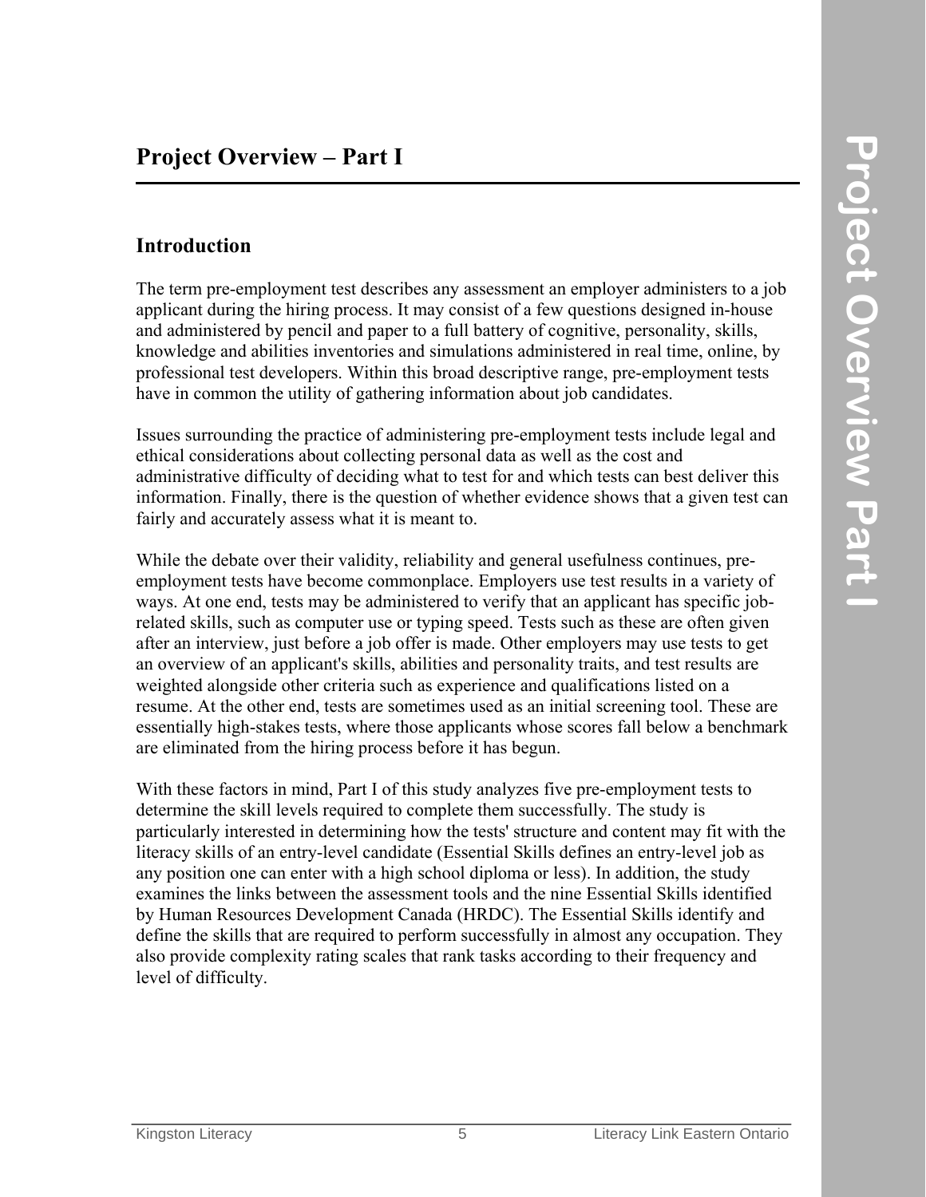# Project Overview – Part I

## Introduction

The term pre-employment test describes any assessment an employer administers to a job applicant during the hiring process. It may consist of a few questions designed in-house and administered by pencil and paper to a full battery of cognitive, personality, skills, knowledge and abilities inventories and simulations administered in real time, online, by professional test developers. Within this broad descriptive range, pre-employment tests have in common the utility of gathering information about job candidates.

Issues surrounding the practice of administering pre-employment tests include legal and ethical considerations about collecting personal data as well as the cost and administrative difficulty of deciding what to test for and which tests can best deliver this information. Finally, there is the question of whether evidence shows that a given test can fairly and accurately assess what it is meant to.

While the debate over their validity, reliability and general usefulness continues, pre-employment tests have become commonplace. Employers use test results in a variety of ways. At one end, tests may be administered to verify that an applicant has specific job-related skills, such as computer use or typing speed. Tests such as these are often given after an interview, just before a job offer is made. Other employers may use tests to get an overview of an applicant's skills, abilities and personality traits, and test results are weighted alongside other criteria such as experience and qualifications listed on a resume. At the other end, tests are sometimes used as an initial screening tool. These are essentially high-stakes tests, where those applicants whose scores fall below a benchmark are eliminated from the hiring process before it has begun.

With these factors in mind, Part I of this study analyzes five pre-employment tests to determine the skill levels required to complete them successfully. The study is particularly interested in determining how the tests' structure and content may fit with the literacy skills of an entry-level candidate (Essential Skills defines an entry-level job as any position one can enter with a high school diploma or less). In addition, the study examines the links between the assessment tools and the nine Essential Skills identified by Human Resources Development Canada (HRDC). The Essential Skills identify and define the skills that are required to perform successfully in almost any occupation. They also provide complexity rating scales that rank tasks according to their frequency and level of difficulty.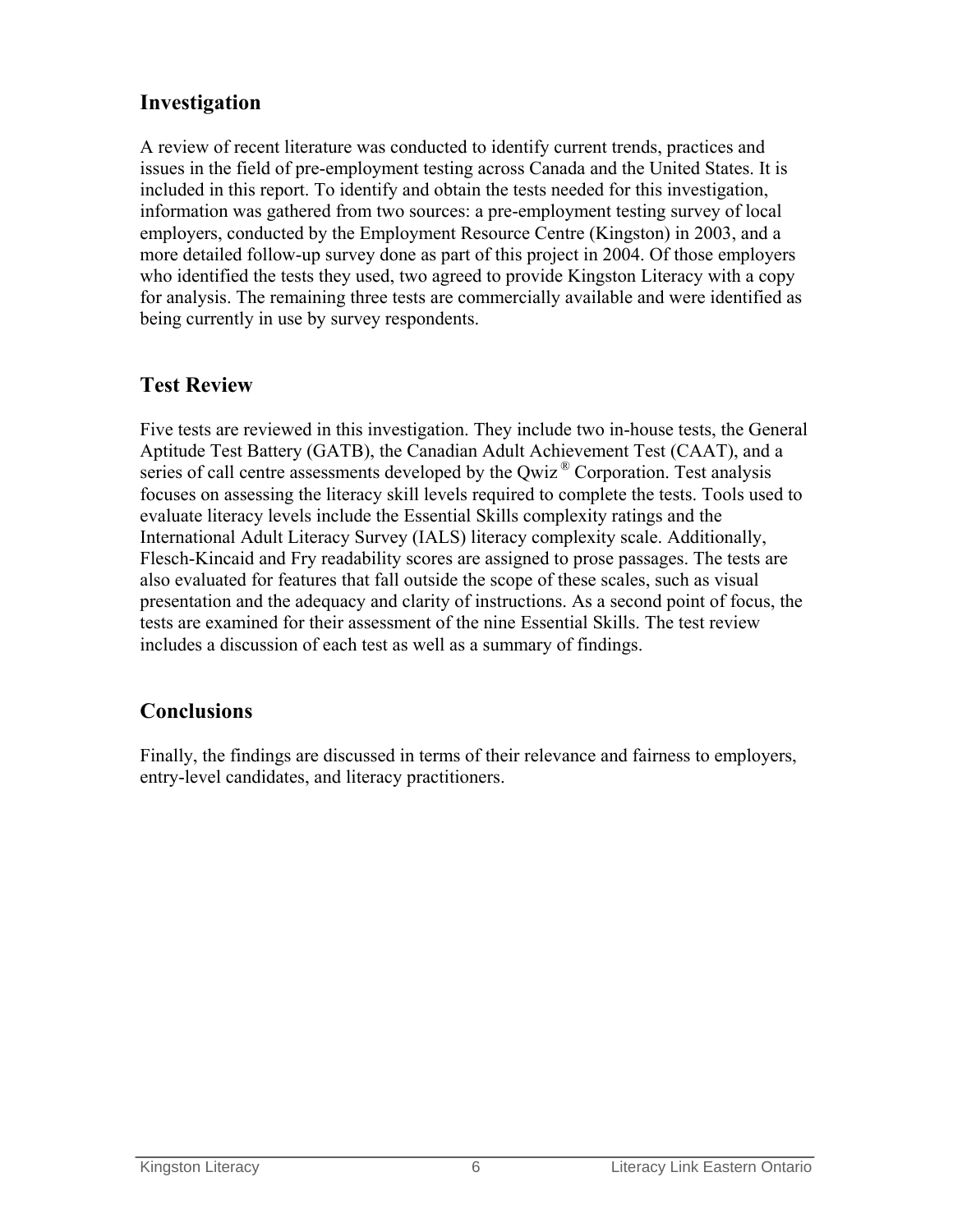## Investigation

A review of recent literature was conducted to identify current trends, practices and issues in the field of pre-employment testing across Canada and the United States. It is included in this report. To identify and obtain the tests needed for this investigation, information was gathered from two sources: a pre-employment testing survey of local employers, conducted by the Employment Resource Centre (Kingston) in 2003, and a more detailed follow-up survey done as part of this project in 2004. Of those employers who identified the tests they used, two agreed to provide Kingston Literacy with a copy for analysis. The remaining three tests are commercially available and were identified as being currently in use by survey respondents.

## Test Review

Five tests are reviewed in this investigation. They include two in-house tests, the General Aptitude Test Battery (GATB), the Canadian Adult Achievement Test (CAAT), and a series of call centre assessments developed by the Qwiz® Corporation. Test analysis focuses on assessing the literacy skill levels required to complete the tests. Tools used to evaluate literacy levels include the Essential Skills complexity ratings and the International Adult Literacy Survey (IALS) literacy complexity scale. Additionally, Flesch-Kincaid and Fry readability scores are assigned to prose passages. The tests are also evaluated for features that fall outside the scope of these scales, such as visual presentation and the adequacy and clarity of instructions. As a second point of focus, the tests are examined for their assessment of the nine Essential Skills. The test review includes a discussion of each test as well as a summary of findings.

## Conclusions

Finally, the findings are discussed in terms of their relevance and fairness to employers, entry-level candidates, and literacy practitioners.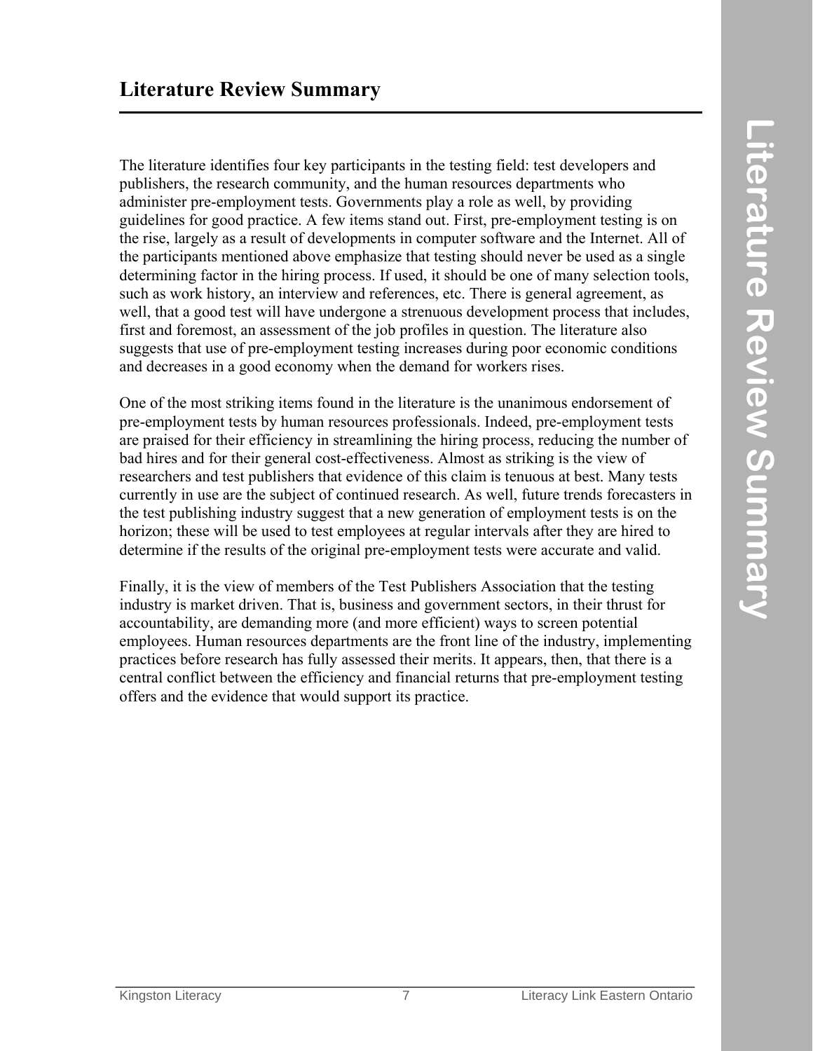## Literature Review Summary

The literature identifies four key participants in the testing field: test developers and publishers, the research community, and the human resources departments who administer pre-employment tests. Governments play a role as well, by providing guidelines for good practice. A few items stand out. First, pre-employment testing is on the rise, largely as a result of developments in computer software and the Internet. All of the participants mentioned above emphasize that testing should never be used as a single determining factor in the hiring process. If used, it should be one of many selection tools, such as work history, an interview and references, etc. There is general agreement, as well, that a good test will have undergone a strenuous development process that includes, first and foremost, an assessment of the job profiles in question. The literature also suggests that use of pre-employment testing increases during poor economic conditions and decreases in a good economy when the demand for workers rises.

One of the most striking items found in the literature is the unanimous endorsement of pre-employment tests by human resources professionals. Indeed, pre-employment tests are praised for their efficiency in streamlining the hiring process, reducing the number of bad hires and for their general cost-effectiveness. Almost as striking is the view of researchers and test publishers that evidence of this claim is tenuous at best. Many tests currently in use are the subject of continued research. As well, future trends forecasters in the test publishing industry suggest that a new generation of employment tests is on the horizon; these will be used to test employees at regular intervals after they are hired to determine if the results of the original pre-employment tests were accurate and valid.

Finally, it is the view of members of the Test Publishers Association that the testing industry is market driven. That is, business and government sectors, in their thrust for accountability, are demanding more (and more efficient) ways to screen potential employees. Human resources departments are the front line of the industry, implementing practices before research has fully assessed their merits. It appears, then, that there is a central conflict between the efficiency and financial returns that pre-employment testing offers and the evidence that would support its practice.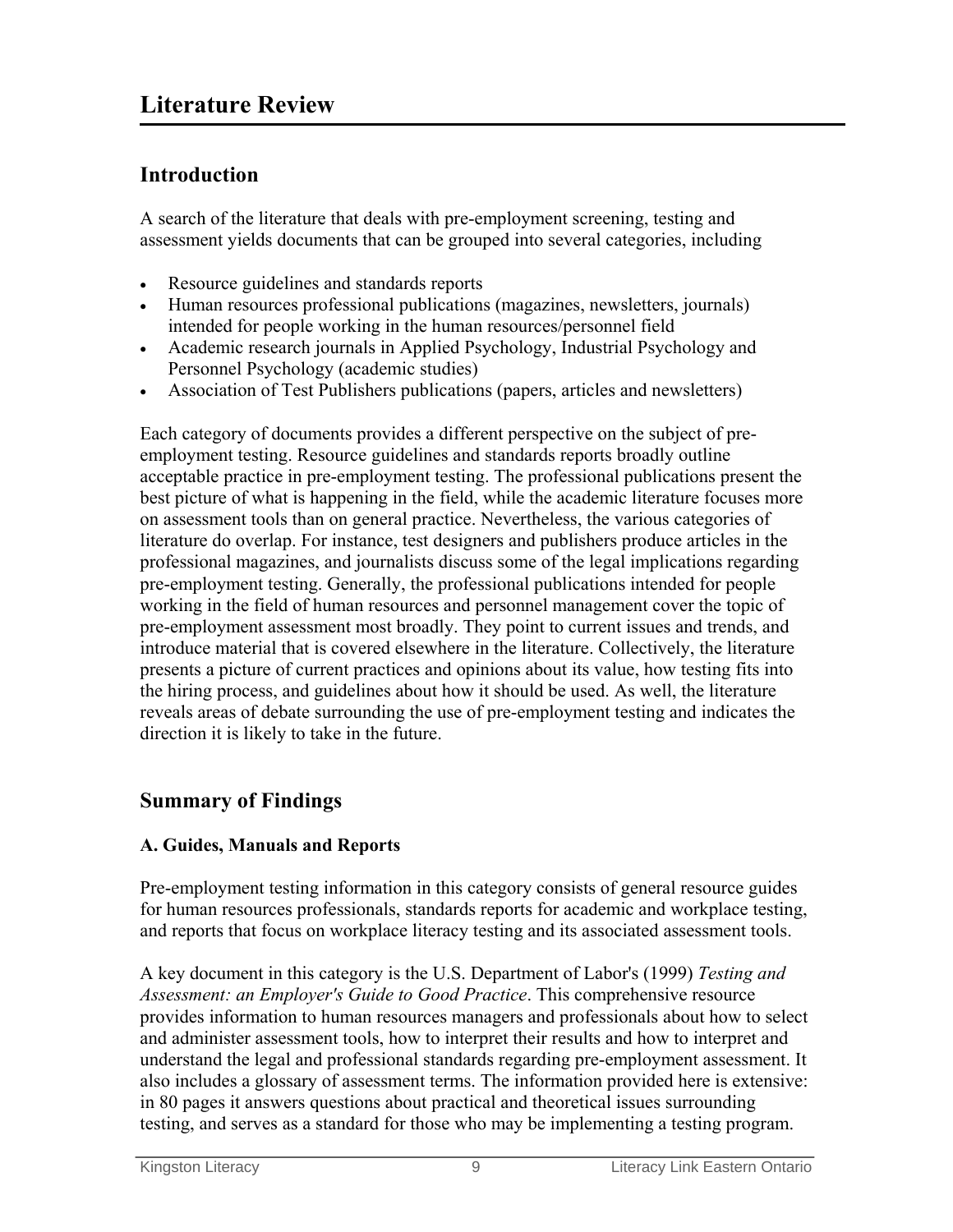# Literature Review

## Introduction

A search of the literature that deals with pre-employment screening, testing and assessment yields documents that can be grouped into several categories, including

- Resource guidelines and standards reports
- Human resources professional publications (magazines, newsletters, journals) intended for people working in the human resources/personnel field
- Academic research journals in Applied Psychology, Industrial Psychology and Personnel Psychology (academic studies)
- Association of Test Publishers publications (papers, articles and newsletters)

Each category of documents provides a different perspective on the subject of pre-employment testing. Resource guidelines and standards reports broadly outline acceptable practice in pre-employment testing. The professional publications present the best picture of what is happening in the field, while the academic literature focuses more on assessment tools than on general practice. Nevertheless, the various categories of literature do overlap. For instance, test designers and publishers produce articles in the professional magazines, and journalists discuss some of the legal implications regarding pre-employment testing. Generally, the professional publications intended for people working in the field of human resources and personnel management cover the topic of pre-employment assessment most broadly. They point to current issues and trends, and introduce material that is covered elsewhere in the literature. Collectively, the literature presents a picture of current practices and opinions about its value, how testing fits into the hiring process, and guidelines about how it should be used. As well, the literature reveals areas of debate surrounding the use of pre-employment testing and indicates the direction it is likely to take in the future.

## Summary of Findings

### A. Guides, Manuals and Reports

Pre-employment testing information in this category consists of general resource guides for human resources professionals, standards reports for academic and workplace testing, and reports that focus on workplace literacy testing and its associated assessment tools.

A key document in this category is the U.S. Department of Labor's (1999) *Testing and Assessment: an Employer's Guide to Good Practice*. This comprehensive resource provides information to human resources managers and professionals about how to select and administer assessment tools, how to interpret their results and how to interpret and understand the legal and professional standards regarding pre-employment assessment. It also includes a glossary of assessment terms. The information provided here is extensive: in 80 pages it answers questions about practical and theoretical issues surrounding testing, and serves as a standard for those who may be implementing a testing program.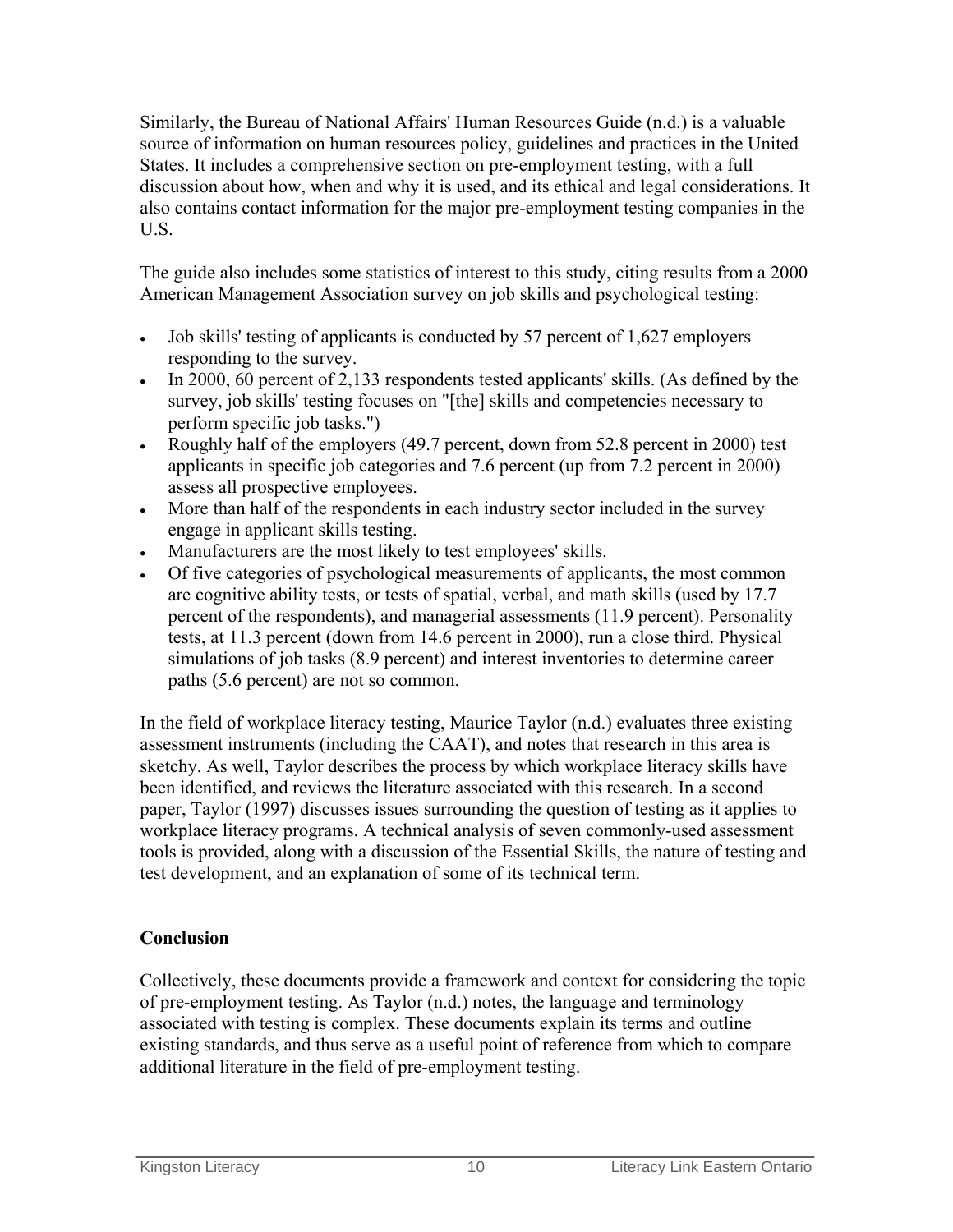Similarly, the Bureau of National Affairs' Human Resources Guide (n.d.) is a valuable source of information on human resources policy, guidelines and practices in the United States. It includes a comprehensive section on pre-employment testing, with a full discussion about how, when and why it is used, and its ethical and legal considerations. It also contains contact information for the major pre-employment testing companies in the U.S.

The guide also includes some statistics of interest to this study, citing results from a 2000 American Management Association survey on job skills and psychological testing:

- Job skills' testing of applicants is conducted by 57 percent of 1,627 employers responding to the survey.
- In 2000, 60 percent of 2,133 respondents tested applicants' skills. (As defined by the survey, job skills' testing focuses on "[the] skills and competencies necessary to perform specific job tasks.")
- Roughly half of the employers (49.7 percent, down from 52.8 percent in 2000) test applicants in specific job categories and 7.6 percent (up from 7.2 percent in 2000) assess all prospective employees.
- More than half of the respondents in each industry sector included in the survey engage in applicant skills testing.
- Manufacturers are the most likely to test employees' skills.
- Of five categories of psychological measurements of applicants, the most common are cognitive ability tests, or tests of spatial, verbal, and math skills (used by 17.7 percent of the respondents), and managerial assessments (11.9 percent). Personality tests, at 11.3 percent (down from 14.6 percent in 2000), run a close third. Physical simulations of job tasks (8.9 percent) and interest inventories to determine career paths (5.6 percent) are not so common.

In the field of workplace literacy testing, Maurice Taylor (n.d.) evaluates three existing assessment instruments (including the CAAT), and notes that research in this area is sketchy. As well, Taylor describes the process by which workplace literacy skills have been identified, and reviews the literature associated with this research. In a second paper, Taylor (1997) discusses issues surrounding the question of testing as it applies to workplace literacy programs. A technical analysis of seven commonly-used assessment tools is provided, along with a discussion of the Essential Skills, the nature of testing and test development, and an explanation of some of its technical term.

## Conclusion

Collectively, these documents provide a framework and context for considering the topic of pre-employment testing. As Taylor (n.d.) notes, the language and terminology associated with testing is complex. These documents explain its terms and outline existing standards, and thus serve as a useful point of reference from which to compare additional literature in the field of pre-employment testing.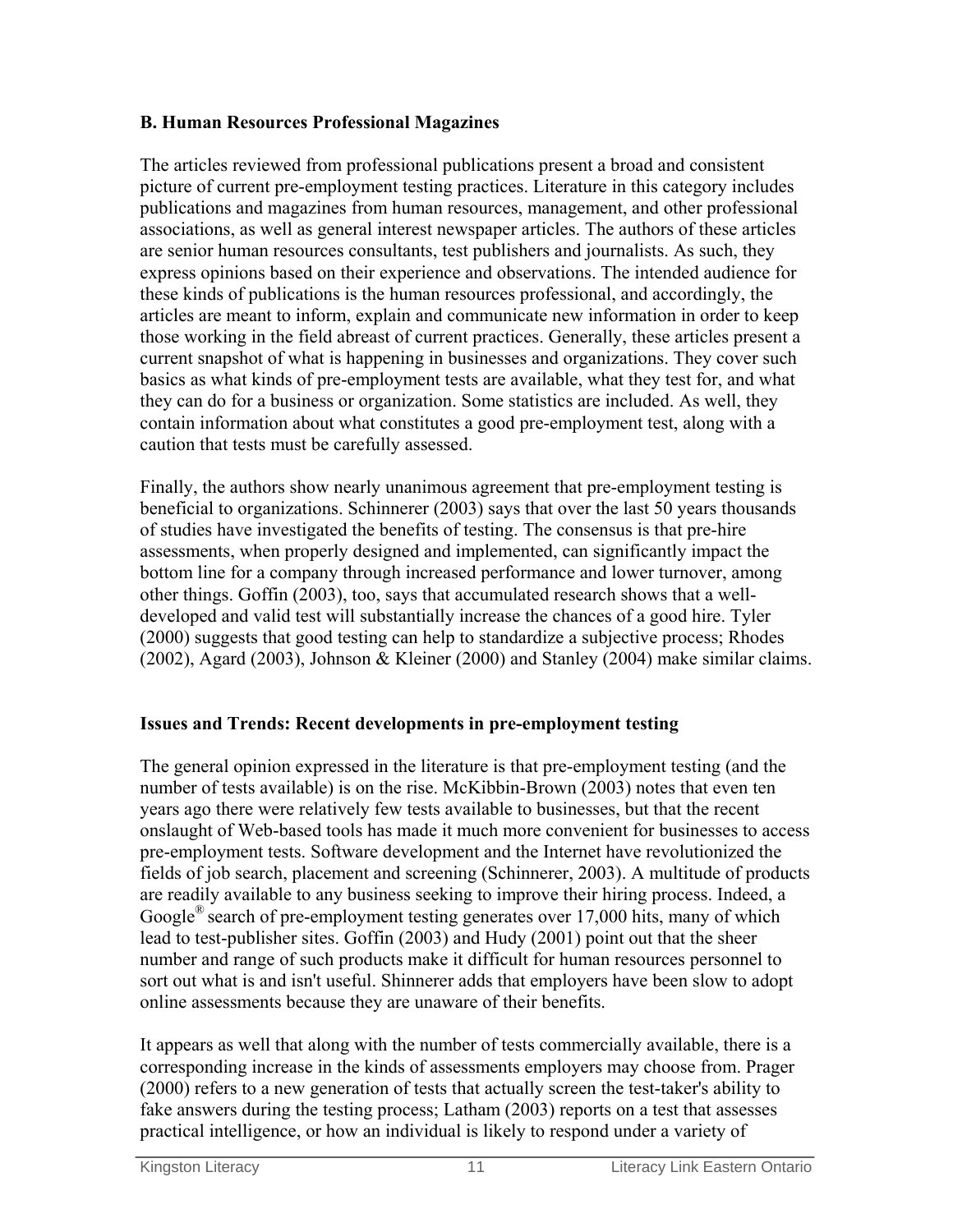### B. Human Resources Professional Magazines

The articles reviewed from professional publications present a broad and consistent picture of current pre-employment testing practices. Literature in this category includes publications and magazines from human resources, management, and other professional associations, as well as general interest newspaper articles. The authors of these articles are senior human resources consultants, test publishers and journalists. As such, they express opinions based on their experience and observations. The intended audience for these kinds of publications is the human resources professional, and accordingly, the articles are meant to inform, explain and communicate new information in order to keep those working in the field abreast of current practices. Generally, these articles present a current snapshot of what is happening in businesses and organizations. They cover such basics as what kinds of pre-employment tests are available, what they test for, and what they can do for a business or organization. Some statistics are included. As well, they contain information about what constitutes a good pre-employment test, along with a caution that tests must be carefully assessed.

Finally, the authors show nearly unanimous agreement that pre-employment testing is beneficial to organizations. Schinnerer (2003) says that over the last 50 years thousands of studies have investigated the benefits of testing. The consensus is that pre-hire assessments, when properly designed and implemented, can significantly impact the bottom line for a company through increased performance and lower turnover, among other things. Goffin (2003), too, says that accumulated research shows that a well-developed and valid test will substantially increase the chances of a good hire. Tyler (2000) suggests that good testing can help to standardize a subjective process; Rhodes (2002), Agard (2003), Johnson & Kleiner (2000) and Stanley (2004) make similar claims.

### Issues and Trends: Recent developments in pre-employment testing

The general opinion expressed in the literature is that pre-employment testing (and the number of tests available) is on the rise. McKibbin-Brown (2003) notes that even ten years ago there were relatively few tests available to businesses, but that the recent onslaught of Web-based tools has made it much more convenient for businesses to access pre-employment tests. Software development and the Internet have revolutionized the fields of job search, placement and screening (Schinnerer, 2003). A multitude of products are readily available to any business seeking to improve their hiring process. Indeed, a Google® search of pre-employment testing generates over 17,000 hits, many of which lead to test-publisher sites. Goffin (2003) and Hudy (2001) point out that the sheer number and range of such products make it difficult for human resources personnel to sort out what is and isn't useful. Shinnerer adds that employers have been slow to adopt online assessments because they are unaware of their benefits.

It appears as well that along with the number of tests commercially available, there is a corresponding increase in the kinds of assessments employers may choose from. Prager (2000) refers to a new generation of tests that actually screen the test-taker's ability to fake answers during the testing process; Latham (2003) reports on a test that assesses practical intelligence, or how an individual is likely to respond under a variety of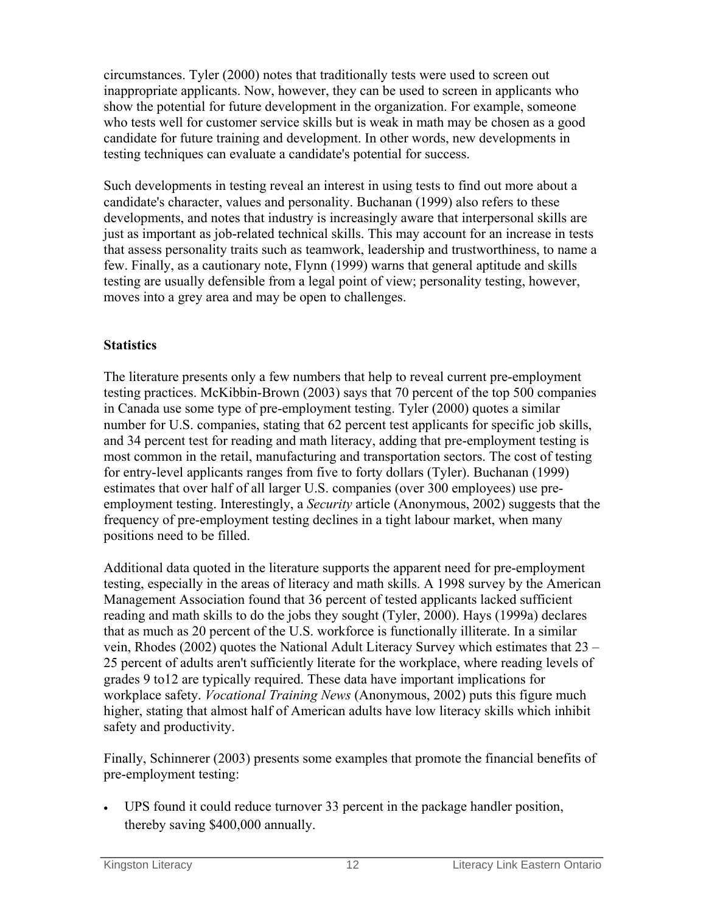circumstances. Tyler (2000) notes that traditionally tests were used to screen out inappropriate applicants. Now, however, they can be used to screen in applicants who show the potential for future development in the organization. For example, someone who tests well for customer service skills but is weak in math may be chosen as a good candidate for future training and development. In other words, new developments in testing techniques can evaluate a candidate's potential for success.

Such developments in testing reveal an interest in using tests to find out more about a candidate's character, values and personality. Buchanan (1999) also refers to these developments, and notes that industry is increasingly aware that interpersonal skills are just as important as job-related technical skills. This may account for an increase in tests that assess personality traits such as teamwork, leadership and trustworthiness, to name a few. Finally, as a cautionary note, Flynn (1999) warns that general aptitude and skills testing are usually defensible from a legal point of view; personality testing, however, moves into a grey area and may be open to challenges.

**Statistics**

The literature presents only a few numbers that help to reveal current pre-employment testing practices. McKibbin-Brown (2003) says that 70 percent of the top 500 companies in Canada use some type of pre-employment testing. Tyler (2000) quotes a similar number for U.S. companies, stating that 62 percent test applicants for specific job skills, and 34 percent test for reading and math literacy, adding that pre-employment testing is most common in the retail, manufacturing and transportation sectors. The cost of testing for entry-level applicants ranges from five to forty dollars (Tyler). Buchanan (1999) estimates that over half of all larger U.S. companies (over 300 employees) use pre-employment testing. Interestingly, a *Security* article (Anonymous, 2002) suggests that the frequency of pre-employment testing declines in a tight labour market, when many positions need to be filled.

Additional data quoted in the literature supports the apparent need for pre-employment testing, especially in the areas of literacy and math skills. A 1998 survey by the American Management Association found that 36 percent of tested applicants lacked sufficient reading and math skills to do the jobs they sought (Tyler, 2000). Hays (1999a) declares that as much as 20 percent of the U.S. workforce is functionally illiterate. In a similar vein, Rhodes (2002) quotes the National Adult Literacy Survey which estimates that 23 – 25 percent of adults aren't sufficiently literate for the workplace, where reading levels of grades 9 to12 are typically required. These data have important implications for workplace safety. *Vocational Training News* (Anonymous, 2002) puts this figure much higher, stating that almost half of American adults have low literacy skills which inhibit safety and productivity.

Finally, Schinnerer (2003) presents some examples that promote the financial benefits of pre-employment testing:

- UPS found it could reduce turnover 33 percent in the package handler position, thereby saving $400,000 annually.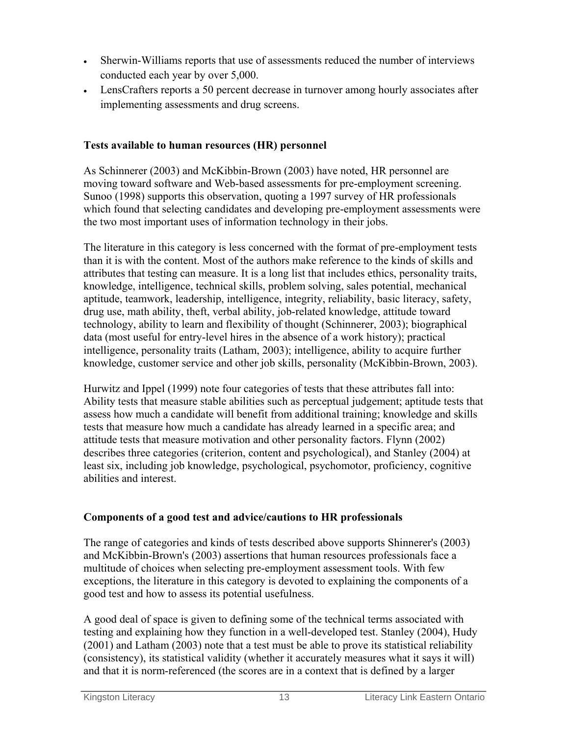- Sherwin-Williams reports that use of assessments reduced the number of interviews conducted each year by over 5,000.
- LensCrafters reports a 50 percent decrease in turnover among hourly associates after implementing assessments and drug screens.

**Tests available to human resources (HR) personnel**

As Schinnerer (2003) and McKibbin-Brown (2003) have noted, HR personnel are moving toward software and Web-based assessments for pre-employment screening. Sunoo (1998) supports this observation, quoting a 1997 survey of HR professionals which found that selecting candidates and developing pre-employment assessments were the two most important uses of information technology in their jobs.

The literature in this category is less concerned with the format of pre-employment tests than it is with the content. Most of the authors make reference to the kinds of skills and attributes that testing can measure. It is a long list that includes ethics, personality traits, knowledge, intelligence, technical skills, problem solving, sales potential, mechanical aptitude, teamwork, leadership, intelligence, integrity, reliability, basic literacy, safety, drug use, math ability, theft, verbal ability, job-related knowledge, attitude toward technology, ability to learn and flexibility of thought (Schinnerer, 2003); biographical data (most useful for entry-level hires in the absence of a work history); practical intelligence, personality traits (Latham, 2003); intelligence, ability to acquire further knowledge, customer service and other job skills, personality (McKibbin-Brown, 2003).

Hurwitz and Ippel (1999) note four categories of tests that these attributes fall into: Ability tests that measure stable abilities such as perceptual judgement; aptitude tests that assess how much a candidate will benefit from additional training; knowledge and skills tests that measure how much a candidate has already learned in a specific area; and attitude tests that measure motivation and other personality factors. Flynn (2002) describes three categories (criterion, content and psychological), and Stanley (2004) at least six, including job knowledge, psychological, psychomotor, proficiency, cognitive abilities and interest.

**Components of a good test and advice/cautions to HR professionals**

The range of categories and kinds of tests described above supports Shinnerer's (2003) and McKibbin-Brown's (2003) assertions that human resources professionals face a multitude of choices when selecting pre-employment assessment tools. With few exceptions, the literature in this category is devoted to explaining the components of a good test and how to assess its potential usefulness.

A good deal of space is given to defining some of the technical terms associated with testing and explaining how they function in a well-developed test. Stanley (2004), Hudy (2001) and Latham (2003) note that a test must be able to prove its statistical reliability (consistency), its statistical validity (whether it accurately measures what it says it will) and that it is norm-referenced (the scores are in a context that is defined by a larger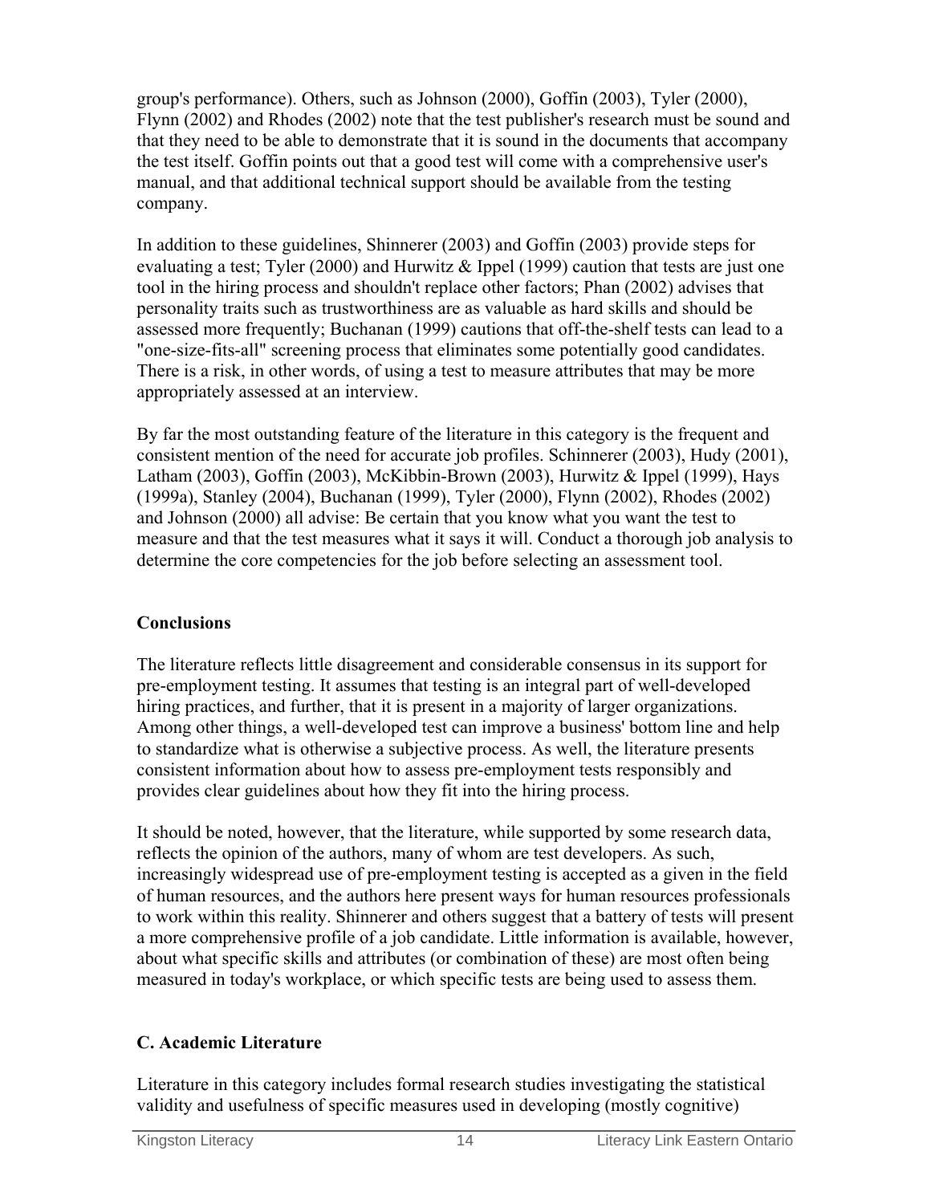group's performance). Others, such as Johnson (2000), Goffin (2003), Tyler (2000), Flynn (2002) and Rhodes (2002) note that the test publisher's research must be sound and that they need to be able to demonstrate that it is sound in the documents that accompany the test itself. Goffin points out that a good test will come with a comprehensive user's manual, and that additional technical support should be available from the testing company.

In addition to these guidelines, Shinnerer (2003) and Goffin (2003) provide steps for evaluating a test; Tyler (2000) and Hurwitz & Ippel (1999) caution that tests are just one tool in the hiring process and shouldn't replace other factors; Phan (2002) advises that personality traits such as trustworthiness are as valuable as hard skills and should be assessed more frequently; Buchanan (1999) cautions that off-the-shelf tests can lead to a "one-size-fits-all" screening process that eliminates some potentially good candidates. There is a risk, in other words, of using a test to measure attributes that may be more appropriately assessed at an interview.

By far the most outstanding feature of the literature in this category is the frequent and consistent mention of the need for accurate job profiles. Schinnerer (2003), Hudy (2001), Latham (2003), Goffin (2003), McKibbin-Brown (2003), Hurwitz & Ippel (1999), Hays (1999a), Stanley (2004), Buchanan (1999), Tyler (2000), Flynn (2002), Rhodes (2002) and Johnson (2000) all advise: Be certain that you know what you want the test to measure and that the test measures what it says it will. Conduct a thorough job analysis to determine the core competencies for the job before selecting an assessment tool.

### Conclusions

The literature reflects little disagreement and considerable consensus in its support for pre-employment testing. It assumes that testing is an integral part of well-developed hiring practices, and further, that it is present in a majority of larger organizations. Among other things, a well-developed test can improve a business' bottom line and help to standardize what is otherwise a subjective process. As well, the literature presents consistent information about how to assess pre-employment tests responsibly and provides clear guidelines about how they fit into the hiring process.

It should be noted, however, that the literature, while supported by some research data, reflects the opinion of the authors, many of whom are test developers. As such, increasingly widespread use of pre-employment testing is accepted as a given in the field of human resources, and the authors here present ways for human resources professionals to work within this reality. Shinnerer and others suggest that a battery of tests will present a more comprehensive profile of a job candidate. Little information is available, however, about what specific skills and attributes (or combination of these) are most often being measured in today's workplace, or which specific tests are being used to assess them.

## C. Academic Literature

Literature in this category includes formal research studies investigating the statistical validity and usefulness of specific measures used in developing (mostly cognitive)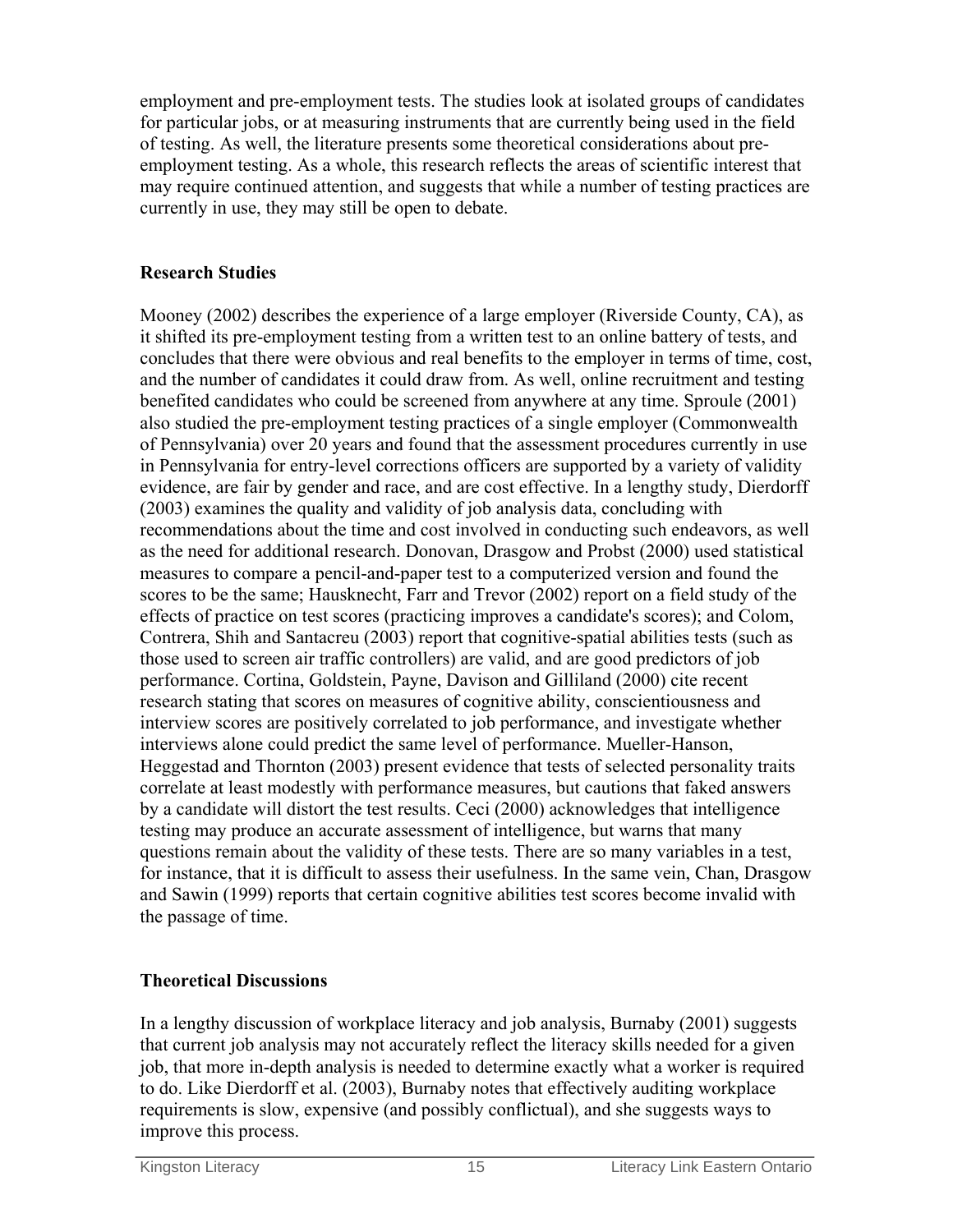employment and pre-employment tests. The studies look at isolated groups of candidates for particular jobs, or at measuring instruments that are currently being used in the field of testing. As well, the literature presents some theoretical considerations about pre-employment testing. As a whole, this research reflects the areas of scientific interest that may require continued attention, and suggests that while a number of testing practices are currently in use, they may still be open to debate.

### Research Studies

Mooney (2002) describes the experience of a large employer (Riverside County, CA), as it shifted its pre-employment testing from a written test to an online battery of tests, and concludes that there were obvious and real benefits to the employer in terms of time, cost, and the number of candidates it could draw from. As well, online recruitment and testing benefited candidates who could be screened from anywhere at any time. Sproule (2001) also studied the pre-employment testing practices of a single employer (Commonwealth of Pennsylvania) over 20 years and found that the assessment procedures currently in use in Pennsylvania for entry-level corrections officers are supported by a variety of validity evidence, are fair by gender and race, and are cost effective. In a lengthy study, Dierdorff (2003) examines the quality and validity of job analysis data, concluding with recommendations about the time and cost involved in conducting such endeavors, as well as the need for additional research. Donovan, Drasgow and Probst (2000) used statistical measures to compare a pencil-and-paper test to a computerized version and found the scores to be the same; Hausknecht, Farr and Trevor (2002) report on a field study of the effects of practice on test scores (practicing improves a candidate's scores); and Colom, Contrera, Shih and Santacreu (2003) report that cognitive-spatial abilities tests (such as those used to screen air traffic controllers) are valid, and are good predictors of job performance. Cortina, Goldstein, Payne, Davison and Gilliland (2000) cite recent research stating that scores on measures of cognitive ability, conscientiousness and interview scores are positively correlated to job performance, and investigate whether interviews alone could predict the same level of performance. Mueller-Hanson, Heggestad and Thornton (2003) present evidence that tests of selected personality traits correlate at least modestly with performance measures, but cautions that faked answers by a candidate will distort the test results. Ceci (2000) acknowledges that intelligence testing may produce an accurate assessment of intelligence, but warns that many questions remain about the validity of these tests. There are so many variables in a test, for instance, that it is difficult to assess their usefulness. In the same vein, Chan, Drasgow and Sawin (1999) reports that certain cognitive abilities test scores become invalid with the passage of time.

### Theoretical Discussions

In a lengthy discussion of workplace literacy and job analysis, Burnaby (2001) suggests that current job analysis may not accurately reflect the literacy skills needed for a given job, that more in-depth analysis is needed to determine exactly what a worker is required to do. Like Dierdorff et al. (2003), Burnaby notes that effectively auditing workplace requirements is slow, expensive (and possibly conflictual), and she suggests ways to improve this process.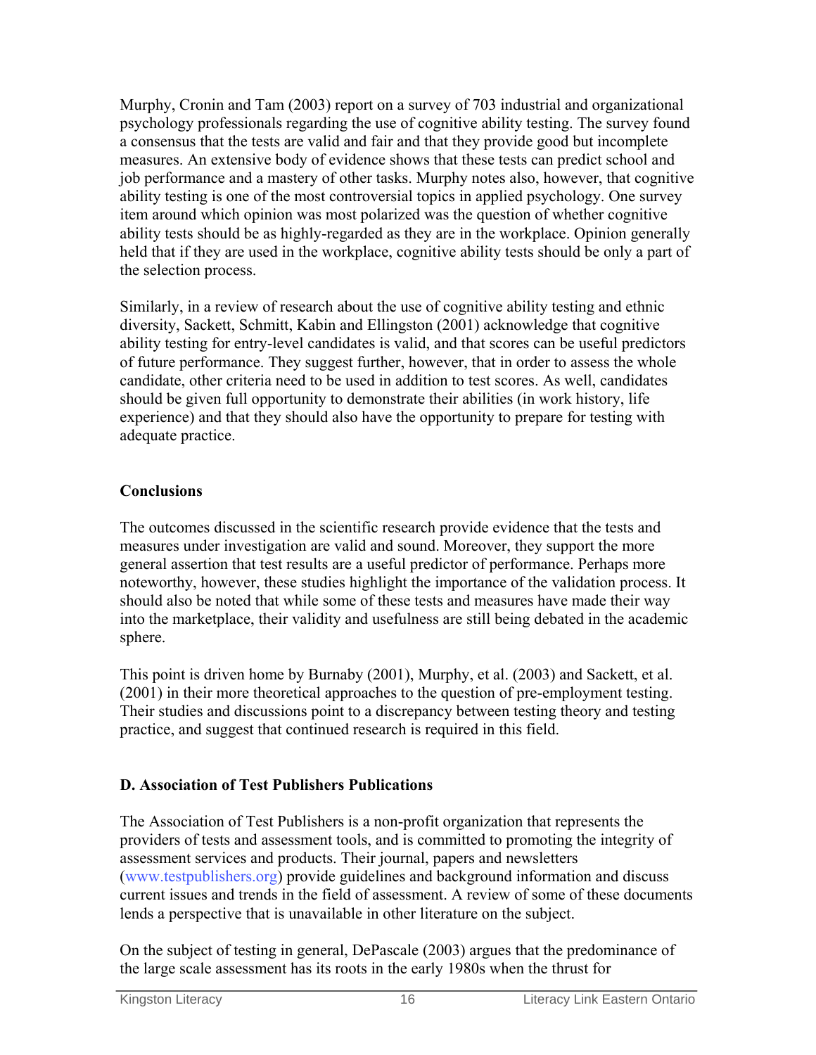Murphy, Cronin and Tam (2003) report on a survey of 703 industrial and organizational psychology professionals regarding the use of cognitive ability testing. The survey found a consensus that the tests are valid and fair and that they provide good but incomplete measures. An extensive body of evidence shows that these tests can predict school and job performance and a mastery of other tasks. Murphy notes also, however, that cognitive ability testing is one of the most controversial topics in applied psychology. One survey item around which opinion was most polarized was the question of whether cognitive ability tests should be as highly-regarded as they are in the workplace. Opinion generally held that if they are used in the workplace, cognitive ability tests should be only a part of the selection process.

Similarly, in a review of research about the use of cognitive ability testing and ethnic diversity, Sackett, Schmitt, Kabin and Ellingston (2001) acknowledge that cognitive ability testing for entry-level candidates is valid, and that scores can be useful predictors of future performance. They suggest further, however, that in order to assess the whole candidate, other criteria need to be used in addition to test scores. As well, candidates should be given full opportunity to demonstrate their abilities (in work history, life experience) and that they should also have the opportunity to prepare for testing with adequate practice.

**Conclusions**

The outcomes discussed in the scientific research provide evidence that the tests and measures under investigation are valid and sound. Moreover, they support the more general assertion that test results are a useful predictor of performance. Perhaps more noteworthy, however, these studies highlight the importance of the validation process. It should also be noted that while some of these tests and measures have made their way into the marketplace, their validity and usefulness are still being debated in the academic sphere.

This point is driven home by Burnaby (2001), Murphy, et al. (2003) and Sackett, et al. (2001) in their more theoretical approaches to the question of pre-employment testing. Their studies and discussions point to a discrepancy between testing theory and testing practice, and suggest that continued research is required in this field.

## D. Association of Test Publishers Publications

The Association of Test Publishers is a non-profit organization that represents the providers of tests and assessment tools, and is committed to promoting the integrity of assessment services and products. Their journal, papers and newsletters (www.testpublishers.org) provide guidelines and background information and discuss current issues and trends in the field of assessment. A review of some of these documents lends a perspective that is unavailable in other literature on the subject.

On the subject of testing in general, DePascale (2003) argues that the predominance of the large scale assessment has its roots in the early 1980s when the thrust for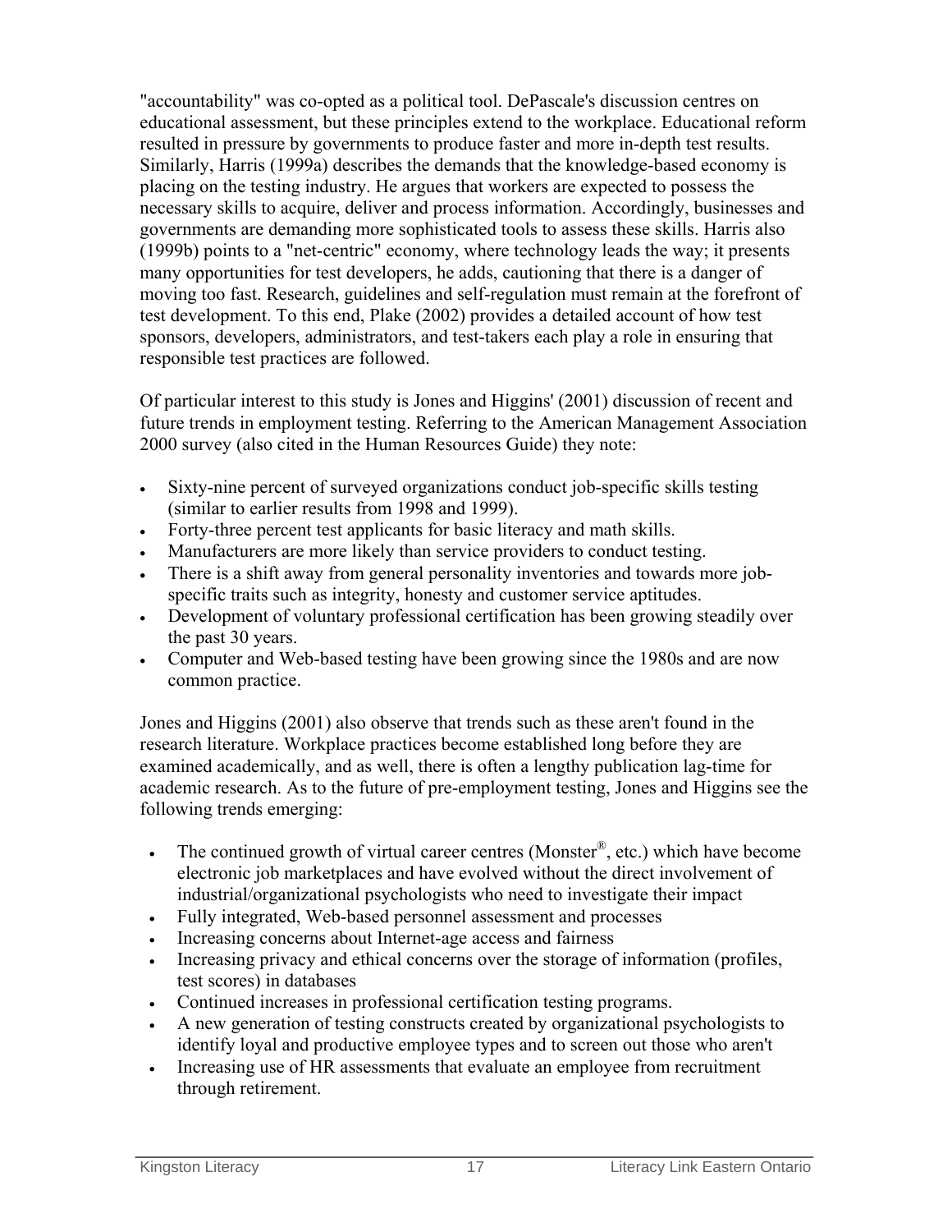"accountability" was co-opted as a political tool. DePascale's discussion centres on educational assessment, but these principles extend to the workplace. Educational reform resulted in pressure by governments to produce faster and more in-depth test results. Similarly, Harris (1999a) describes the demands that the knowledge-based economy is placing on the testing industry. He argues that workers are expected to possess the necessary skills to acquire, deliver and process information. Accordingly, businesses and governments are demanding more sophisticated tools to assess these skills. Harris also (1999b) points to a "net-centric" economy, where technology leads the way; it presents many opportunities for test developers, he adds, cautioning that there is a danger of moving too fast. Research, guidelines and self-regulation must remain at the forefront of test development. To this end, Plake (2002) provides a detailed account of how test sponsors, developers, administrators, and test-takers each play a role in ensuring that responsible test practices are followed.

Of particular interest to this study is Jones and Higgins' (2001) discussion of recent and future trends in employment testing. Referring to the American Management Association 2000 survey (also cited in the Human Resources Guide) they note:

- Sixty-nine percent of surveyed organizations conduct job-specific skills testing (similar to earlier results from 1998 and 1999).
- Forty-three percent test applicants for basic literacy and math skills.
- Manufacturers are more likely than service providers to conduct testing.
- There is a shift away from general personality inventories and towards more job-specific traits such as integrity, honesty and customer service aptitudes.
- Development of voluntary professional certification has been growing steadily over the past 30 years.
- Computer and Web-based testing have been growing since the 1980s and are now common practice.

Jones and Higgins (2001) also observe that trends such as these aren't found in the research literature. Workplace practices become established long before they are examined academically, and as well, there is often a lengthy publication lag-time for academic research. As to the future of pre-employment testing, Jones and Higgins see the following trends emerging:

- The continued growth of virtual career centres (Monster®, etc.) which have become electronic job marketplaces and have evolved without the direct involvement of industrial/organizational psychologists who need to investigate their impact
- Fully integrated, Web-based personnel assessment and processes
- Increasing concerns about Internet-age access and fairness
- Increasing privacy and ethical concerns over the storage of information (profiles, test scores) in databases
- Continued increases in professional certification testing programs.
- A new generation of testing constructs created by organizational psychologists to identify loyal and productive employee types and to screen out those who aren't
- Increasing use of HR assessments that evaluate an employee from recruitment through retirement.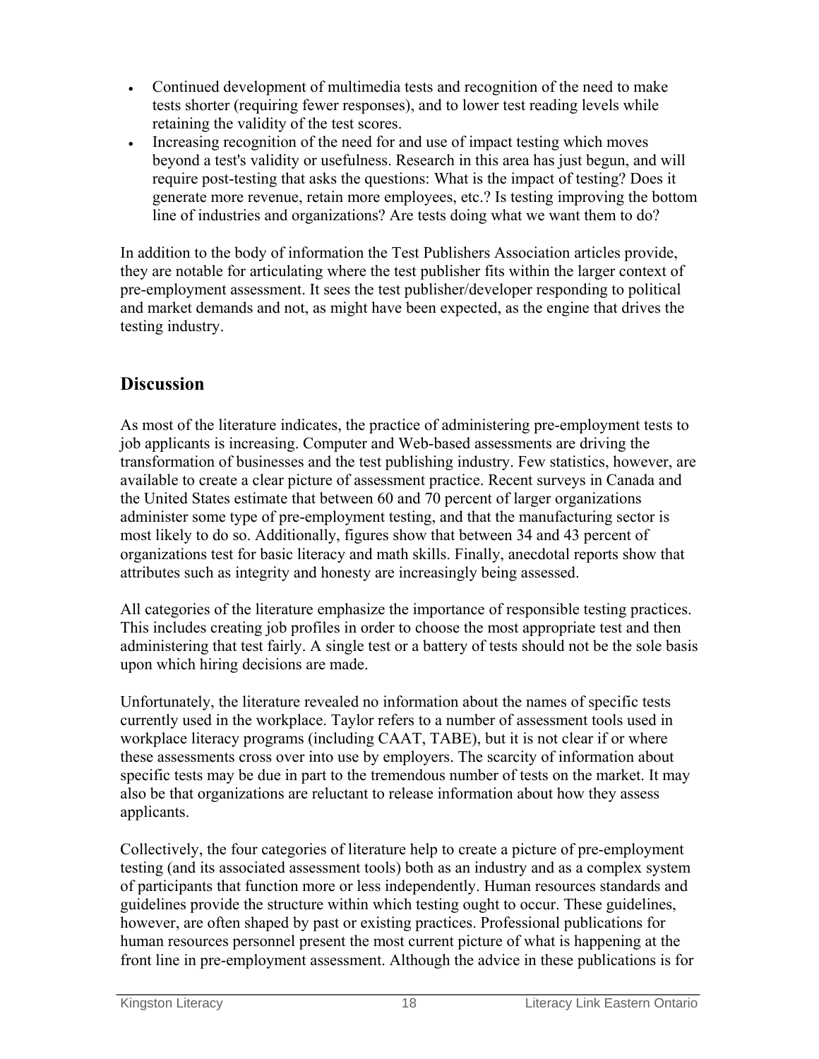- Continued development of multimedia tests and recognition of the need to make tests shorter (requiring fewer responses), and to lower test reading levels while retaining the validity of the test scores.
- Increasing recognition of the need for and use of impact testing which moves beyond a test's validity or usefulness. Research in this area has just begun, and will require post-testing that asks the questions: What is the impact of testing? Does it generate more revenue, retain more employees, etc.? Is testing improving the bottom line of industries and organizations? Are tests doing what we want them to do?

In addition to the body of information the Test Publishers Association articles provide, they are notable for articulating where the test publisher fits within the larger context of pre-employment assessment. It sees the test publisher/developer responding to political and market demands and not, as might have been expected, as the engine that drives the testing industry.

## Discussion

As most of the literature indicates, the practice of administering pre-employment tests to job applicants is increasing. Computer and Web-based assessments are driving the transformation of businesses and the test publishing industry. Few statistics, however, are available to create a clear picture of assessment practice. Recent surveys in Canada and the United States estimate that between 60 and 70 percent of larger organizations administer some type of pre-employment testing, and that the manufacturing sector is most likely to do so. Additionally, figures show that between 34 and 43 percent of organizations test for basic literacy and math skills. Finally, anecdotal reports show that attributes such as integrity and honesty are increasingly being assessed.

All categories of the literature emphasize the importance of responsible testing practices. This includes creating job profiles in order to choose the most appropriate test and then administering that test fairly. A single test or a battery of tests should not be the sole basis upon which hiring decisions are made.

Unfortunately, the literature revealed no information about the names of specific tests currently used in the workplace. Taylor refers to a number of assessment tools used in workplace literacy programs (including CAAT, TABE), but it is not clear if or where these assessments cross over into use by employers. The scarcity of information about specific tests may be due in part to the tremendous number of tests on the market. It may also be that organizations are reluctant to release information about how they assess applicants.

Collectively, the four categories of literature help to create a picture of pre-employment testing (and its associated assessment tools) both as an industry and as a complex system of participants that function more or less independently. Human resources standards and guidelines provide the structure within which testing ought to occur. These guidelines, however, are often shaped by past or existing practices. Professional publications for human resources personnel present the most current picture of what is happening at the front line in pre-employment assessment. Although the advice in these publications is for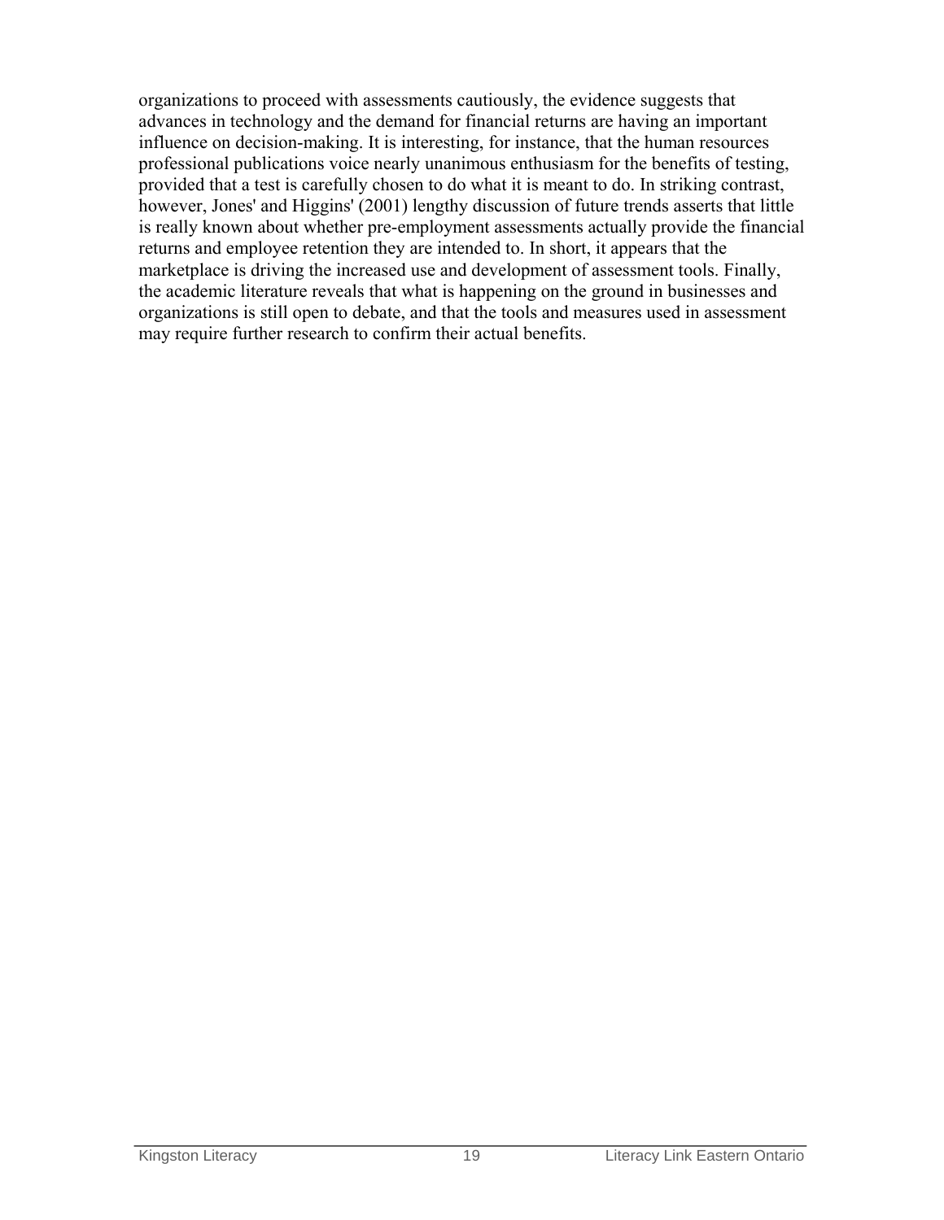organizations to proceed with assessments cautiously, the evidence suggests that advances in technology and the demand for financial returns are having an important influence on decision-making. It is interesting, for instance, that the human resources professional publications voice nearly unanimous enthusiasm for the benefits of testing, provided that a test is carefully chosen to do what it is meant to do. In striking contrast, however, Jones' and Higgins' (2001) lengthy discussion of future trends asserts that little is really known about whether pre-employment assessments actually provide the financial returns and employee retention they are intended to. In short, it appears that the marketplace is driving the increased use and development of assessment tools. Finally, the academic literature reveals that what is happening on the ground in businesses and organizations is still open to debate, and that the tools and measures used in assessment may require further research to confirm their actual benefits.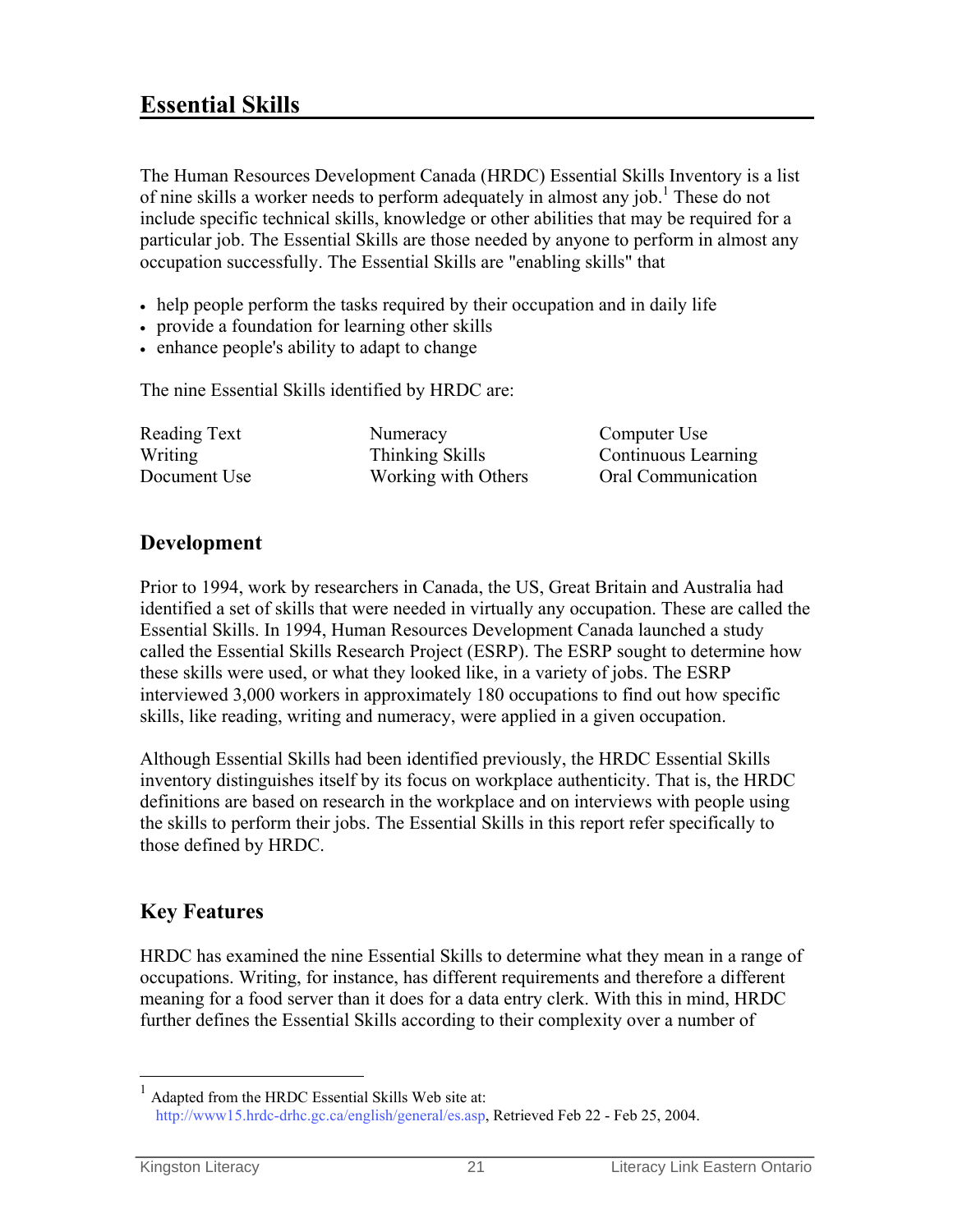## Essential Skills

The Human Resources Development Canada (HRDC) Essential Skills Inventory is a list of nine skills a worker needs to perform adequately in almost any job.[1] These do not include specific technical skills, knowledge or other abilities that may be required for a particular job. The Essential Skills are those needed by anyone to perform in almost any occupation successfully. The Essential Skills are "enabling skills" that

- help people perform the tasks required by their occupation and in daily life
- provide a foundation for learning other skills
- enhance people's ability to adapt to change

The nine Essential Skills identified by HRDC are:

| | | |
|---|---|---|
| Reading Text | Numeracy | Computer Use |
| Writing | Thinking Skills | Continuous Learning |
| Document Use | Working with Others | Oral Communication |

### Development

Prior to 1994, work by researchers in Canada, the US, Great Britain and Australia had identified a set of skills that were needed in virtually any occupation. These are called the Essential Skills. In 1994, Human Resources Development Canada launched a study called the Essential Skills Research Project (ESRP). The ESRP sought to determine how these skills were used, or what they looked like, in a variety of jobs. The ESRP interviewed 3,000 workers in approximately 180 occupations to find out how specific skills, like reading, writing and numeracy, were applied in a given occupation.

Although Essential Skills had been identified previously, the HRDC Essential Skills inventory distinguishes itself by its focus on workplace authenticity. That is, the HRDC definitions are based on research in the workplace and on interviews with people using the skills to perform their jobs. The Essential Skills in this report refer specifically to those defined by HRDC.

### Key Features

HRDC has examined the nine Essential Skills to determine what they mean in a range of occupations. Writing, for instance, has different requirements and therefore a different meaning for a food server than it does for a data entry clerk. With this in mind, HRDC further defines the Essential Skills according to their complexity over a number of

[1] Adapted from the HRDC Essential Skills Web site at: http://www15.hrdc-drhc.gc.ca/english/general/es.asp, Retrieved Feb 22 - Feb 25, 2004.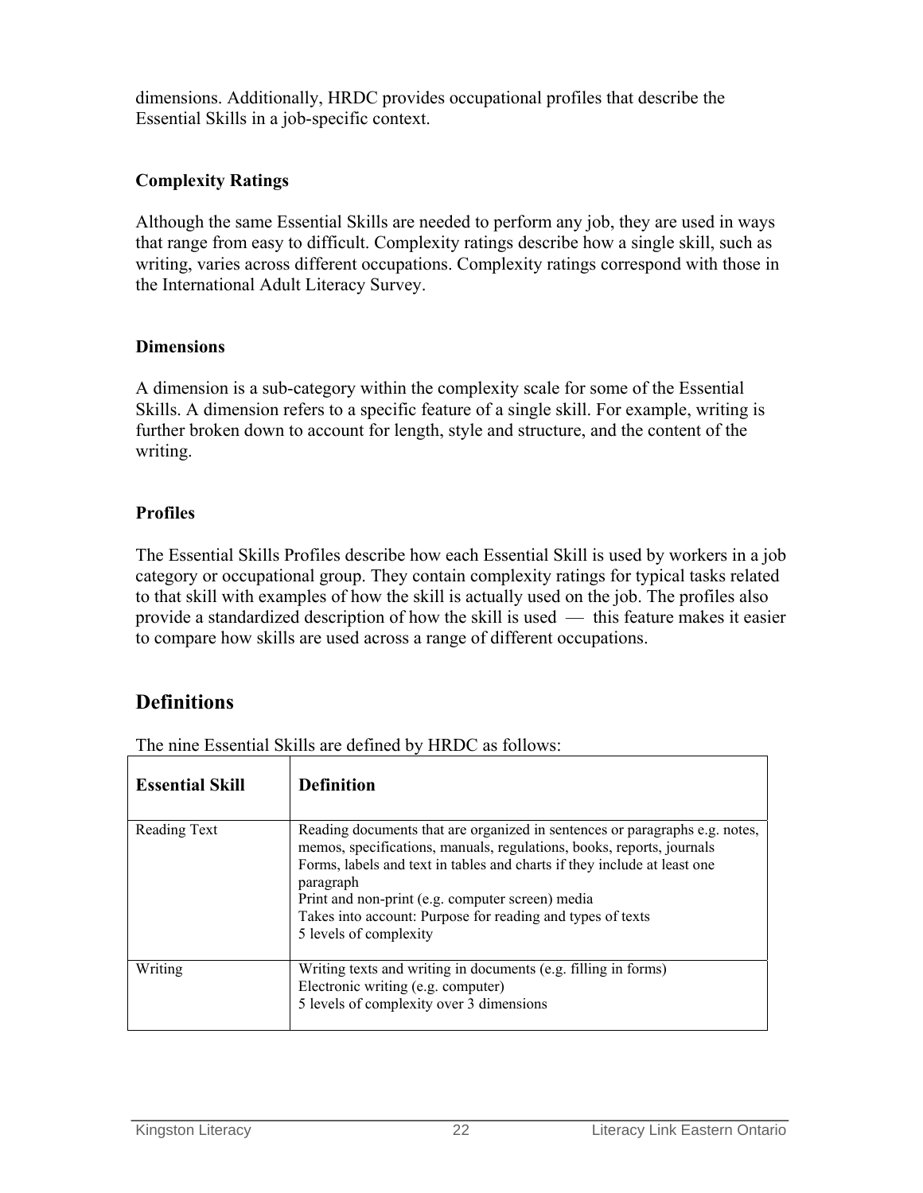dimensions. Additionally, HRDC provides occupational profiles that describe the Essential Skills in a job-specific context.

### Complexity Ratings

Although the same Essential Skills are needed to perform any job, they are used in ways that range from easy to difficult. Complexity ratings describe how a single skill, such as writing, varies across different occupations. Complexity ratings correspond with those in the International Adult Literacy Survey.

### Dimensions

A dimension is a sub-category within the complexity scale for some of the Essential Skills. A dimension refers to a specific feature of a single skill. For example, writing is further broken down to account for length, style and structure, and the content of the writing.

### Profiles

The Essential Skills Profiles describe how each Essential Skill is used by workers in a job category or occupational group. They contain complexity ratings for typical tasks related to that skill with examples of how the skill is actually used on the job. The profiles also provide a standardized description of how the skill is used — this feature makes it easier to compare how skills are used across a range of different occupations.

## Definitions

The nine Essential Skills are defined by HRDC as follows:

| Essential Skill | Definition |
| --- | --- |
| Reading Text | Reading documents that are organized in sentences or paragraphs e.g. notes, memos, specifications, manuals, regulations, books, reports, journals<br>Forms, labels and text in tables and charts if they include at least one paragraph<br>Print and non-print (e.g. computer screen) media<br>Takes into account: Purpose for reading and types of texts<br>5 levels of complexity |
| Writing | Writing texts and writing in documents (e.g. filling in forms)<br>Electronic writing (e.g. computer)<br>5 levels of complexity over 3 dimensions |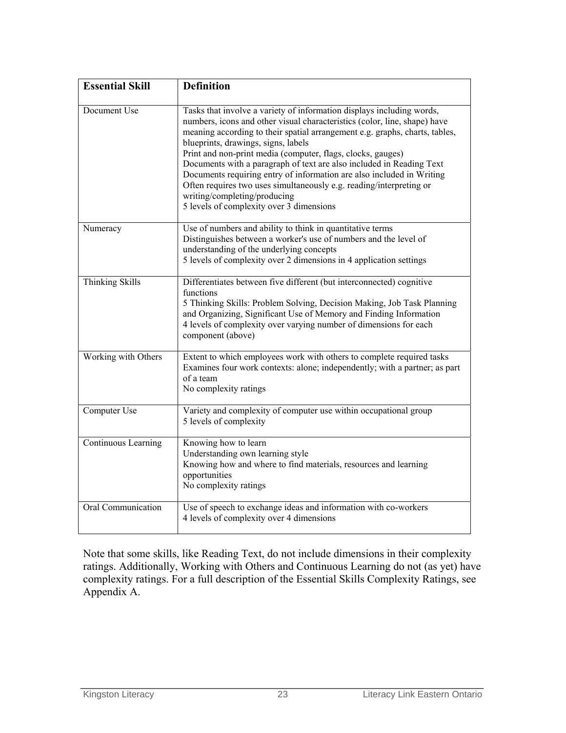| **Essential Skill** | **Definition** |
|---|---|
| Document Use | Tasks that involve a variety of information displays including words, numbers, icons and other visual characteristics (color, line, shape) have meaning according to their spatial arrangement e.g. graphs, charts, tables, blueprints, drawings, signs, labels<br>Print and non-print media (computer, flags, clocks, gauges)<br>Documents with a paragraph of text are also included in Reading Text<br>Documents requiring entry of information are also included in Writing<br>Often requires two uses simultaneously e.g. reading/interpreting or writing/completing/producing<br>5 levels of complexity over 3 dimensions |
| Numeracy | Use of numbers and ability to think in quantitative terms<br>Distinguishes between a worker's use of numbers and the level of understanding of the underlying concepts<br>5 levels of complexity over 2 dimensions in 4 application settings |
| Thinking Skills | Differentiates between five different (but interconnected) cognitive functions<br>5 Thinking Skills: Problem Solving, Decision Making, Job Task Planning and Organizing, Significant Use of Memory and Finding Information<br>4 levels of complexity over varying number of dimensions for each component (above) |
| Working with Others | Extent to which employees work with others to complete required tasks<br>Examines four work contexts: alone; independently; with a partner; as part of a team<br>No complexity ratings |
| Computer Use | Variety and complexity of computer use within occupational group<br>5 levels of complexity |
| Continuous Learning | Knowing how to learn<br>Understanding own learning style<br>Knowing how and where to find materials, resources and learning opportunities<br>No complexity ratings |
| Oral Communication | Use of speech to exchange ideas and information with co-workers<br>4 levels of complexity over 4 dimensions |

Note that some skills, like Reading Text, do not include dimensions in their complexity ratings. Additionally, Working with Others and Continuous Learning do not (as yet) have complexity ratings. For a full description of the Essential Skills Complexity Ratings, see Appendix A.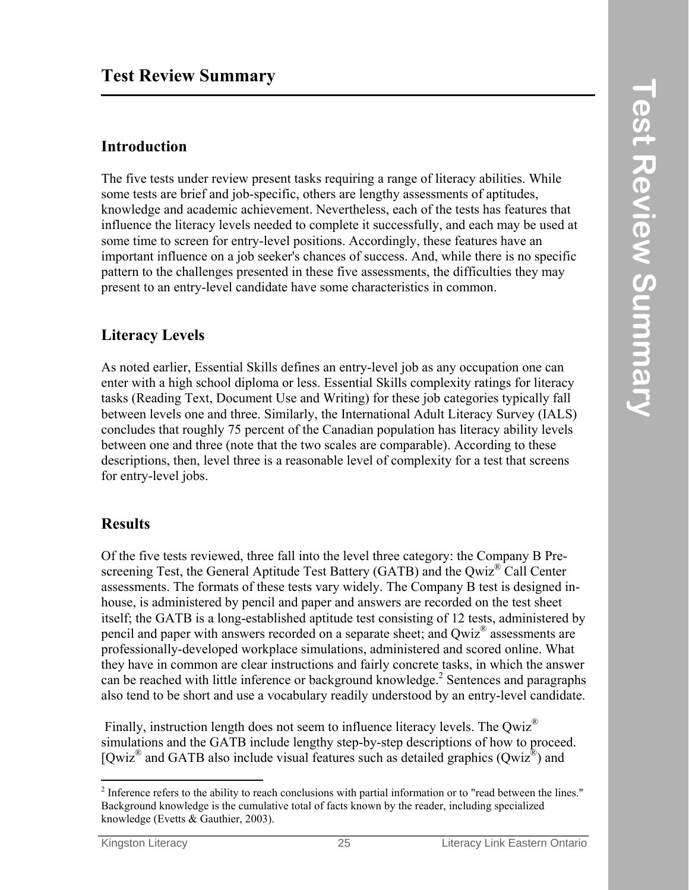# Test Review Summary

## Introduction

The five tests under review present tasks requiring a range of literacy abilities. While some tests are brief and job-specific, others are lengthy assessments of aptitudes, knowledge and academic achievement. Nevertheless, each of the tests has features that influence the literacy levels needed to complete it successfully, and each may be used at some time to screen for entry-level positions. Accordingly, these features have an important influence on a job seeker's chances of success. And, while there is no specific pattern to the challenges presented in these five assessments, the difficulties they may present to an entry-level candidate have some characteristics in common.

## Literacy Levels

As noted earlier, Essential Skills defines an entry-level job as any occupation one can enter with a high school diploma or less. Essential Skills complexity ratings for literacy tasks (Reading Text, Document Use and Writing) for these job categories typically fall between levels one and three. Similarly, the International Adult Literacy Survey (IALS) concludes that roughly 75 percent of the Canadian population has literacy ability levels between one and three (note that the two scales are comparable). According to these descriptions, then, level three is a reasonable level of complexity for a test that screens for entry-level jobs.

## Results

Of the five tests reviewed, three fall into the level three category: the Company B Pre-screening Test, the General Aptitude Test Battery (GATB) and the Qwiz® Call Center assessments. The formats of these tests vary widely. The Company B test is designed in-house, is administered by pencil and paper and answers are recorded on the test sheet itself; the GATB is a long-established aptitude test consisting of 12 tests, administered by pencil and paper with answers recorded on a separate sheet; and Qwiz® assessments are professionally-developed workplace simulations, administered and scored online. What they have in common are clear instructions and fairly concrete tasks, in which the answer can be reached with little inference or background knowledge.[2] Sentences and paragraphs also tend to be short and use a vocabulary readily understood by an entry-level candidate.

Finally, instruction length does not seem to influence literacy levels. The Qwiz® simulations and the GATB include lengthy step-by-step descriptions of how to proceed. [Qwiz® and GATB also include visual features such as detailed graphics (Qwiz®) and

---

[2] Inference refers to the ability to reach conclusions with partial information or to "read between the lines." Background knowledge is the cumulative total of facts known by the reader, including specialized knowledge (Evetts & Gauthier, 2003).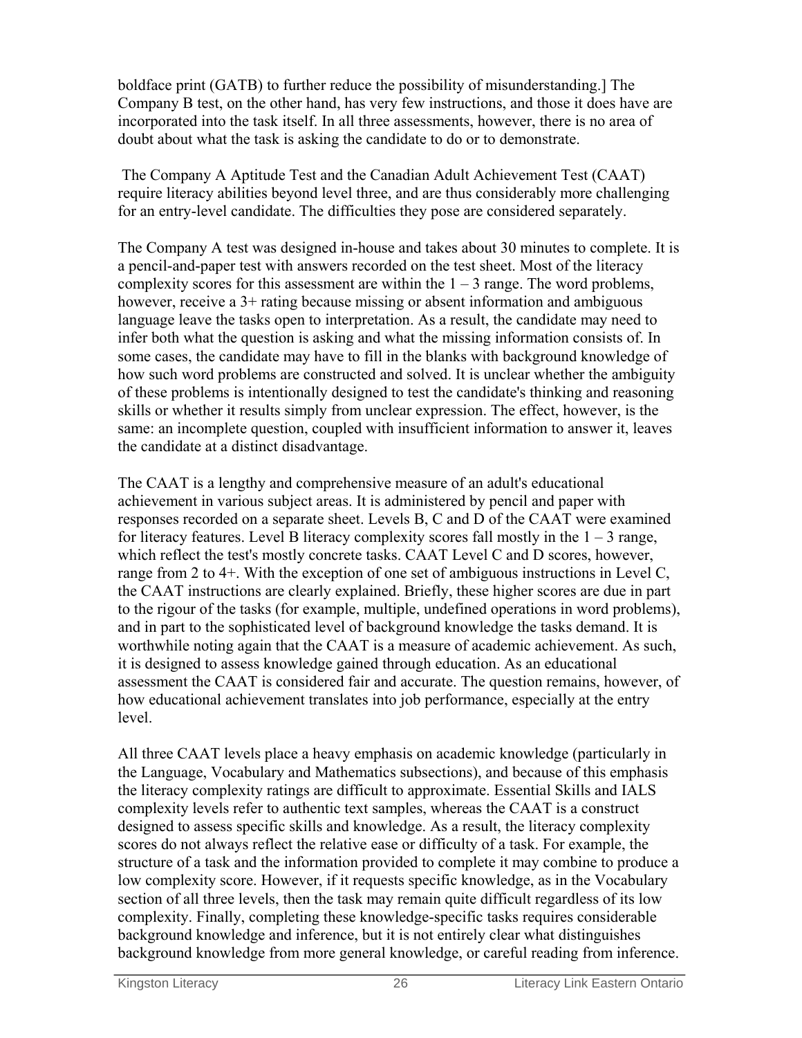boldface print (GATB) to further reduce the possibility of misunderstanding.] The Company B test, on the other hand, has very few instructions, and those it does have are incorporated into the task itself. In all three assessments, however, there is no area of doubt about what the task is asking the candidate to do or to demonstrate.

The Company A Aptitude Test and the Canadian Adult Achievement Test (CAAT) require literacy abilities beyond level three, and are thus considerably more challenging for an entry-level candidate. The difficulties they pose are considered separately.

The Company A test was designed in-house and takes about 30 minutes to complete. It is a pencil-and-paper test with answers recorded on the test sheet. Most of the literacy complexity scores for this assessment are within the 1 – 3 range. The word problems, however, receive a 3+ rating because missing or absent information and ambiguous language leave the tasks open to interpretation. As a result, the candidate may need to infer both what the question is asking and what the missing information consists of. In some cases, the candidate may have to fill in the blanks with background knowledge of how such word problems are constructed and solved. It is unclear whether the ambiguity of these problems is intentionally designed to test the candidate's thinking and reasoning skills or whether it results simply from unclear expression. The effect, however, is the same: an incomplete question, coupled with insufficient information to answer it, leaves the candidate at a distinct disadvantage.

The CAAT is a lengthy and comprehensive measure of an adult's educational achievement in various subject areas. It is administered by pencil and paper with responses recorded on a separate sheet. Levels B, C and D of the CAAT were examined for literacy features. Level B literacy complexity scores fall mostly in the 1 – 3 range, which reflect the test's mostly concrete tasks. CAAT Level C and D scores, however, range from 2 to 4+. With the exception of one set of ambiguous instructions in Level C, the CAAT instructions are clearly explained. Briefly, these higher scores are due in part to the rigour of the tasks (for example, multiple, undefined operations in word problems), and in part to the sophisticated level of background knowledge the tasks demand. It is worthwhile noting again that the CAAT is a measure of academic achievement. As such, it is designed to assess knowledge gained through education. As an educational assessment the CAAT is considered fair and accurate. The question remains, however, of how educational achievement translates into job performance, especially at the entry level.

All three CAAT levels place a heavy emphasis on academic knowledge (particularly in the Language, Vocabulary and Mathematics subsections), and because of this emphasis the literacy complexity ratings are difficult to approximate. Essential Skills and IALS complexity levels refer to authentic text samples, whereas the CAAT is a construct designed to assess specific skills and knowledge. As a result, the literacy complexity scores do not always reflect the relative ease or difficulty of a task. For example, the structure of a task and the information provided to complete it may combine to produce a low complexity score. However, if it requests specific knowledge, as in the Vocabulary section of all three levels, then the task may remain quite difficult regardless of its low complexity. Finally, completing these knowledge-specific tasks requires considerable background knowledge and inference, but it is not entirely clear what distinguishes background knowledge from more general knowledge, or careful reading from inference.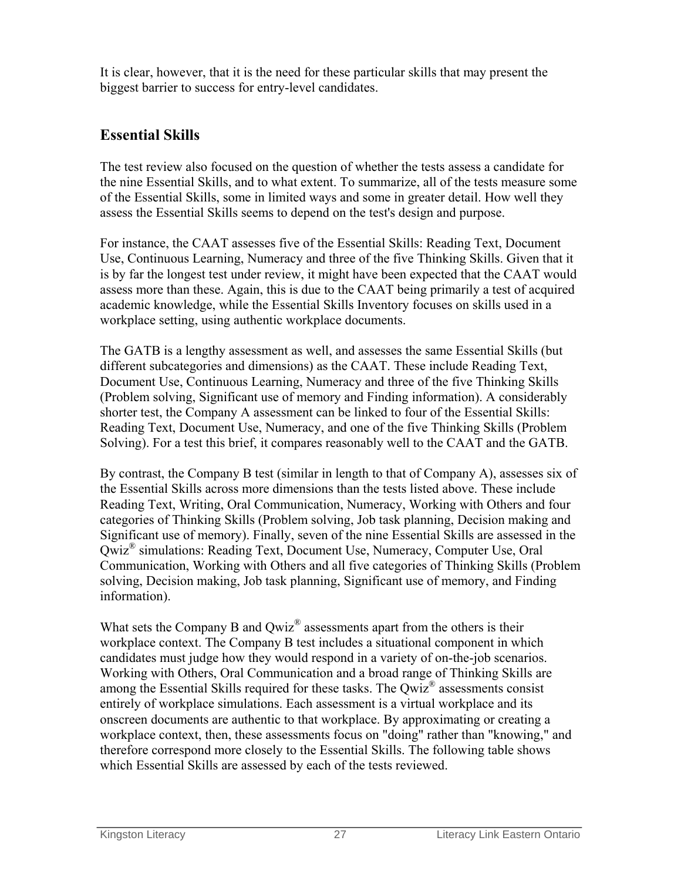It is clear, however, that it is the need for these particular skills that may present the biggest barrier to success for entry-level candidates.

## Essential Skills

The test review also focused on the question of whether the tests assess a candidate for the nine Essential Skills, and to what extent. To summarize, all of the tests measure some of the Essential Skills, some in limited ways and some in greater detail. How well they assess the Essential Skills seems to depend on the test's design and purpose.

For instance, the CAAT assesses five of the Essential Skills: Reading Text, Document Use, Continuous Learning, Numeracy and three of the five Thinking Skills. Given that it is by far the longest test under review, it might have been expected that the CAAT would assess more than these. Again, this is due to the CAAT being primarily a test of acquired academic knowledge, while the Essential Skills Inventory focuses on skills used in a workplace setting, using authentic workplace documents.

The GATB is a lengthy assessment as well, and assesses the same Essential Skills (but different subcategories and dimensions) as the CAAT. These include Reading Text, Document Use, Continuous Learning, Numeracy and three of the five Thinking Skills (Problem solving, Significant use of memory and Finding information). A considerably shorter test, the Company A assessment can be linked to four of the Essential Skills: Reading Text, Document Use, Numeracy, and one of the five Thinking Skills (Problem Solving). For a test this brief, it compares reasonably well to the CAAT and the GATB.

By contrast, the Company B test (similar in length to that of Company A), assesses six of the Essential Skills across more dimensions than the tests listed above. These include Reading Text, Writing, Oral Communication, Numeracy, Working with Others and four categories of Thinking Skills (Problem solving, Job task planning, Decision making and Significant use of memory). Finally, seven of the nine Essential Skills are assessed in the Qwiz® simulations: Reading Text, Document Use, Numeracy, Computer Use, Oral Communication, Working with Others and all five categories of Thinking Skills (Problem solving, Decision making, Job task planning, Significant use of memory, and Finding information).

What sets the Company B and Qwiz® assessments apart from the others is their workplace context. The Company B test includes a situational component in which candidates must judge how they would respond in a variety of on-the-job scenarios. Working with Others, Oral Communication and a broad range of Thinking Skills are among the Essential Skills required for these tasks. The Qwiz® assessments consist entirely of workplace simulations. Each assessment is a virtual workplace and its onscreen documents are authentic to that workplace. By approximating or creating a workplace context, then, these assessments focus on "doing" rather than "knowing," and therefore correspond more closely to the Essential Skills. The following table shows which Essential Skills are assessed by each of the tests reviewed.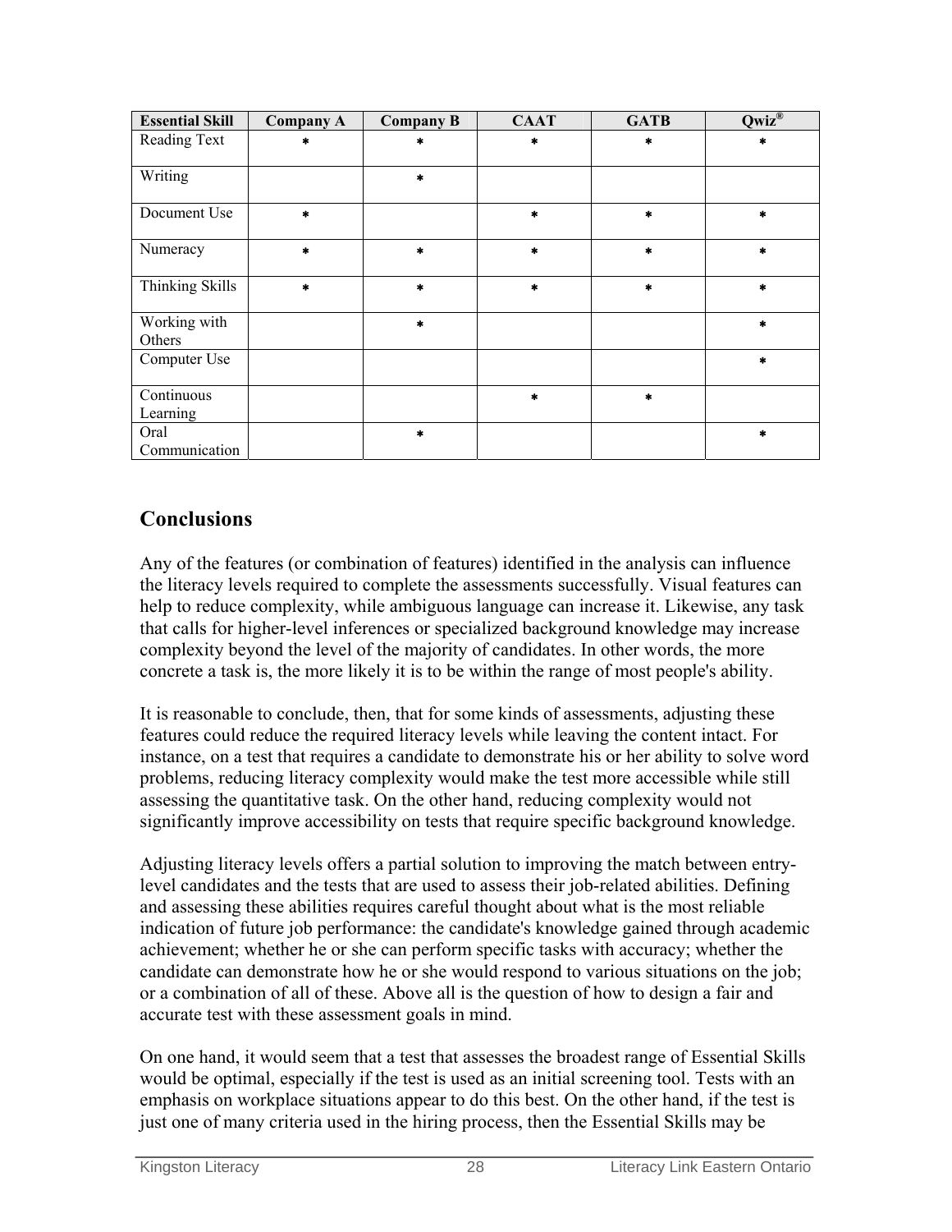| Essential Skill | Company A | Company B | CAAT | GATB | Qwiz® |
|---|---|---|---|---|---|
| Reading Text | * | * | * | * | * |
| Writing | | * | | | |
| Document Use | * | | * | * | * |
| Numeracy | * | * | * | * | * |
| Thinking Skills | * | * | * | * | * |
| Working with Others | | * | | | * |
| Computer Use | | | | | * |
| Continuous Learning | | | * | * | |
| Oral Communication | | * | | | * |

## Conclusions

Any of the features (or combination of features) identified in the analysis can influence the literacy levels required to complete the assessments successfully. Visual features can help to reduce complexity, while ambiguous language can increase it. Likewise, any task that calls for higher-level inferences or specialized background knowledge may increase complexity beyond the level of the majority of candidates. In other words, the more concrete a task is, the more likely it is to be within the range of most people's ability.

It is reasonable to conclude, then, that for some kinds of assessments, adjusting these features could reduce the required literacy levels while leaving the content intact. For instance, on a test that requires a candidate to demonstrate his or her ability to solve word problems, reducing literacy complexity would make the test more accessible while still assessing the quantitative task. On the other hand, reducing complexity would not significantly improve accessibility on tests that require specific background knowledge.

Adjusting literacy levels offers a partial solution to improving the match between entry-level candidates and the tests that are used to assess their job-related abilities. Defining and assessing these abilities requires careful thought about what is the most reliable indication of future job performance: the candidate's knowledge gained through academic achievement; whether he or she can perform specific tasks with accuracy; whether the candidate can demonstrate how he or she would respond to various situations on the job; or a combination of all of these. Above all is the question of how to design a fair and accurate test with these assessment goals in mind.

On one hand, it would seem that a test that assesses the broadest range of Essential Skills would be optimal, especially if the test is used as an initial screening tool. Tests with an emphasis on workplace situations appear to do this best. On the other hand, if the test is just one of many criteria used in the hiring process, then the Essential Skills may be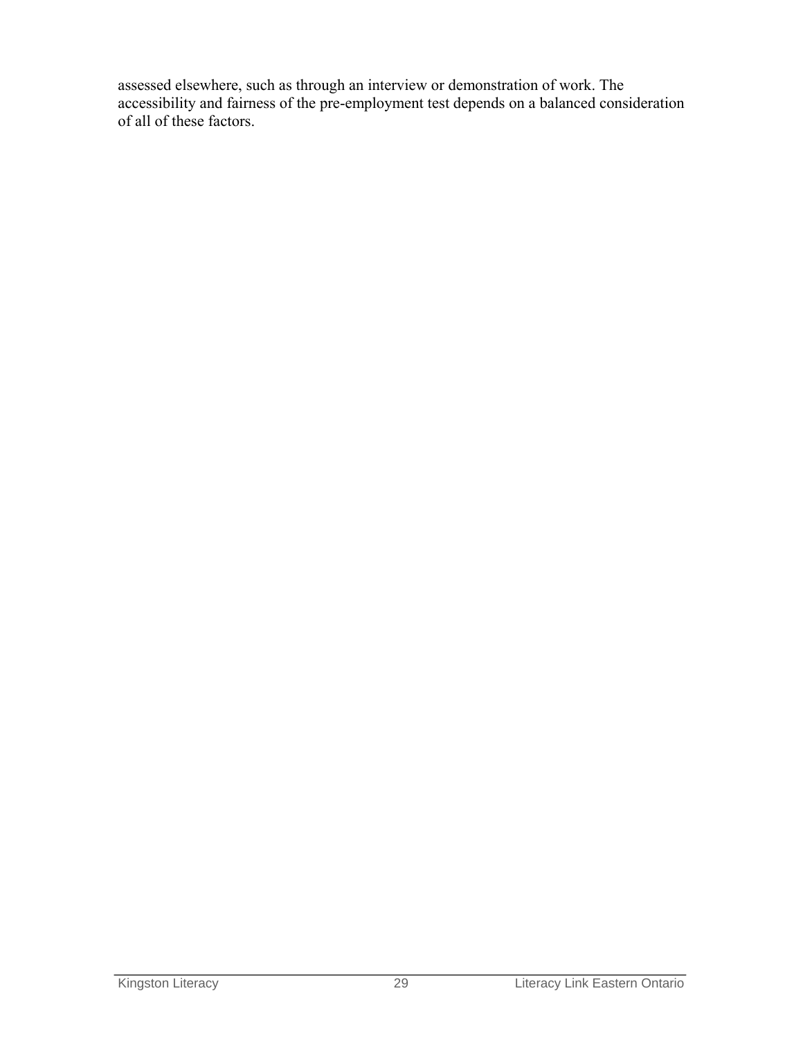assessed elsewhere, such as through an interview or demonstration of work. The accessibility and fairness of the pre-employment test depends on a balanced consideration of all of these factors.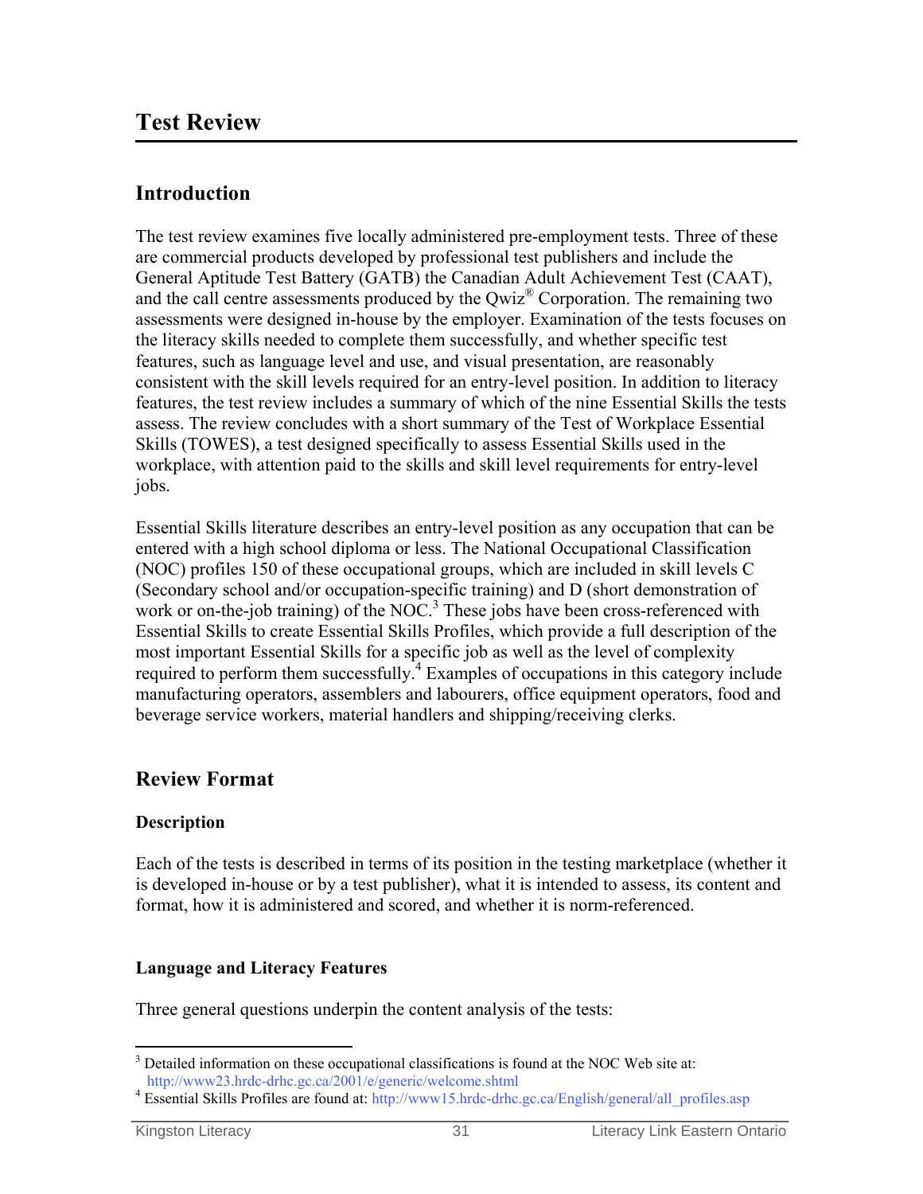# Test Review

## Introduction

The test review examines five locally administered pre-employment tests. Three of these are commercial products developed by professional test publishers and include the General Aptitude Test Battery (GATB) the Canadian Adult Achievement Test (CAAT), and the call centre assessments produced by the Qwiz® Corporation. The remaining two assessments were designed in-house by the employer. Examination of the tests focuses on the literacy skills needed to complete them successfully, and whether specific test features, such as language level and use, and visual presentation, are reasonably consistent with the skill levels required for an entry-level position. In addition to literacy features, the test review includes a summary of which of the nine Essential Skills the tests assess. The review concludes with a short summary of the Test of Workplace Essential Skills (TOWES), a test designed specifically to assess Essential Skills used in the workplace, with attention paid to the skills and skill level requirements for entry-level jobs.

Essential Skills literature describes an entry-level position as any occupation that can be entered with a high school diploma or less. The National Occupational Classification (NOC) profiles 150 of these occupational groups, which are included in skill levels C (Secondary school and/or occupation-specific training) and D (short demonstration of work or on-the-job training) of the NOC.[3] These jobs have been cross-referenced with Essential Skills to create Essential Skills Profiles, which provide a full description of the most important Essential Skills for a specific job as well as the level of complexity required to perform them successfully.[4] Examples of occupations in this category include manufacturing operators, assemblers and labourers, office equipment operators, food and beverage service workers, material handlers and shipping/receiving clerks.

## Review Format

### Description

Each of the tests is described in terms of its position in the testing marketplace (whether it is developed in-house or by a test publisher), what it is intended to assess, its content and format, how it is administered and scored, and whether it is norm-referenced.

### Language and Literacy Features

Three general questions underpin the content analysis of the tests:

---

[3] Detailed information on these occupational classifications is found at the NOC Web site at: http://www23.hrdc-drhc.gc.ca/2001/e/generic/welcome.shtml

[4] Essential Skills Profiles are found at: http://www15.hrdc-drhc.gc.ca/English/general/all_profiles.asp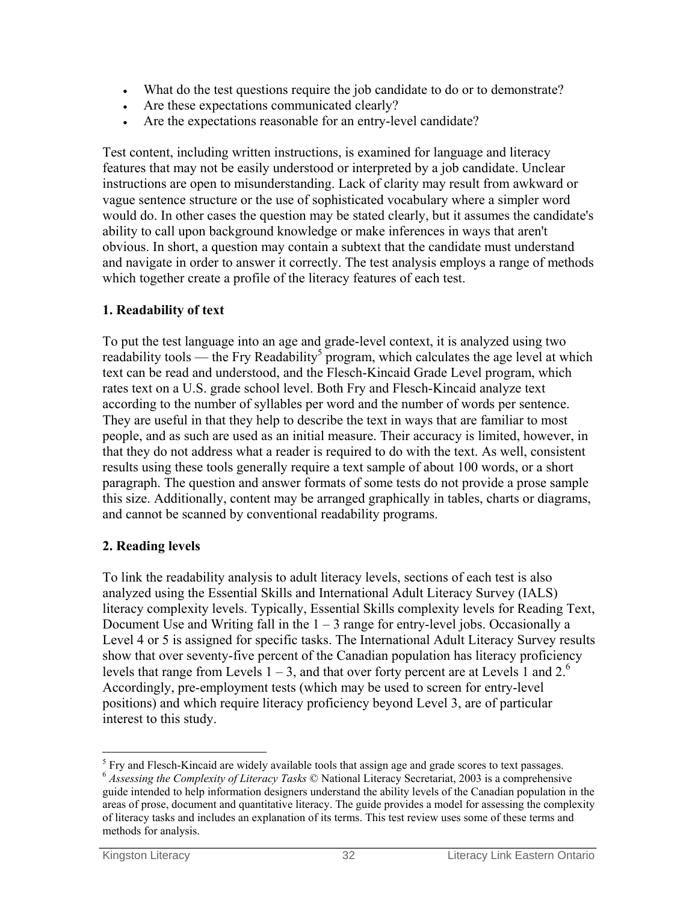- What do the test questions require the job candidate to do or to demonstrate?
- Are these expectations communicated clearly?
- Are the expectations reasonable for an entry-level candidate?

Test content, including written instructions, is examined for language and literacy features that may not be easily understood or interpreted by a job candidate. Unclear instructions are open to misunderstanding. Lack of clarity may result from awkward or vague sentence structure or the use of sophisticated vocabulary where a simpler word would do. In other cases the question may be stated clearly, but it assumes the candidate's ability to call upon background knowledge or make inferences in ways that aren't obvious. In short, a question may contain a subtext that the candidate must understand and navigate in order to answer it correctly. The test analysis employs a range of methods which together create a profile of the literacy features of each test.

**1. Readability of text**

To put the test language into an age and grade-level context, it is analyzed using two readability tools — the Fry Readability[5] program, which calculates the age level at which text can be read and understood, and the Flesch-Kincaid Grade Level program, which rates text on a U.S. grade school level. Both Fry and Flesch-Kincaid analyze text according to the number of syllables per word and the number of words per sentence. They are useful in that they help to describe the text in ways that are familiar to most people, and as such are used as an initial measure. Their accuracy is limited, however, in that they do not address what a reader is required to do with the text. As well, consistent results using these tools generally require a text sample of about 100 words, or a short paragraph. The question and answer formats of some tests do not provide a prose sample this size. Additionally, content may be arranged graphically in tables, charts or diagrams, and cannot be scanned by conventional readability programs.

**2. Reading levels**

To link the readability analysis to adult literacy levels, sections of each test is also analyzed using the Essential Skills and International Adult Literacy Survey (IALS) literacy complexity levels. Typically, Essential Skills complexity levels for Reading Text, Document Use and Writing fall in the 1 – 3 range for entry-level jobs. Occasionally a Level 4 or 5 is assigned for specific tasks. The International Adult Literacy Survey results show that over seventy-five percent of the Canadian population has literacy proficiency levels that range from Levels 1 – 3, and that over forty percent are at Levels 1 and 2.[6] Accordingly, pre-employment tests (which may be used to screen for entry-level positions) and which require literacy proficiency beyond Level 3, are of particular interest to this study.

---

[5] Fry and Flesch-Kincaid are widely available tools that assign age and grade scores to text passages.

[6] *Assessing the Complexity of Literacy Tasks* © National Literacy Secretariat, 2003 is a comprehensive guide intended to help information designers understand the ability levels of the Canadian population in the areas of prose, document and quantitative literacy. The guide provides a model for assessing the complexity of literacy tasks and includes an explanation of its terms. This test review uses some of these terms and methods for analysis.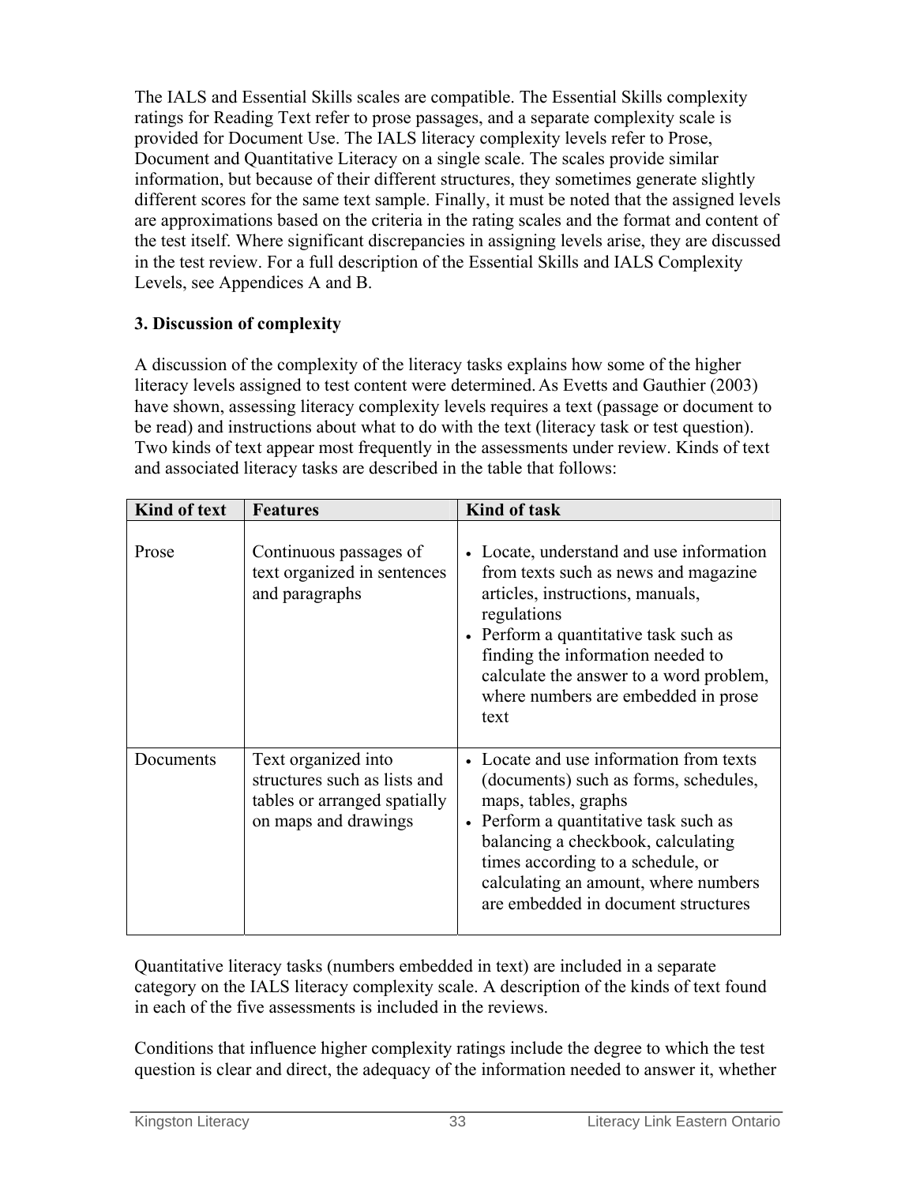The IALS and Essential Skills scales are compatible. The Essential Skills complexity ratings for Reading Text refer to prose passages, and a separate complexity scale is provided for Document Use. The IALS literacy complexity levels refer to Prose, Document and Quantitative Literacy on a single scale. The scales provide similar information, but because of their different structures, they sometimes generate slightly different scores for the same text sample. Finally, it must be noted that the assigned levels are approximations based on the criteria in the rating scales and the format and content of the test itself. Where significant discrepancies in assigning levels arise, they are discussed in the test review. For a full description of the Essential Skills and IALS Complexity Levels, see Appendices A and B.

### 3. Discussion of complexity

A discussion of the complexity of the literacy tasks explains how some of the higher literacy levels assigned to test content were determined. As Evetts and Gauthier (2003) have shown, assessing literacy complexity levels requires a text (passage or document to be read) and instructions about what to do with the text (literacy task or test question). Two kinds of text appear most frequently in the assessments under review. Kinds of text and associated literacy tasks are described in the table that follows:

| Kind of text | Features | Kind of task |
|---|---|---|
| Prose | Continuous passages of text organized in sentences and paragraphs | • Locate, understand and use information from texts such as news and magazine articles, instructions, manuals, regulations<br>• Perform a quantitative task such as finding the information needed to calculate the answer to a word problem, where numbers are embedded in prose text |
| Documents | Text organized into structures such as lists and tables or arranged spatially on maps and drawings | • Locate and use information from texts (documents) such as forms, schedules, maps, tables, graphs<br>• Perform a quantitative task such as balancing a checkbook, calculating times according to a schedule, or calculating an amount, where numbers are embedded in document structures |

Quantitative literacy tasks (numbers embedded in text) are included in a separate category on the IALS literacy complexity scale. A description of the kinds of text found in each of the five assessments is included in the reviews.

Conditions that influence higher complexity ratings include the degree to which the test question is clear and direct, the adequacy of the information needed to answer it, whether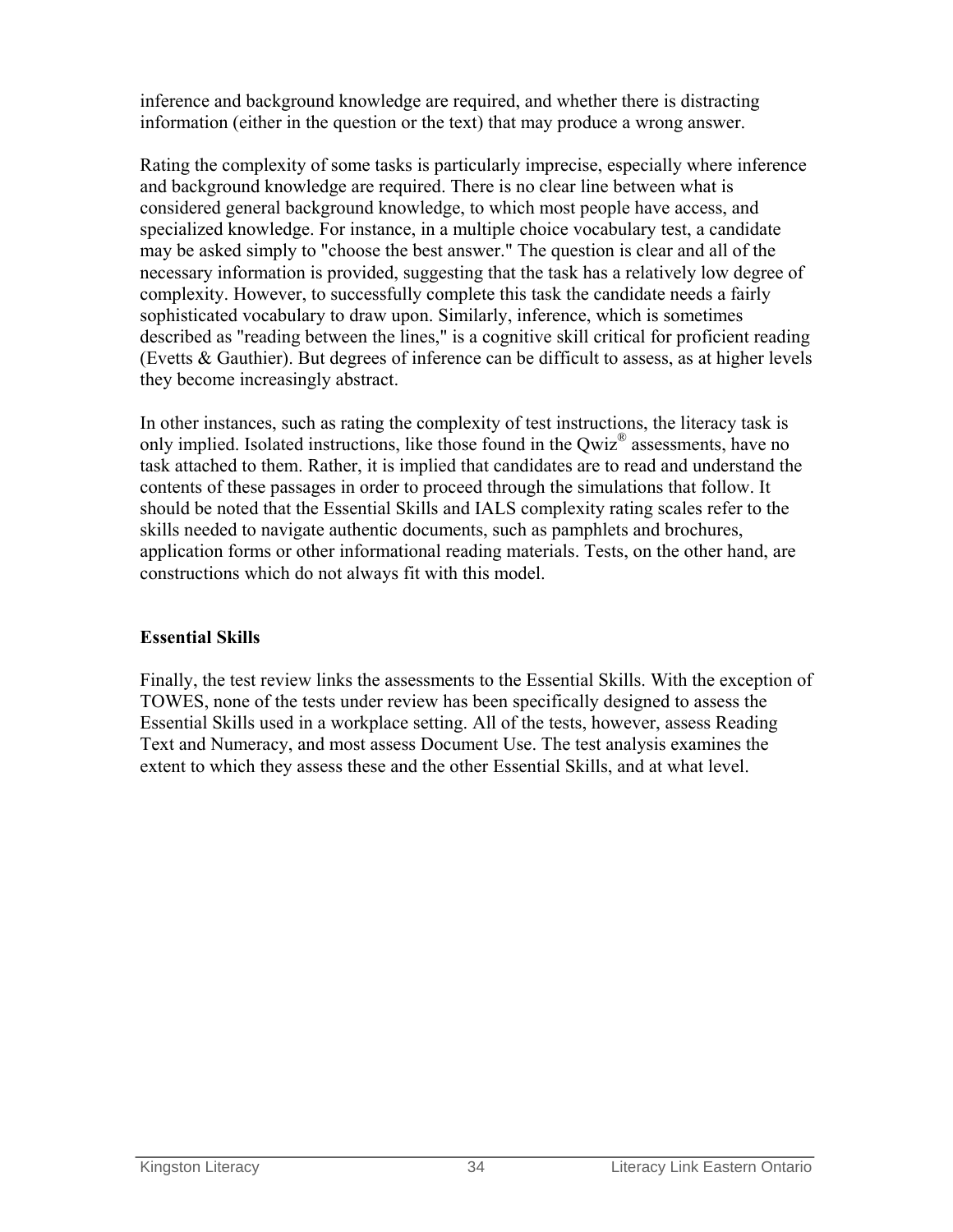inference and background knowledge are required, and whether there is distracting information (either in the question or the text) that may produce a wrong answer.

Rating the complexity of some tasks is particularly imprecise, especially where inference and background knowledge are required. There is no clear line between what is considered general background knowledge, to which most people have access, and specialized knowledge. For instance, in a multiple choice vocabulary test, a candidate may be asked simply to "choose the best answer." The question is clear and all of the necessary information is provided, suggesting that the task has a relatively low degree of complexity. However, to successfully complete this task the candidate needs a fairly sophisticated vocabulary to draw upon. Similarly, inference, which is sometimes described as "reading between the lines," is a cognitive skill critical for proficient reading (Evetts & Gauthier). But degrees of inference can be difficult to assess, as at higher levels they become increasingly abstract.

In other instances, such as rating the complexity of test instructions, the literacy task is only implied. Isolated instructions, like those found in the Qwiz® assessments, have no task attached to them. Rather, it is implied that candidates are to read and understand the contents of these passages in order to proceed through the simulations that follow. It should be noted that the Essential Skills and IALS complexity rating scales refer to the skills needed to navigate authentic documents, such as pamphlets and brochures, application forms or other informational reading materials. Tests, on the other hand, are constructions which do not always fit with this model.

**Essential Skills**

Finally, the test review links the assessments to the Essential Skills. With the exception of TOWES, none of the tests under review has been specifically designed to assess the Essential Skills used in a workplace setting. All of the tests, however, assess Reading Text and Numeracy, and most assess Document Use. The test analysis examines the extent to which they assess these and the other Essential Skills, and at what level.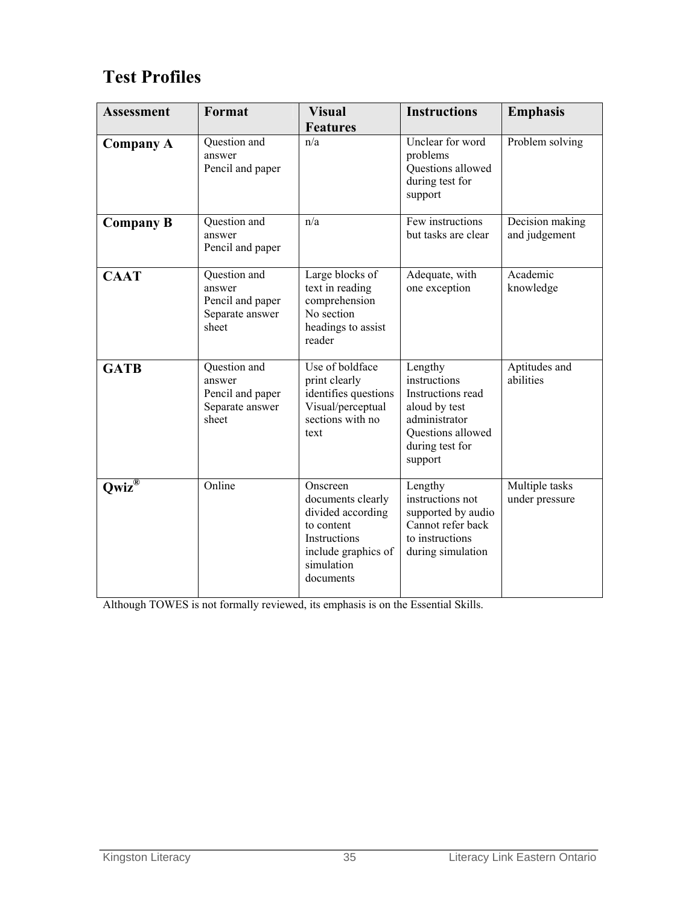# Test Profiles

| Assessment | Format | Visual Features | Instructions | Emphasis |
|---|---|---|---|---|
| **Company A** | Question and answer<br>Pencil and paper | n/a | Unclear for word problems<br>Questions allowed during test for support | Problem solving |
| **Company B** | Question and answer<br>Pencil and paper | n/a | Few instructions but tasks are clear | Decision making and judgement |
| **CAAT** | Question and answer<br>Pencil and paper<br>Separate answer sheet | Large blocks of text in reading comprehension<br>No section headings to assist reader | Adequate, with one exception | Academic knowledge |
| **GATB** | Question and answer<br>Pencil and paper<br>Separate answer sheet | Use of boldface print clearly identifies questions<br>Visual/perceptual sections with no text | Lengthy instructions<br>Instructions read aloud by test administrator<br>Questions allowed during test for support | Aptitudes and abilities |
| **Qwiz®** | Online | Onscreen documents clearly divided according to content<br>Instructions include graphics of simulation documents | Lengthy instructions not supported by audio<br>Cannot refer back to instructions during simulation | Multiple tasks under pressure |

Although TOWES is not formally reviewed, its emphasis is on the Essential Skills.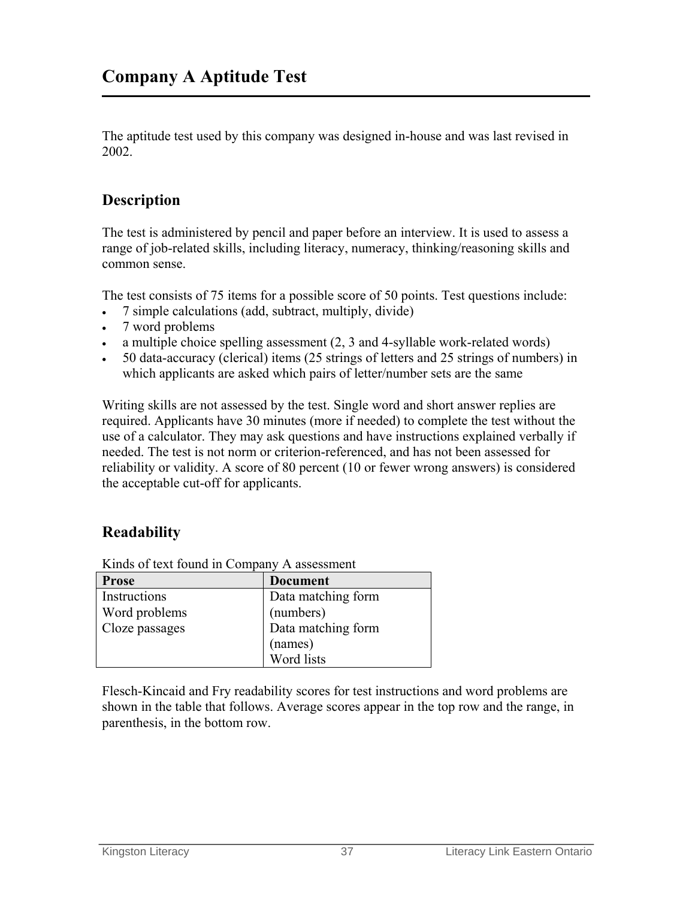# Company A Aptitude Test

The aptitude test used by this company was designed in-house and was last revised in 2002.

## Description

The test is administered by pencil and paper before an interview. It is used to assess a range of job-related skills, including literacy, numeracy, thinking/reasoning skills and common sense.

The test consists of 75 items for a possible score of 50 points. Test questions include:

- 7 simple calculations (add, subtract, multiply, divide)
- 7 word problems
- a multiple choice spelling assessment (2, 3 and 4-syllable work-related words)
- 50 data-accuracy (clerical) items (25 strings of letters and 25 strings of numbers) in which applicants are asked which pairs of letter/number sets are the same

Writing skills are not assessed by the test. Single word and short answer replies are required. Applicants have 30 minutes (more if needed) to complete the test without the use of a calculator. They may ask questions and have instructions explained verbally if needed. The test is not norm or criterion-referenced, and has not been assessed for reliability or validity. A score of 80 percent (10 or fewer wrong answers) is considered the acceptable cut-off for applicants.

## Readability

Kinds of text found in Company A assessment

| Prose | Document |
|---|---|
| Instructions<br>Word problems<br>Cloze passages | Data matching form (numbers)<br>Data matching form (names)<br>Word lists |

Flesch-Kincaid and Fry readability scores for test instructions and word problems are shown in the table that follows. Average scores appear in the top row and the range, in parenthesis, in the bottom row.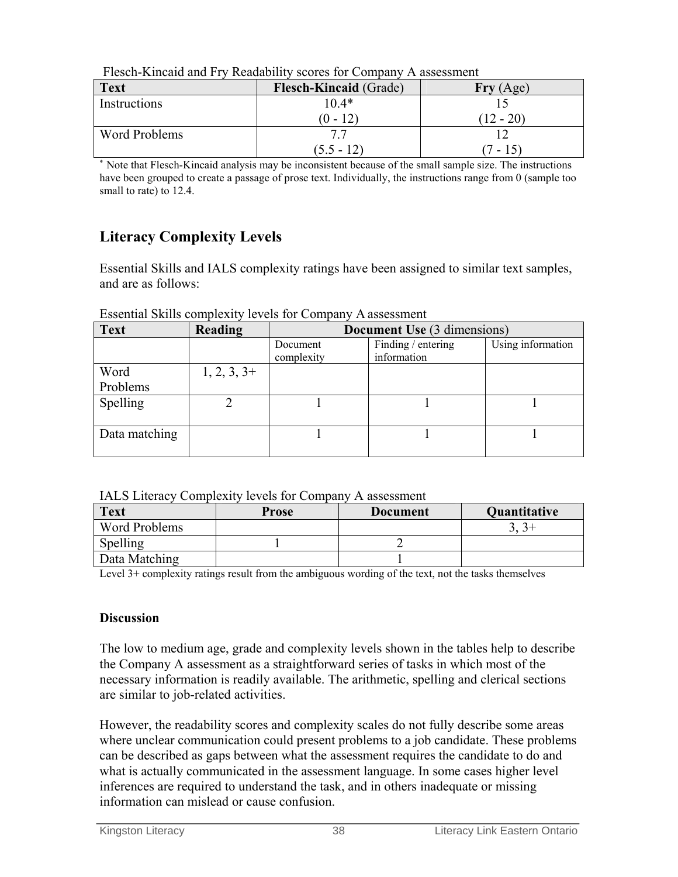Flesch-Kincaid and Fry Readability scores for Company A assessment

| Text | **Flesch-Kincaid** (Grade) | **Fry** (Age) |
|---|---|---|
| Instructions | 10.4*<br>(0 - 12) | 15<br>(12 - 20) |
| Word Problems | 7.7<br>(5.5 - 12) | 12<br>(7 - 15) |

* Note that Flesch-Kincaid analysis may be inconsistent because of the small sample size. The instructions have been grouped to create a passage of prose text. Individually, the instructions range from 0 (sample too small to rate) to 12.4.

## Literacy Complexity Levels

Essential Skills and IALS complexity ratings have been assigned to similar text samples, and are as follows:

Essential Skills complexity levels for Company A assessment

| Text | Reading | **Document Use** (3 dimensions) | | |
|---|---|---|---|---|
| | | Document complexity | Finding / entering information | Using information |
| Word Problems | 1, 2, 3, 3+ | | | |
| Spelling | 2 | 1 | 1 | 1 |
| Data matching | | 1 | 1 | 1 |

IALS Literacy Complexity levels for Company A assessment

| Text | Prose | Document | Quantitative |
|---|---|---|---|
| Word Problems | | | 3, 3+ |
| Spelling | 1 | 2 | |
| Data Matching | | 1 | |

Level 3+ complexity ratings result from the ambiguous wording of the text, not the tasks themselves

**Discussion**

The low to medium age, grade and complexity levels shown in the tables help to describe the Company A assessment as a straightforward series of tasks in which most of the necessary information is readily available. The arithmetic, spelling and clerical sections are similar to job-related activities.

However, the readability scores and complexity scales do not fully describe some areas where unclear communication could present problems to a job candidate. These problems can be described as gaps between what the assessment requires the candidate to do and what is actually communicated in the assessment language. In some cases higher level inferences are required to understand the task, and in others inadequate or missing information can mislead or cause confusion.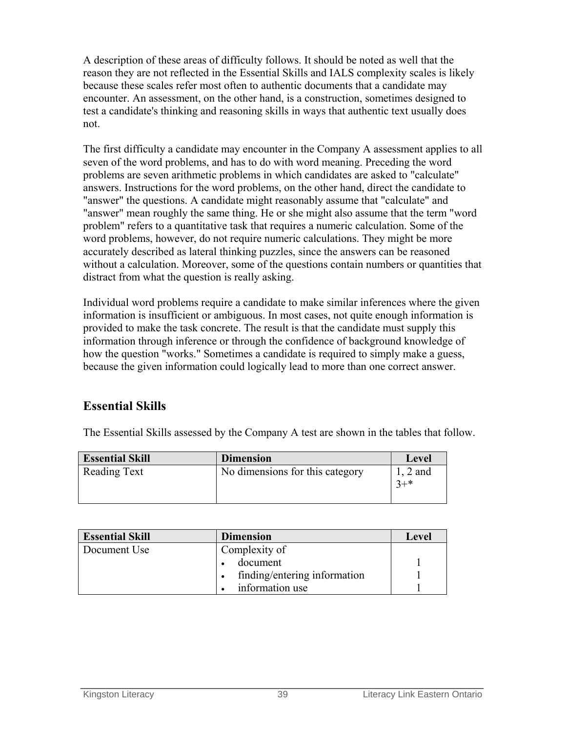A description of these areas of difficulty follows. It should be noted as well that the reason they are not reflected in the Essential Skills and IALS complexity scales is likely because these scales refer most often to authentic documents that a candidate may encounter. An assessment, on the other hand, is a construction, sometimes designed to test a candidate's thinking and reasoning skills in ways that authentic text usually does not.

The first difficulty a candidate may encounter in the Company A assessment applies to all seven of the word problems, and has to do with word meaning. Preceding the word problems are seven arithmetic problems in which candidates are asked to "calculate" answers. Instructions for the word problems, on the other hand, direct the candidate to "answer" the questions. A candidate might reasonably assume that "calculate" and "answer" mean roughly the same thing. He or she might also assume that the term "word problem" refers to a quantitative task that requires a numeric calculation. Some of the word problems, however, do not require numeric calculations. They might be more accurately described as lateral thinking puzzles, since the answers can be reasoned without a calculation. Moreover, some of the questions contain numbers or quantities that distract from what the question is really asking.

Individual word problems require a candidate to make similar inferences where the given information is insufficient or ambiguous. In most cases, not quite enough information is provided to make the task concrete. The result is that the candidate must supply this information through inference or through the confidence of background knowledge of how the question "works." Sometimes a candidate is required to simply make a guess, because the given information could logically lead to more than one correct answer.

## Essential Skills

The Essential Skills assessed by the Company A test are shown in the tables that follow.

| Essential Skill | Dimension | Level |
|---|---|---|
| Reading Text | No dimensions for this category | 1, 2 and 3+* |

| Essential Skill | Dimension | Level |
|---|---|---|
| Document Use | Complexity of<br>• document<br>• finding/entering information<br>• information use | <br>1<br>1<br>1 |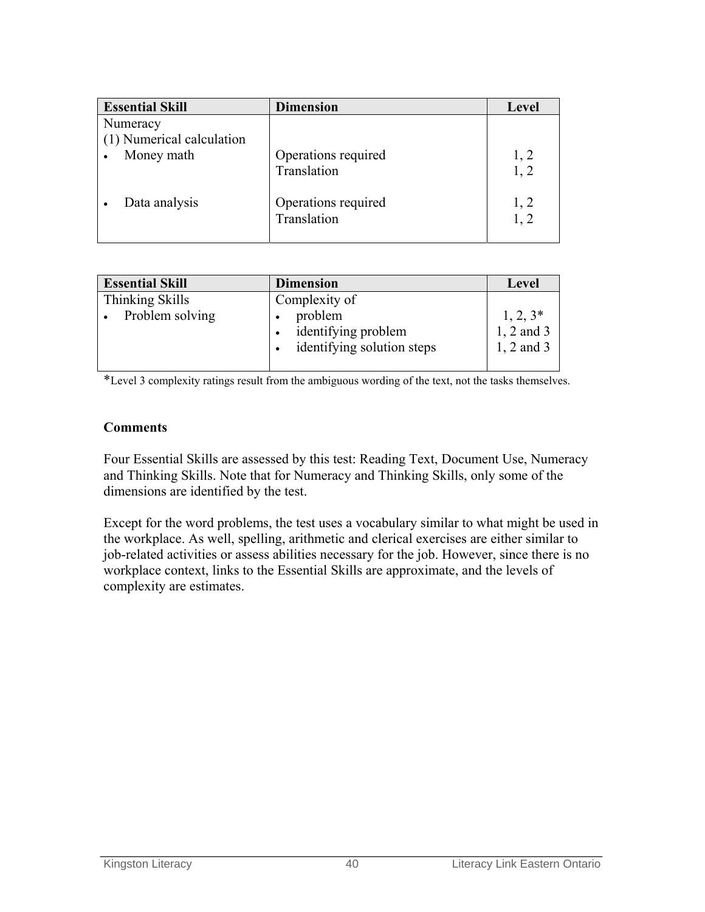| Essential Skill | Dimension | Level |
|---|---|---|
| Numeracy<br>(1) Numerical calculation | | |
| • Money math | Operations required<br>Translation | 1, 2<br>1, 2 |
| • Data analysis | Operations required<br>Translation | 1, 2<br>1, 2 |

| Essential Skill | Dimension | Level |
|---|---|---|
| Thinking Skills<br>• Problem solving | Complexity of<br>• problem<br>• identifying problem<br>• identifying solution steps | <br>1, 2, 3*<br>1, 2 and 3<br>1, 2 and 3 |

*Level 3 complexity ratings result from the ambiguous wording of the text, not the tasks themselves.

**Comments**

Four Essential Skills are assessed by this test: Reading Text, Document Use, Numeracy and Thinking Skills. Note that for Numeracy and Thinking Skills, only some of the dimensions are identified by the test.

Except for the word problems, the test uses a vocabulary similar to what might be used in the workplace. As well, spelling, arithmetic and clerical exercises are either similar to job-related activities or assess abilities necessary for the job. However, since there is no workplace context, links to the Essential Skills are approximate, and the levels of complexity are estimates.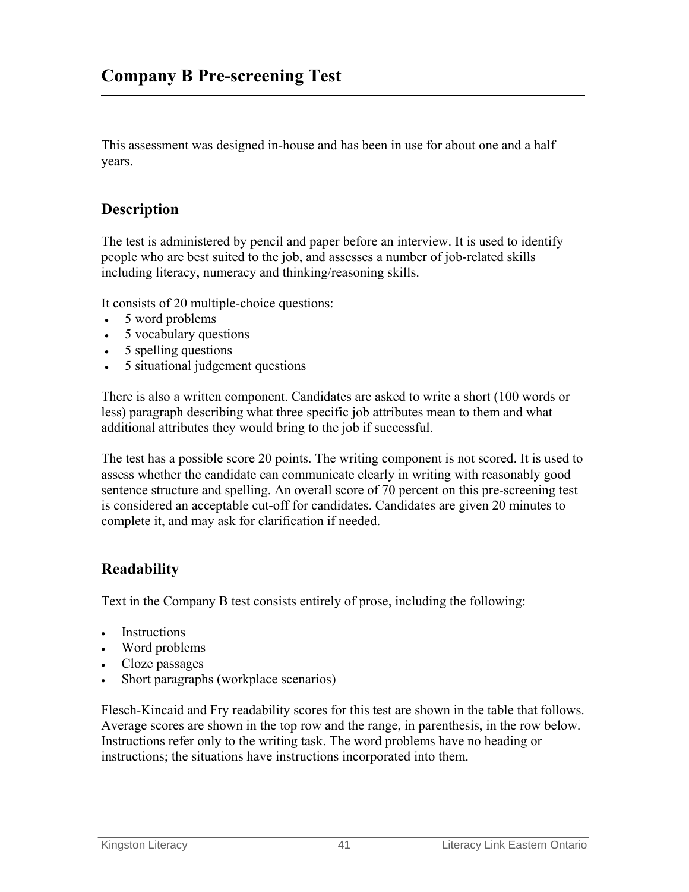# Company B Pre-screening Test

This assessment was designed in-house and has been in use for about one and a half years.

## Description

The test is administered by pencil and paper before an interview. It is used to identify people who are best suited to the job, and assesses a number of job-related skills including literacy, numeracy and thinking/reasoning skills.

It consists of 20 multiple-choice questions:

- 5 word problems
- 5 vocabulary questions
- 5 spelling questions
- 5 situational judgement questions

There is also a written component. Candidates are asked to write a short (100 words or less) paragraph describing what three specific job attributes mean to them and what additional attributes they would bring to the job if successful.

The test has a possible score 20 points. The writing component is not scored. It is used to assess whether the candidate can communicate clearly in writing with reasonably good sentence structure and spelling. An overall score of 70 percent on this pre-screening test is considered an acceptable cut-off for candidates. Candidates are given 20 minutes to complete it, and may ask for clarification if needed.

## Readability

Text in the Company B test consists entirely of prose, including the following:

- Instructions
- Word problems
- Cloze passages
- Short paragraphs (workplace scenarios)

Flesch-Kincaid and Fry readability scores for this test are shown in the table that follows. Average scores are shown in the top row and the range, in parenthesis, in the row below. Instructions refer only to the writing task. The word problems have no heading or instructions; the situations have instructions incorporated into them.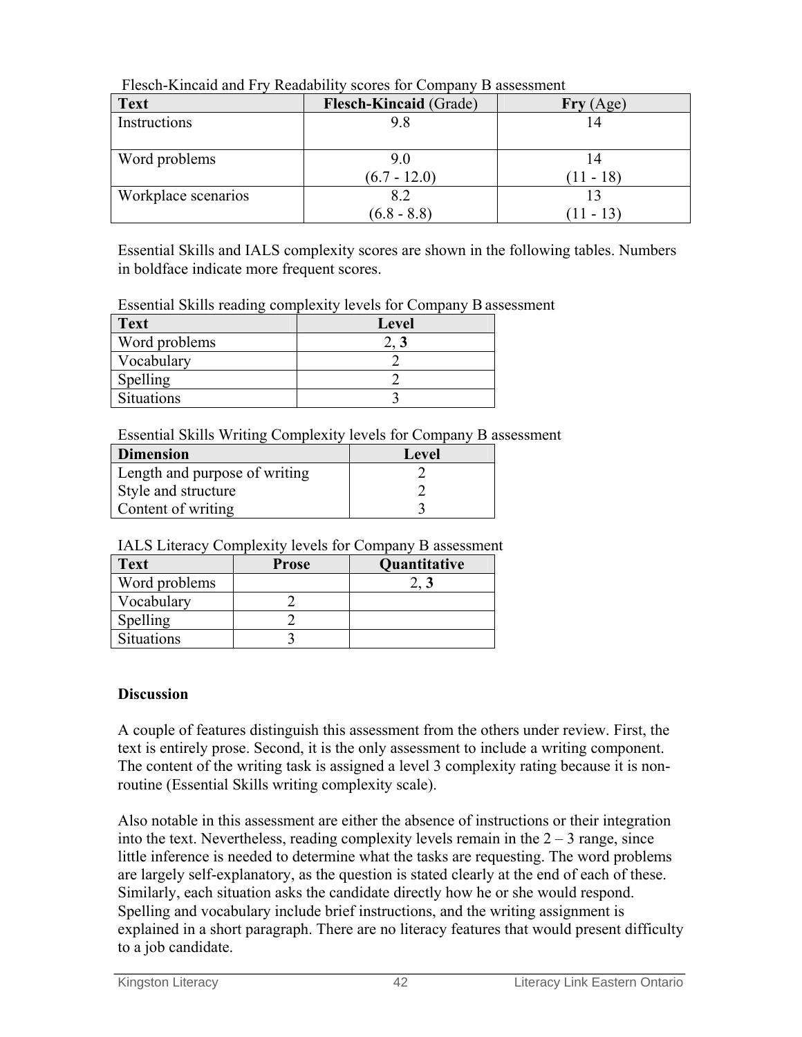Flesch-Kincaid and Fry Readability scores for Company B assessment

| Text | **Flesch-Kincaid** (Grade) | **Fry** (Age) |
|---|---|---|
| Instructions | 9.8 | 14 |
| Word problems | 9.0<br>(6.7 - 12.0) | 14<br>(11 - 18) |
| Workplace scenarios | 8.2<br>(6.8 - 8.8) | 13<br>(11 - 13) |

Essential Skills and IALS complexity scores are shown in the following tables. Numbers in boldface indicate more frequent scores.

Essential Skills reading complexity levels for Company B assessment

| Text | Level |
|---|---|
| Word problems | 2, **3** |
| Vocabulary | 2 |
| Spelling | 2 |
| Situations | 3 |

Essential Skills Writing Complexity levels for Company B assessment

| Dimension | Level |
|---|---|
| Length and purpose of writing | 2 |
| Style and structure | 2 |
| Content of writing | 3 |

IALS Literacy Complexity levels for Company B assessment

| Text | Prose | Quantitative |
|---|---|---|
| Word problems | | 2, **3** |
| Vocabulary | 2 | |
| Spelling | 2 | |
| Situations | 3 | |

**Discussion**

A couple of features distinguish this assessment from the others under review. First, the text is entirely prose. Second, it is the only assessment to include a writing component. The content of the writing task is assigned a level 3 complexity rating because it is non-routine (Essential Skills writing complexity scale).

Also notable in this assessment are either the absence of instructions or their integration into the text. Nevertheless, reading complexity levels remain in the 2 – 3 range, since little inference is needed to determine what the tasks are requesting. The word problems are largely self-explanatory, as the question is stated clearly at the end of each of these. Similarly, each situation asks the candidate directly how he or she would respond. Spelling and vocabulary include brief instructions, and the writing assignment is explained in a short paragraph. There are no literacy features that would present difficulty to a job candidate.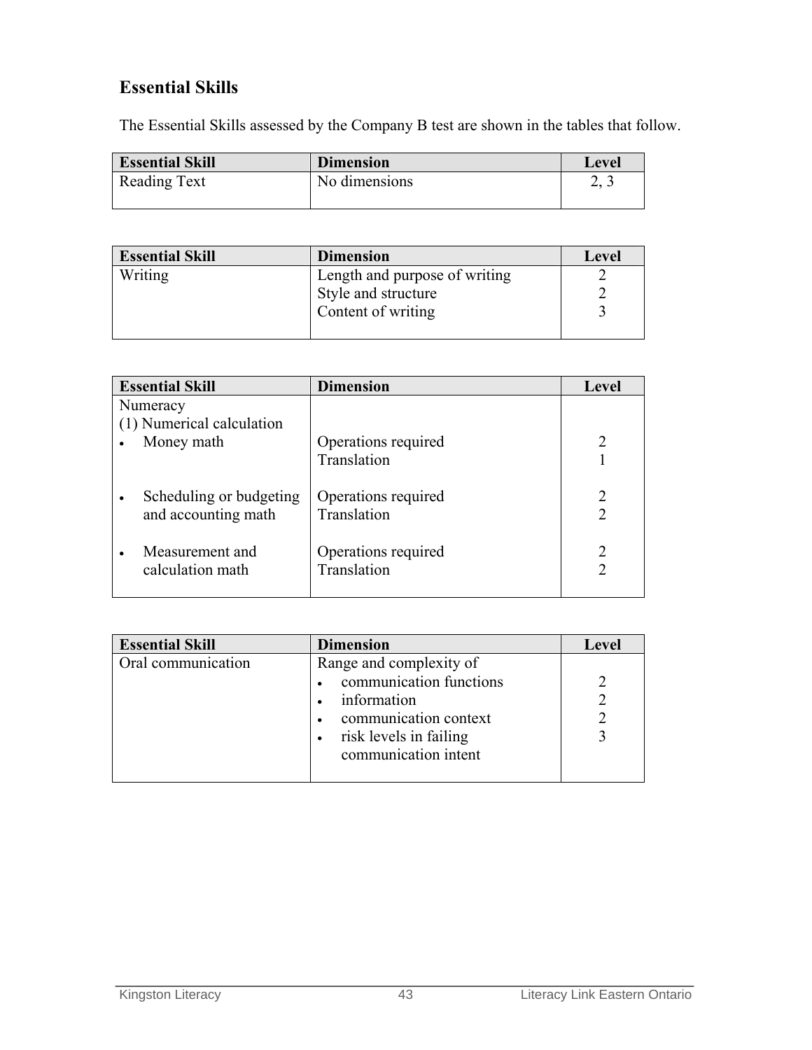## Essential Skills

The Essential Skills assessed by the Company B test are shown in the tables that follow.

| Essential Skill | Dimension | Level |
|---|---|---|
| Reading Text | No dimensions | 2, 3 |

| Essential Skill | Dimension | Level |
|---|---|---|
| Writing | Length and purpose of writing<br>Style and structure<br>Content of writing | 2<br>2<br>3 |

| Essential Skill | Dimension | Level |
|---|---|---|
| Numeracy<br>(1) Numerical calculation | | |
| • Money math | Operations required<br>Translation | 2<br>1 |
| • Scheduling or budgeting and accounting math | Operations required<br>Translation | 2<br>2 |
| • Measurement and calculation math | Operations required<br>Translation | 2<br>2 |

| Essential Skill | Dimension | Level |
|---|---|---|
| Oral communication | Range and complexity of<br>• communication functions<br>• information<br>• communication context<br>• risk levels in failing communication intent | <br>2<br>2<br>2<br>3 |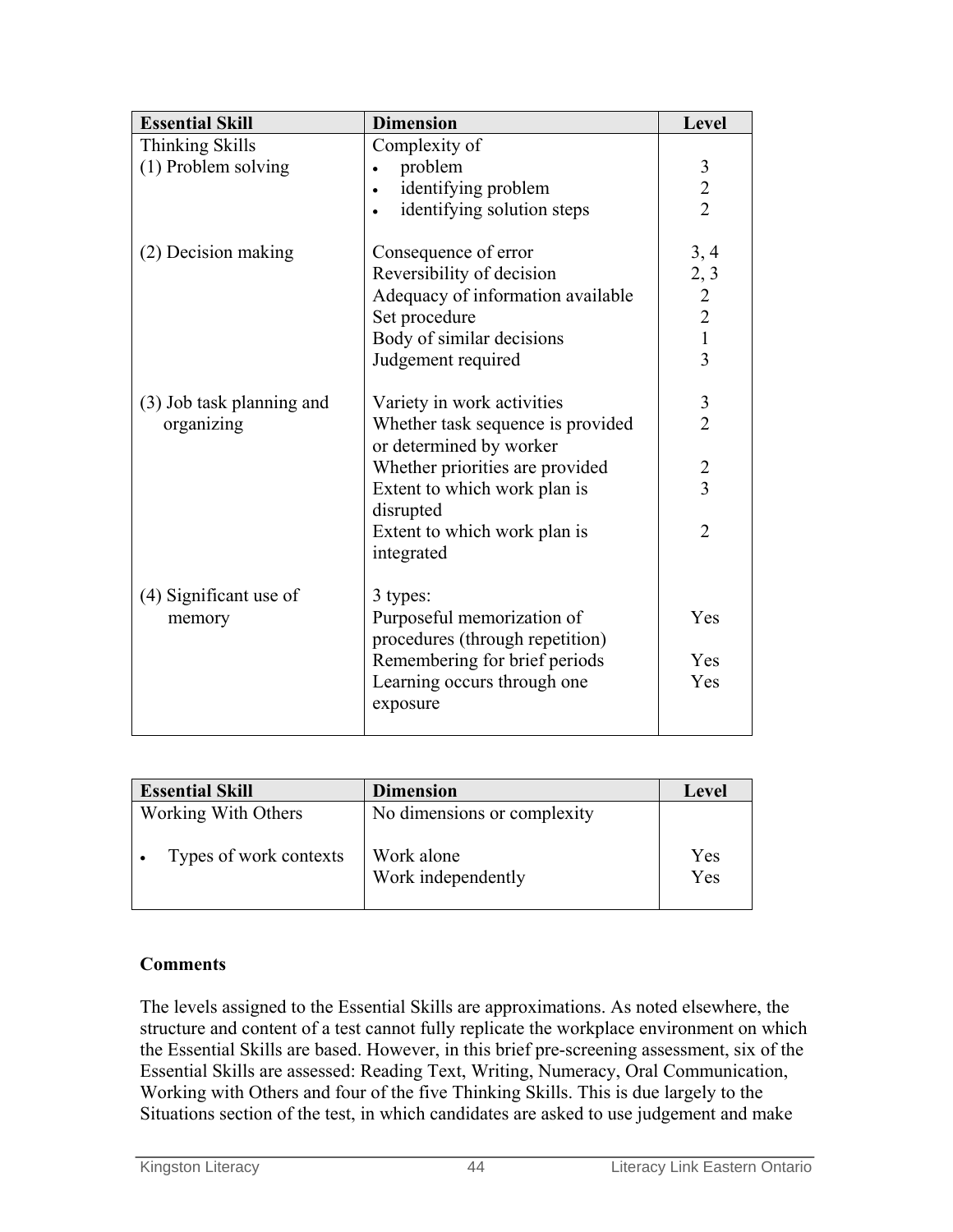| Essential Skill | Dimension | Level |
|---|---|---|
| Thinking Skills | Complexity of | |
| (1) Problem solving | • problem | 3 |
| | • identifying problem | 2 |
| | • identifying solution steps | 2 |
| (2) Decision making | Consequence of error | 3, 4 |
| | Reversibility of decision | 2, 3 |
| | Adequacy of information available | 2 |
| | Set procedure | 2 |
| | Body of similar decisions | 1 |
| | Judgement required | 3 |
| (3) Job task planning and organizing | Variety in work activities | 3 |
| | Whether task sequence is provided or determined by worker | 2 |
| | Whether priorities are provided | 2 |
| | Extent to which work plan is disrupted | 3 |
| | Extent to which work plan is integrated | 2 |
| (4) Significant use of memory | 3 types: | |
| | Purposeful memorization of procedures (through repetition) | Yes |
| | Remembering for brief periods | Yes |
| | Learning occurs through one exposure | Yes |

| Essential Skill | Dimension | Level |
|---|---|---|
| Working With Others | No dimensions or complexity | |
| • Types of work contexts | Work alone | Yes |
| | Work independently | Yes |

**Comments**

The levels assigned to the Essential Skills are approximations. As noted elsewhere, the structure and content of a test cannot fully replicate the workplace environment on which the Essential Skills are based. However, in this brief pre-screening assessment, six of the Essential Skills are assessed: Reading Text, Writing, Numeracy, Oral Communication, Working with Others and four of the five Thinking Skills. This is due largely to the Situations section of the test, in which candidates are asked to use judgement and make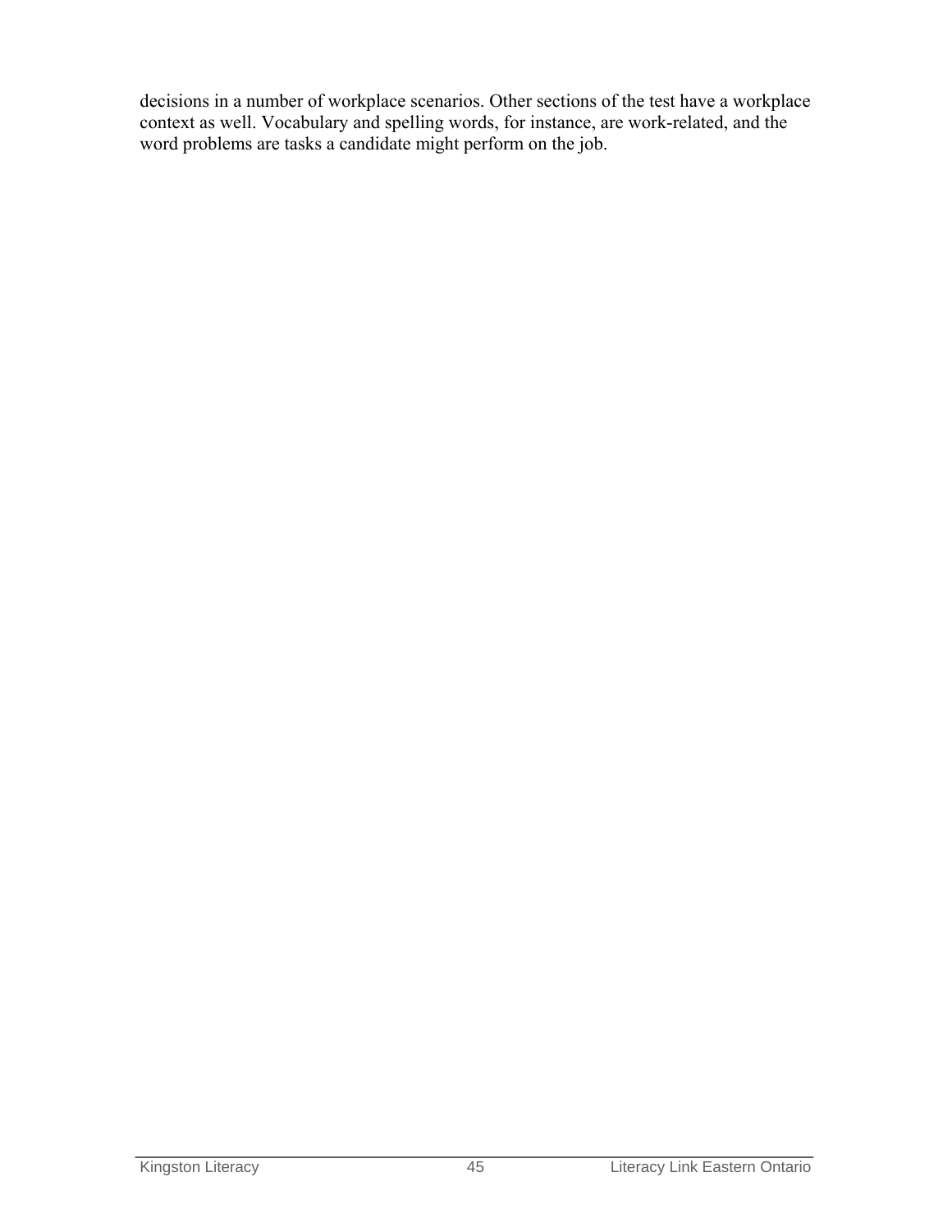decisions in a number of workplace scenarios. Other sections of the test have a workplace context as well. Vocabulary and spelling words, for instance, are work-related, and the word problems are tasks a candidate might perform on the job.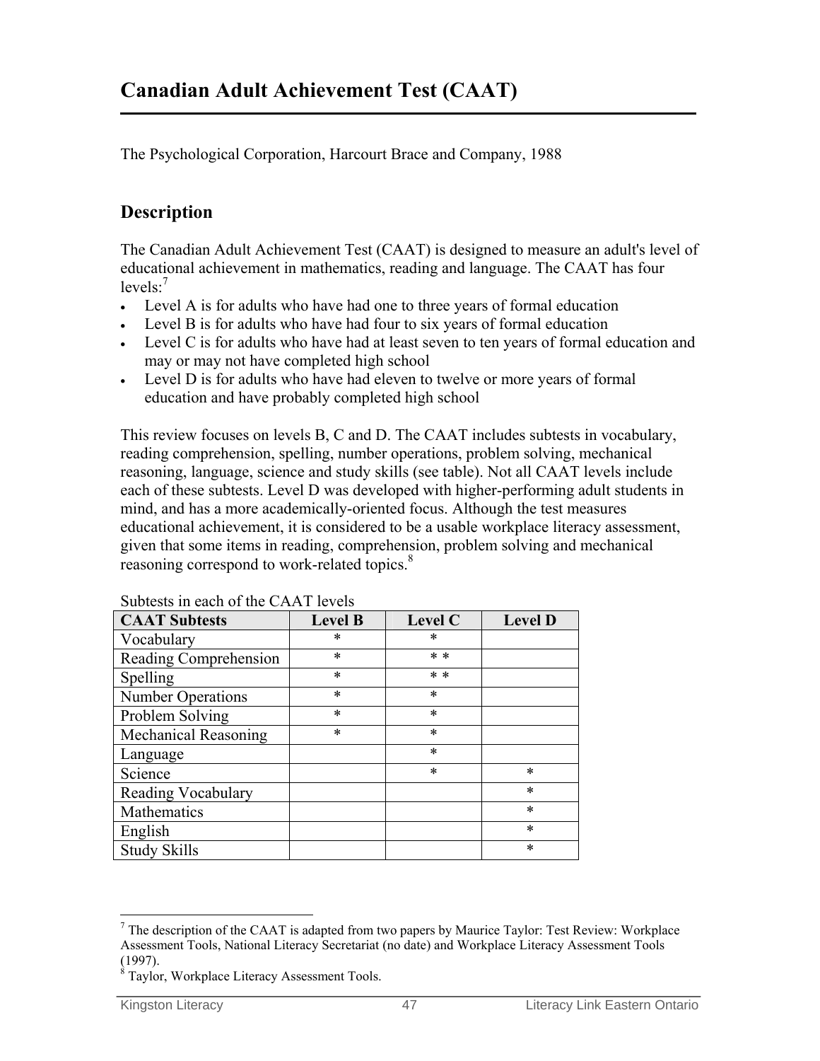# Canadian Adult Achievement Test (CAAT)

The Psychological Corporation, Harcourt Brace and Company, 1988

## Description

The Canadian Adult Achievement Test (CAAT) is designed to measure an adult's level of educational achievement in mathematics, reading and language. The CAAT has four levels:[7]

- Level A is for adults who have had one to three years of formal education
- Level B is for adults who have had four to six years of formal education
- Level C is for adults who have had at least seven to ten years of formal education and may or may not have completed high school
- Level D is for adults who have had eleven to twelve or more years of formal education and have probably completed high school

This review focuses on levels B, C and D. The CAAT includes subtests in vocabulary, reading comprehension, spelling, number operations, problem solving, mechanical reasoning, language, science and study skills (see table). Not all CAAT levels include each of these subtests. Level D was developed with higher-performing adult students in mind, and has a more academically-oriented focus. Although the test measures educational achievement, it is considered to be a usable workplace literacy assessment, given that some items in reading, comprehension, problem solving and mechanical reasoning correspond to work-related topics.[8]

Subtests in each of the CAAT levels

| CAAT Subtests | Level B | Level C | Level D |
|---|---|---|---|
| Vocabulary | * | * | |
| Reading Comprehension | * | * * | |
| Spelling | * | * * | |
| Number Operations | * | * | |
| Problem Solving | * | * | |
| Mechanical Reasoning | * | * | |
| Language | | * | |
| Science | | * | * |
| Reading Vocabulary | | | * |
| Mathematics | | | * |
| English | | | * |
| Study Skills | | | * |

---

[7] The description of the CAAT is adapted from two papers by Maurice Taylor: Test Review: Workplace Assessment Tools, National Literacy Secretariat (no date) and Workplace Literacy Assessment Tools (1997).

[8] Taylor, Workplace Literacy Assessment Tools.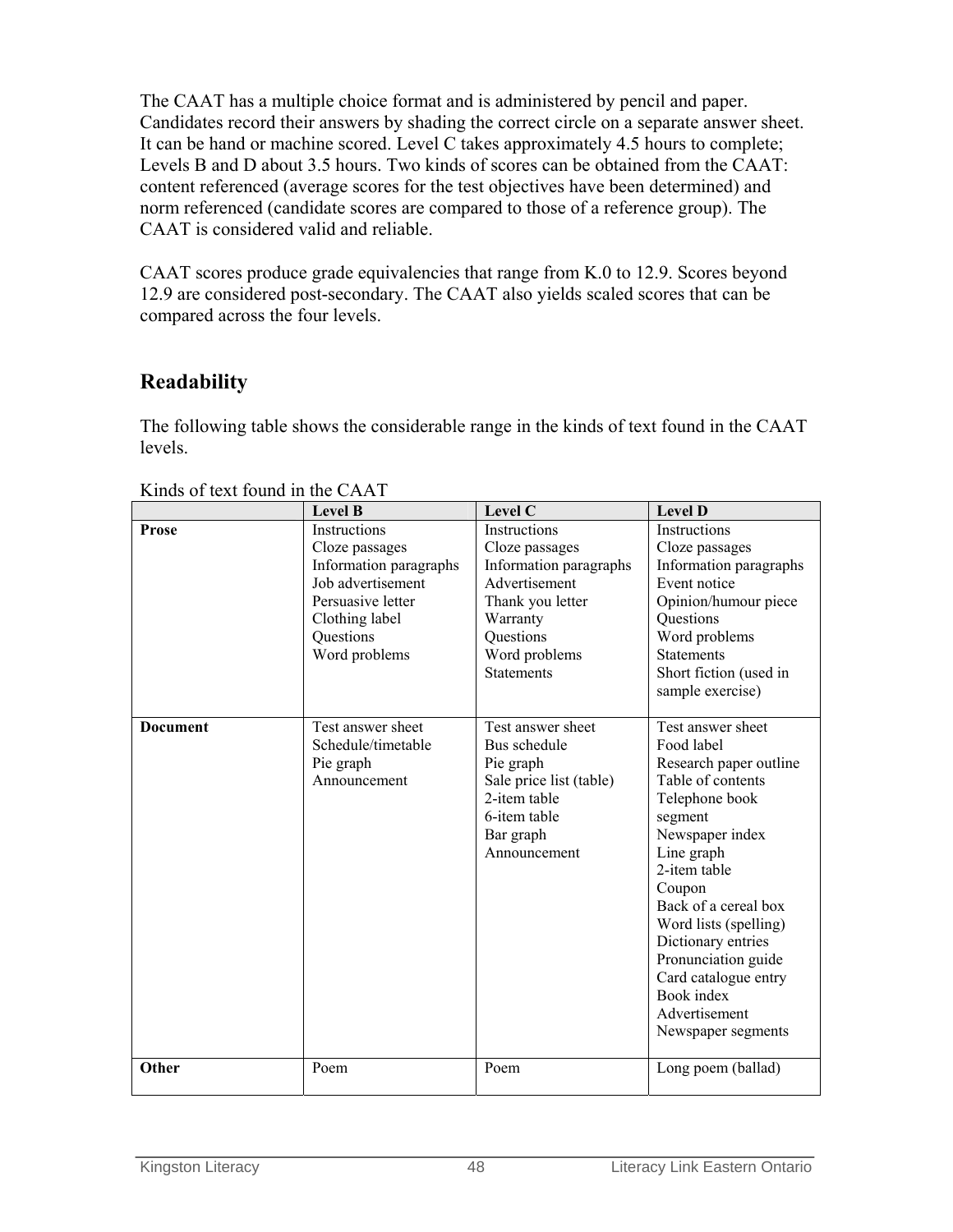The CAAT has a multiple choice format and is administered by pencil and paper. Candidates record their answers by shading the correct circle on a separate answer sheet. It can be hand or machine scored. Level C takes approximately 4.5 hours to complete; Levels B and D about 3.5 hours. Two kinds of scores can be obtained from the CAAT: content referenced (average scores for the test objectives have been determined) and norm referenced (candidate scores are compared to those of a reference group). The CAAT is considered valid and reliable.

CAAT scores produce grade equivalencies that range from K.0 to 12.9. Scores beyond 12.9 are considered post-secondary. The CAAT also yields scaled scores that can be compared across the four levels.

## Readability

The following table shows the considerable range in the kinds of text found in the CAAT levels.

Kinds of text found in the CAAT

| | Level B | Level C | Level D |
|---|---|---|---|
| **Prose** | Instructions<br>Cloze passages<br>Information paragraphs<br>Job advertisement<br>Persuasive letter<br>Clothing label<br>Questions<br>Word problems | Instructions<br>Cloze passages<br>Information paragraphs<br>Advertisement<br>Thank you letter<br>Warranty<br>Questions<br>Word problems<br>Statements | Instructions<br>Cloze passages<br>Information paragraphs<br>Event notice<br>Opinion/humour piece<br>Questions<br>Word problems<br>Statements<br>Short fiction (used in sample exercise) |
| **Document** | Test answer sheet<br>Schedule/timetable<br>Pie graph<br>Announcement | Test answer sheet<br>Bus schedule<br>Pie graph<br>Sale price list (table)<br>2-item table<br>6-item table<br>Bar graph<br>Announcement | Test answer sheet<br>Food label<br>Research paper outline<br>Table of contents<br>Telephone book segment<br>Newspaper index<br>Line graph<br>2-item table<br>Coupon<br>Back of a cereal box<br>Word lists (spelling)<br>Dictionary entries<br>Pronunciation guide<br>Card catalogue entry<br>Book index<br>Advertisement<br>Newspaper segments |
| **Other** | Poem | Poem | Long poem (ballad) |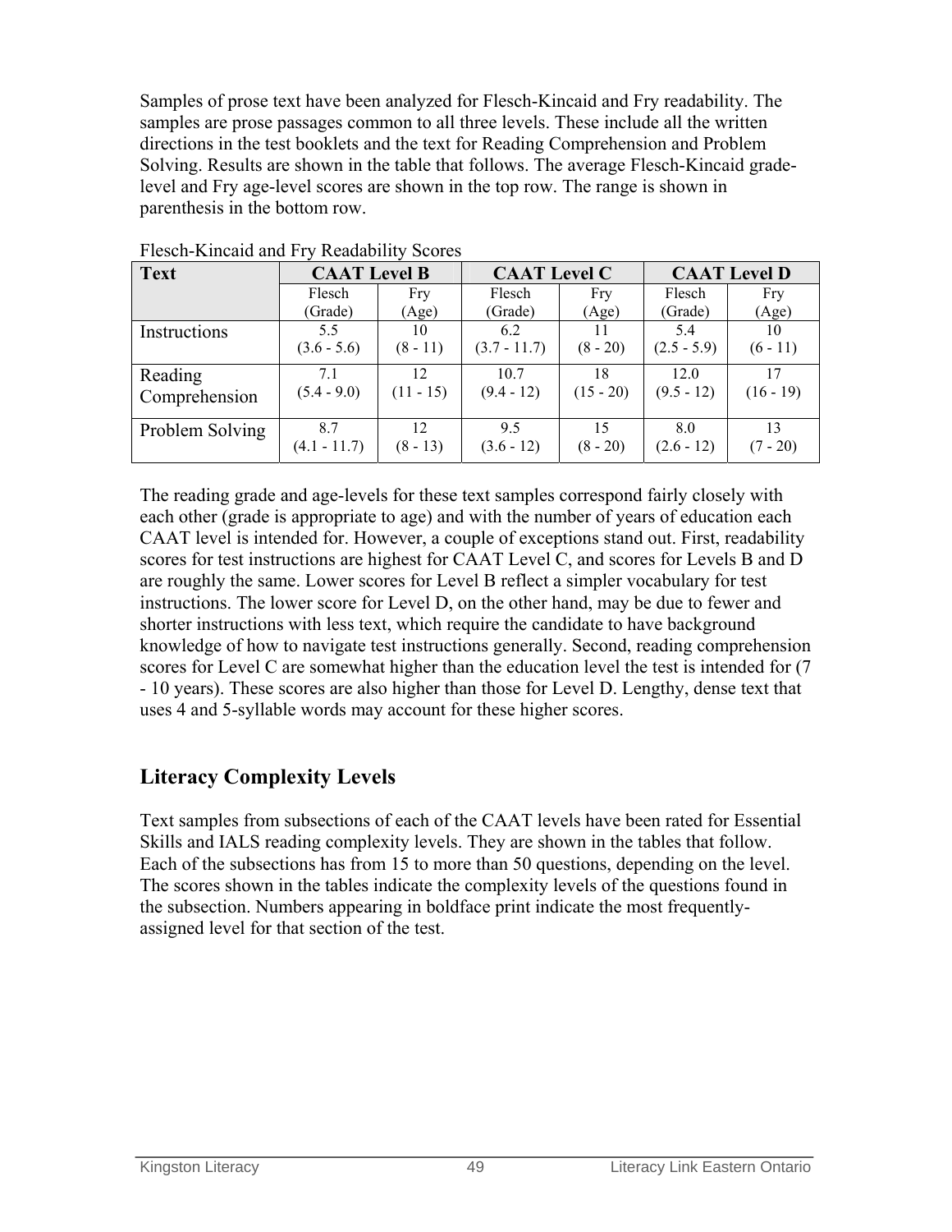Samples of prose text have been analyzed for Flesch-Kincaid and Fry readability. The samples are prose passages common to all three levels. These include all the written directions in the test booklets and the text for Reading Comprehension and Problem Solving. Results are shown in the table that follows. The average Flesch-Kincaid grade-level and Fry age-level scores are shown in the top row. The range is shown in parenthesis in the bottom row.

Flesch-Kincaid and Fry Readability Scores

| Text | CAAT Level B | | CAAT Level C | | CAAT Level D | |
|---|---|---|---|---|---|---|
| | Flesch (Grade) | Fry (Age) | Flesch (Grade) | Fry (Age) | Flesch (Grade) | Fry (Age) |
| Instructions | 5.5 (3.6 - 5.6) | 10 (8 - 11) | 6.2 (3.7 - 11.7) | 11 (8 - 20) | 5.4 (2.5 - 5.9) | 10 (6 - 11) |
| Reading Comprehension | 7.1 (5.4 - 9.0) | 12 (11 - 15) | 10.7 (9.4 - 12) | 18 (15 - 20) | 12.0 (9.5 - 12) | 17 (16 - 19) |
| Problem Solving | 8.7 (4.1 - 11.7) | 12 (8 - 13) | 9.5 (3.6 - 12) | 15 (8 - 20) | 8.0 (2.6 - 12) | 13 (7 - 20) |

The reading grade and age-levels for these text samples correspond fairly closely with each other (grade is appropriate to age) and with the number of years of education each CAAT level is intended for. However, a couple of exceptions stand out. First, readability scores for test instructions are highest for CAAT Level C, and scores for Levels B and D are roughly the same. Lower scores for Level B reflect a simpler vocabulary for test instructions. The lower score for Level D, on the other hand, may be due to fewer and shorter instructions with less text, which require the candidate to have background knowledge of how to navigate test instructions generally. Second, reading comprehension scores for Level C are somewhat higher than the education level the test is intended for (7 - 10 years). These scores are also higher than those for Level D. Lengthy, dense text that uses 4 and 5-syllable words may account for these higher scores.

## Literacy Complexity Levels

Text samples from subsections of each of the CAAT levels have been rated for Essential Skills and IALS reading complexity levels. They are shown in the tables that follow. Each of the subsections has from 15 to more than 50 questions, depending on the level. The scores shown in the tables indicate the complexity levels of the questions found in the subsection. Numbers appearing in boldface print indicate the most frequently-assigned level for that section of the test.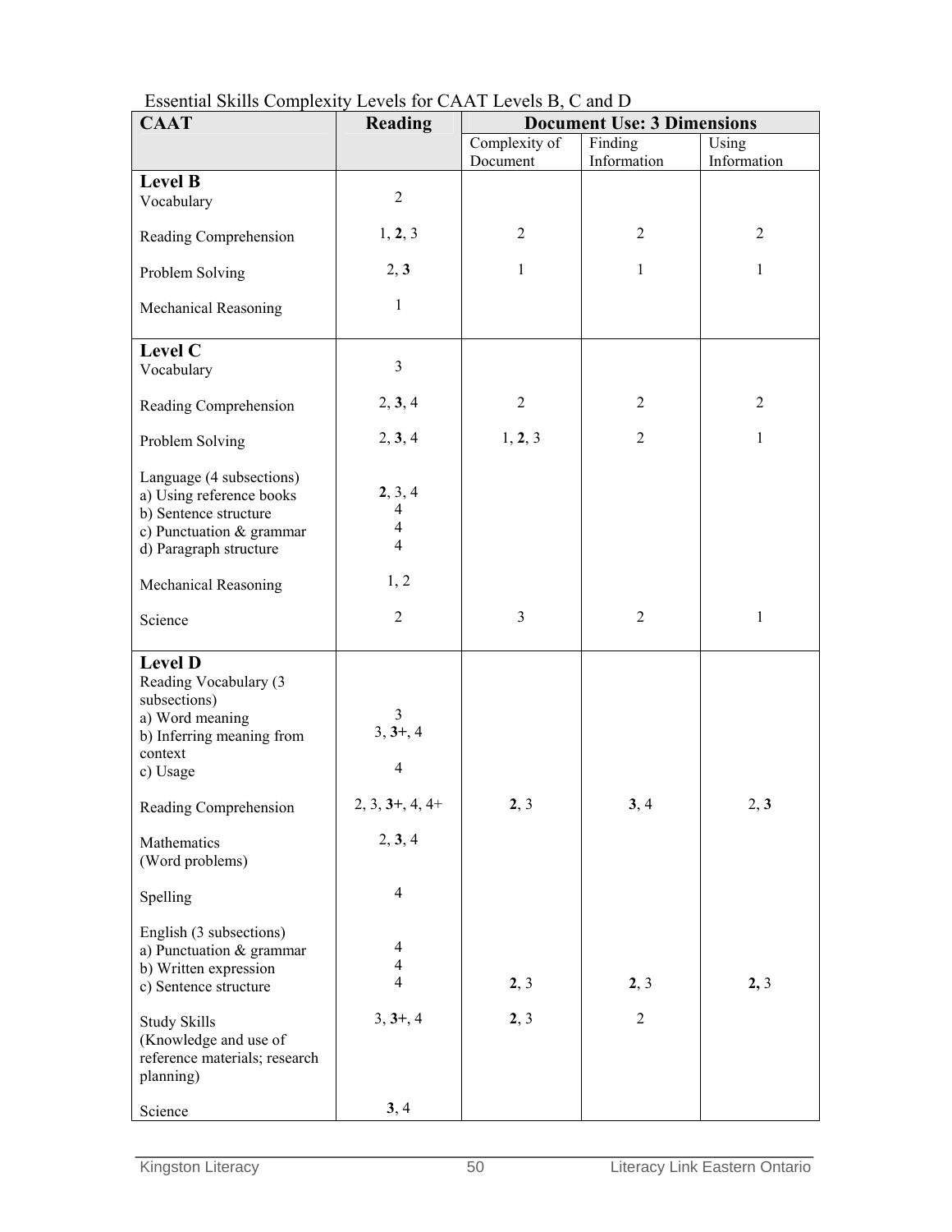Essential Skills Complexity Levels for CAAT Levels B, C and D

| CAAT | Reading | Document Use: 3 Dimensions | | |
|---|---|---|---|---|
| | | Complexity of Document | Finding Information | Using Information |
| **Level B** | | | | |
| Vocabulary | 2 | | | |
| Reading Comprehension | 1, **2**, 3 | 2 | 2 | 2 |
| Problem Solving | 2, **3** | 1 | 1 | 1 |
| Mechanical Reasoning | 1 | | | |
| **Level C** | | | | |
| Vocabulary | 3 | | | |
| Reading Comprehension | 2, **3**, 4 | 2 | 2 | 2 |
| Problem Solving | 2, **3**, 4 | 1, **2**, 3 | 2 | 1 |
| Language (4 subsections) | | | | |
| a) Using reference books | **2**, 3, 4 | | | |
| b) Sentence structure | 4 | | | |
| c) Punctuation & grammar | 4 | | | |
| d) Paragraph structure | 4 | | | |
| Mechanical Reasoning | 1, 2 | | | |
| Science | 2 | 3 | 2 | 1 |
| **Level D** | | | | |
| Reading Vocabulary (3 subsections) | | | | |
| a) Word meaning | 3 | | | |
| b) Inferring meaning from context | 3, **3+**, 4 | | | |
| c) Usage | 4 | | | |
| Reading Comprehension | 2, 3, **3+**, 4, 4+ | **2**, 3 | **3**, 4 | 2, **3** |
| Mathematics (Word problems) | 2, **3**, 4 | | | |
| Spelling | 4 | | | |
| English (3 subsections) | | | | |
| a) Punctuation & grammar | 4 | | | |
| b) Written expression | 4 | | | |
| c) Sentence structure | 4 | **2**, 3 | **2**, 3 | **2,** 3 |
| Study Skills (Knowledge and use of reference materials; research planning) | 3, **3+**, 4 | **2**, 3 | 2 | |
| Science | **3**, 4 | | | |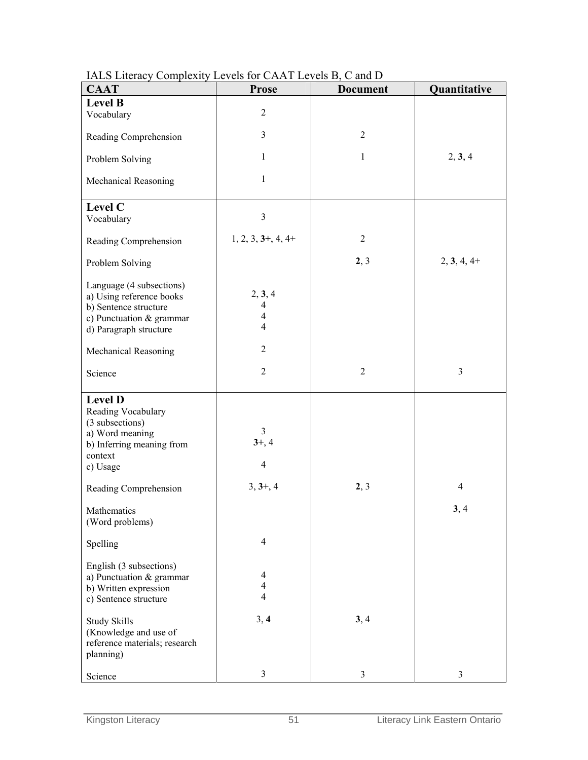IALS Literacy Complexity Levels for CAAT Levels B, C and D

| CAAT | Prose | Document | Quantitative |
|---|---|---|---|
| **Level B** | | | |
| Vocabulary | 2 | | |
| Reading Comprehension | 3 | 2 | |
| Problem Solving | 1 | 1 | 2, **3**, 4 |
| Mechanical Reasoning | 1 | | |
| **Level C** | | | |
| Vocabulary | 3 | | |
| Reading Comprehension | 1, 2, 3, **3+**, 4, 4+ | 2 | |
| Problem Solving | | **2**, 3 | 2, **3**, 4, 4+ |
| Language (4 subsections) | | | |
| a) Using reference books | 2, **3**, 4 | | |
| b) Sentence structure | 4 | | |
| c) Punctuation & grammar | 4 | | |
| d) Paragraph structure | 4 | | |
| Mechanical Reasoning | 2 | | |
| Science | 2 | 2 | 3 |
| **Level D** | | | |
| Reading Vocabulary (3 subsections) | | | |
| a) Word meaning | 3 | | |
| b) Inferring meaning from context | **3+**, 4 | | |
| c) Usage | 4 | | |
| Reading Comprehension | 3, **3+**, 4 | **2**, 3 | 4 |
| Mathematics (Word problems) | | | **3**, 4 |
| Spelling | 4 | | |
| English (3 subsections) | | | |
| a) Punctuation & grammar | 4 | | |
| b) Written expression | 4 | | |
| c) Sentence structure | 4 | | |
| Study Skills (Knowledge and use of reference materials; research planning) | 3, **4** | **3**, 4 | |
| Science | 3 | 3 | 3 |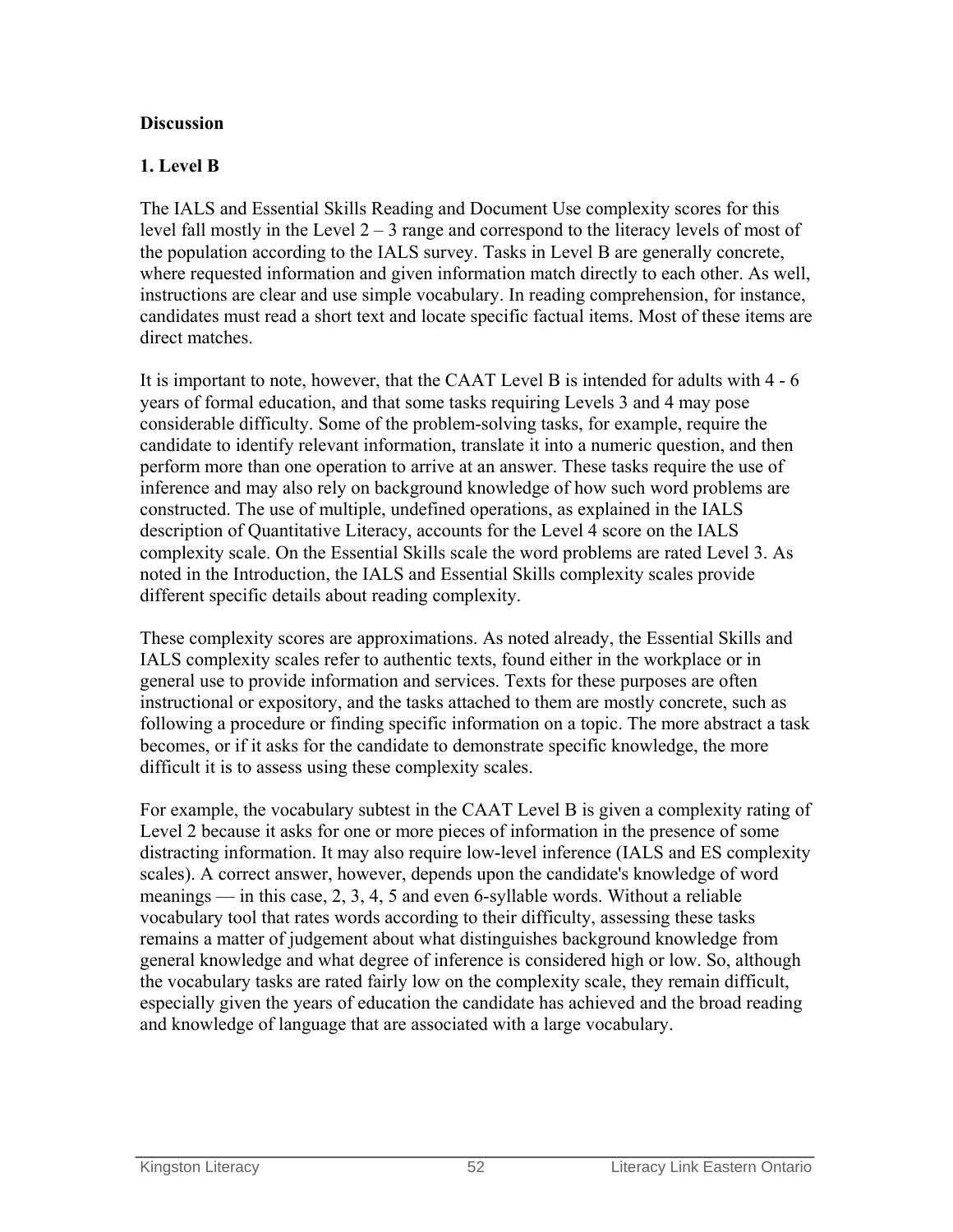## Discussion

### 1. Level B

The IALS and Essential Skills Reading and Document Use complexity scores for this level fall mostly in the Level 2 – 3 range and correspond to the literacy levels of most of the population according to the IALS survey. Tasks in Level B are generally concrete, where requested information and given information match directly to each other. As well, instructions are clear and use simple vocabulary. In reading comprehension, for instance, candidates must read a short text and locate specific factual items. Most of these items are direct matches.

It is important to note, however, that the CAAT Level B is intended for adults with 4 - 6 years of formal education, and that some tasks requiring Levels 3 and 4 may pose considerable difficulty. Some of the problem-solving tasks, for example, require the candidate to identify relevant information, translate it into a numeric question, and then perform more than one operation to arrive at an answer. These tasks require the use of inference and may also rely on background knowledge of how such word problems are constructed. The use of multiple, undefined operations, as explained in the IALS description of Quantitative Literacy, accounts for the Level 4 score on the IALS complexity scale. On the Essential Skills scale the word problems are rated Level 3. As noted in the Introduction, the IALS and Essential Skills complexity scales provide different specific details about reading complexity.

These complexity scores are approximations. As noted already, the Essential Skills and IALS complexity scales refer to authentic texts, found either in the workplace or in general use to provide information and services. Texts for these purposes are often instructional or expository, and the tasks attached to them are mostly concrete, such as following a procedure or finding specific information on a topic. The more abstract a task becomes, or if it asks for the candidate to demonstrate specific knowledge, the more difficult it is to assess using these complexity scales.

For example, the vocabulary subtest in the CAAT Level B is given a complexity rating of Level 2 because it asks for one or more pieces of information in the presence of some distracting information. It may also require low-level inference (IALS and ES complexity scales). A correct answer, however, depends upon the candidate's knowledge of word meanings — in this case, 2, 3, 4, 5 and even 6-syllable words. Without a reliable vocabulary tool that rates words according to their difficulty, assessing these tasks remains a matter of judgement about what distinguishes background knowledge from general knowledge and what degree of inference is considered high or low. So, although the vocabulary tasks are rated fairly low on the complexity scale, they remain difficult, especially given the years of education the candidate has achieved and the broad reading and knowledge of language that are associated with a large vocabulary.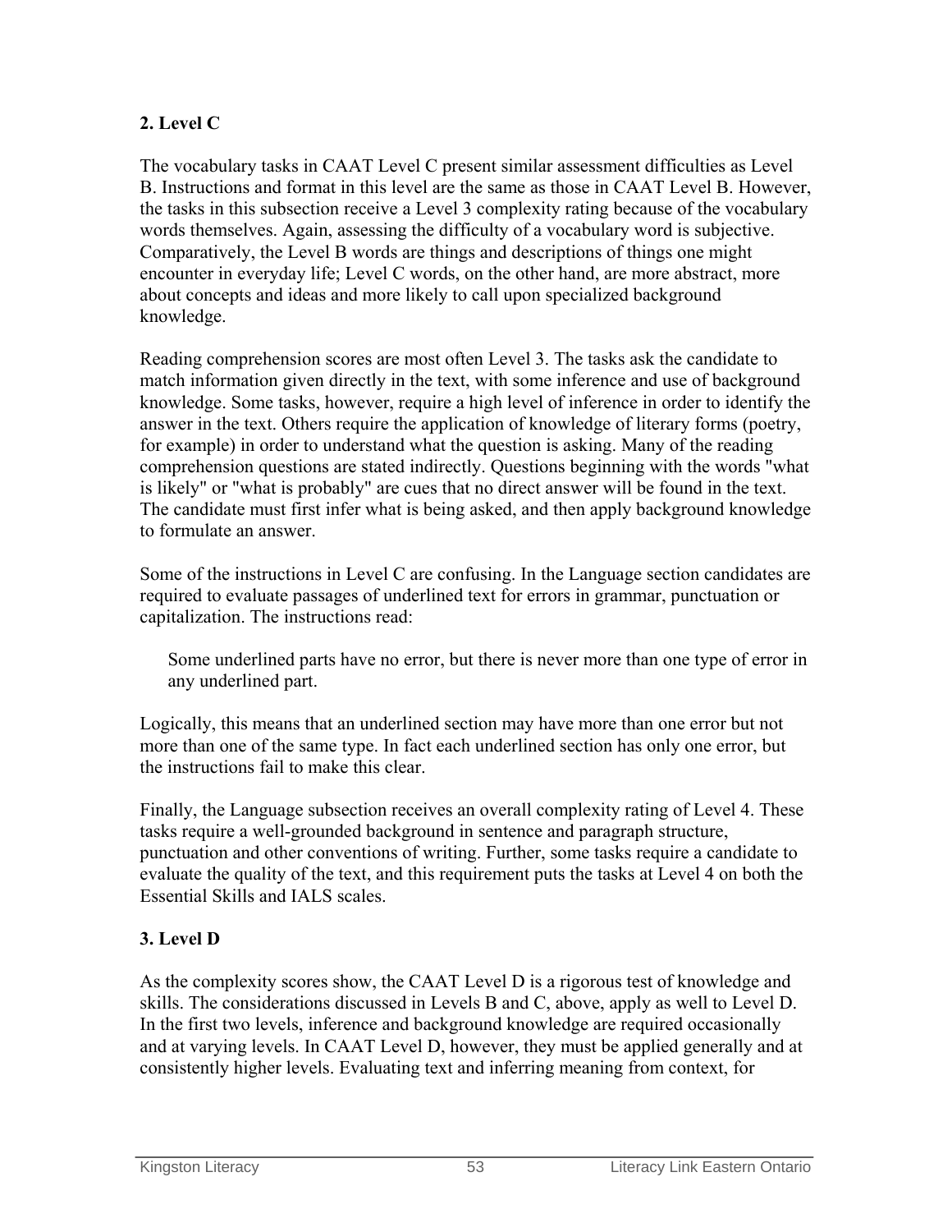### 2. Level C

The vocabulary tasks in CAAT Level C present similar assessment difficulties as Level B. Instructions and format in this level are the same as those in CAAT Level B. However, the tasks in this subsection receive a Level 3 complexity rating because of the vocabulary words themselves. Again, assessing the difficulty of a vocabulary word is subjective. Comparatively, the Level B words are things and descriptions of things one might encounter in everyday life; Level C words, on the other hand, are more abstract, more about concepts and ideas and more likely to call upon specialized background knowledge.

Reading comprehension scores are most often Level 3. The tasks ask the candidate to match information given directly in the text, with some inference and use of background knowledge. Some tasks, however, require a high level of inference in order to identify the answer in the text. Others require the application of knowledge of literary forms (poetry, for example) in order to understand what the question is asking. Many of the reading comprehension questions are stated indirectly. Questions beginning with the words "what is likely" or "what is probably" are cues that no direct answer will be found in the text. The candidate must first infer what is being asked, and then apply background knowledge to formulate an answer.

Some of the instructions in Level C are confusing. In the Language section candidates are required to evaluate passages of underlined text for errors in grammar, punctuation or capitalization. The instructions read:

> Some underlined parts have no error, but there is never more than one type of error in any underlined part.

Logically, this means that an underlined section may have more than one error but not more than one of the same type. In fact each underlined section has only one error, but the instructions fail to make this clear.

Finally, the Language subsection receives an overall complexity rating of Level 4. These tasks require a well-grounded background in sentence and paragraph structure, punctuation and other conventions of writing. Further, some tasks require a candidate to evaluate the quality of the text, and this requirement puts the tasks at Level 4 on both the Essential Skills and IALS scales.

### 3. Level D

As the complexity scores show, the CAAT Level D is a rigorous test of knowledge and skills. The considerations discussed in Levels B and C, above, apply as well to Level D. In the first two levels, inference and background knowledge are required occasionally and at varying levels. In CAAT Level D, however, they must be applied generally and at consistently higher levels. Evaluating text and inferring meaning from context, for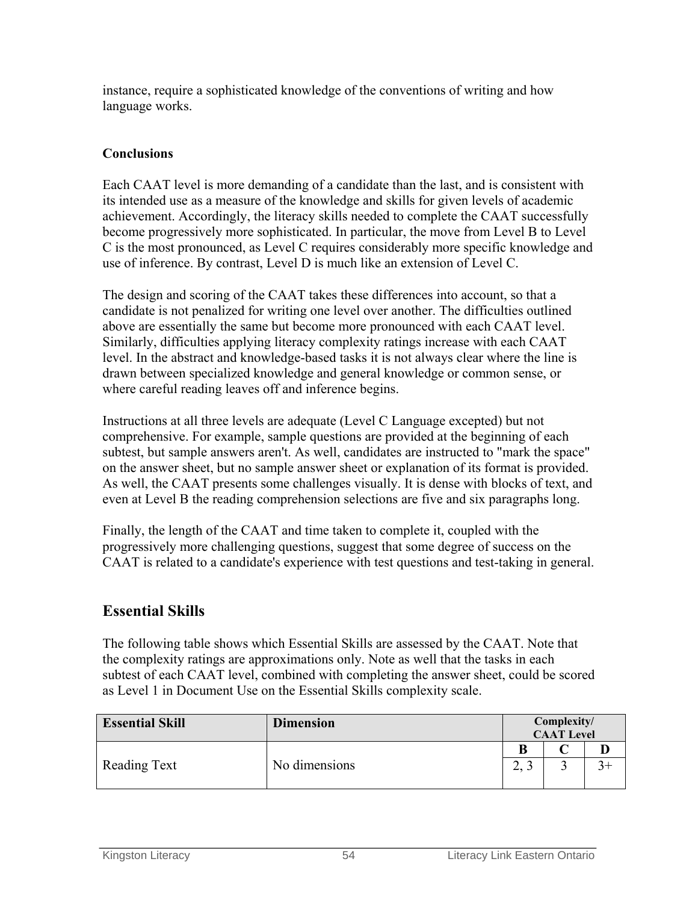instance, require a sophisticated knowledge of the conventions of writing and how language works.

**Conclusions**

Each CAAT level is more demanding of a candidate than the last, and is consistent with its intended use as a measure of the knowledge and skills for given levels of academic achievement. Accordingly, the literacy skills needed to complete the CAAT successfully become progressively more sophisticated. In particular, the move from Level B to Level C is the most pronounced, as Level C requires considerably more specific knowledge and use of inference. By contrast, Level D is much like an extension of Level C.

The design and scoring of the CAAT takes these differences into account, so that a candidate is not penalized for writing one level over another. The difficulties outlined above are essentially the same but become more pronounced with each CAAT level. Similarly, difficulties applying literacy complexity ratings increase with each CAAT level. In the abstract and knowledge-based tasks it is not always clear where the line is drawn between specialized knowledge and general knowledge or common sense, or where careful reading leaves off and inference begins.

Instructions at all three levels are adequate (Level C Language excepted) but not comprehensive. For example, sample questions are provided at the beginning of each subtest, but sample answers aren't. As well, candidates are instructed to "mark the space" on the answer sheet, but no sample answer sheet or explanation of its format is provided. As well, the CAAT presents some challenges visually. It is dense with blocks of text, and even at Level B the reading comprehension selections are five and six paragraphs long.

Finally, the length of the CAAT and time taken to complete it, coupled with the progressively more challenging questions, suggest that some degree of success on the CAAT is related to a candidate's experience with test questions and test-taking in general.

## Essential Skills

The following table shows which Essential Skills are assessed by the CAAT. Note that the complexity ratings are approximations only. Note as well that the tasks in each subtest of each CAAT level, combined with completing the answer sheet, could be scored as Level 1 in Document Use on the Essential Skills complexity scale.

| Essential Skill | Dimension | Complexity/ CAAT Level | | |
|---|---|---|---|---|
| | | B | C | D |
| Reading Text | No dimensions | 2, 3 | 3 | 3+ |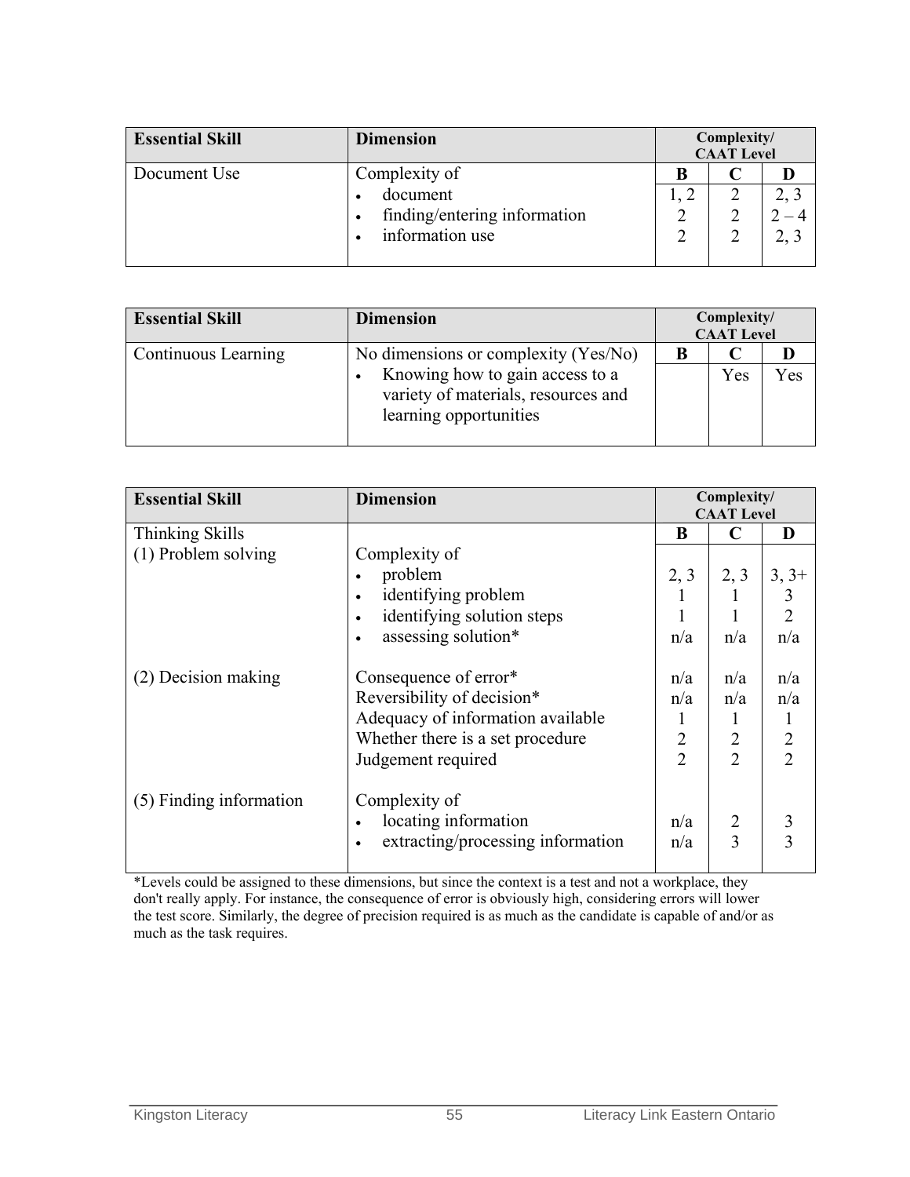| Essential Skill | Dimension | Complexity/ CAAT Level | | |
|---|---|---|---|---|
| Document Use | Complexity of | B | C | D |
| | • document | 1, 2 | 2 | 2, 3 |
| | • finding/entering information | 2 | 2 | 2 – 4 |
| | • information use | 2 | 2 | 2, 3 |

| Essential Skill | Dimension | Complexity/ CAAT Level | | |
|---|---|---|---|---|
| Continuous Learning | No dimensions or complexity (Yes/No) | B | C | D |
| | • Knowing how to gain access to a variety of materials, resources and learning opportunities | | Yes | Yes |

| Essential Skill | Dimension | Complexity/ CAAT Level | | |
|---|---|---|---|---|
| Thinking Skills | | B | C | D |
| (1) Problem solving | Complexity of | | | |
| | • problem | 2, 3 | 2, 3 | 3, 3+ |
| | • identifying problem | 1 | 1 | 3 |
| | • identifying solution steps | 1 | 1 | 2 |
| | • assessing solution* | n/a | n/a | n/a |
| (2) Decision making | Consequence of error* | n/a | n/a | n/a |
| | Reversibility of decision* | n/a | n/a | n/a |
| | Adequacy of information available | 1 | 1 | 1 |
| | Whether there is a set procedure | 2 | 2 | 2 |
| | Judgement required | 2 | 2 | 2 |
| (5) Finding information | Complexity of | | | |
| | • locating information | n/a | 2 | 3 |
| | • extracting/processing information | n/a | 3 | 3 |

*Levels could be assigned to these dimensions, but since the context is a test and not a workplace, they don't really apply. For instance, the consequence of error is obviously high, considering errors will lower the test score. Similarly, the degree of precision required is as much as the candidate is capable of and/or as much as the task requires.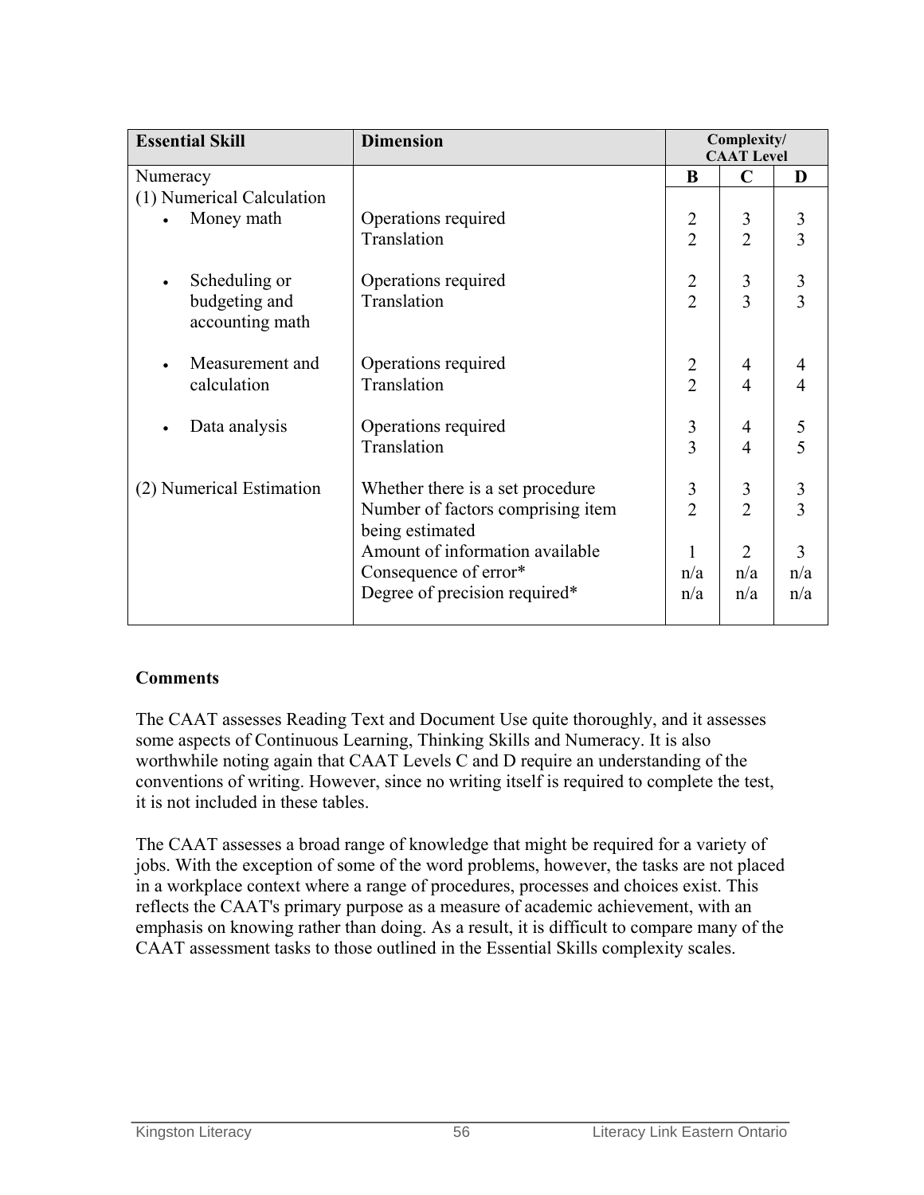| Essential Skill | Dimension | Complexity/ CAAT Level | | |
|---|---|---|---|---|
| Numeracy | | B | C | D |
| (1) Numerical Calculation | | | | |
| • Money math | Operations required | 2 | 3 | 3 |
| | Translation | 2 | 2 | 3 |
| • Scheduling or budgeting and accounting math | Operations required | 2 | 3 | 3 |
| | Translation | 2 | 3 | 3 |
| • Measurement and calculation | Operations required | 2 | 4 | 4 |
| | Translation | 2 | 4 | 4 |
| • Data analysis | Operations required | 3 | 4 | 5 |
| | Translation | 3 | 4 | 5 |
| (2) Numerical Estimation | Whether there is a set procedure | 3 | 3 | 3 |
| | Number of factors comprising item being estimated | 2 | 2 | 3 |
| | Amount of information available | 1 | 2 | 3 |
| | Consequence of error* | n/a | n/a | n/a |
| | Degree of precision required* | n/a | n/a | n/a |

**Comments**

The CAAT assesses Reading Text and Document Use quite thoroughly, and it assesses some aspects of Continuous Learning, Thinking Skills and Numeracy. It is also worthwhile noting again that CAAT Levels C and D require an understanding of the conventions of writing. However, since no writing itself is required to complete the test, it is not included in these tables.

The CAAT assesses a broad range of knowledge that might be required for a variety of jobs. With the exception of some of the word problems, however, the tasks are not placed in a workplace context where a range of procedures, processes and choices exist. This reflects the CAAT's primary purpose as a measure of academic achievement, with an emphasis on knowing rather than doing. As a result, it is difficult to compare many of the CAAT assessment tasks to those outlined in the Essential Skills complexity scales.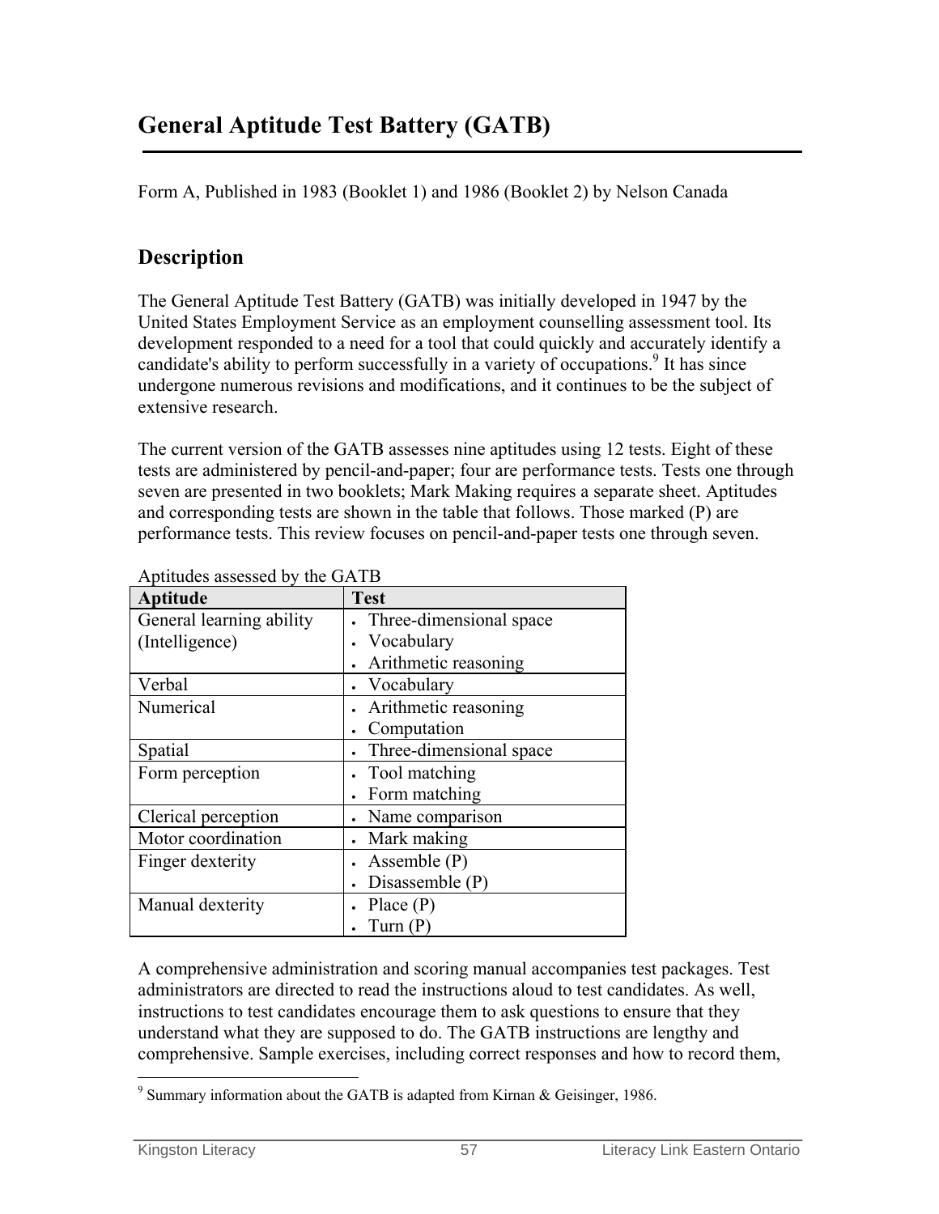# General Aptitude Test Battery (GATB)

Form A, Published in 1983 (Booklet 1) and 1986 (Booklet 2) by Nelson Canada

## Description

The General Aptitude Test Battery (GATB) was initially developed in 1947 by the United States Employment Service as an employment counselling assessment tool. Its development responded to a need for a tool that could quickly and accurately identify a candidate's ability to perform successfully in a variety of occupations.[9] It has since undergone numerous revisions and modifications, and it continues to be the subject of extensive research.

The current version of the GATB assesses nine aptitudes using 12 tests. Eight of these tests are administered by pencil-and-paper; four are performance tests. Tests one through seven are presented in two booklets; Mark Making requires a separate sheet. Aptitudes and corresponding tests are shown in the table that follows. Those marked (P) are performance tests. This review focuses on pencil-and-paper tests one through seven.

Aptitudes assessed by the GATB

| Aptitude | Test |
|---|---|
| General learning ability (Intelligence) | • Three-dimensional space<br>• Vocabulary<br>• Arithmetic reasoning |
| Verbal | • Vocabulary |
| Numerical | • Arithmetic reasoning<br>• Computation |
| Spatial | • Three-dimensional space |
| Form perception | • Tool matching<br>• Form matching |
| Clerical perception | • Name comparison |
| Motor coordination | • Mark making |
| Finger dexterity | • Assemble (P)<br>• Disassemble (P) |
| Manual dexterity | • Place (P)<br>• Turn (P) |

A comprehensive administration and scoring manual accompanies test packages. Test administrators are directed to read the instructions aloud to test candidates. As well, instructions to test candidates encourage them to ask questions to ensure that they understand what they are supposed to do. The GATB instructions are lengthy and comprehensive. Sample exercises, including correct responses and how to record them,

[9] Summary information about the GATB is adapted from Kirnan & Geisinger, 1986.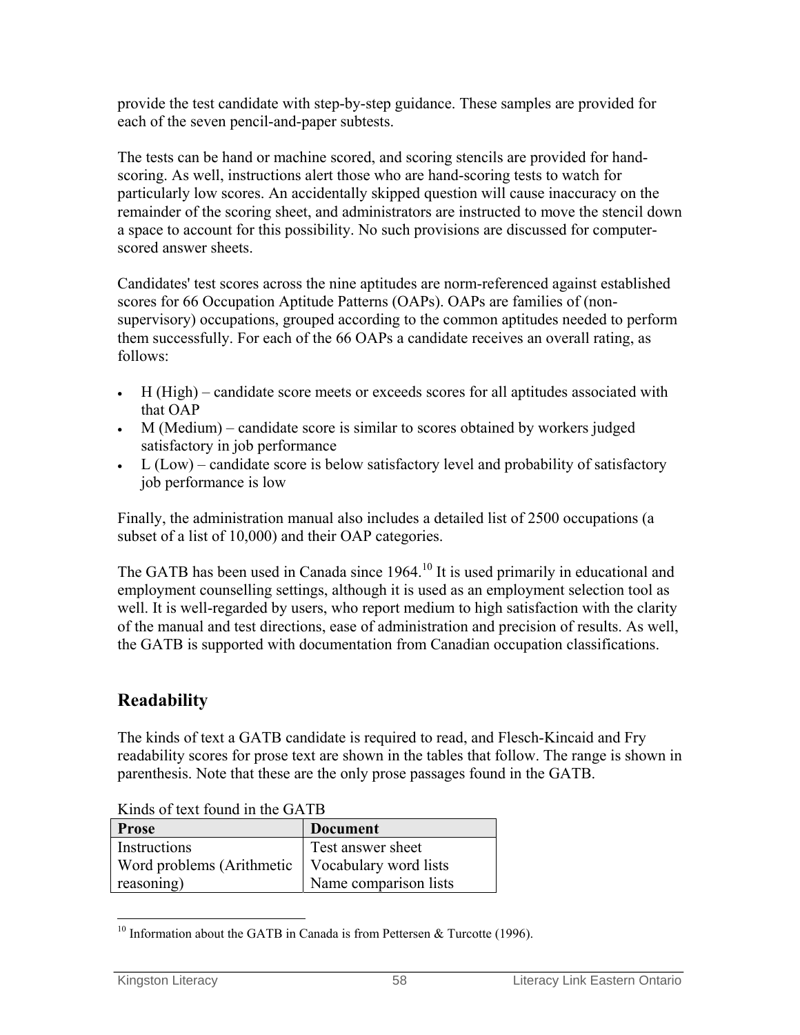provide the test candidate with step-by-step guidance. These samples are provided for each of the seven pencil-and-paper subtests.

The tests can be hand or machine scored, and scoring stencils are provided for hand-scoring. As well, instructions alert those who are hand-scoring tests to watch for particularly low scores. An accidentally skipped question will cause inaccuracy on the remainder of the scoring sheet, and administrators are instructed to move the stencil down a space to account for this possibility. No such provisions are discussed for computer-scored answer sheets.

Candidates' test scores across the nine aptitudes are norm-referenced against established scores for 66 Occupation Aptitude Patterns (OAPs). OAPs are families of (non-supervisory) occupations, grouped according to the common aptitudes needed to perform them successfully. For each of the 66 OAPs a candidate receives an overall rating, as follows:

- H (High) – candidate score meets or exceeds scores for all aptitudes associated with that OAP
- M (Medium) – candidate score is similar to scores obtained by workers judged satisfactory in job performance
- L (Low) – candidate score is below satisfactory level and probability of satisfactory job performance is low

Finally, the administration manual also includes a detailed list of 2500 occupations (a subset of a list of 10,000) and their OAP categories.

The GATB has been used in Canada since 1964.[10] It is used primarily in educational and employment counselling settings, although it is used as an employment selection tool as well. It is well-regarded by users, who report medium to high satisfaction with the clarity of the manual and test directions, ease of administration and precision of results. As well, the GATB is supported with documentation from Canadian occupation classifications.

## Readability

The kinds of text a GATB candidate is required to read, and Flesch-Kincaid and Fry readability scores for prose text are shown in the tables that follow. The range is shown in parenthesis. Note that these are the only prose passages found in the GATB.

Kinds of text found in the GATB

| Prose | Document |
|---|---|
| Instructions<br>Word problems (Arithmetic reasoning) | Test answer sheet<br>Vocabulary word lists<br>Name comparison lists |

[10] Information about the GATB in Canada is from Pettersen & Turcotte (1996).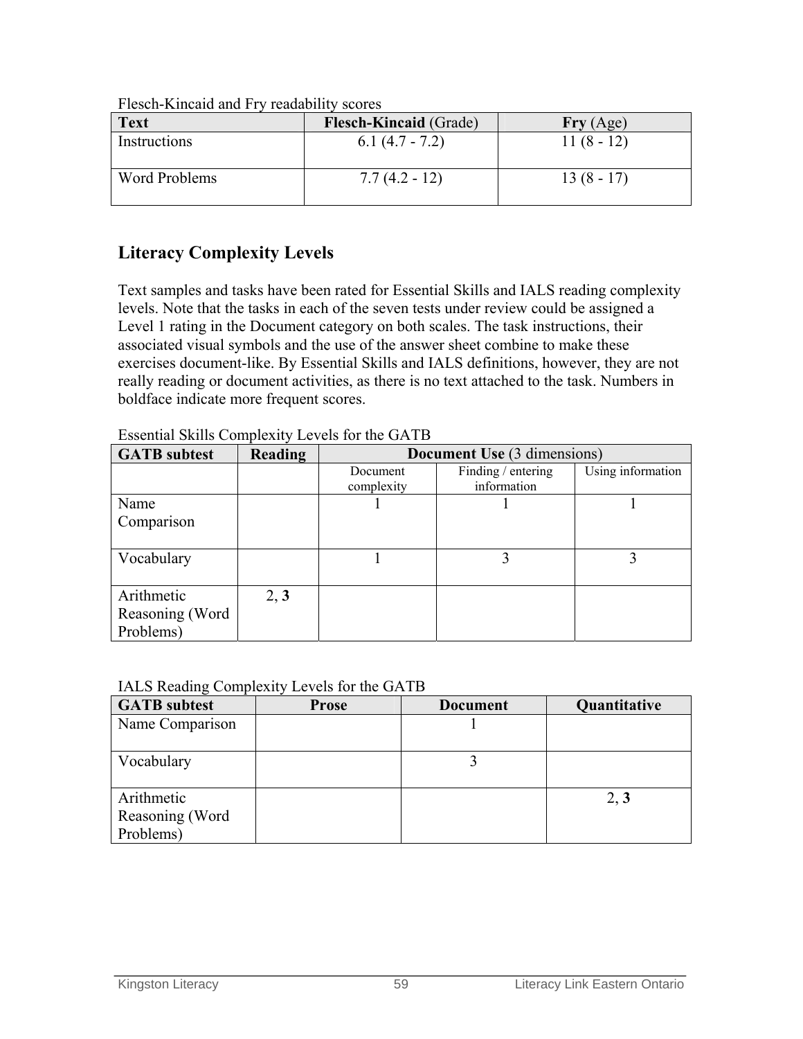Flesch-Kincaid and Fry readability scores

| Text | **Flesch-Kincaid** (Grade) | **Fry** (Age) |
|---|---|---|
| Instructions | 6.1 (4.7 - 7.2) | 11 (8 - 12) |
| Word Problems | 7.7 (4.2 - 12) | 13 (8 - 17) |

## Literacy Complexity Levels

Text samples and tasks have been rated for Essential Skills and IALS reading complexity levels. Note that the tasks in each of the seven tests under review could be assigned a Level 1 rating in the Document category on both scales. The task instructions, their associated visual symbols and the use of the answer sheet combine to make these exercises document-like. By Essential Skills and IALS definitions, however, they are not really reading or document activities, as there is no text attached to the task. Numbers in boldface indicate more frequent scores.

Essential Skills Complexity Levels for the GATB

| GATB subtest | Reading | **Document Use** (3 dimensions) | | |
|---|---|---|---|---|
| | | Document complexity | Finding / entering information | Using information |
| Name Comparison | | 1 | 1 | 1 |
| Vocabulary | | 1 | 3 | 3 |
| Arithmetic Reasoning (Word Problems) | 2, **3** | | | |

IALS Reading Complexity Levels for the GATB

| GATB subtest | Prose | Document | Quantitative |
|---|---|---|---|
| Name Comparison | | 1 | |
| Vocabulary | | 3 | |
| Arithmetic Reasoning (Word Problems) | | | 2, **3** |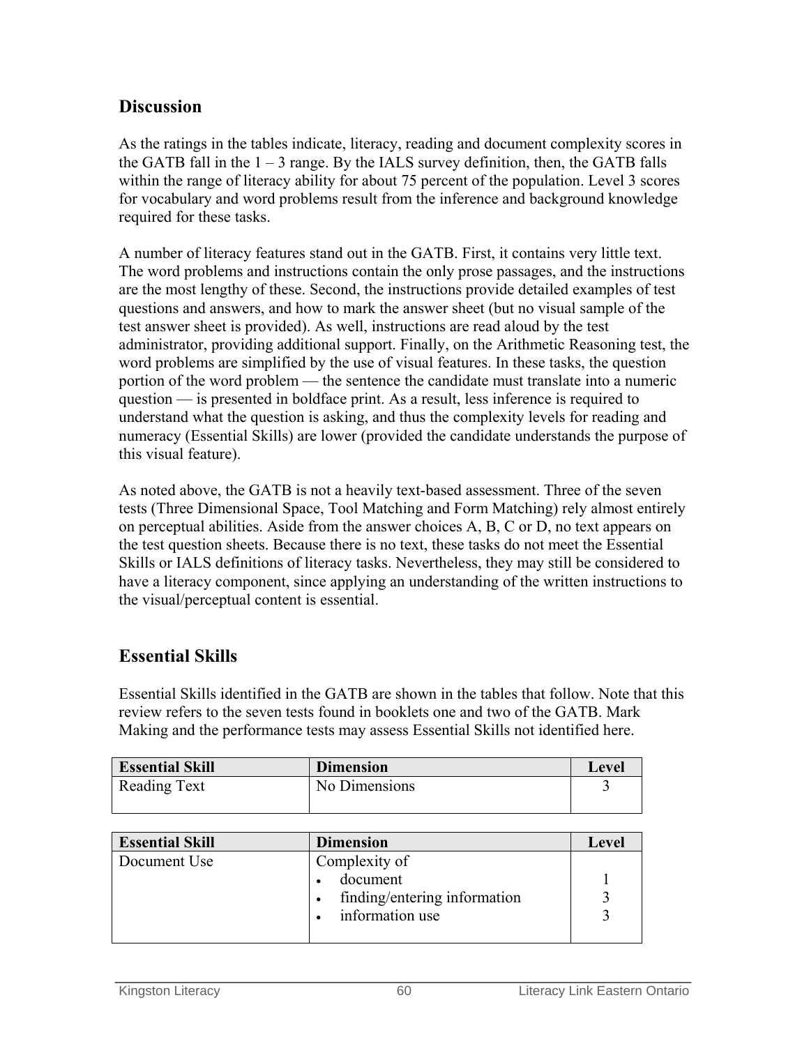## Discussion

As the ratings in the tables indicate, literacy, reading and document complexity scores in the GATB fall in the 1 – 3 range. By the IALS survey definition, then, the GATB falls within the range of literacy ability for about 75 percent of the population. Level 3 scores for vocabulary and word problems result from the inference and background knowledge required for these tasks.

A number of literacy features stand out in the GATB. First, it contains very little text. The word problems and instructions contain the only prose passages, and the instructions are the most lengthy of these. Second, the instructions provide detailed examples of test questions and answers, and how to mark the answer sheet (but no visual sample of the test answer sheet is provided). As well, instructions are read aloud by the test administrator, providing additional support. Finally, on the Arithmetic Reasoning test, the word problems are simplified by the use of visual features. In these tasks, the question portion of the word problem — the sentence the candidate must translate into a numeric question — is presented in boldface print. As a result, less inference is required to understand what the question is asking, and thus the complexity levels for reading and numeracy (Essential Skills) are lower (provided the candidate understands the purpose of this visual feature).

As noted above, the GATB is not a heavily text-based assessment. Three of the seven tests (Three Dimensional Space, Tool Matching and Form Matching) rely almost entirely on perceptual abilities. Aside from the answer choices A, B, C or D, no text appears on the test question sheets. Because there is no text, these tasks do not meet the Essential Skills or IALS definitions of literacy tasks. Nevertheless, they may still be considered to have a literacy component, since applying an understanding of the written instructions to the visual/perceptual content is essential.

## Essential Skills

Essential Skills identified in the GATB are shown in the tables that follow. Note that this review refers to the seven tests found in booklets one and two of the GATB. Mark Making and the performance tests may assess Essential Skills not identified here.

| **Essential Skill** | **Dimension** | **Level** |
|---|---|---|
| Reading Text | No Dimensions | 3 |

| **Essential Skill** | **Dimension** | **Level** |
|---|---|---|
| Document Use | Complexity of<br>• document<br>• finding/entering information<br>• information use | <br>1<br>3<br>3 |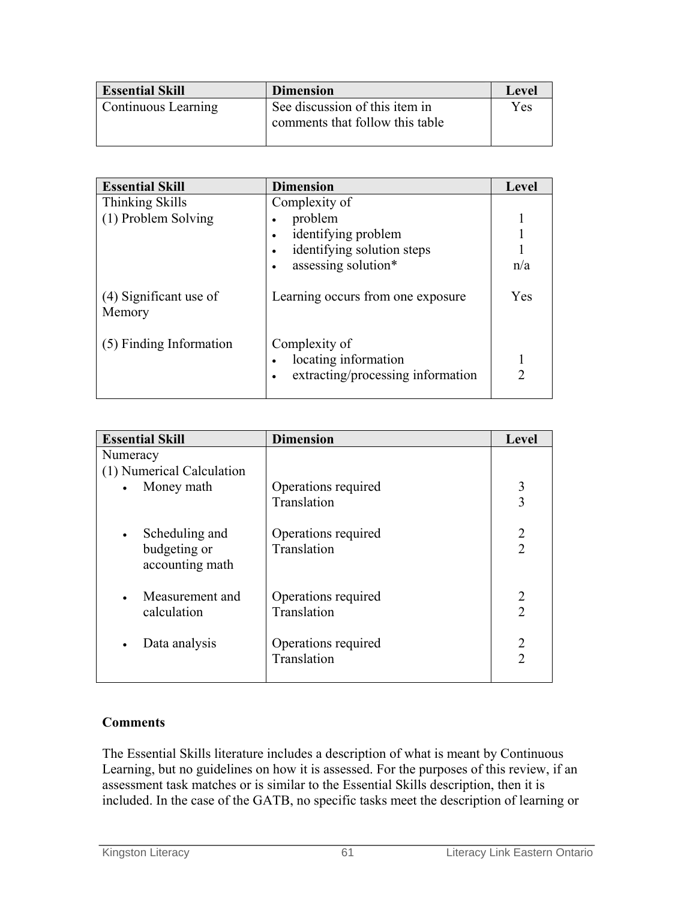| Essential Skill | Dimension | Level |
|---|---|---|
| Continuous Learning | See discussion of this item in comments that follow this table | Yes |

| Essential Skill | Dimension | Level |
|---|---|---|
| Thinking Skills | Complexity of | |
| (1) Problem Solving | • problem | 1 |
| | • identifying problem | 1 |
| | • identifying solution steps | 1 |
| | • assessing solution* | n/a |
| (4) Significant use of Memory | Learning occurs from one exposure | Yes |
| (5) Finding Information | Complexity of | |
| | • locating information | 1 |
| | • extracting/processing information | 2 |

| Essential Skill | Dimension | Level |
|---|---|---|
| Numeracy | | |
| (1) Numerical Calculation | | |
| • Money math | Operations required | 3 |
| | Translation | 3 |
| • Scheduling and budgeting or accounting math | Operations required | 2 |
| | Translation | 2 |
| • Measurement and calculation | Operations required | 2 |
| | Translation | 2 |
| • Data analysis | Operations required | 2 |
| | Translation | 2 |

**Comments**

The Essential Skills literature includes a description of what is meant by Continuous Learning, but no guidelines on how it is assessed. For the purposes of this review, if an assessment task matches or is similar to the Essential Skills description, then it is included. In the case of the GATB, no specific tasks meet the description of learning or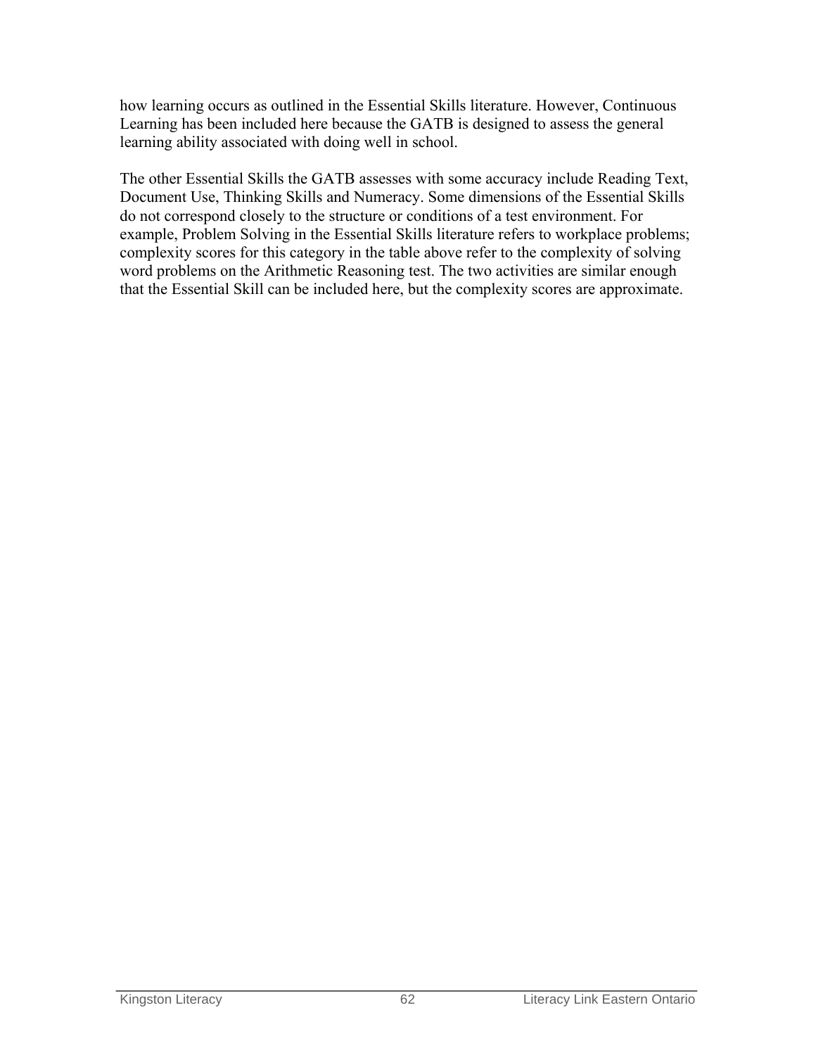how learning occurs as outlined in the Essential Skills literature. However, Continuous Learning has been included here because the GATB is designed to assess the general learning ability associated with doing well in school.

The other Essential Skills the GATB assesses with some accuracy include Reading Text, Document Use, Thinking Skills and Numeracy. Some dimensions of the Essential Skills do not correspond closely to the structure or conditions of a test environment. For example, Problem Solving in the Essential Skills literature refers to workplace problems; complexity scores for this category in the table above refer to the complexity of solving word problems on the Arithmetic Reasoning test. The two activities are similar enough that the Essential Skill can be included here, but the complexity scores are approximate.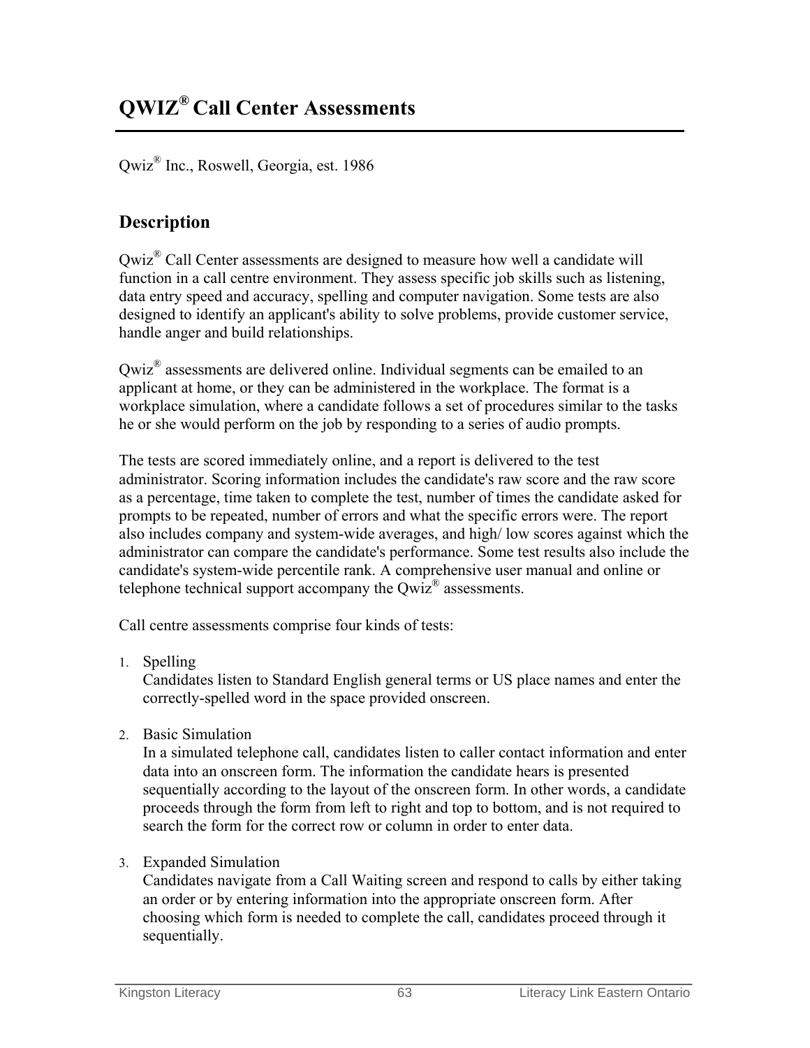# QWIZ® Call Center Assessments

Qwiz® Inc., Roswell, Georgia, est. 1986

## Description

Qwiz® Call Center assessments are designed to measure how well a candidate will function in a call centre environment. They assess specific job skills such as listening, data entry speed and accuracy, spelling and computer navigation. Some tests are also designed to identify an applicant's ability to solve problems, provide customer service, handle anger and build relationships.

Qwiz® assessments are delivered online. Individual segments can be emailed to an applicant at home, or they can be administered in the workplace. The format is a workplace simulation, where a candidate follows a set of procedures similar to the tasks he or she would perform on the job by responding to a series of audio prompts.

The tests are scored immediately online, and a report is delivered to the test administrator. Scoring information includes the candidate's raw score and the raw score as a percentage, time taken to complete the test, number of times the candidate asked for prompts to be repeated, number of errors and what the specific errors were. The report also includes company and system-wide averages, and high/ low scores against which the administrator can compare the candidate's performance. Some test results also include the candidate's system-wide percentile rank. A comprehensive user manual and online or telephone technical support accompany the Qwiz® assessments.

Call centre assessments comprise four kinds of tests:

1. Spelling
   Candidates listen to Standard English general terms or US place names and enter the correctly-spelled word in the space provided onscreen.

2. Basic Simulation
   In a simulated telephone call, candidates listen to caller contact information and enter data into an onscreen form. The information the candidate hears is presented sequentially according to the layout of the onscreen form. In other words, a candidate proceeds through the form from left to right and top to bottom, and is not required to search the form for the correct row or column in order to enter data.

3. Expanded Simulation
   Candidates navigate from a Call Waiting screen and respond to calls by either taking an order or by entering information into the appropriate onscreen form. After choosing which form is needed to complete the call, candidates proceed through it sequentially.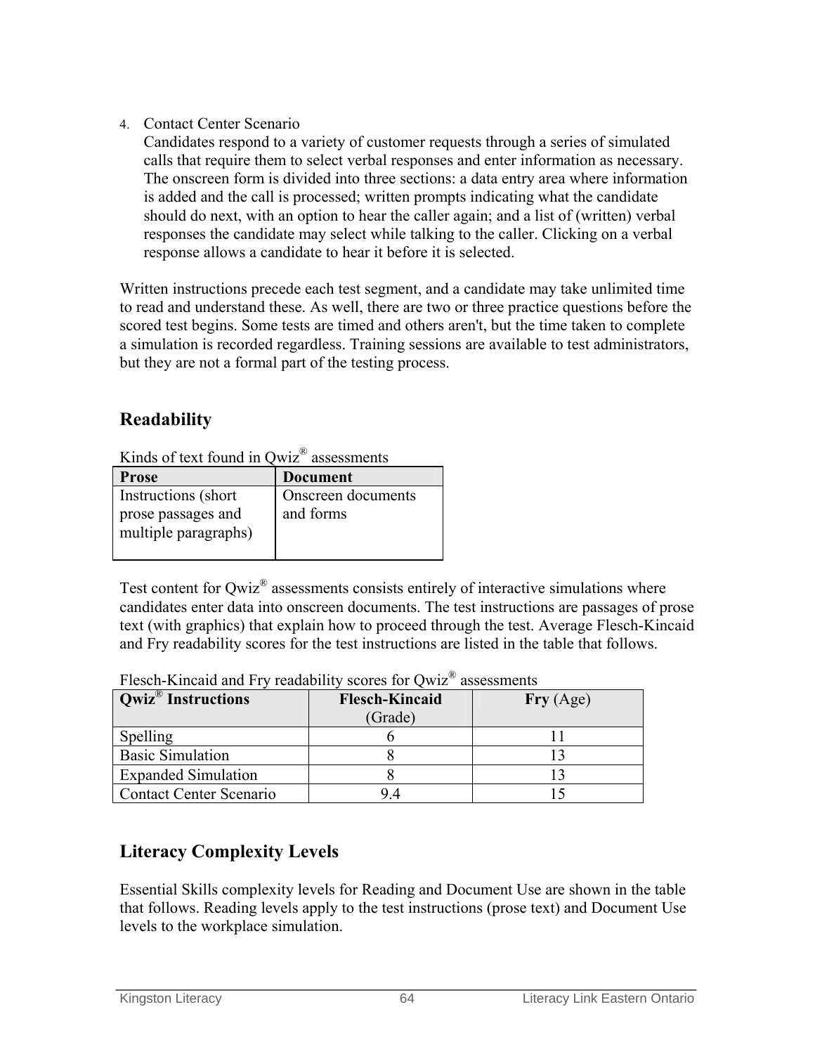4. Contact Center Scenario
   Candidates respond to a variety of customer requests through a series of simulated calls that require them to select verbal responses and enter information as necessary. The onscreen form is divided into three sections: a data entry area where information is added and the call is processed; written prompts indicating what the candidate should do next, with an option to hear the caller again; and a list of (written) verbal responses the candidate may select while talking to the caller. Clicking on a verbal response allows a candidate to hear it before it is selected.

Written instructions precede each test segment, and a candidate may take unlimited time to read and understand these. As well, there are two or three practice questions before the scored test begins. Some tests are timed and others aren't, but the time taken to complete a simulation is recorded regardless. Training sessions are available to test administrators, but they are not a formal part of the testing process.

## Readability

Kinds of text found in Qwiz® assessments

| **Prose** | **Document** |
|---|---|
| Instructions (short prose passages and multiple paragraphs) | Onscreen documents and forms |

Test content for Qwiz® assessments consists entirely of interactive simulations where candidates enter data into onscreen documents. The test instructions are passages of prose text (with graphics) that explain how to proceed through the test. Average Flesch-Kincaid and Fry readability scores for the test instructions are listed in the table that follows.

Flesch-Kincaid and Fry readability scores for Qwiz® assessments

| **Qwiz® Instructions** | **Flesch-Kincaid** (Grade) | **Fry** (Age) |
|---|---|---|
| Spelling | 6 | 11 |
| Basic Simulation | 8 | 13 |
| Expanded Simulation | 8 | 13 |
| Contact Center Scenario | 9.4 | 15 |

## Literacy Complexity Levels

Essential Skills complexity levels for Reading and Document Use are shown in the table that follows. Reading levels apply to the test instructions (prose text) and Document Use levels to the workplace simulation.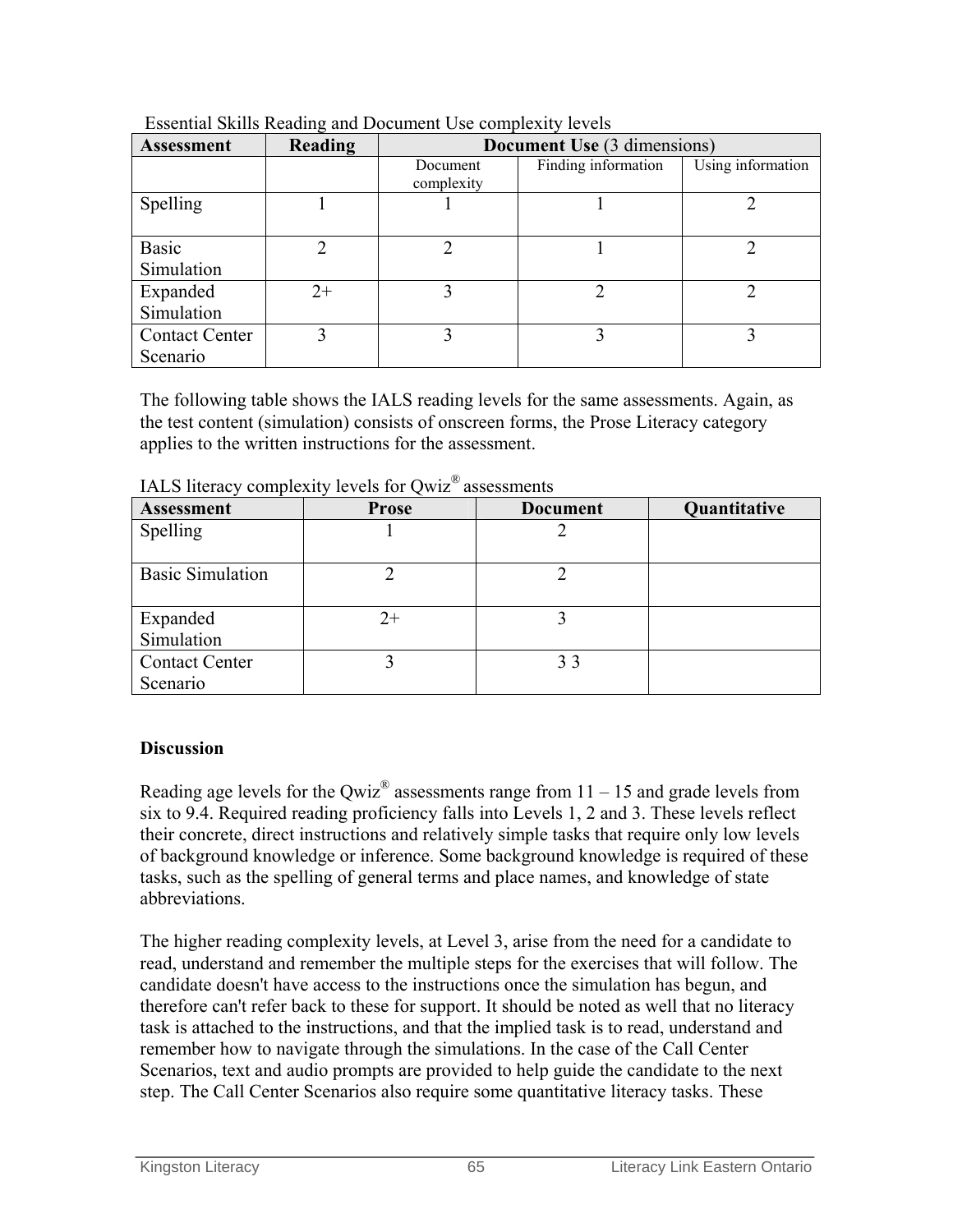Essential Skills Reading and Document Use complexity levels

| Assessment | Reading | Document Use (3 dimensions) | | |
|---|---|---|---|---|
| | | Document complexity | Finding information | Using information |
| Spelling | 1 | 1 | 1 | 2 |
| Basic Simulation | 2 | 2 | 1 | 2 |
| Expanded Simulation | 2+ | 3 | 2 | 2 |
| Contact Center Scenario | 3 | 3 | 3 | 3 |

The following table shows the IALS reading levels for the same assessments. Again, as the test content (simulation) consists of onscreen forms, the Prose Literacy category applies to the written instructions for the assessment.

IALS literacy complexity levels for Qwiz® assessments

| Assessment | Prose | Document | Quantitative |
|---|---|---|---|
| Spelling | 1 | 2 | |
| Basic Simulation | 2 | 2 | |
| Expanded Simulation | 2+ | 3 | |
| Contact Center Scenario | 3 | 3 3 | |

**Discussion**

Reading age levels for the Qwiz® assessments range from 11 – 15 and grade levels from six to 9.4. Required reading proficiency falls into Levels 1, 2 and 3. These levels reflect their concrete, direct instructions and relatively simple tasks that require only low levels of background knowledge or inference. Some background knowledge is required of these tasks, such as the spelling of general terms and place names, and knowledge of state abbreviations.

The higher reading complexity levels, at Level 3, arise from the need for a candidate to read, understand and remember the multiple steps for the exercises that will follow. The candidate doesn't have access to the instructions once the simulation has begun, and therefore can't refer back to these for support. It should be noted as well that no literacy task is attached to the instructions, and that the implied task is to read, understand and remember how to navigate through the simulations. In the case of the Call Center Scenarios, text and audio prompts are provided to help guide the candidate to the next step. The Call Center Scenarios also require some quantitative literacy tasks. These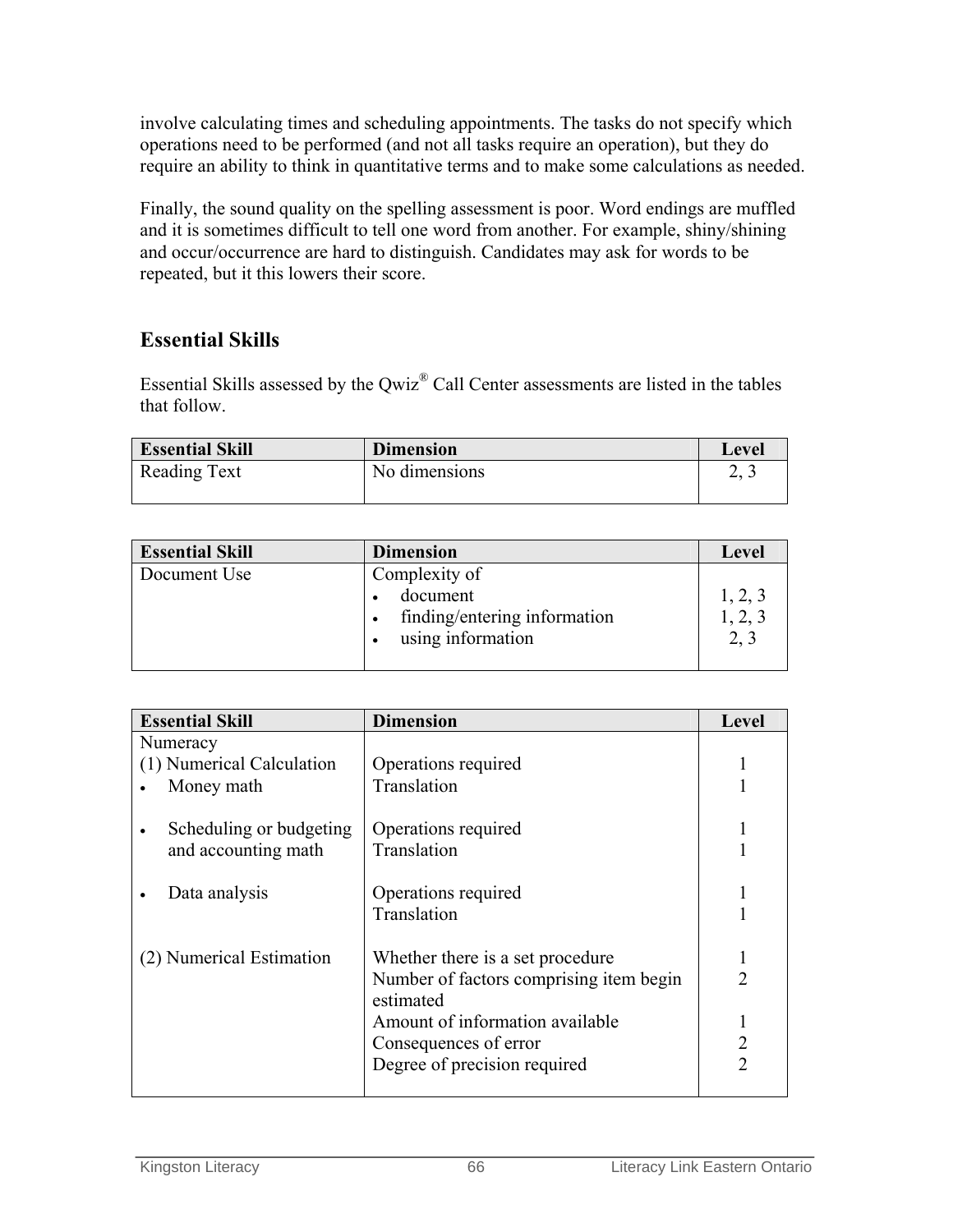involve calculating times and scheduling appointments. The tasks do not specify which operations need to be performed (and not all tasks require an operation), but they do require an ability to think in quantitative terms and to make some calculations as needed.

Finally, the sound quality on the spelling assessment is poor. Word endings are muffled and it is sometimes difficult to tell one word from another. For example, shiny/shining and occur/occurrence are hard to distinguish. Candidates may ask for words to be repeated, but it this lowers their score.

## Essential Skills

Essential Skills assessed by the Qwiz® Call Center assessments are listed in the tables that follow.

| Essential Skill | Dimension | Level |
|---|---|---|
| Reading Text | No dimensions | 2, 3 |

| Essential Skill | Dimension | Level |
|---|---|---|
| Document Use | Complexity of<br>• document<br>• finding/entering information<br>• using information | <br>1, 2, 3<br>1, 2, 3<br>2, 3 |

| Essential Skill | Dimension | Level |
|---|---|---|
| Numeracy<br>(1) Numerical Calculation<br>• Money math | <br>Operations required<br>Translation | <br>1<br>1 |
| • Scheduling or budgeting and accounting math | Operations required<br>Translation | 1<br>1 |
| • Data analysis | Operations required<br>Translation | 1<br>1 |
| (2) Numerical Estimation | Whether there is a set procedure<br>Number of factors comprising item begin estimated<br>Amount of information available<br>Consequences of error<br>Degree of precision required | 1<br>2<br><br>1<br>2<br>2 |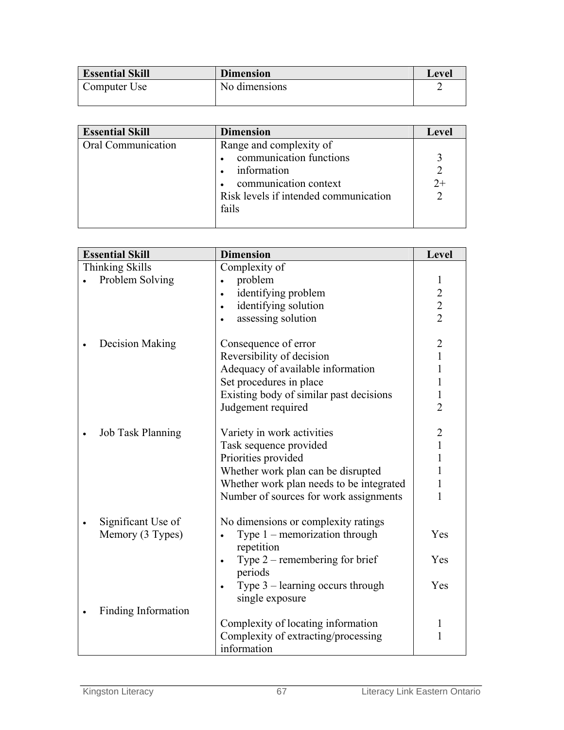| Essential Skill | Dimension | Level |
| --- | --- | --- |
| Computer Use | No dimensions | 2 |

| Essential Skill | Dimension | Level |
| --- | --- | --- |
| Oral Communication | Range and complexity of | |
| | • communication functions | 3 |
| | • information | 2 |
| | • communication context | 2+ |
| | Risk levels if intended communication fails | 2 |

| Essential Skill | Dimension | Level |
| --- | --- | --- |
| Thinking Skills | Complexity of | |
| • Problem Solving | • problem | 1 |
| | • identifying problem | 2 |
| | • identifying solution | 2 |
| | • assessing solution | 2 |
| • Decision Making | Consequence of error | 2 |
| | Reversibility of decision | 1 |
| | Adequacy of available information | 1 |
| | Set procedures in place | 1 |
| | Existing body of similar past decisions | 1 |
| | Judgement required | 2 |
| • Job Task Planning | Variety in work activities | 2 |
| | Task sequence provided | 1 |
| | Priorities provided | 1 |
| | Whether work plan can be disrupted | 1 |
| | Whether work plan needs to be integrated | 1 |
| | Number of sources for work assignments | 1 |
| • Significant Use of Memory (3 Types) | No dimensions or complexity ratings | |
| | • Type 1 – memorization through repetition | Yes |
| | • Type 2 – remembering for brief periods | Yes |
| | • Type 3 – learning occurs through single exposure | Yes |
| • Finding Information | Complexity of locating information | 1 |
| | Complexity of extracting/processing information | 1 |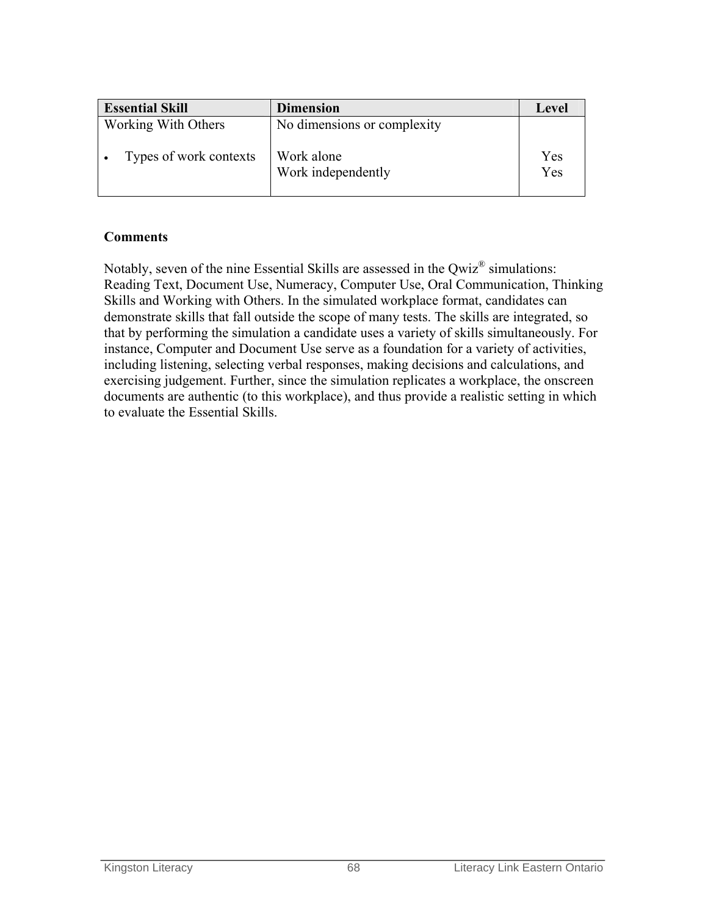| Essential Skill | Dimension | Level |
|---|---|---|
| Working With Others | No dimensions or complexity | |
| • Types of work contexts | Work alone<br>Work independently | Yes<br>Yes |

**Comments**

Notably, seven of the nine Essential Skills are assessed in the Qwiz® simulations: Reading Text, Document Use, Numeracy, Computer Use, Oral Communication, Thinking Skills and Working with Others. In the simulated workplace format, candidates can demonstrate skills that fall outside the scope of many tests. The skills are integrated, so that by performing the simulation a candidate uses a variety of skills simultaneously. For instance, Computer and Document Use serve as a foundation for a variety of activities, including listening, selecting verbal responses, making decisions and calculations, and exercising judgement. Further, since the simulation replicates a workplace, the onscreen documents are authentic (to this workplace), and thus provide a realistic setting in which to evaluate the Essential Skills.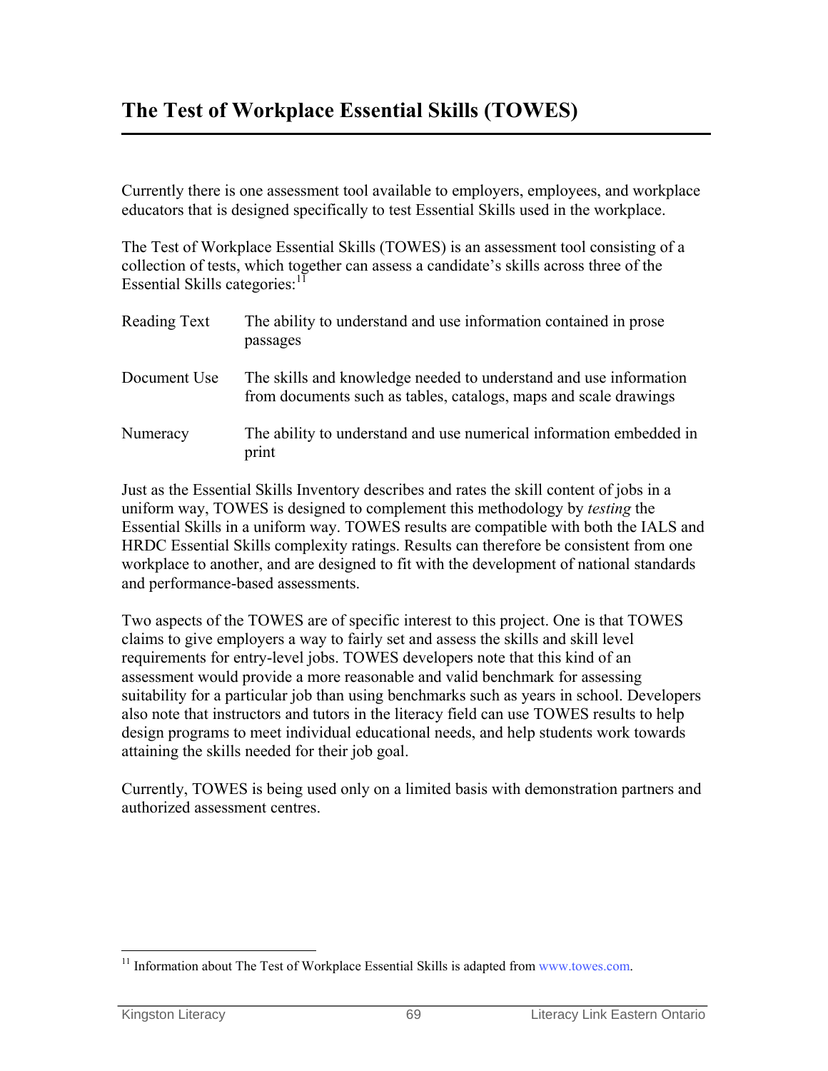# The Test of Workplace Essential Skills (TOWES)

Currently there is one assessment tool available to employers, employees, and workplace educators that is designed specifically to test Essential Skills used in the workplace.

The Test of Workplace Essential Skills (TOWES) is an assessment tool consisting of a collection of tests, which together can assess a candidate's skills across three of the Essential Skills categories:[11]

| | |
|---|---|
| Reading Text | The ability to understand and use information contained in prose passages |
| Document Use | The skills and knowledge needed to understand and use information from documents such as tables, catalogs, maps and scale drawings |
| Numeracy | The ability to understand and use numerical information embedded in print |

Just as the Essential Skills Inventory describes and rates the skill content of jobs in a uniform way, TOWES is designed to complement this methodology by *testing* the Essential Skills in a uniform way. TOWES results are compatible with both the IALS and HRDC Essential Skills complexity ratings. Results can therefore be consistent from one workplace to another, and are designed to fit with the development of national standards and performance-based assessments.

Two aspects of the TOWES are of specific interest to this project. One is that TOWES claims to give employers a way to fairly set and assess the skills and skill level requirements for entry-level jobs. TOWES developers note that this kind of an assessment would provide a more reasonable and valid benchmark for assessing suitability for a particular job than using benchmarks such as years in school. Developers also note that instructors and tutors in the literacy field can use TOWES results to help design programs to meet individual educational needs, and help students work towards attaining the skills needed for their job goal.

Currently, TOWES is being used only on a limited basis with demonstration partners and authorized assessment centres.

[11] Information about The Test of Workplace Essential Skills is adapted from www.towes.com.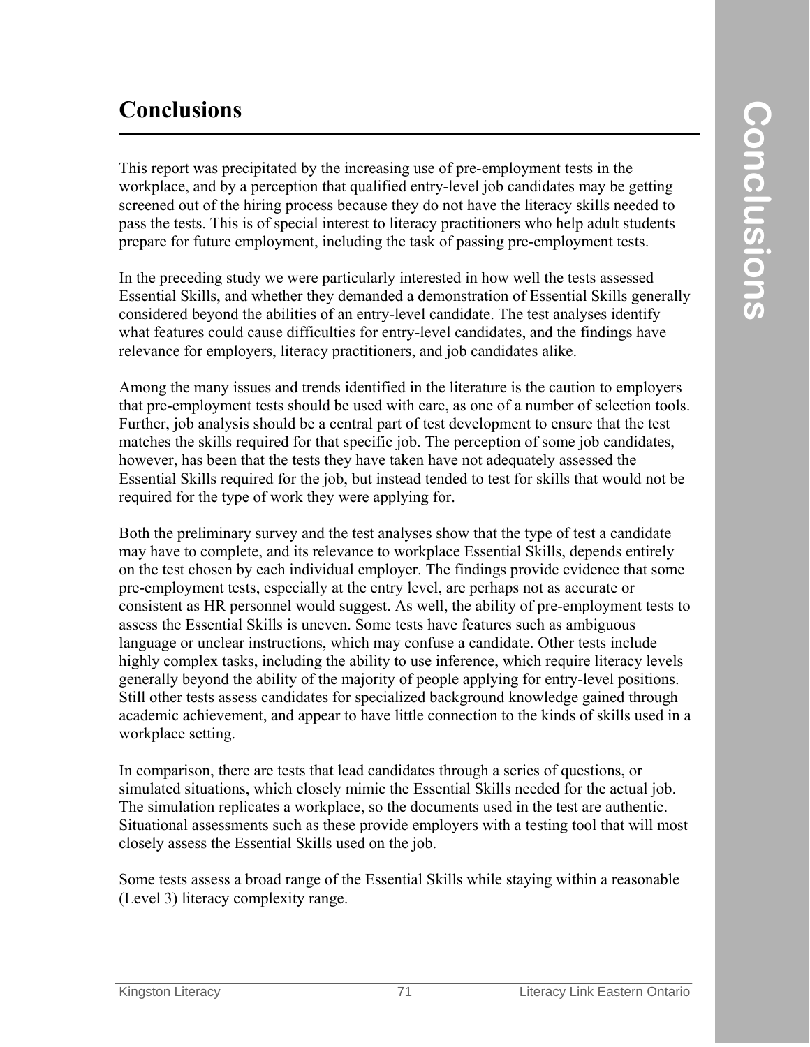# Conclusions

This report was precipitated by the increasing use of pre-employment tests in the workplace, and by a perception that qualified entry-level job candidates may be getting screened out of the hiring process because they do not have the literacy skills needed to pass the tests. This is of special interest to literacy practitioners who help adult students prepare for future employment, including the task of passing pre-employment tests.

In the preceding study we were particularly interested in how well the tests assessed Essential Skills, and whether they demanded a demonstration of Essential Skills generally considered beyond the abilities of an entry-level candidate. The test analyses identify what features could cause difficulties for entry-level candidates, and the findings have relevance for employers, literacy practitioners, and job candidates alike.

Among the many issues and trends identified in the literature is the caution to employers that pre-employment tests should be used with care, as one of a number of selection tools. Further, job analysis should be a central part of test development to ensure that the test matches the skills required for that specific job. The perception of some job candidates, however, has been that the tests they have taken have not adequately assessed the Essential Skills required for the job, but instead tended to test for skills that would not be required for the type of work they were applying for.

Both the preliminary survey and the test analyses show that the type of test a candidate may have to complete, and its relevance to workplace Essential Skills, depends entirely on the test chosen by each individual employer. The findings provide evidence that some pre-employment tests, especially at the entry level, are perhaps not as accurate or consistent as HR personnel would suggest. As well, the ability of pre-employment tests to assess the Essential Skills is uneven. Some tests have features such as ambiguous language or unclear instructions, which may confuse a candidate. Other tests include highly complex tasks, including the ability to use inference, which require literacy levels generally beyond the ability of the majority of people applying for entry-level positions. Still other tests assess candidates for specialized background knowledge gained through academic achievement, and appear to have little connection to the kinds of skills used in a workplace setting.

In comparison, there are tests that lead candidates through a series of questions, or simulated situations, which closely mimic the Essential Skills needed for the actual job. The simulation replicates a workplace, so the documents used in the test are authentic. Situational assessments such as these provide employers with a testing tool that will most closely assess the Essential Skills used on the job.

Some tests assess a broad range of the Essential Skills while staying within a reasonable (Level 3) literacy complexity range.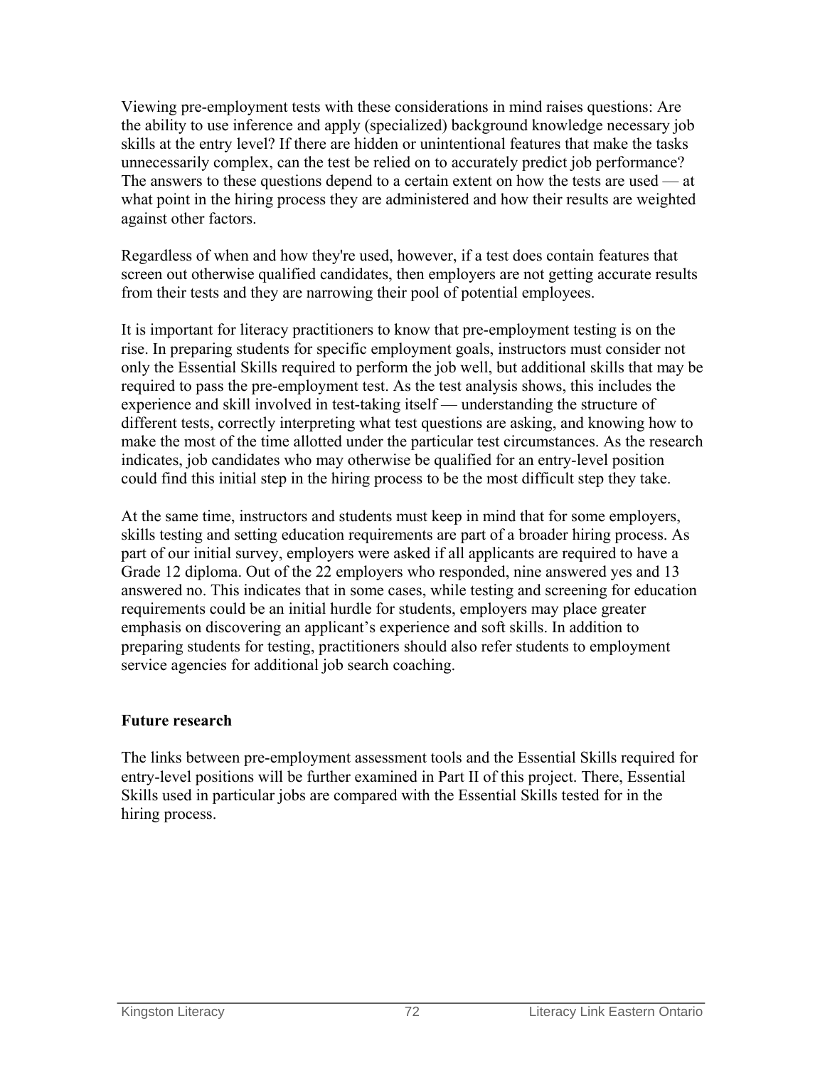Viewing pre-employment tests with these considerations in mind raises questions: Are the ability to use inference and apply (specialized) background knowledge necessary job skills at the entry level? If there are hidden or unintentional features that make the tasks unnecessarily complex, can the test be relied on to accurately predict job performance? The answers to these questions depend to a certain extent on how the tests are used — at what point in the hiring process they are administered and how their results are weighted against other factors.

Regardless of when and how they're used, however, if a test does contain features that screen out otherwise qualified candidates, then employers are not getting accurate results from their tests and they are narrowing their pool of potential employees.

It is important for literacy practitioners to know that pre-employment testing is on the rise. In preparing students for specific employment goals, instructors must consider not only the Essential Skills required to perform the job well, but additional skills that may be required to pass the pre-employment test. As the test analysis shows, this includes the experience and skill involved in test-taking itself — understanding the structure of different tests, correctly interpreting what test questions are asking, and knowing how to make the most of the time allotted under the particular test circumstances. As the research indicates, job candidates who may otherwise be qualified for an entry-level position could find this initial step in the hiring process to be the most difficult step they take.

At the same time, instructors and students must keep in mind that for some employers, skills testing and setting education requirements are part of a broader hiring process. As part of our initial survey, employers were asked if all applicants are required to have a Grade 12 diploma. Out of the 22 employers who responded, nine answered yes and 13 answered no. This indicates that in some cases, while testing and screening for education requirements could be an initial hurdle for students, employers may place greater emphasis on discovering an applicant's experience and soft skills. In addition to preparing students for testing, practitioners should also refer students to employment service agencies for additional job search coaching.

**Future research**

The links between pre-employment assessment tools and the Essential Skills required for entry-level positions will be further examined in Part II of this project. There, Essential Skills used in particular jobs are compared with the Essential Skills tested for in the hiring process.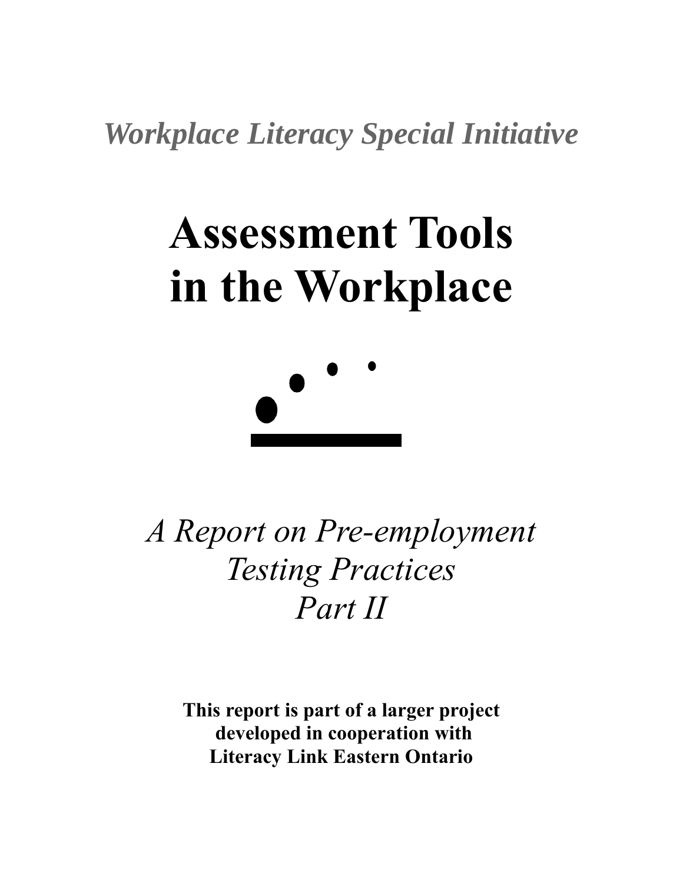*Workplace Literacy Special Initiative*

# Assessment Tools in the Workplace

*A Report on Pre-employment Testing Practices Part II*

**This report is part of a larger project developed in cooperation with Literacy Link Eastern Ontario**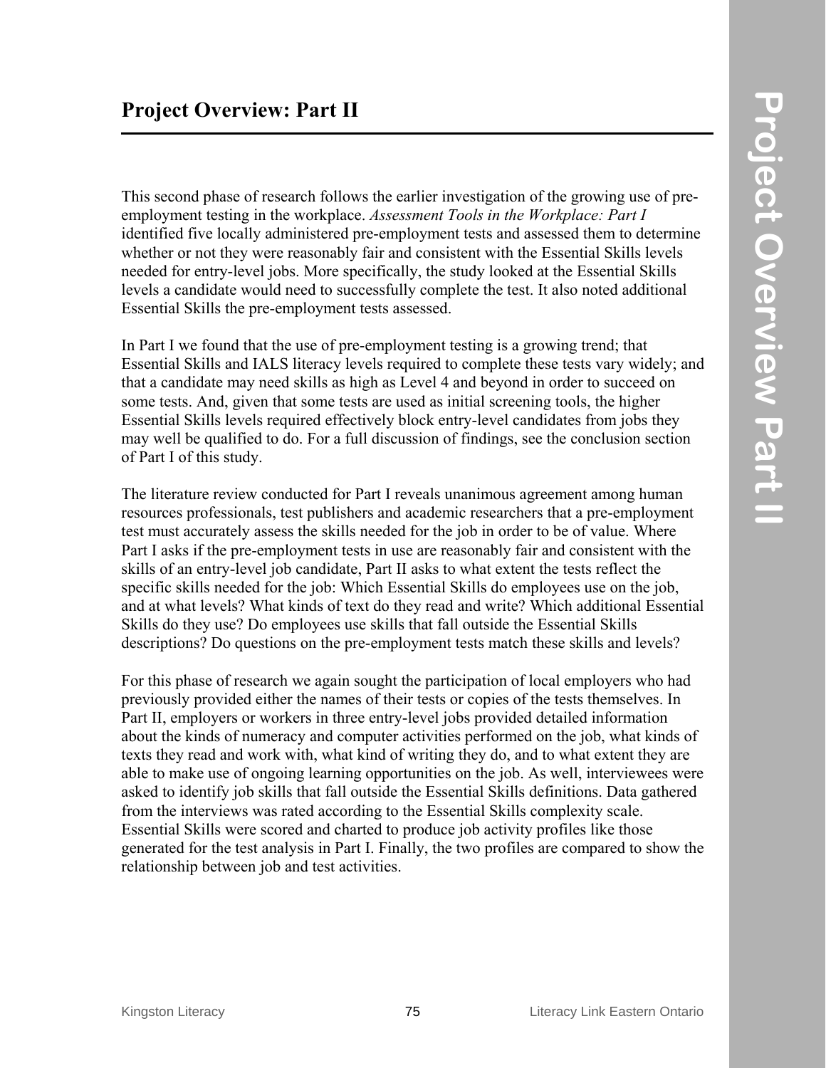## Project Overview: Part II

This second phase of research follows the earlier investigation of the growing use of pre-employment testing in the workplace. *Assessment Tools in the Workplace: Part I* identified five locally administered pre-employment tests and assessed them to determine whether or not they were reasonably fair and consistent with the Essential Skills levels needed for entry-level jobs. More specifically, the study looked at the Essential Skills levels a candidate would need to successfully complete the test. It also noted additional Essential Skills the pre-employment tests assessed.

In Part I we found that the use of pre-employment testing is a growing trend; that Essential Skills and IALS literacy levels required to complete these tests vary widely; and that a candidate may need skills as high as Level 4 and beyond in order to succeed on some tests. And, given that some tests are used as initial screening tools, the higher Essential Skills levels required effectively block entry-level candidates from jobs they may well be qualified to do. For a full discussion of findings, see the conclusion section of Part I of this study.

The literature review conducted for Part I reveals unanimous agreement among human resources professionals, test publishers and academic researchers that a pre-employment test must accurately assess the skills needed for the job in order to be of value. Where Part I asks if the pre-employment tests in use are reasonably fair and consistent with the skills of an entry-level job candidate, Part II asks to what extent the tests reflect the specific skills needed for the job: Which Essential Skills do employees use on the job, and at what levels? What kinds of text do they read and write? Which additional Essential Skills do they use? Do employees use skills that fall outside the Essential Skills descriptions? Do questions on the pre-employment tests match these skills and levels?

For this phase of research we again sought the participation of local employers who had previously provided either the names of their tests or copies of the tests themselves. In Part II, employers or workers in three entry-level jobs provided detailed information about the kinds of numeracy and computer activities performed on the job, what kinds of texts they read and work with, what kind of writing they do, and to what extent they are able to make use of ongoing learning opportunities on the job. As well, interviewees were asked to identify job skills that fall outside the Essential Skills definitions. Data gathered from the interviews was rated according to the Essential Skills complexity scale. Essential Skills were scored and charted to produce job activity profiles like those generated for the test analysis in Part I. Finally, the two profiles are compared to show the relationship between job and test activities.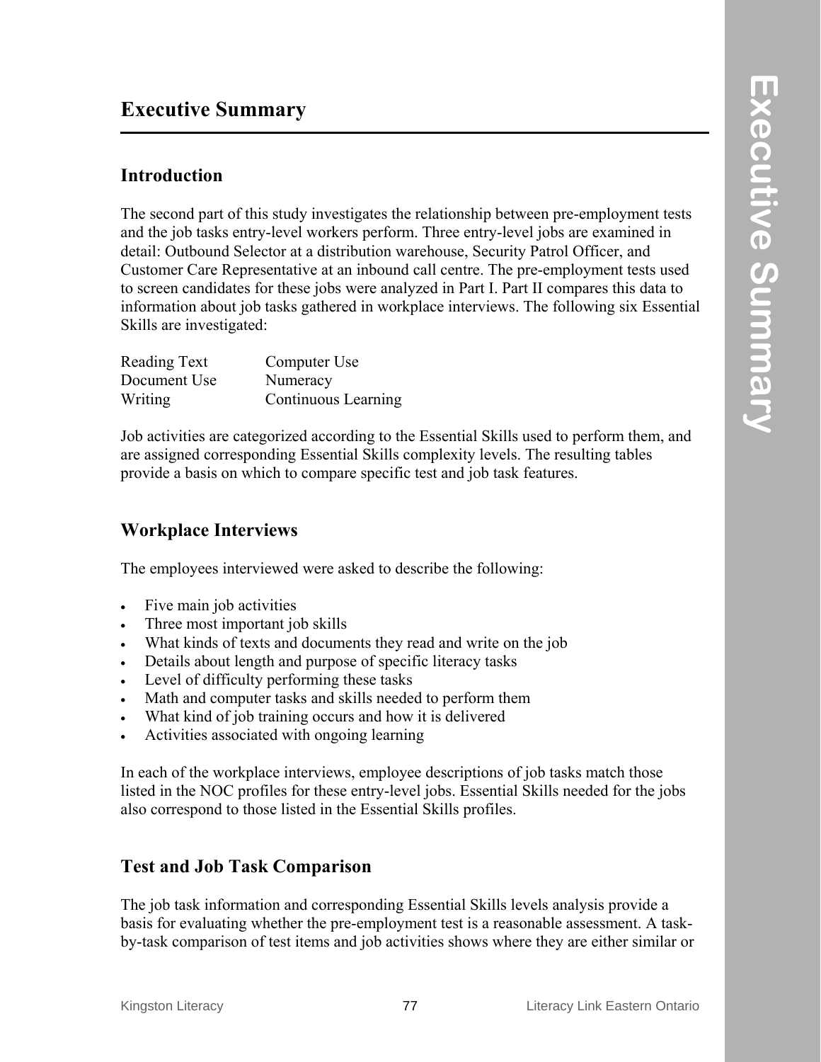## Executive Summary

### Introduction

The second part of this study investigates the relationship between pre-employment tests and the job tasks entry-level workers perform. Three entry-level jobs are examined in detail: Outbound Selector at a distribution warehouse, Security Patrol Officer, and Customer Care Representative at an inbound call centre. The pre-employment tests used to screen candidates for these jobs were analyzed in Part I. Part II compares this data to information about job tasks gathered in workplace interviews. The following six Essential Skills are investigated:

| | |
|---|---|
| Reading Text | Computer Use |
| Document Use | Numeracy |
| Writing | Continuous Learning |

Job activities are categorized according to the Essential Skills used to perform them, and are assigned corresponding Essential Skills complexity levels. The resulting tables provide a basis on which to compare specific test and job task features.

### Workplace Interviews

The employees interviewed were asked to describe the following:

- Five main job activities
- Three most important job skills
- What kinds of texts and documents they read and write on the job
- Details about length and purpose of specific literacy tasks
- Level of difficulty performing these tasks
- Math and computer tasks and skills needed to perform them
- What kind of job training occurs and how it is delivered
- Activities associated with ongoing learning

In each of the workplace interviews, employee descriptions of job tasks match those listed in the NOC profiles for these entry-level jobs. Essential Skills needed for the jobs also correspond to those listed in the Essential Skills profiles.

### Test and Job Task Comparison

The job task information and corresponding Essential Skills levels analysis provide a basis for evaluating whether the pre-employment test is a reasonable assessment. A task-by-task comparison of test items and job activities shows where they are either similar or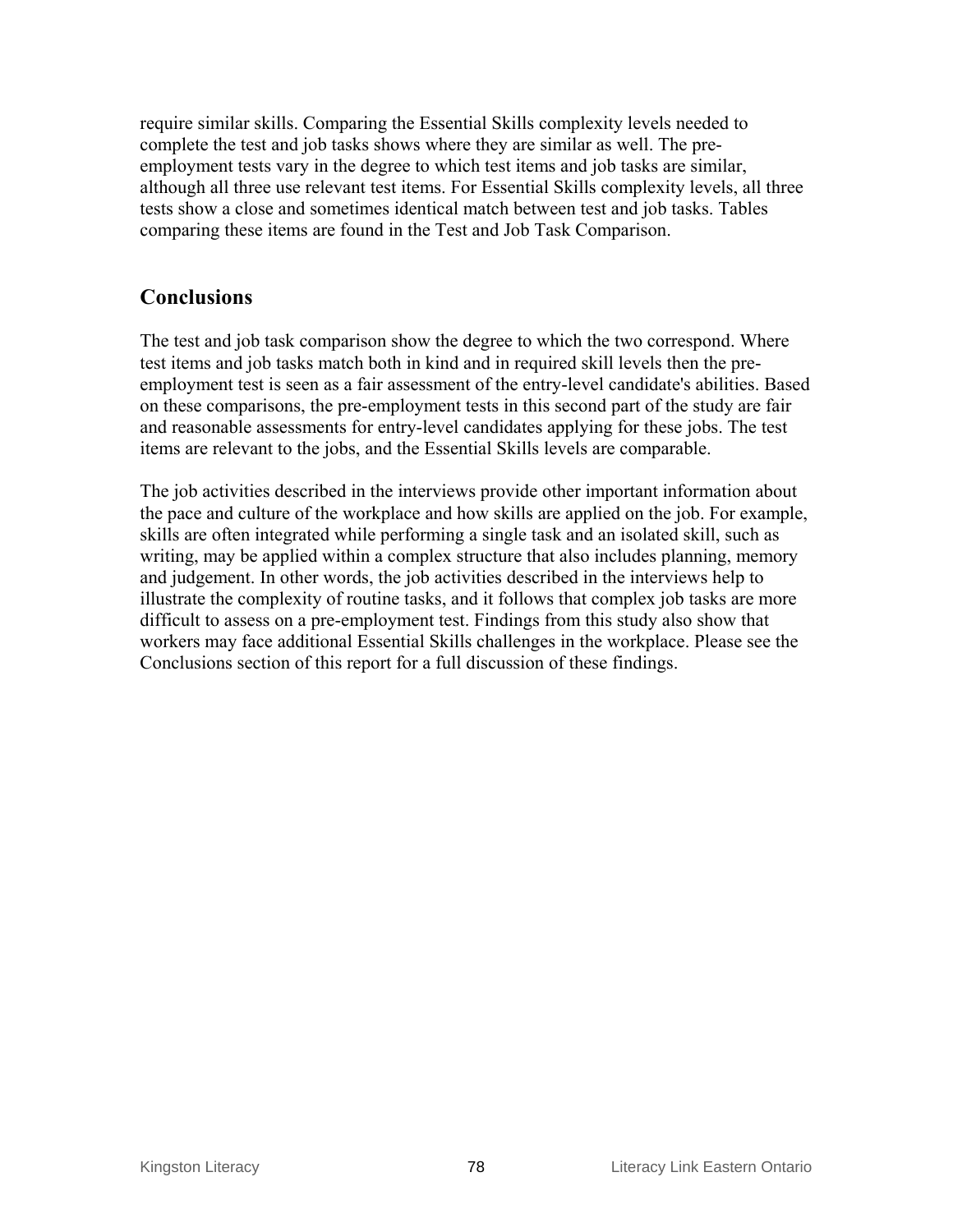require similar skills. Comparing the Essential Skills complexity levels needed to complete the test and job tasks shows where they are similar as well. The pre-employment tests vary in the degree to which test items and job tasks are similar, although all three use relevant test items. For Essential Skills complexity levels, all three tests show a close and sometimes identical match between test and job tasks. Tables comparing these items are found in the Test and Job Task Comparison.

## Conclusions

The test and job task comparison show the degree to which the two correspond. Where test items and job tasks match both in kind and in required skill levels then the pre-employment test is seen as a fair assessment of the entry-level candidate's abilities. Based on these comparisons, the pre-employment tests in this second part of the study are fair and reasonable assessments for entry-level candidates applying for these jobs. The test items are relevant to the jobs, and the Essential Skills levels are comparable.

The job activities described in the interviews provide other important information about the pace and culture of the workplace and how skills are applied on the job. For example, skills are often integrated while performing a single task and an isolated skill, such as writing, may be applied within a complex structure that also includes planning, memory and judgement. In other words, the job activities described in the interviews help to illustrate the complexity of routine tasks, and it follows that complex job tasks are more difficult to assess on a pre-employment test. Findings from this study also show that workers may face additional Essential Skills challenges in the workplace. Please see the Conclusions section of this report for a full discussion of these findings.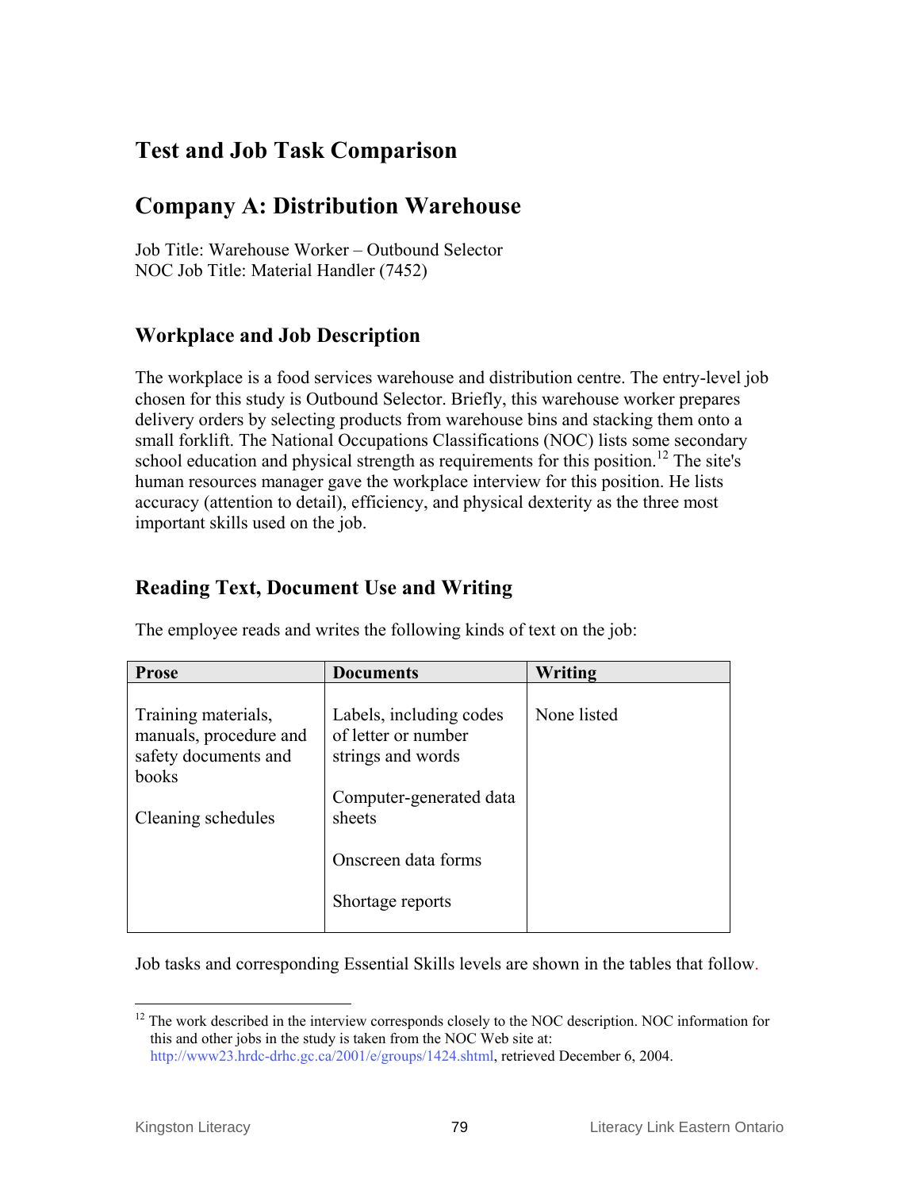## Test and Job Task Comparison

## Company A: Distribution Warehouse

Job Title: Warehouse Worker – Outbound Selector
NOC Job Title: Material Handler (7452)

### Workplace and Job Description

The workplace is a food services warehouse and distribution centre. The entry-level job chosen for this study is Outbound Selector. Briefly, this warehouse worker prepares delivery orders by selecting products from warehouse bins and stacking them onto a small forklift. The National Occupations Classifications (NOC) lists some secondary school education and physical strength as requirements for this position.[12] The site's human resources manager gave the workplace interview for this position. He lists accuracy (attention to detail), efficiency, and physical dexterity as the three most important skills used on the job.

### Reading Text, Document Use and Writing

The employee reads and writes the following kinds of text on the job:

| Prose | Documents | Writing |
|---|---|---|
| Training materials, manuals, procedure and safety documents and books<br><br>Cleaning schedules | Labels, including codes of letter or number strings and words<br><br>Computer-generated data sheets<br><br>Onscreen data forms<br><br>Shortage reports | None listed |

Job tasks and corresponding Essential Skills levels are shown in the tables that follow.

[12] The work described in the interview corresponds closely to the NOC description. NOC information for this and other jobs in the study is taken from the NOC Web site at: http://www23.hrdc-drhc.gc.ca/2001/e/groups/1424.shtml, retrieved December 6, 2004.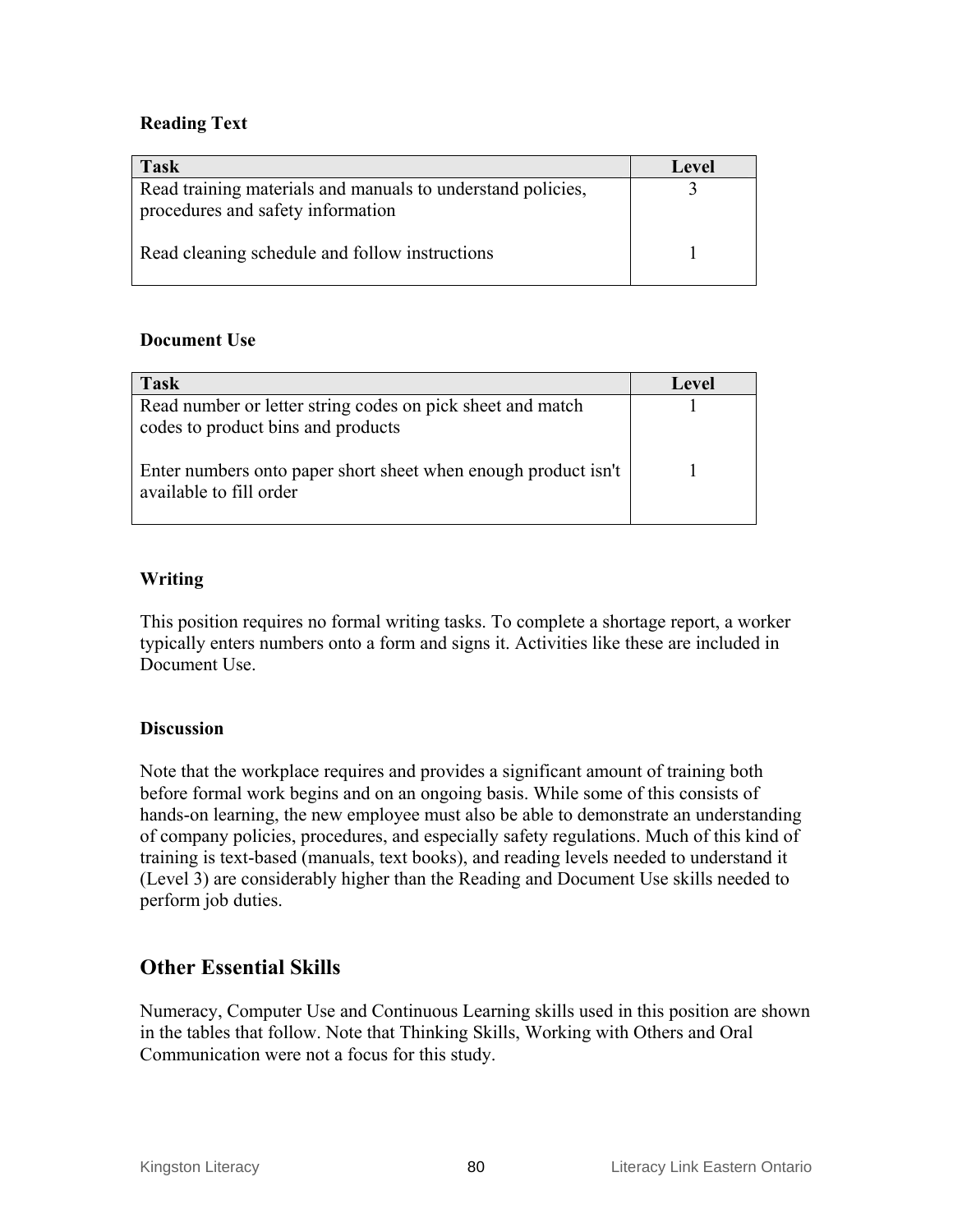### Reading Text

| Task | Level |
| --- | --- |
| Read training materials and manuals to understand policies, procedures and safety information | 3 |
| Read cleaning schedule and follow instructions | 1 |

### Document Use

| Task | Level |
| --- | --- |
| Read number or letter string codes on pick sheet and match codes to product bins and products | 1 |
| Enter numbers onto paper short sheet when enough product isn't available to fill order | 1 |

### Writing

This position requires no formal writing tasks. To complete a shortage report, a worker typically enters numbers onto a form and signs it. Activities like these are included in Document Use.

### Discussion

Note that the workplace requires and provides a significant amount of training both before formal work begins and on an ongoing basis. While some of this consists of hands-on learning, the new employee must also be able to demonstrate an understanding of company policies, procedures, and especially safety regulations. Much of this kind of training is text-based (manuals, text books), and reading levels needed to understand it (Level 3) are considerably higher than the Reading and Document Use skills needed to perform job duties.

## Other Essential Skills

Numeracy, Computer Use and Continuous Learning skills used in this position are shown in the tables that follow. Note that Thinking Skills, Working with Others and Oral Communication were not a focus for this study.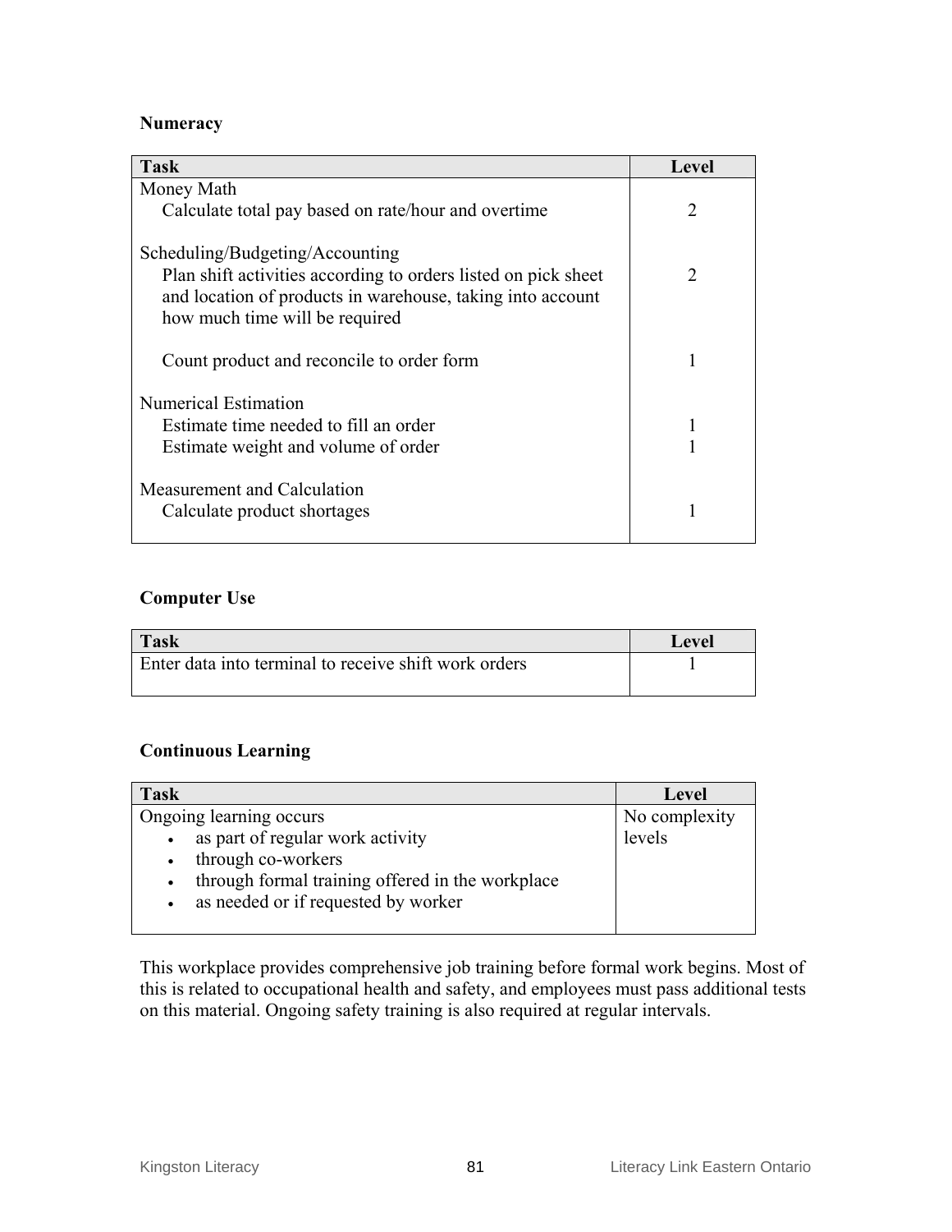**Numeracy**

| Task | Level |
|---|---|
| Money Math | |
| Calculate total pay based on rate/hour and overtime | 2 |
| Scheduling/Budgeting/Accounting | |
| Plan shift activities according to orders listed on pick sheet and location of products in warehouse, taking into account how much time will be required | 2 |
| Count product and reconcile to order form | 1 |
| Numerical Estimation | |
| Estimate time needed to fill an order | 1 |
| Estimate weight and volume of order | 1 |
| Measurement and Calculation | |
| Calculate product shortages | 1 |

**Computer Use**

| Task | Level |
|---|---|
| Enter data into terminal to receive shift work orders | 1 |

**Continuous Learning**

| Task | Level |
|---|---|
| Ongoing learning occurs<br>• as part of regular work activity<br>• through co-workers<br>• through formal training offered in the workplace<br>• as needed or if requested by worker | No complexity levels |

This workplace provides comprehensive job training before formal work begins. Most of this is related to occupational health and safety, and employees must pass additional tests on this material. Ongoing safety training is also required at regular intervals.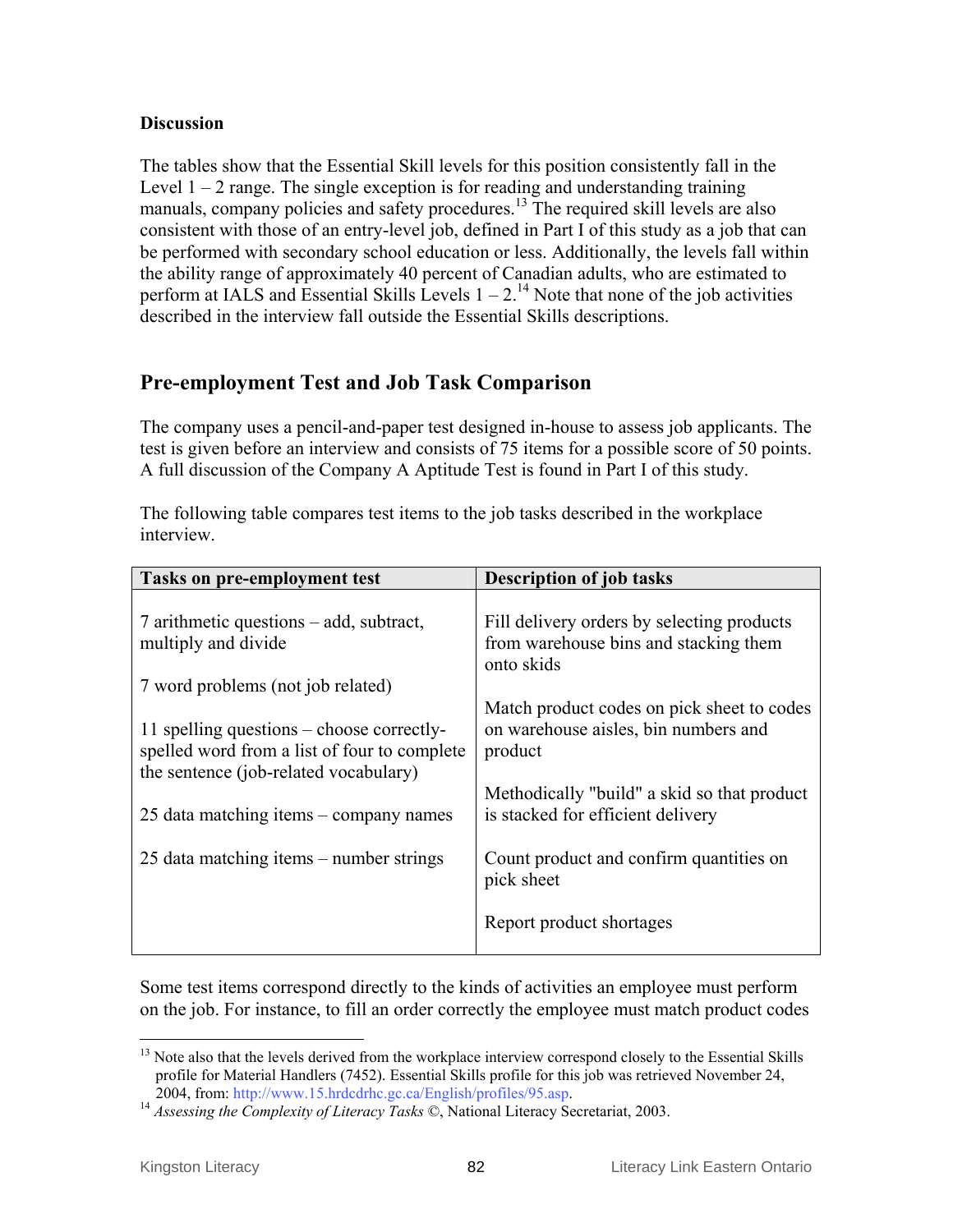**Discussion**

The tables show that the Essential Skill levels for this position consistently fall in the Level 1 – 2 range. The single exception is for reading and understanding training manuals, company policies and safety procedures.[13] The required skill levels are also consistent with those of an entry-level job, defined in Part I of this study as a job that can be performed with secondary school education or less. Additionally, the levels fall within the ability range of approximately 40 percent of Canadian adults, who are estimated to perform at IALS and Essential Skills Levels 1 – 2.[14] Note that none of the job activities described in the interview fall outside the Essential Skills descriptions.

## Pre-employment Test and Job Task Comparison

The company uses a pencil-and-paper test designed in-house to assess job applicants. The test is given before an interview and consists of 75 items for a possible score of 50 points. A full discussion of the Company A Aptitude Test is found in Part I of this study.

The following table compares test items to the job tasks described in the workplace interview.

| Tasks on pre-employment test | Description of job tasks |
|---|---|
| 7 arithmetic questions – add, subtract, multiply and divide<br><br>7 word problems (not job related)<br><br>11 spelling questions – choose correctly-spelled word from a list of four to complete the sentence (job-related vocabulary)<br><br>25 data matching items – company names<br><br>25 data matching items – number strings | Fill delivery orders by selecting products from warehouse bins and stacking them onto skids<br><br>Match product codes on pick sheet to codes on warehouse aisles, bin numbers and product<br><br>Methodically "build" a skid so that product is stacked for efficient delivery<br><br>Count product and confirm quantities on pick sheet<br><br>Report product shortages |

Some test items correspond directly to the kinds of activities an employee must perform on the job. For instance, to fill an order correctly the employee must match product codes

---

[13] Note also that the levels derived from the workplace interview correspond closely to the Essential Skills profile for Material Handlers (7452). Essential Skills profile for this job was retrieved November 24, 2004, from: http://www.15.hrdcdrhc.gc.ca/English/profiles/95.asp.

[14] *Assessing the Complexity of Literacy Tasks* ©, National Literacy Secretariat, 2003.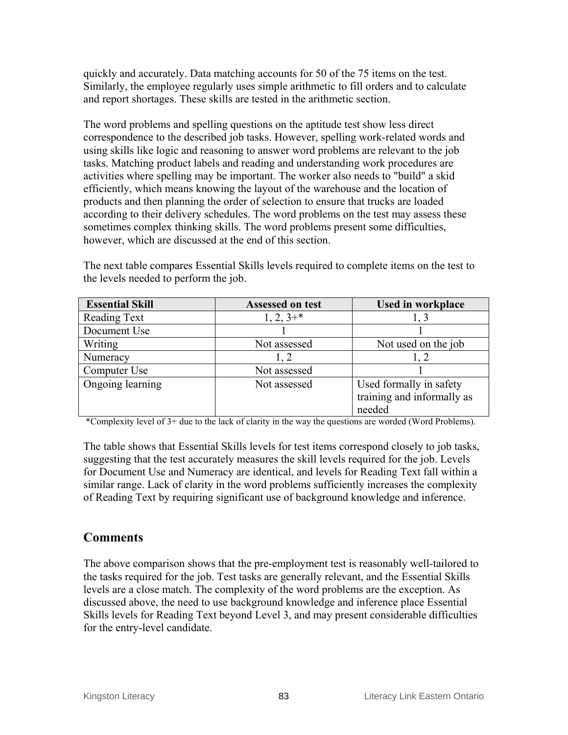quickly and accurately. Data matching accounts for 50 of the 75 items on the test. Similarly, the employee regularly uses simple arithmetic to fill orders and to calculate and report shortages. These skills are tested in the arithmetic section.

The word problems and spelling questions on the aptitude test show less direct correspondence to the described job tasks. However, spelling work-related words and using skills like logic and reasoning to answer word problems are relevant to the job tasks. Matching product labels and reading and understanding work procedures are activities where spelling may be important. The worker also needs to "build" a skid efficiently, which means knowing the layout of the warehouse and the location of products and then planning the order of selection to ensure that trucks are loaded according to their delivery schedules. The word problems on the test may assess these sometimes complex thinking skills. The word problems present some difficulties, however, which are discussed at the end of this section.

The next table compares Essential Skills levels required to complete items on the test to the levels needed to perform the job.

| Essential Skill | Assessed on test | Used in workplace |
|---|---|---|
| Reading Text | 1, 2, 3+* | 1, 3 |
| Document Use | 1 | 1 |
| Writing | Not assessed | Not used on the job |
| Numeracy | 1, 2 | 1, 2 |
| Computer Use | Not assessed | 1 |
| Ongoing learning | Not assessed | Used formally in safety training and informally as needed |

*Complexity level of 3+ due to the lack of clarity in the way the questions are worded (Word Problems).

The table shows that Essential Skills levels for test items correspond closely to job tasks, suggesting that the test accurately measures the skill levels required for the job. Levels for Document Use and Numeracy are identical, and levels for Reading Text fall within a similar range. Lack of clarity in the word problems sufficiently increases the complexity of Reading Text by requiring significant use of background knowledge and inference.

## Comments

The above comparison shows that the pre-employment test is reasonably well-tailored to the tasks required for the job. Test tasks are generally relevant, and the Essential Skills levels are a close match. The complexity of the word problems are the exception. As discussed above, the need to use background knowledge and inference place Essential Skills levels for Reading Text beyond Level 3, and may present considerable difficulties for the entry-level candidate.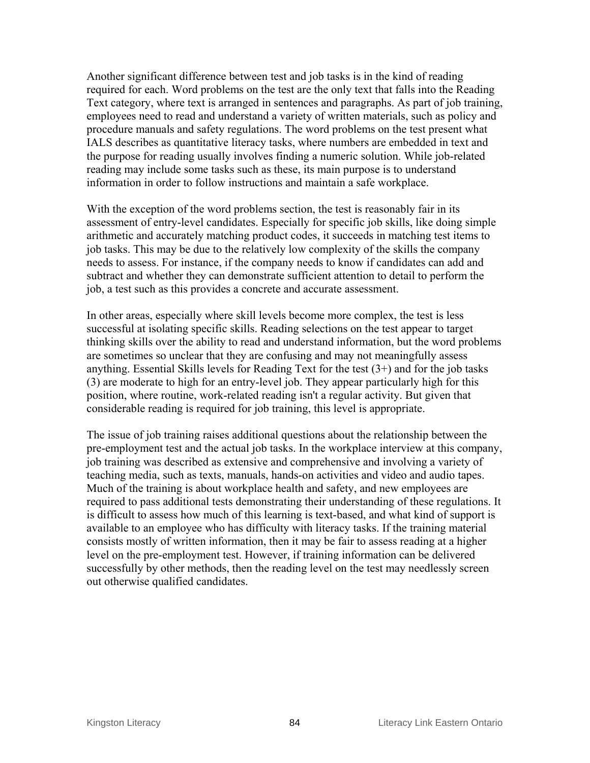Another significant difference between test and job tasks is in the kind of reading required for each. Word problems on the test are the only text that falls into the Reading Text category, where text is arranged in sentences and paragraphs. As part of job training, employees need to read and understand a variety of written materials, such as policy and procedure manuals and safety regulations. The word problems on the test present what IALS describes as quantitative literacy tasks, where numbers are embedded in text and the purpose for reading usually involves finding a numeric solution. While job-related reading may include some tasks such as these, its main purpose is to understand information in order to follow instructions and maintain a safe workplace.

With the exception of the word problems section, the test is reasonably fair in its assessment of entry-level candidates. Especially for specific job skills, like doing simple arithmetic and accurately matching product codes, it succeeds in matching test items to job tasks. This may be due to the relatively low complexity of the skills the company needs to assess. For instance, if the company needs to know if candidates can add and subtract and whether they can demonstrate sufficient attention to detail to perform the job, a test such as this provides a concrete and accurate assessment.

In other areas, especially where skill levels become more complex, the test is less successful at isolating specific skills. Reading selections on the test appear to target thinking skills over the ability to read and understand information, but the word problems are sometimes so unclear that they are confusing and may not meaningfully assess anything. Essential Skills levels for Reading Text for the test (3+) and for the job tasks (3) are moderate to high for an entry-level job. They appear particularly high for this position, where routine, work-related reading isn't a regular activity. But given that considerable reading is required for job training, this level is appropriate.

The issue of job training raises additional questions about the relationship between the pre-employment test and the actual job tasks. In the workplace interview at this company, job training was described as extensive and comprehensive and involving a variety of teaching media, such as texts, manuals, hands-on activities and video and audio tapes. Much of the training is about workplace health and safety, and new employees are required to pass additional tests demonstrating their understanding of these regulations. It is difficult to assess how much of this learning is text-based, and what kind of support is available to an employee who has difficulty with literacy tasks. If the training material consists mostly of written information, then it may be fair to assess reading at a higher level on the pre-employment test. However, if training information can be delivered successfully by other methods, then the reading level on the test may needlessly screen out otherwise qualified candidates.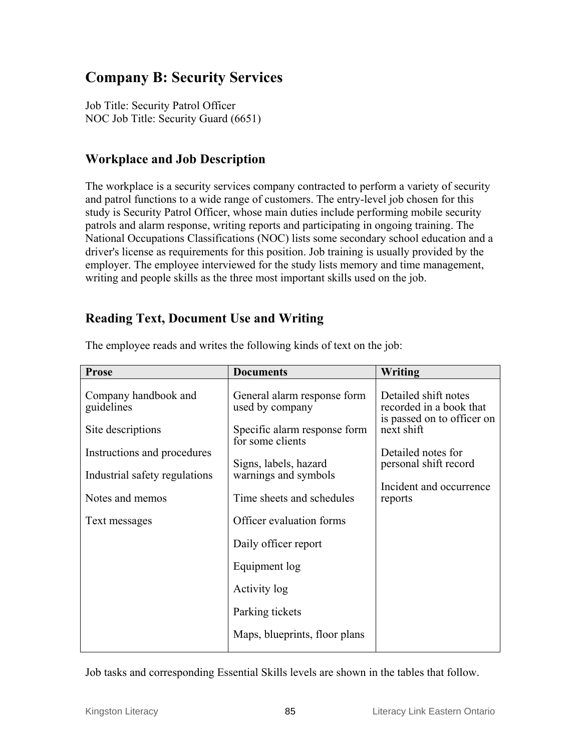## Company B: Security Services

Job Title: Security Patrol Officer
NOC Job Title: Security Guard (6651)

### Workplace and Job Description

The workplace is a security services company contracted to perform a variety of security and patrol functions to a wide range of customers. The entry-level job chosen for this study is Security Patrol Officer, whose main duties include performing mobile security patrols and alarm response, writing reports and participating in ongoing training. The National Occupations Classifications (NOC) lists some secondary school education and a driver's license as requirements for this position. Job training is usually provided by the employer. The employee interviewed for the study lists memory and time management, writing and people skills as the three most important skills used on the job.

### Reading Text, Document Use and Writing

The employee reads and writes the following kinds of text on the job:

| Prose | Documents | Writing |
|---|---|---|
| Company handbook and guidelines<br><br>Site descriptions<br><br>Instructions and procedures<br><br>Industrial safety regulations<br><br>Notes and memos<br><br>Text messages | General alarm response form used by company<br><br>Specific alarm response form for some clients<br><br>Signs, labels, hazard warnings and symbols<br><br>Time sheets and schedules<br><br>Officer evaluation forms<br><br>Daily officer report<br><br>Equipment log<br><br>Activity log<br><br>Parking tickets<br><br>Maps, blueprints, floor plans | Detailed shift notes recorded in a book that is passed on to officer on next shift<br><br>Detailed notes for personal shift record<br><br>Incident and occurrence reports |

Job tasks and corresponding Essential Skills levels are shown in the tables that follow.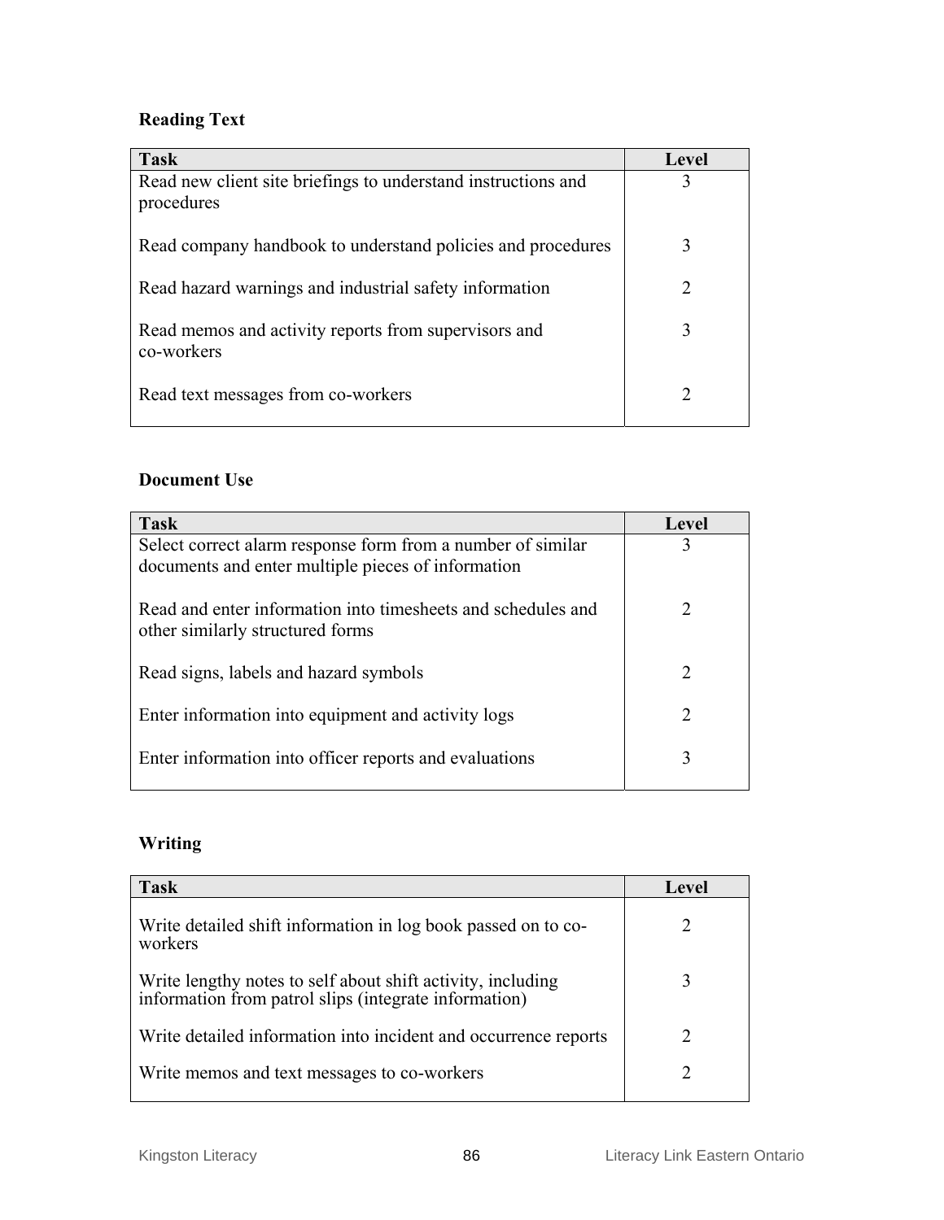### Reading Text

| Task | Level |
|---|---|
| Read new client site briefings to understand instructions and procedures | 3 |
| Read company handbook to understand policies and procedures | 3 |
| Read hazard warnings and industrial safety information | 2 |
| Read memos and activity reports from supervisors and co-workers | 3 |
| Read text messages from co-workers | 2 |

### Document Use

| Task | Level |
|---|---|
| Select correct alarm response form from a number of similar documents and enter multiple pieces of information | 3 |
| Read and enter information into timesheets and schedules and other similarly structured forms | 2 |
| Read signs, labels and hazard symbols | 2 |
| Enter information into equipment and activity logs | 2 |
| Enter information into officer reports and evaluations | 3 |

### Writing

| Task | Level |
|---|---|
| Write detailed shift information in log book passed on to co-workers | 2 |
| Write lengthy notes to self about shift activity, including information from patrol slips (integrate information) | 3 |
| Write detailed information into incident and occurrence reports | 2 |
| Write memos and text messages to co-workers | 2 |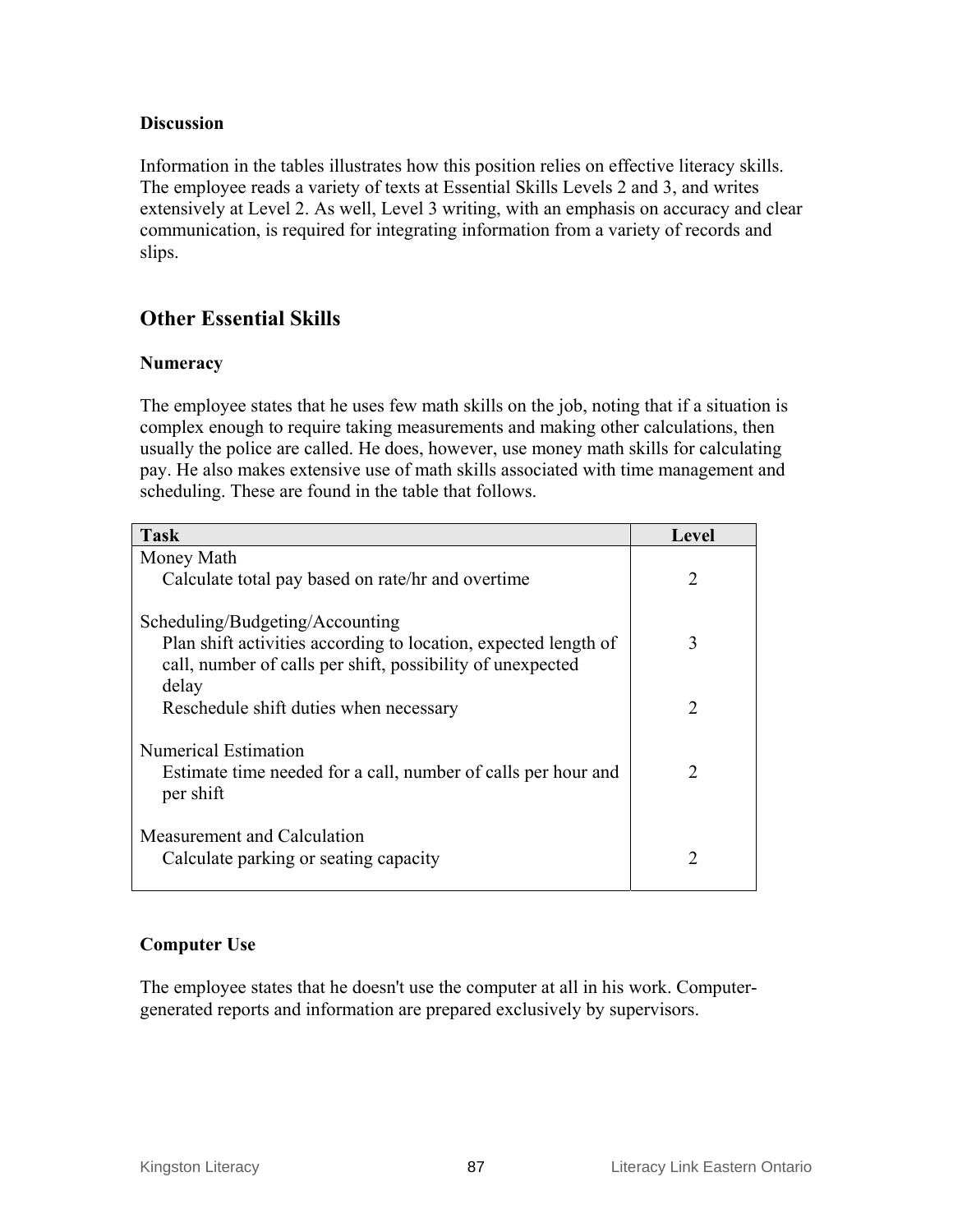**Discussion**

Information in the tables illustrates how this position relies on effective literacy skills. The employee reads a variety of texts at Essential Skills Levels 2 and 3, and writes extensively at Level 2. As well, Level 3 writing, with an emphasis on accuracy and clear communication, is required for integrating information from a variety of records and slips.

## Other Essential Skills

**Numeracy**

The employee states that he uses few math skills on the job, noting that if a situation is complex enough to require taking measurements and making other calculations, then usually the police are called. He does, however, use money math skills for calculating pay. He also makes extensive use of math skills associated with time management and scheduling. These are found in the table that follows.

| Task | Level |
|---|---|
| Money Math | |
| Calculate total pay based on rate/hr and overtime | 2 |
| Scheduling/Budgeting/Accounting | |
| Plan shift activities according to location, expected length of call, number of calls per shift, possibility of unexpected delay | 3 |
| Reschedule shift duties when necessary | 2 |
| Numerical Estimation | |
| Estimate time needed for a call, number of calls per hour and per shift | 2 |
| Measurement and Calculation | |
| Calculate parking or seating capacity | 2 |

**Computer Use**

The employee states that he doesn't use the computer at all in his work. Computer-generated reports and information are prepared exclusively by supervisors.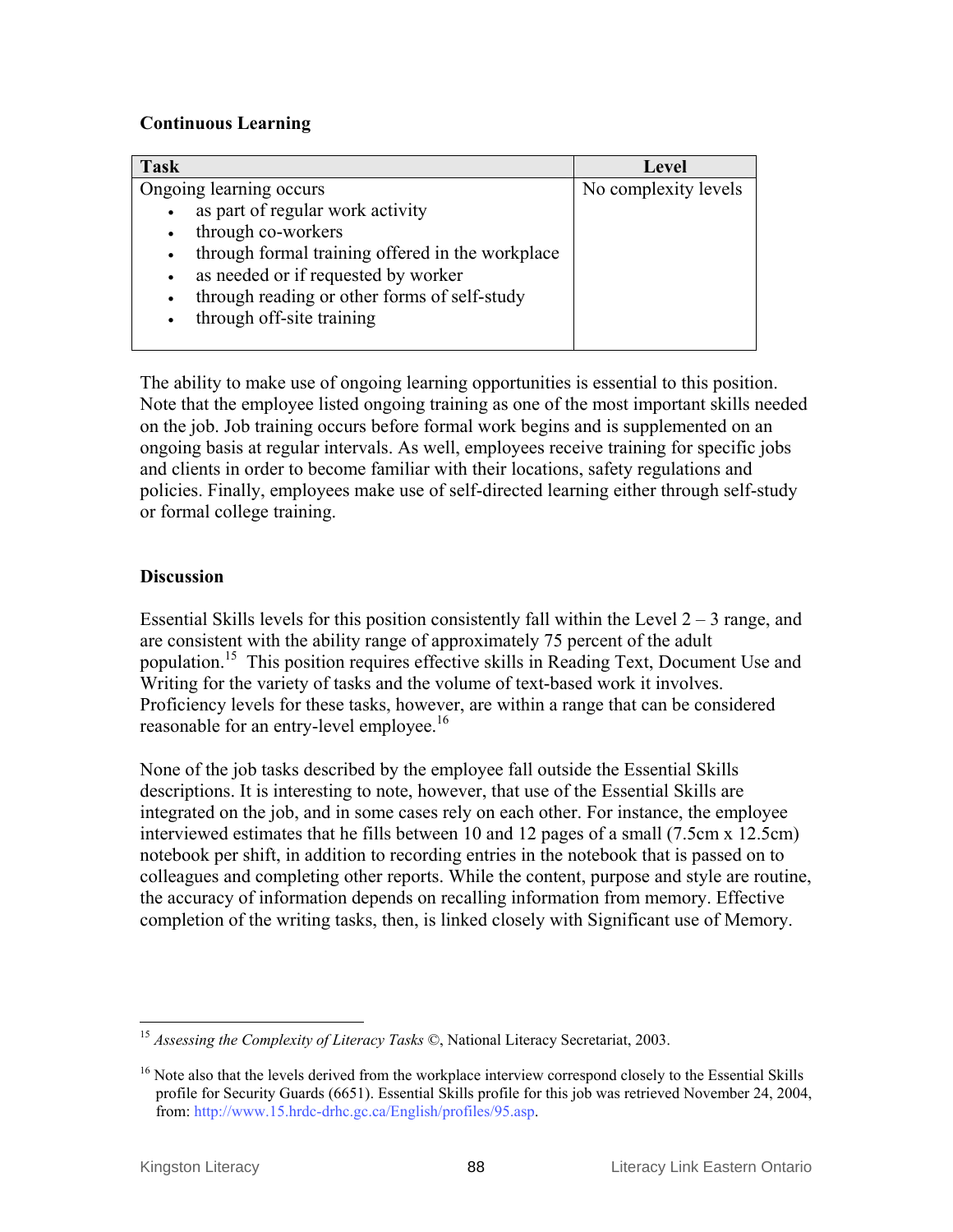**Continuous Learning**

| Task | Level |
| --- | --- |
| Ongoing learning occurs<br>• as part of regular work activity<br>• through co-workers<br>• through formal training offered in the workplace<br>• as needed or if requested by worker<br>• through reading or other forms of self-study<br>• through off-site training | No complexity levels |

The ability to make use of ongoing learning opportunities is essential to this position. Note that the employee listed ongoing training as one of the most important skills needed on the job. Job training occurs before formal work begins and is supplemented on an ongoing basis at regular intervals. As well, employees receive training for specific jobs and clients in order to become familiar with their locations, safety regulations and policies. Finally, employees make use of self-directed learning either through self-study or formal college training.

**Discussion**

Essential Skills levels for this position consistently fall within the Level 2 – 3 range, and are consistent with the ability range of approximately 75 percent of the adult population.[15] This position requires effective skills in Reading Text, Document Use and Writing for the variety of tasks and the volume of text-based work it involves. Proficiency levels for these tasks, however, are within a range that can be considered reasonable for an entry-level employee.[16]

None of the job tasks described by the employee fall outside the Essential Skills descriptions. It is interesting to note, however, that use of the Essential Skills are integrated on the job, and in some cases rely on each other. For instance, the employee interviewed estimates that he fills between 10 and 12 pages of a small (7.5cm x 12.5cm) notebook per shift, in addition to recording entries in the notebook that is passed on to colleagues and completing other reports. While the content, purpose and style are routine, the accuracy of information depends on recalling information from memory. Effective completion of the writing tasks, then, is linked closely with Significant use of Memory.

---

[15] *Assessing the Complexity of Literacy Tasks* ©, National Literacy Secretariat, 2003.

[16] Note also that the levels derived from the workplace interview correspond closely to the Essential Skills profile for Security Guards (6651). Essential Skills profile for this job was retrieved November 24, 2004, from: http://www.15.hrdc-drhc.gc.ca/English/profiles/95.asp.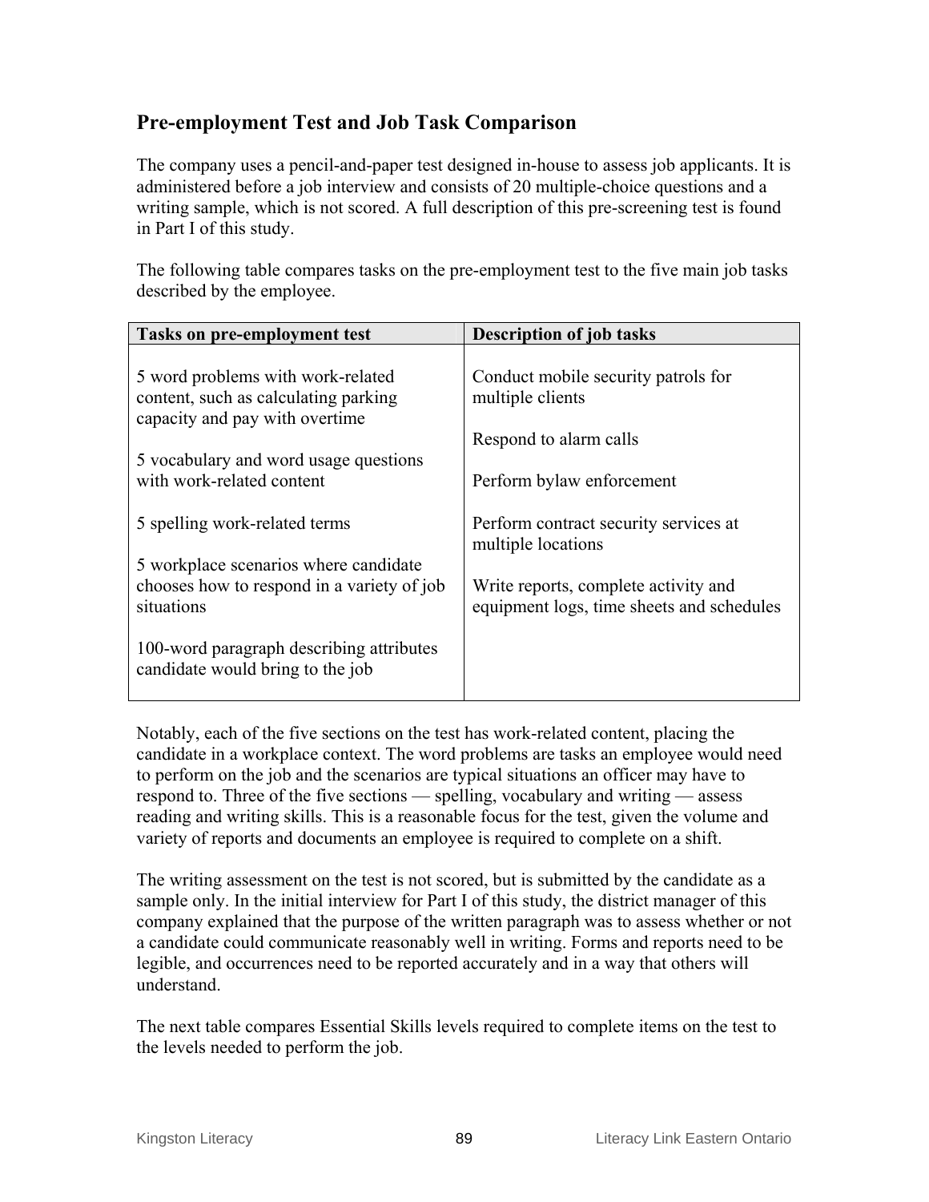## Pre-employment Test and Job Task Comparison

The company uses a pencil-and-paper test designed in-house to assess job applicants. It is administered before a job interview and consists of 20 multiple-choice questions and a writing sample, which is not scored. A full description of this pre-screening test is found in Part I of this study.

The following table compares tasks on the pre-employment test to the five main job tasks described by the employee.

| Tasks on pre-employment test | Description of job tasks |
|---|---|
| 5 word problems with work-related content, such as calculating parking capacity and pay with overtime | Conduct mobile security patrols for multiple clients |
| 5 vocabulary and word usage questions with work-related content | Respond to alarm calls |
| 5 spelling work-related terms | Perform bylaw enforcement |
| 5 workplace scenarios where candidate chooses how to respond in a variety of job situations | Perform contract security services at multiple locations |
| 100-word paragraph describing attributes candidate would bring to the job | Write reports, complete activity and equipment logs, time sheets and schedules |

Notably, each of the five sections on the test has work-related content, placing the candidate in a workplace context. The word problems are tasks an employee would need to perform on the job and the scenarios are typical situations an officer may have to respond to. Three of the five sections — spelling, vocabulary and writing — assess reading and writing skills. This is a reasonable focus for the test, given the volume and variety of reports and documents an employee is required to complete on a shift.

The writing assessment on the test is not scored, but is submitted by the candidate as a sample only. In the initial interview for Part I of this study, the district manager of this company explained that the purpose of the written paragraph was to assess whether or not a candidate could communicate reasonably well in writing. Forms and reports need to be legible, and occurrences need to be reported accurately and in a way that others will understand.

The next table compares Essential Skills levels required to complete items on the test to the levels needed to perform the job.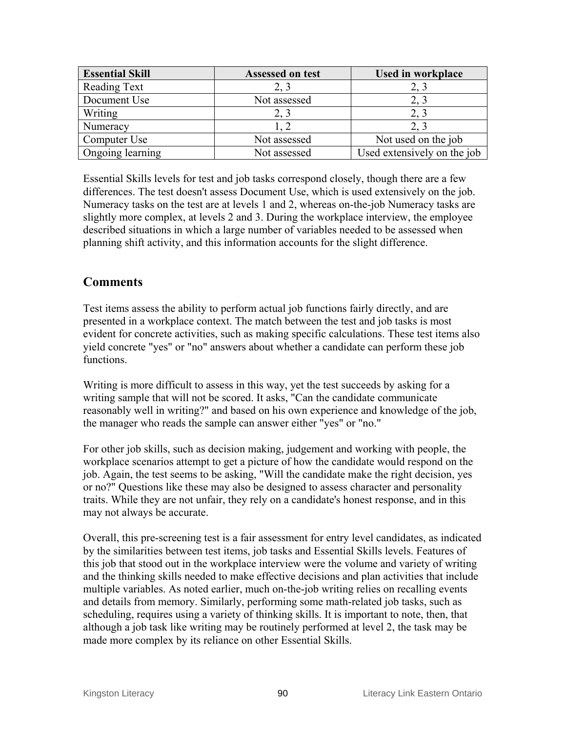| Essential Skill | Assessed on test | Used in workplace |
| --- | --- | --- |
| Reading Text | 2, 3 | 2, 3 |
| Document Use | Not assessed | 2, 3 |
| Writing | 2, 3 | 2, 3 |
| Numeracy | 1, 2 | 2, 3 |
| Computer Use | Not assessed | Not used on the job |
| Ongoing learning | Not assessed | Used extensively on the job |

Essential Skills levels for test and job tasks correspond closely, though there are a few differences. The test doesn't assess Document Use, which is used extensively on the job. Numeracy tasks on the test are at levels 1 and 2, whereas on-the-job Numeracy tasks are slightly more complex, at levels 2 and 3. During the workplace interview, the employee described situations in which a large number of variables needed to be assessed when planning shift activity, and this information accounts for the slight difference.

## Comments

Test items assess the ability to perform actual job functions fairly directly, and are presented in a workplace context. The match between the test and job tasks is most evident for concrete activities, such as making specific calculations. These test items also yield concrete "yes" or "no" answers about whether a candidate can perform these job functions.

Writing is more difficult to assess in this way, yet the test succeeds by asking for a writing sample that will not be scored. It asks, "Can the candidate communicate reasonably well in writing?" and based on his own experience and knowledge of the job, the manager who reads the sample can answer either "yes" or "no."

For other job skills, such as decision making, judgement and working with people, the workplace scenarios attempt to get a picture of how the candidate would respond on the job. Again, the test seems to be asking, "Will the candidate make the right decision, yes or no?" Questions like these may also be designed to assess character and personality traits. While they are not unfair, they rely on a candidate's honest response, and in this may not always be accurate.

Overall, this pre-screening test is a fair assessment for entry level candidates, as indicated by the similarities between test items, job tasks and Essential Skills levels. Features of this job that stood out in the workplace interview were the volume and variety of writing and the thinking skills needed to make effective decisions and plan activities that include multiple variables. As noted earlier, much on-the-job writing relies on recalling events and details from memory. Similarly, performing some math-related job tasks, such as scheduling, requires using a variety of thinking skills. It is important to note, then, that although a job task like writing may be routinely performed at level 2, the task may be made more complex by its reliance on other Essential Skills.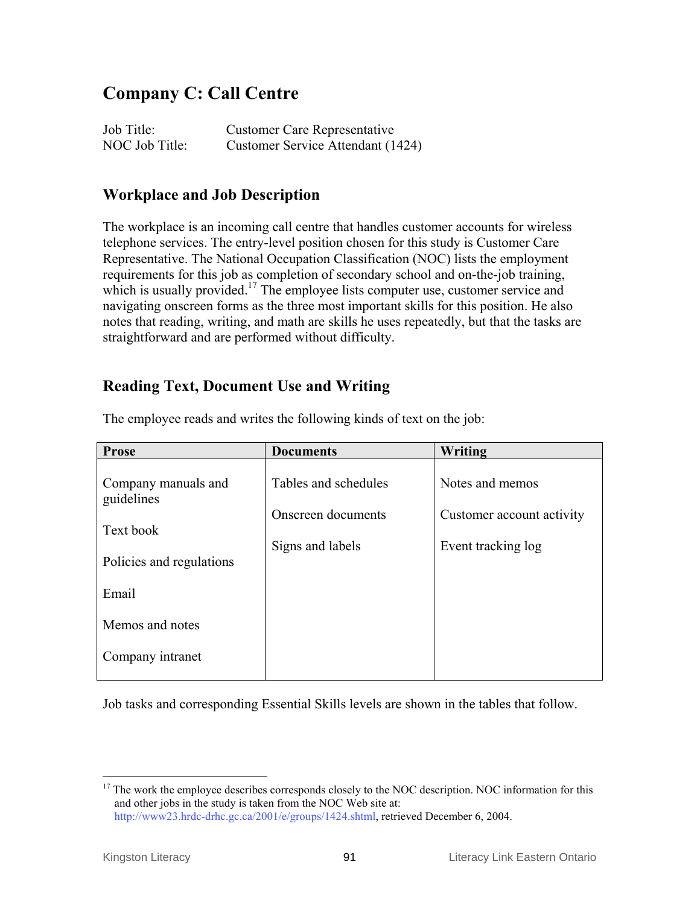## Company C: Call Centre

Job Title: Customer Care Representative
NOC Job Title: Customer Service Attendant (1424)

### Workplace and Job Description

The workplace is an incoming call centre that handles customer accounts for wireless telephone services. The entry-level position chosen for this study is Customer Care Representative. The National Occupation Classification (NOC) lists the employment requirements for this job as completion of secondary school and on-the-job training, which is usually provided.[17] The employee lists computer use, customer service and navigating onscreen forms as the three most important skills for this position. He also notes that reading, writing, and math are skills he uses repeatedly, but that the tasks are straightforward and are performed without difficulty.

### Reading Text, Document Use and Writing

The employee reads and writes the following kinds of text on the job:

| Prose | Documents | Writing |
|---|---|---|
| Company manuals and guidelines | Tables and schedules | Notes and memos |
| Text book | Onscreen documents | Customer account activity |
| Policies and regulations | Signs and labels | Event tracking log |
| Email | | |
| Memos and notes | | |
| Company intranet | | |

Job tasks and corresponding Essential Skills levels are shown in the tables that follow.

---

[17] The work the employee describes corresponds closely to the NOC description. NOC information for this and other jobs in the study is taken from the NOC Web site at: http://www23.hrdc-drhc.gc.ca/2001/e/groups/1424.shtml, retrieved December 6, 2004.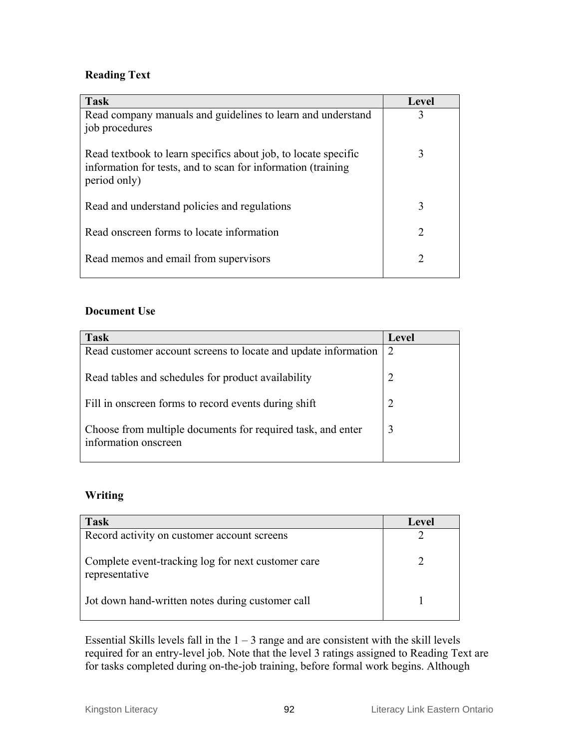**Reading Text**

| Task | Level |
|---|---|
| Read company manuals and guidelines to learn and understand job procedures | 3 |
| Read textbook to learn specifics about job, to locate specific information for tests, and to scan for information (training period only) | 3 |
| Read and understand policies and regulations | 3 |
| Read onscreen forms to locate information | 2 |
| Read memos and email from supervisors | 2 |

**Document Use**

| Task | Level |
|---|---|
| Read customer account screens to locate and update information | 2 |
| Read tables and schedules for product availability | 2 |
| Fill in onscreen forms to record events during shift | 2 |
| Choose from multiple documents for required task, and enter information onscreen | 3 |

**Writing**

| Task | Level |
|---|---|
| Record activity on customer account screens | 2 |
| Complete event-tracking log for next customer care representative | 2 |
| Jot down hand-written notes during customer call | 1 |

Essential Skills levels fall in the 1 – 3 range and are consistent with the skill levels required for an entry-level job. Note that the level 3 ratings assigned to Reading Text are for tasks completed during on-the-job training, before formal work begins. Although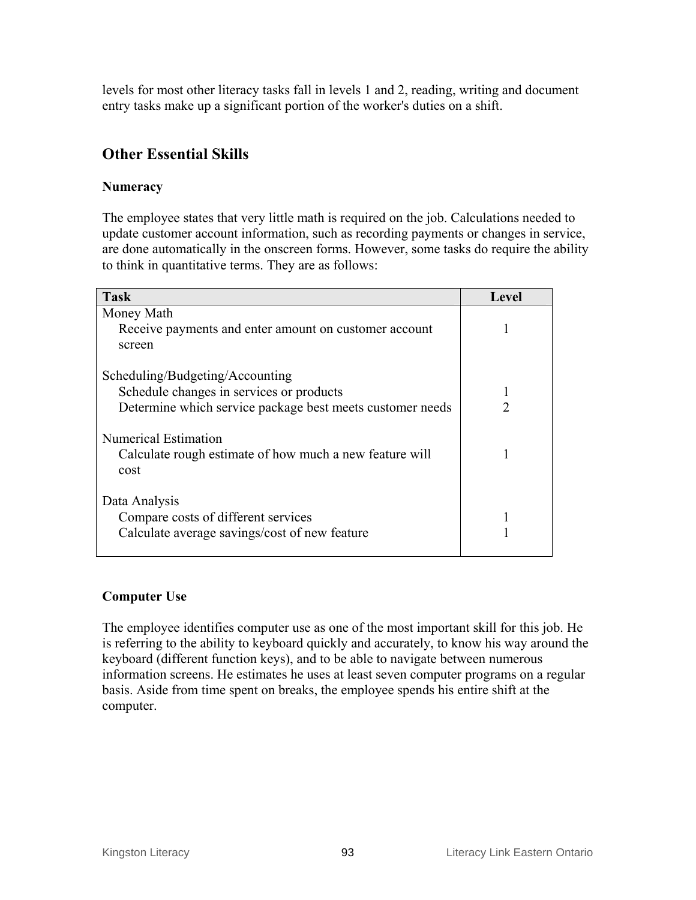levels for most other literacy tasks fall in levels 1 and 2, reading, writing and document entry tasks make up a significant portion of the worker's duties on a shift.

## Other Essential Skills

### Numeracy

The employee states that very little math is required on the job. Calculations needed to update customer account information, such as recording payments or changes in service, are done automatically in the onscreen forms. However, some tasks do require the ability to think in quantitative terms. They are as follows:

| Task | Level |
|---|---|
| Money Math | |
| Receive payments and enter amount on customer account screen | 1 |
| Scheduling/Budgeting/Accounting | |
| Schedule changes in services or products | 1 |
| Determine which service package best meets customer needs | 2 |
| Numerical Estimation | |
| Calculate rough estimate of how much a new feature will cost | 1 |
| Data Analysis | |
| Compare costs of different services | 1 |
| Calculate average savings/cost of new feature | 1 |

### Computer Use

The employee identifies computer use as one of the most important skill for this job. He is referring to the ability to keyboard quickly and accurately, to know his way around the keyboard (different function keys), and to be able to navigate between numerous information screens. He estimates he uses at least seven computer programs on a regular basis. Aside from time spent on breaks, the employee spends his entire shift at the computer.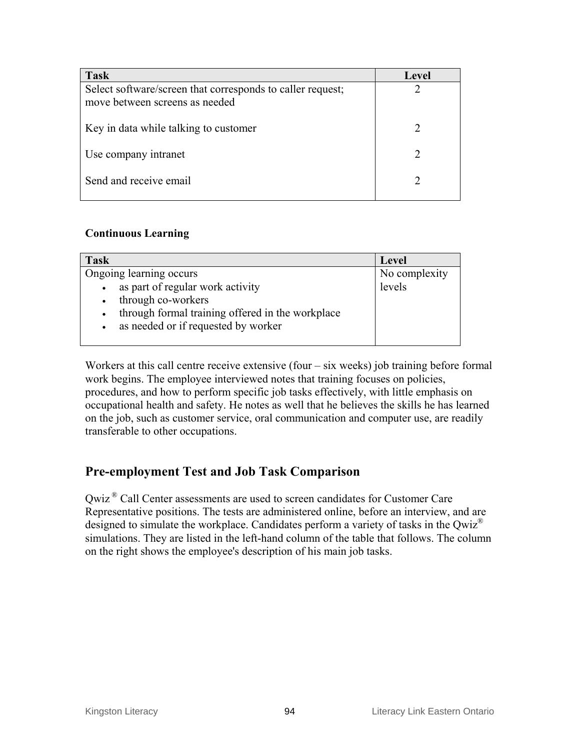| Task | Level |
|---|---|
| Select software/screen that corresponds to caller request; move between screens as needed | 2 |
| Key in data while talking to customer | 2 |
| Use company intranet | 2 |
| Send and receive email | 2 |

**Continuous Learning**

| Task | Level |
|---|---|
| Ongoing learning occurs<br>• as part of regular work activity<br>• through co-workers<br>• through formal training offered in the workplace<br>• as needed or if requested by worker | No complexity levels |

Workers at this call centre receive extensive (four – six weeks) job training before formal work begins. The employee interviewed notes that training focuses on policies, procedures, and how to perform specific job tasks effectively, with little emphasis on occupational health and safety. He notes as well that he believes the skills he has learned on the job, such as customer service, oral communication and computer use, are readily transferable to other occupations.

## Pre-employment Test and Job Task Comparison

Qwiz® Call Center assessments are used to screen candidates for Customer Care Representative positions. The tests are administered online, before an interview, and are designed to simulate the workplace. Candidates perform a variety of tasks in the Qwiz® simulations. They are listed in the left-hand column of the table that follows. The column on the right shows the employee's description of his main job tasks.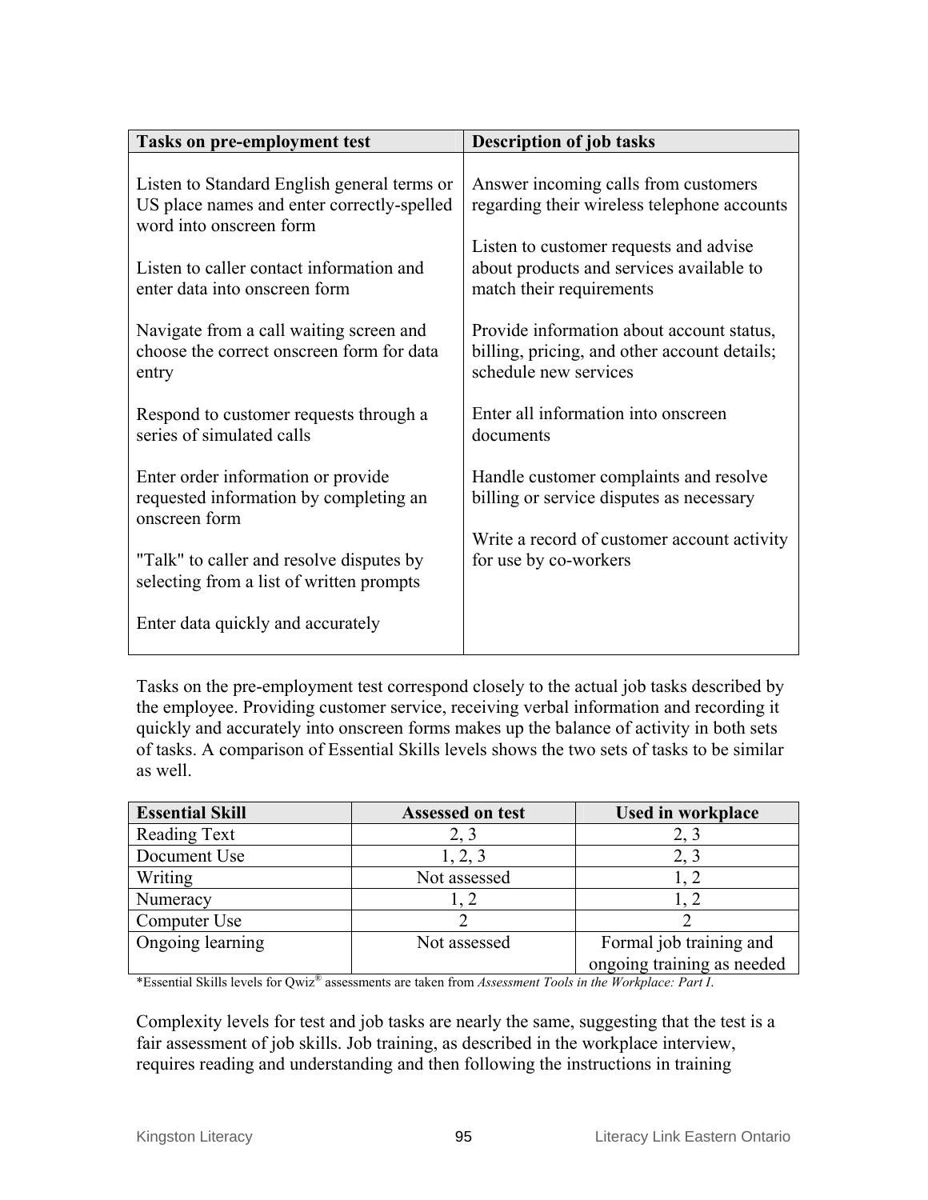| Tasks on pre-employment test | Description of job tasks |
|---|---|
| Listen to Standard English general terms or US place names and enter correctly-spelled word into onscreen form<br><br>Listen to caller contact information and enter data into onscreen form<br><br>Navigate from a call waiting screen and choose the correct onscreen form for data entry<br><br>Respond to customer requests through a series of simulated calls<br><br>Enter order information or provide requested information by completing an onscreen form<br><br>"Talk" to caller and resolve disputes by selecting from a list of written prompts<br><br>Enter data quickly and accurately | Answer incoming calls from customers regarding their wireless telephone accounts<br><br>Listen to customer requests and advise about products and services available to match their requirements<br><br>Provide information about account status, billing, pricing, and other account details; schedule new services<br><br>Enter all information into onscreen documents<br><br>Handle customer complaints and resolve billing or service disputes as necessary<br><br>Write a record of customer account activity for use by co-workers |

Tasks on the pre-employment test correspond closely to the actual job tasks described by the employee. Providing customer service, receiving verbal information and recording it quickly and accurately into onscreen forms makes up the balance of activity in both sets of tasks. A comparison of Essential Skills levels shows the two sets of tasks to be similar as well.

| Essential Skill | Assessed on test | Used in workplace |
|---|---|---|
| Reading Text | 2, 3 | 2, 3 |
| Document Use | 1, 2, 3 | 2, 3 |
| Writing | Not assessed | 1, 2 |
| Numeracy | 1, 2 | 1, 2 |
| Computer Use | 2 | 2 |
| Ongoing learning | Not assessed | Formal job training and ongoing training as needed |

*Essential Skills levels for Qwiz® assessments are taken from *Assessment Tools in the Workplace: Part I*.

Complexity levels for test and job tasks are nearly the same, suggesting that the test is a fair assessment of job skills. Job training, as described in the workplace interview, requires reading and understanding and then following the instructions in training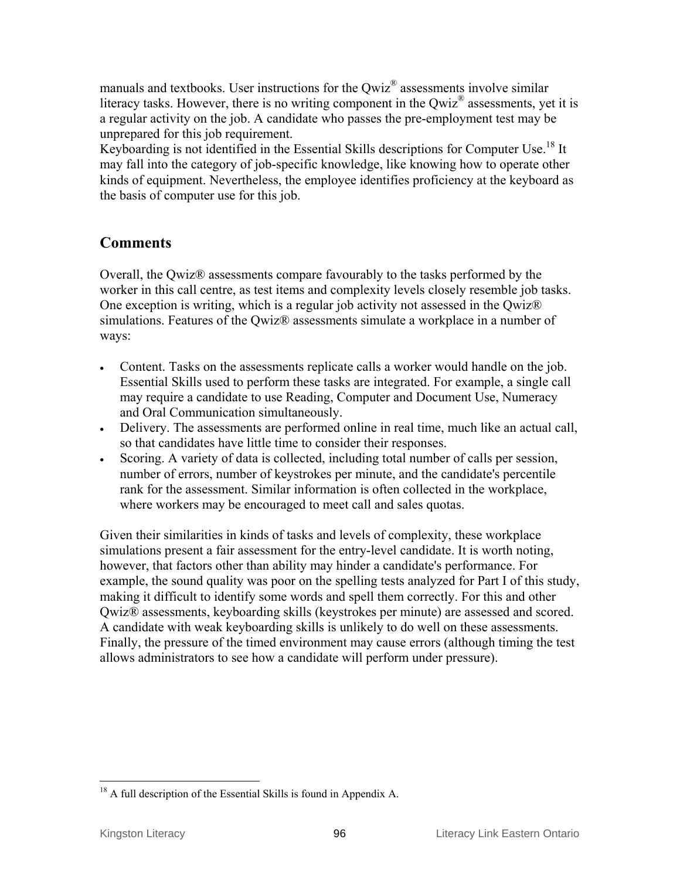manuals and textbooks. User instructions for the Qwiz® assessments involve similar literacy tasks. However, there is no writing component in the Qwiz® assessments, yet it is a regular activity on the job. A candidate who passes the pre-employment test may be unprepared for this job requirement.

Keyboarding is not identified in the Essential Skills descriptions for Computer Use.[18] It may fall into the category of job-specific knowledge, like knowing how to operate other kinds of equipment. Nevertheless, the employee identifies proficiency at the keyboard as the basis of computer use for this job.

## Comments

Overall, the Qwiz® assessments compare favourably to the tasks performed by the worker in this call centre, as test items and complexity levels closely resemble job tasks. One exception is writing, which is a regular job activity not assessed in the Qwiz® simulations. Features of the Qwiz® assessments simulate a workplace in a number of ways:

- Content. Tasks on the assessments replicate calls a worker would handle on the job. Essential Skills used to perform these tasks are integrated. For example, a single call may require a candidate to use Reading, Computer and Document Use, Numeracy and Oral Communication simultaneously.
- Delivery. The assessments are performed online in real time, much like an actual call, so that candidates have little time to consider their responses.
- Scoring. A variety of data is collected, including total number of calls per session, number of errors, number of keystrokes per minute, and the candidate's percentile rank for the assessment. Similar information is often collected in the workplace, where workers may be encouraged to meet call and sales quotas.

Given their similarities in kinds of tasks and levels of complexity, these workplace simulations present a fair assessment for the entry-level candidate. It is worth noting, however, that factors other than ability may hinder a candidate's performance. For example, the sound quality was poor on the spelling tests analyzed for Part I of this study, making it difficult to identify some words and spell them correctly. For this and other Qwiz® assessments, keyboarding skills (keystrokes per minute) are assessed and scored. A candidate with weak keyboarding skills is unlikely to do well on these assessments. Finally, the pressure of the timed environment may cause errors (although timing the test allows administrators to see how a candidate will perform under pressure).

[18] A full description of the Essential Skills is found in Appendix A.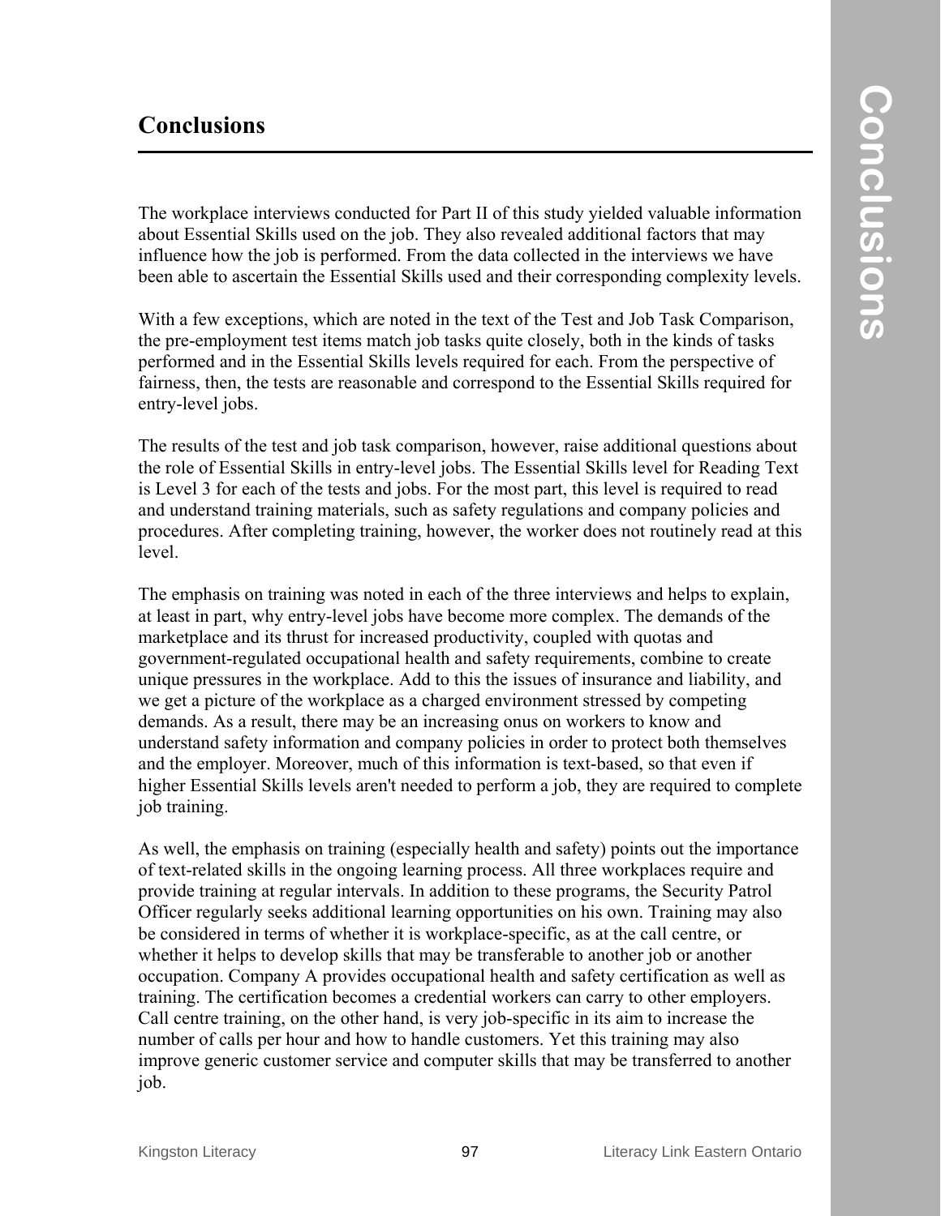## Conclusions

The workplace interviews conducted for Part II of this study yielded valuable information about Essential Skills used on the job. They also revealed additional factors that may influence how the job is performed. From the data collected in the interviews we have been able to ascertain the Essential Skills used and their corresponding complexity levels.

With a few exceptions, which are noted in the text of the Test and Job Task Comparison, the pre-employment test items match job tasks quite closely, both in the kinds of tasks performed and in the Essential Skills levels required for each. From the perspective of fairness, then, the tests are reasonable and correspond to the Essential Skills required for entry-level jobs.

The results of the test and job task comparison, however, raise additional questions about the role of Essential Skills in entry-level jobs. The Essential Skills level for Reading Text is Level 3 for each of the tests and jobs. For the most part, this level is required to read and understand training materials, such as safety regulations and company policies and procedures. After completing training, however, the worker does not routinely read at this level.

The emphasis on training was noted in each of the three interviews and helps to explain, at least in part, why entry-level jobs have become more complex. The demands of the marketplace and its thrust for increased productivity, coupled with quotas and government-regulated occupational health and safety requirements, combine to create unique pressures in the workplace. Add to this the issues of insurance and liability, and we get a picture of the workplace as a charged environment stressed by competing demands. As a result, there may be an increasing onus on workers to know and understand safety information and company policies in order to protect both themselves and the employer. Moreover, much of this information is text-based, so that even if higher Essential Skills levels aren't needed to perform a job, they are required to complete job training.

As well, the emphasis on training (especially health and safety) points out the importance of text-related skills in the ongoing learning process. All three workplaces require and provide training at regular intervals. In addition to these programs, the Security Patrol Officer regularly seeks additional learning opportunities on his own. Training may also be considered in terms of whether it is workplace-specific, as at the call centre, or whether it helps to develop skills that may be transferable to another job or another occupation. Company A provides occupational health and safety certification as well as training. The certification becomes a credential workers can carry to other employers. Call centre training, on the other hand, is very job-specific in its aim to increase the number of calls per hour and how to handle customers. Yet this training may also improve generic customer service and computer skills that may be transferred to another job.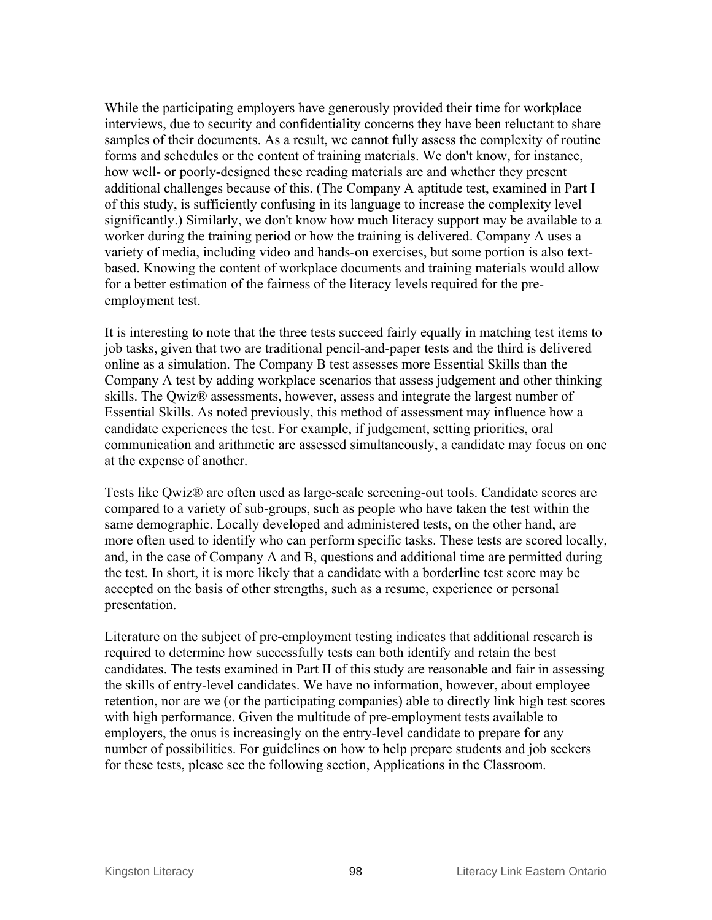While the participating employers have generously provided their time for workplace interviews, due to security and confidentiality concerns they have been reluctant to share samples of their documents. As a result, we cannot fully assess the complexity of routine forms and schedules or the content of training materials. We don't know, for instance, how well- or poorly-designed these reading materials are and whether they present additional challenges because of this. (The Company A aptitude test, examined in Part I of this study, is sufficiently confusing in its language to increase the complexity level significantly.) Similarly, we don't know how much literacy support may be available to a worker during the training period or how the training is delivered. Company A uses a variety of media, including video and hands-on exercises, but some portion is also text-based. Knowing the content of workplace documents and training materials would allow for a better estimation of the fairness of the literacy levels required for the pre-employment test.

It is interesting to note that the three tests succeed fairly equally in matching test items to job tasks, given that two are traditional pencil-and-paper tests and the third is delivered online as a simulation. The Company B test assesses more Essential Skills than the Company A test by adding workplace scenarios that assess judgement and other thinking skills. The Qwiz® assessments, however, assess and integrate the largest number of Essential Skills. As noted previously, this method of assessment may influence how a candidate experiences the test. For example, if judgement, setting priorities, oral communication and arithmetic are assessed simultaneously, a candidate may focus on one at the expense of another.

Tests like Qwiz® are often used as large-scale screening-out tools. Candidate scores are compared to a variety of sub-groups, such as people who have taken the test within the same demographic. Locally developed and administered tests, on the other hand, are more often used to identify who can perform specific tasks. These tests are scored locally, and, in the case of Company A and B, questions and additional time are permitted during the test. In short, it is more likely that a candidate with a borderline test score may be accepted on the basis of other strengths, such as a resume, experience or personal presentation.

Literature on the subject of pre-employment testing indicates that additional research is required to determine how successfully tests can both identify and retain the best candidates. The tests examined in Part II of this study are reasonable and fair in assessing the skills of entry-level candidates. We have no information, however, about employee retention, nor are we (or the participating companies) able to directly link high test scores with high performance. Given the multitude of pre-employment tests available to employers, the onus is increasingly on the entry-level candidate to prepare for any number of possibilities. For guidelines on how to help prepare students and job seekers for these tests, please see the following section, Applications in the Classroom.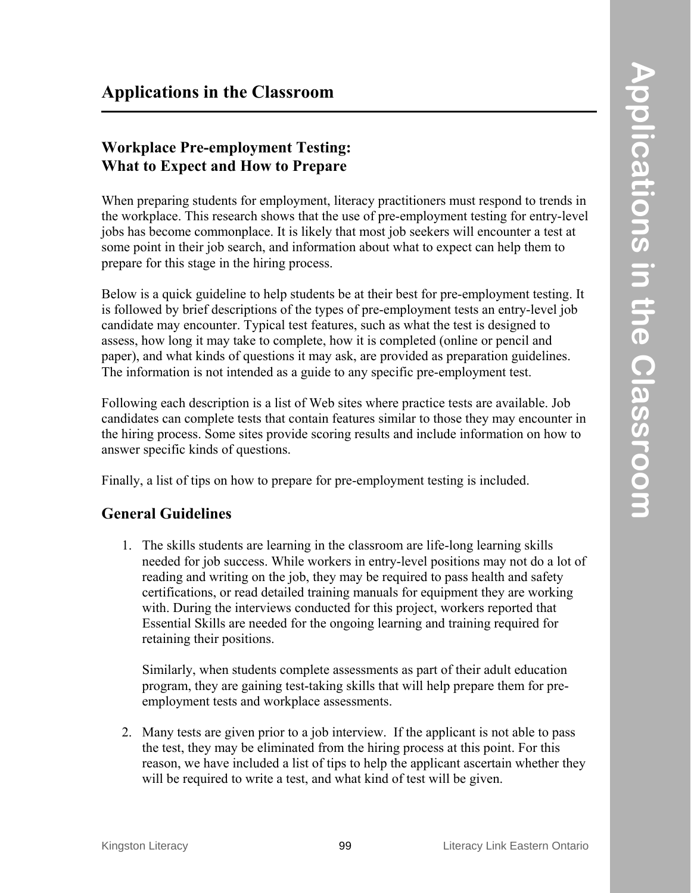## Applications in the Classroom

### Workplace Pre-employment Testing: What to Expect and How to Prepare

When preparing students for employment, literacy practitioners must respond to trends in the workplace. This research shows that the use of pre-employment testing for entry-level jobs has become commonplace. It is likely that most job seekers will encounter a test at some point in their job search, and information about what to expect can help them to prepare for this stage in the hiring process.

Below is a quick guideline to help students be at their best for pre-employment testing. It is followed by brief descriptions of the types of pre-employment tests an entry-level job candidate may encounter. Typical test features, such as what the test is designed to assess, how long it may take to complete, how it is completed (online or pencil and paper), and what kinds of questions it may ask, are provided as preparation guidelines. The information is not intended as a guide to any specific pre-employment test.

Following each description is a list of Web sites where practice tests are available. Job candidates can complete tests that contain features similar to those they may encounter in the hiring process. Some sites provide scoring results and include information on how to answer specific kinds of questions.

Finally, a list of tips on how to prepare for pre-employment testing is included.

### General Guidelines

1. The skills students are learning in the classroom are life-long learning skills needed for job success. While workers in entry-level positions may not do a lot of reading and writing on the job, they may be required to pass health and safety certifications, or read detailed training manuals for equipment they are working with. During the interviews conducted for this project, workers reported that Essential Skills are needed for the ongoing learning and training required for retaining their positions.

   Similarly, when students complete assessments as part of their adult education program, they are gaining test-taking skills that will help prepare them for pre-employment tests and workplace assessments.

2. Many tests are given prior to a job interview. If the applicant is not able to pass the test, they may be eliminated from the hiring process at this point. For this reason, we have included a list of tips to help the applicant ascertain whether they will be required to write a test, and what kind of test will be given.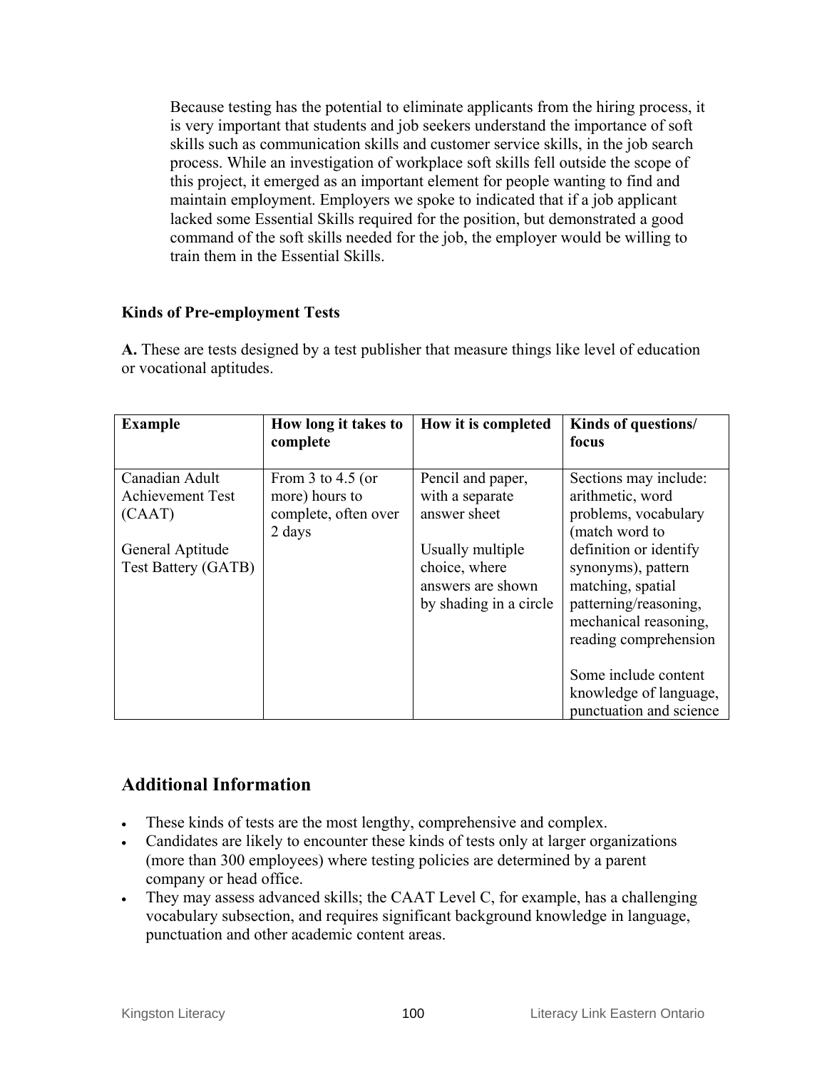Because testing has the potential to eliminate applicants from the hiring process, it is very important that students and job seekers understand the importance of soft skills such as communication skills and customer service skills, in the job search process. While an investigation of workplace soft skills fell outside the scope of this project, it emerged as an important element for people wanting to find and maintain employment. Employers we spoke to indicated that if a job applicant lacked some Essential Skills required for the position, but demonstrated a good command of the soft skills needed for the job, the employer would be willing to train them in the Essential Skills.

**Kinds of Pre-employment Tests**

**A.** These are tests designed by a test publisher that measure things like level of education or vocational aptitudes.

| Example | How long it takes to complete | How it is completed | Kinds of questions/ focus |
|---|---|---|---|
| Canadian Adult Achievement Test (CAAT)<br><br>General Aptitude Test Battery (GATB) | From 3 to 4.5 (or more) hours to complete, often over 2 days | Pencil and paper, with a separate answer sheet<br><br>Usually multiple choice, where answers are shown by shading in a circle | Sections may include: arithmetic, word problems, vocabulary (match word to definition or identify synonyms), pattern matching, spatial patterning/reasoning, mechanical reasoning, reading comprehension<br><br>Some include content knowledge of language, punctuation and science |

## Additional Information

- These kinds of tests are the most lengthy, comprehensive and complex.
- Candidates are likely to encounter these kinds of tests only at larger organizations (more than 300 employees) where testing policies are determined by a parent company or head office.
- They may assess advanced skills; the CAAT Level C, for example, has a challenging vocabulary subsection, and requires significant background knowledge in language, punctuation and other academic content areas.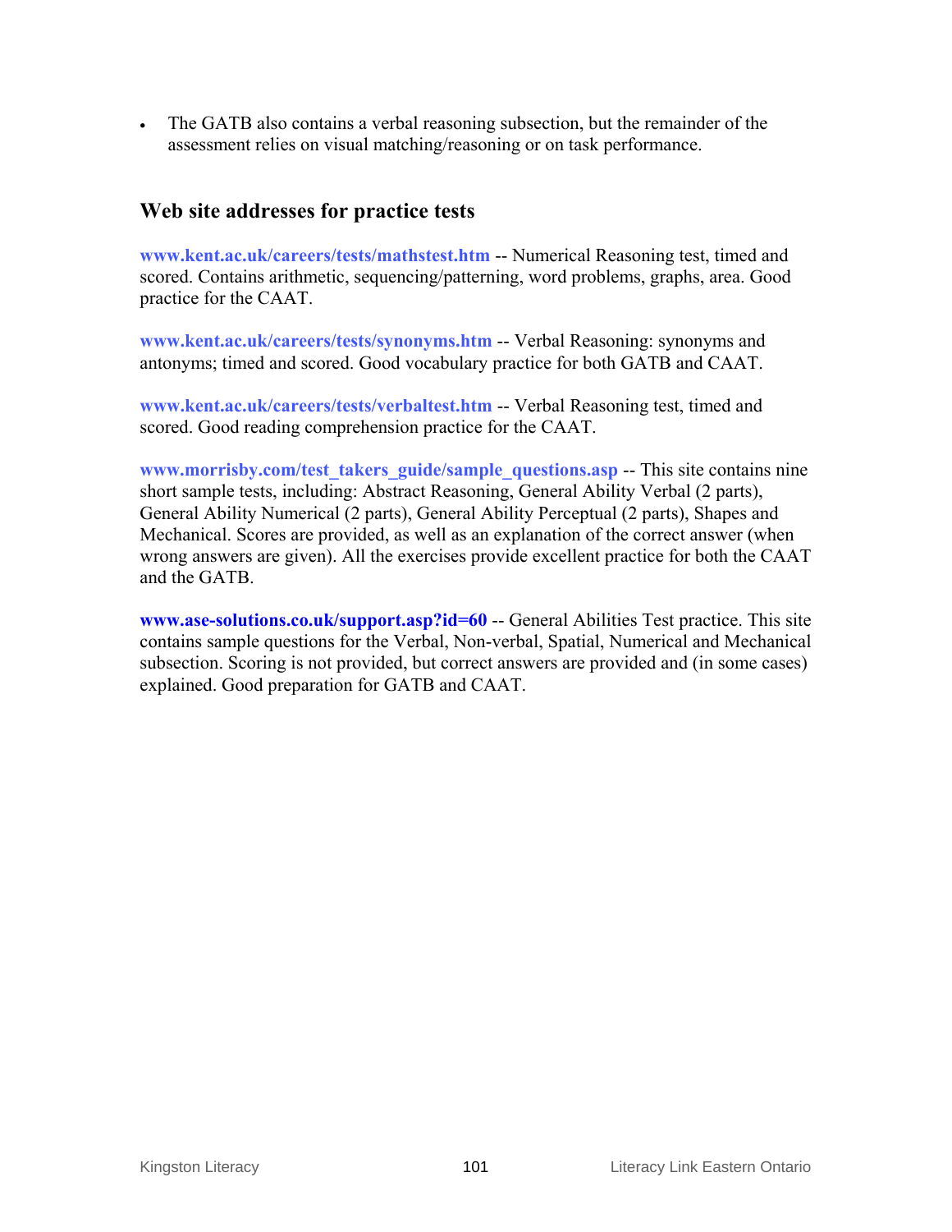- The GATB also contains a verbal reasoning subsection, but the remainder of the assessment relies on visual matching/reasoning or on task performance.

## Web site addresses for practice tests

**www.kent.ac.uk/careers/tests/mathstest.htm** -- Numerical Reasoning test, timed and scored. Contains arithmetic, sequencing/patterning, word problems, graphs, area. Good practice for the CAAT.

**www.kent.ac.uk/careers/tests/synonyms.htm** -- Verbal Reasoning: synonyms and antonyms; timed and scored. Good vocabulary practice for both GATB and CAAT.

**www.kent.ac.uk/careers/tests/verbaltest.htm** -- Verbal Reasoning test, timed and scored. Good reading comprehension practice for the CAAT.

**www.morrisby.com/test_takers_guide/sample_questions.asp** -- This site contains nine short sample tests, including: Abstract Reasoning, General Ability Verbal (2 parts), General Ability Numerical (2 parts), General Ability Perceptual (2 parts), Shapes and Mechanical. Scores are provided, as well as an explanation of the correct answer (when wrong answers are given). All the exercises provide excellent practice for both the CAAT and the GATB.

**www.ase-solutions.co.uk/support.asp?id=60** -- General Abilities Test practice. This site contains sample questions for the Verbal, Non-verbal, Spatial, Numerical and Mechanical subsection. Scoring is not provided, but correct answers are provided and (in some cases) explained. Good preparation for GATB and CAAT.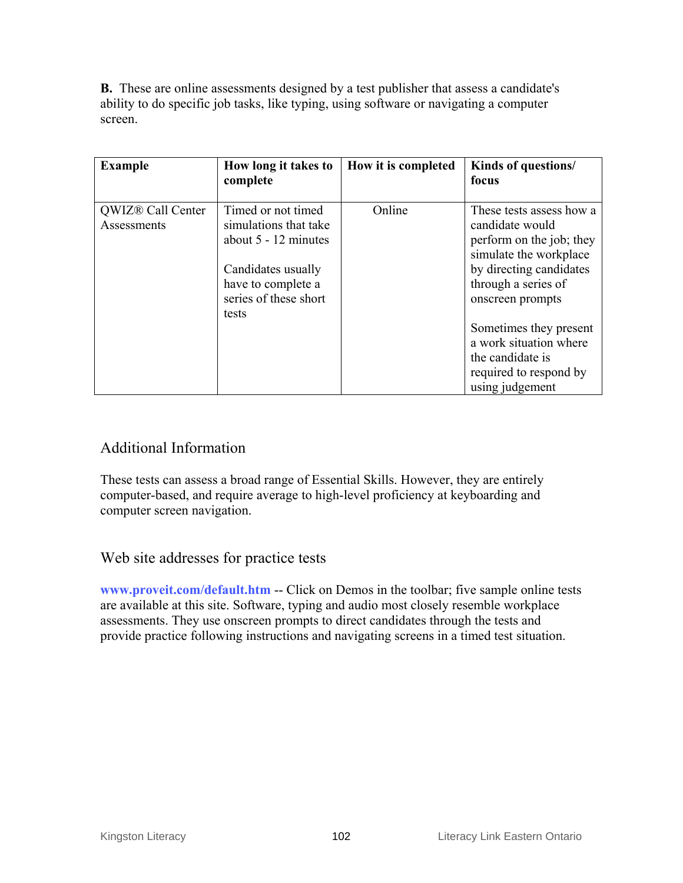**B.** These are online assessments designed by a test publisher that assess a candidate's ability to do specific job tasks, like typing, using software or navigating a computer screen.

| Example | How long it takes to complete | How it is completed | Kinds of questions/ focus |
|---|---|---|---|
| QWIZ® Call Center Assessments | Timed or not timed simulations that take about 5 - 12 minutes<br><br>Candidates usually have to complete a series of these short tests | Online | These tests assess how a candidate would perform on the job; they simulate the workplace by directing candidates through a series of onscreen prompts<br><br>Sometimes they present a work situation where the candidate is required to respond by using judgement |

## Additional Information

These tests can assess a broad range of Essential Skills. However, they are entirely computer-based, and require average to high-level proficiency at keyboarding and computer screen navigation.

## Web site addresses for practice tests

**www.proveit.com/default.htm** -- Click on Demos in the toolbar; five sample online tests are available at this site. Software, typing and audio most closely resemble workplace assessments. They use onscreen prompts to direct candidates through the tests and provide practice following instructions and navigating screens in a timed test situation.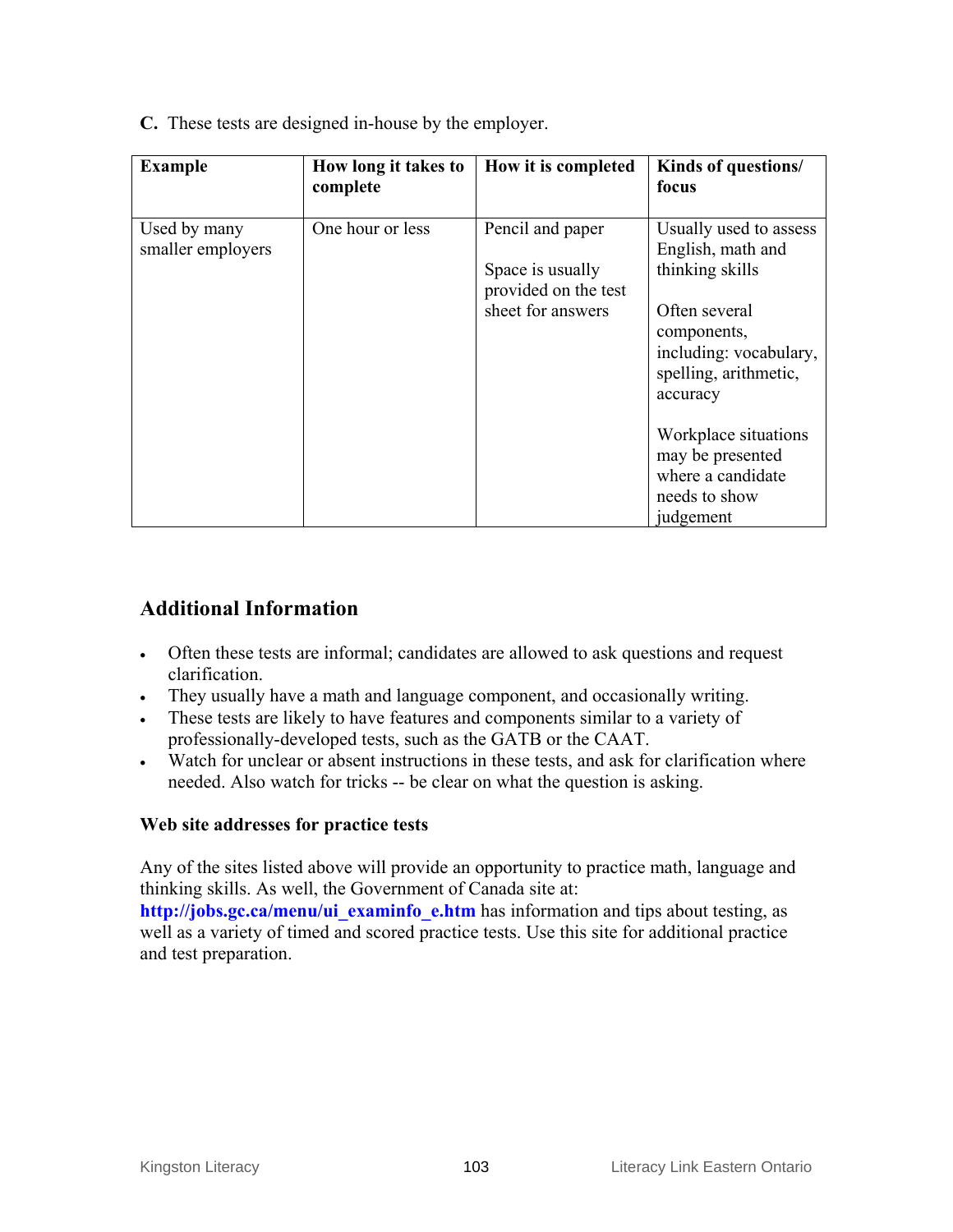**C.** These tests are designed in-house by the employer.

| Example | How long it takes to complete | How it is completed | Kinds of questions/ focus |
|---|---|---|---|
| Used by many smaller employers | One hour or less | Pencil and paper<br><br>Space is usually provided on the test sheet for answers | Usually used to assess English, math and thinking skills<br><br>Often several components, including: vocabulary, spelling, arithmetic, accuracy<br><br>Workplace situations may be presented where a candidate needs to show judgement |

## Additional Information

- Often these tests are informal; candidates are allowed to ask questions and request clarification.
- They usually have a math and language component, and occasionally writing.
- These tests are likely to have features and components similar to a variety of professionally-developed tests, such as the GATB or the CAAT.
- Watch for unclear or absent instructions in these tests, and ask for clarification where needed. Also watch for tricks -- be clear on what the question is asking.

### Web site addresses for practice tests

Any of the sites listed above will provide an opportunity to practice math, language and thinking skills. As well, the Government of Canada site at: **http://jobs.gc.ca/menu/ui_examinfo_e.htm** has information and tips about testing, as well as a variety of timed and scored practice tests. Use this site for additional practice and test preparation.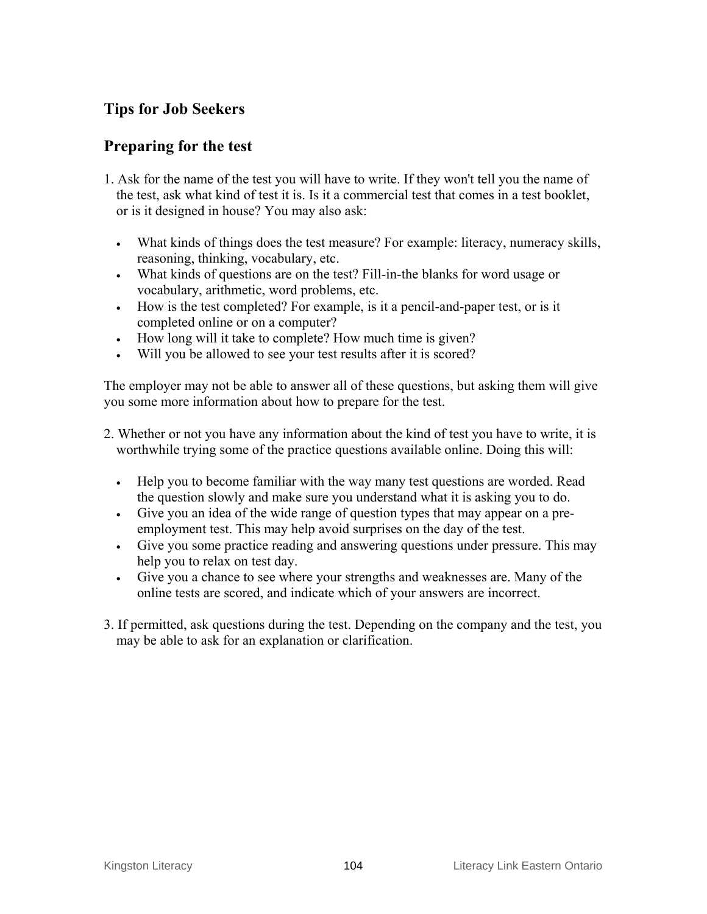## Tips for Job Seekers

## Preparing for the test

1. Ask for the name of the test you will have to write. If they won't tell you the name of the test, ask what kind of test it is. Is it a commercial test that comes in a test booklet, or is it designed in house? You may also ask:

   - What kinds of things does the test measure? For example: literacy, numeracy skills, reasoning, thinking, vocabulary, etc.
   - What kinds of questions are on the test? Fill-in-the blanks for word usage or vocabulary, arithmetic, word problems, etc.
   - How is the test completed? For example, is it a pencil-and-paper test, or is it completed online or on a computer?
   - How long will it take to complete? How much time is given?
   - Will you be allowed to see your test results after it is scored?

The employer may not be able to answer all of these questions, but asking them will give you some more information about how to prepare for the test.

2. Whether or not you have any information about the kind of test you have to write, it is worthwhile trying some of the practice questions available online. Doing this will:

   - Help you to become familiar with the way many test questions are worded. Read the question slowly and make sure you understand what it is asking you to do.
   - Give you an idea of the wide range of question types that may appear on a pre-employment test. This may help avoid surprises on the day of the test.
   - Give you some practice reading and answering questions under pressure. This may help you to relax on test day.
   - Give you a chance to see where your strengths and weaknesses are. Many of the online tests are scored, and indicate which of your answers are incorrect.

3. If permitted, ask questions during the test. Depending on the company and the test, you may be able to ask for an explanation or clarification.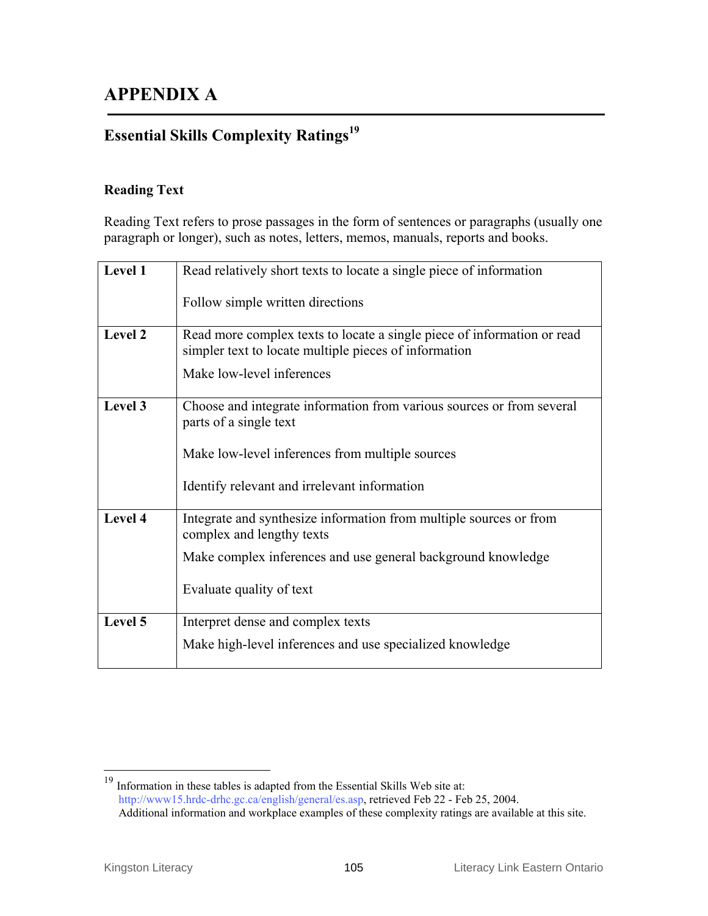# APPENDIX A

## Essential Skills Complexity Ratings[19]

### Reading Text

Reading Text refers to prose passages in the form of sentences or paragraphs (usually one paragraph or longer), such as notes, letters, memos, manuals, reports and books.

| | |
|---|---|
| **Level 1** | Read relatively short texts to locate a single piece of information<br><br>Follow simple written directions |
| **Level 2** | Read more complex texts to locate a single piece of information or read simpler text to locate multiple pieces of information<br><br>Make low-level inferences |
| **Level 3** | Choose and integrate information from various sources or from several parts of a single text<br><br>Make low-level inferences from multiple sources<br><br>Identify relevant and irrelevant information |
| **Level 4** | Integrate and synthesize information from multiple sources or from complex and lengthy texts<br><br>Make complex inferences and use general background knowledge<br><br>Evaluate quality of text |
| **Level 5** | Interpret dense and complex texts<br><br>Make high-level inferences and use specialized knowledge |

[19] Information in these tables is adapted from the Essential Skills Web site at: http://www15.hrdc-drhc.gc.ca/english/general/es.asp, retrieved Feb 22 - Feb 25, 2004. Additional information and workplace examples of these complexity ratings are available at this site.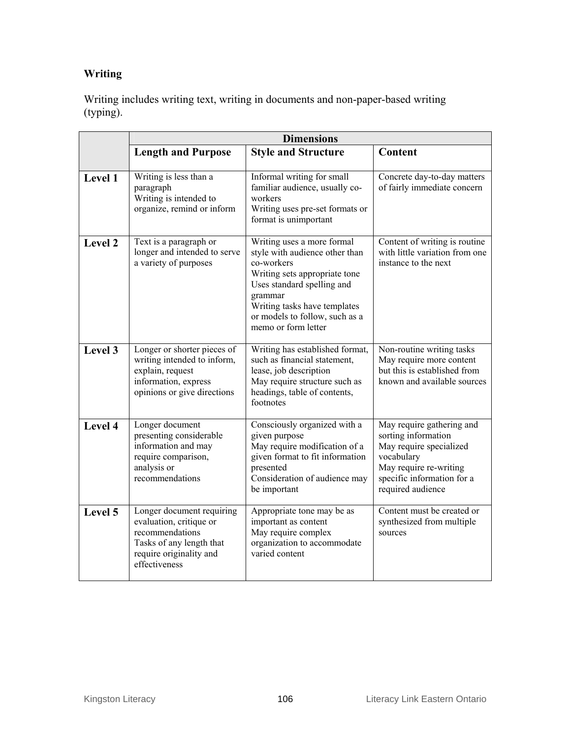## Writing

Writing includes writing text, writing in documents and non-paper-based writing (typing).

| | Dimensions | | |
|---|---|---|---|
| | **Length and Purpose** | **Style and Structure** | **Content** |
| **Level 1** | Writing is less than a paragraph<br>Writing is intended to organize, remind or inform | Informal writing for small familiar audience, usually co-workers<br>Writing uses pre-set formats or format is unimportant | Concrete day-to-day matters of fairly immediate concern |
| **Level 2** | Text is a paragraph or longer and intended to serve a variety of purposes | Writing uses a more formal style with audience other than co-workers<br>Writing sets appropriate tone<br>Uses standard spelling and grammar<br>Writing tasks have templates or models to follow, such as a memo or form letter | Content of writing is routine with little variation from one instance to the next |
| **Level 3** | Longer or shorter pieces of writing intended to inform, explain, request information, express opinions or give directions | Writing has established format, such as financial statement, lease, job description<br>May require structure such as headings, table of contents, footnotes | Non-routine writing tasks<br>May require more content but this is established from known and available sources |
| **Level 4** | Longer document presenting considerable information and may require comparison, analysis or recommendations | Consciously organized with a given purpose<br>May require modification of a given format to fit information presented<br>Consideration of audience may be important | May require gathering and sorting information<br>May require specialized vocabulary<br>May require re-writing specific information for a required audience |
| **Level 5** | Longer document requiring evaluation, critique or recommendations<br>Tasks of any length that require originality and effectiveness | Appropriate tone may be as important as content<br>May require complex organization to accommodate varied content | Content must be created or synthesized from multiple sources |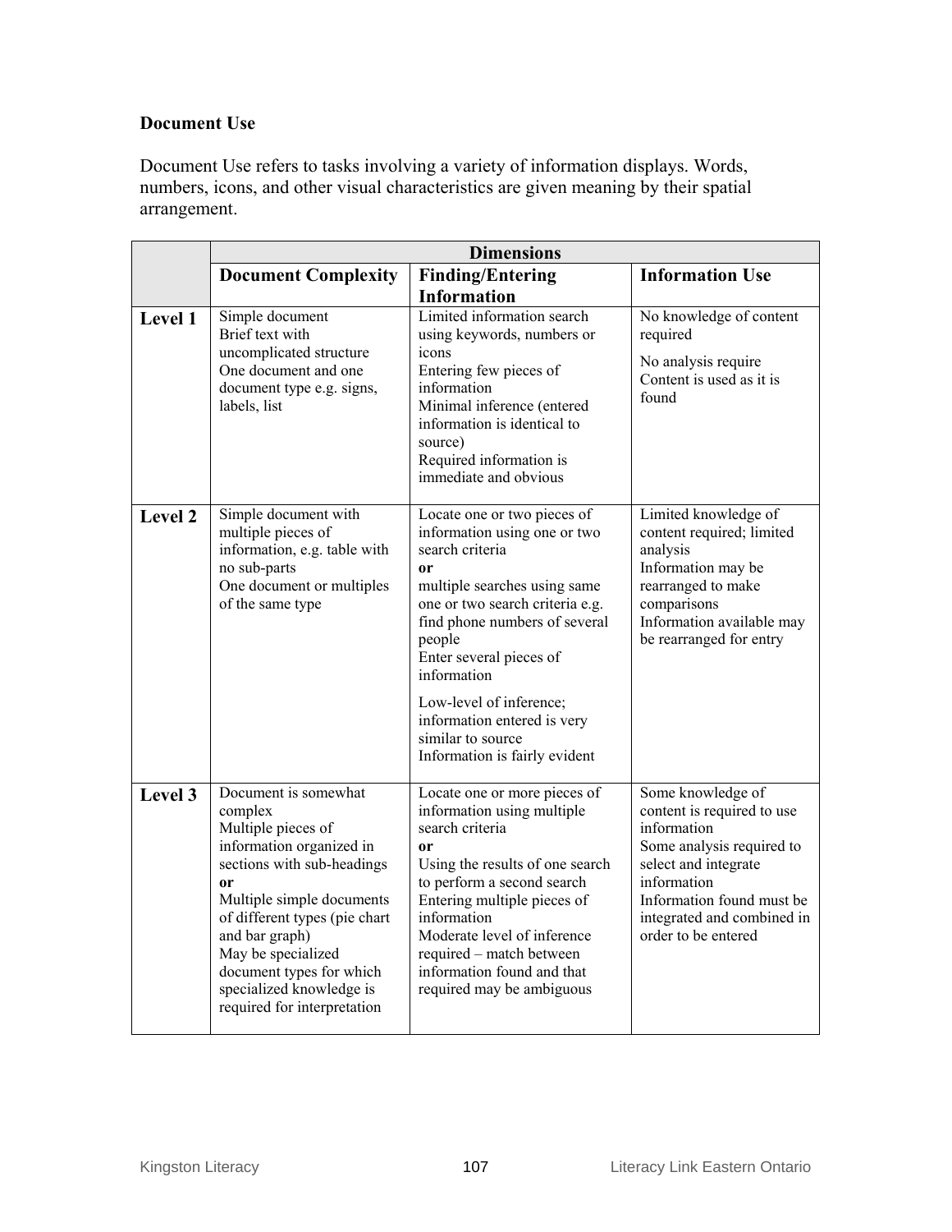**Document Use**

Document Use refers to tasks involving a variety of information displays. Words, numbers, icons, and other visual characteristics are given meaning by their spatial arrangement.

| | Dimensions | | |
|---|---|---|---|
| | **Document Complexity** | **Finding/Entering Information** | **Information Use** |
| **Level 1** | Simple document<br>Brief text with uncomplicated structure<br>One document and one document type e.g. signs, labels, list | Limited information search using keywords, numbers or icons<br>Entering few pieces of information<br>Minimal inference (entered information is identical to source)<br>Required information is immediate and obvious | No knowledge of content required<br>No analysis require<br>Content is used as it is found |
| **Level 2** | Simple document with multiple pieces of information, e.g. table with no sub-parts<br>One document or multiples of the same type | Locate one or two pieces of information using one or two search criteria<br>**or**<br>multiple searches using same one or two search criteria e.g. find phone numbers of several people<br>Enter several pieces of information<br>Low-level of inference; information entered is very similar to source<br>Information is fairly evident | Limited knowledge of content required; limited analysis<br>Information may be rearranged to make comparisons<br>Information available may be rearranged for entry |
| **Level 3** | Document is somewhat complex<br>Multiple pieces of information organized in sections with sub-headings<br>**or**<br>Multiple simple documents of different types (pie chart and bar graph)<br>May be specialized document types for which specialized knowledge is required for interpretation | Locate one or more pieces of information using multiple search criteria<br>**or**<br>Using the results of one search to perform a second search<br>Entering multiple pieces of information<br>Moderate level of inference required – match between information found and that required may be ambiguous | Some knowledge of content is required to use information<br>Some analysis required to select and integrate information<br>Information found must be integrated and combined in order to be entered |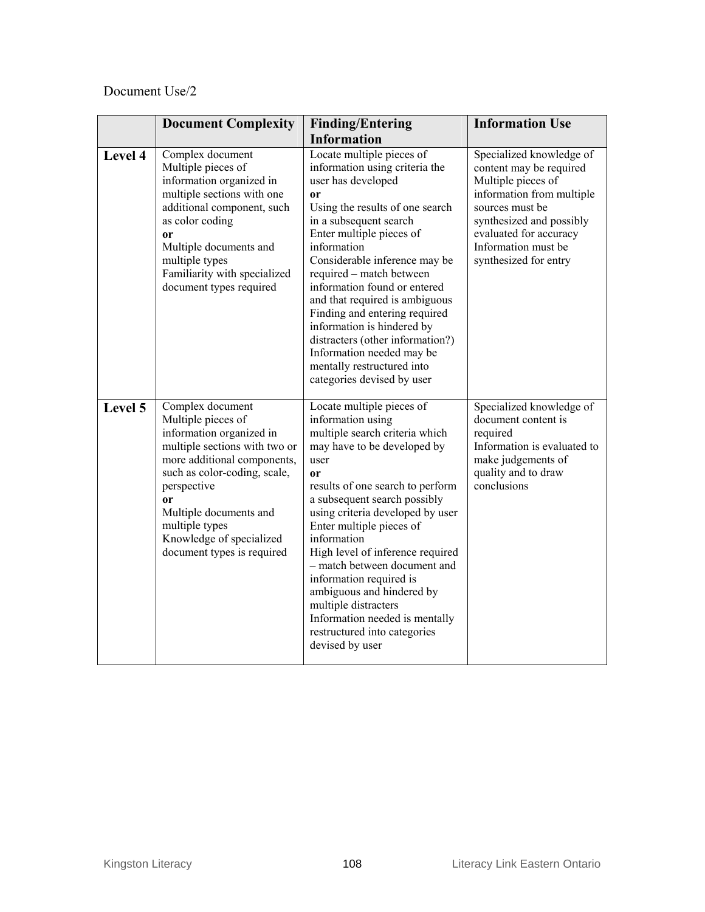Document Use/2

| | Document Complexity | Finding/Entering Information | Information Use |
|---|---|---|---|
| **Level 4** | Complex document<br>Multiple pieces of information organized in multiple sections with one additional component, such as color coding<br>**or**<br>Multiple documents and multiple types<br>Familiarity with specialized document types required | Locate multiple pieces of information using criteria the user has developed<br>**or**<br>Using the results of one search in a subsequent search<br>Enter multiple pieces of information<br>Considerable inference may be required – match between information found or entered and that required is ambiguous<br>Finding and entering required information is hindered by distracters (other information?)<br>Information needed may be mentally restructured into categories devised by user | Specialized knowledge of content may be required<br>Multiple pieces of information from multiple sources must be synthesized and possibly evaluated for accuracy<br>Information must be synthesized for entry |
| **Level 5** | Complex document<br>Multiple pieces of information organized in multiple sections with two or more additional components, such as color-coding, scale, perspective<br>**or**<br>Multiple documents and multiple types<br>Knowledge of specialized document types is required | Locate multiple pieces of information using multiple search criteria which may have to be developed by user<br>**or**<br>results of one search to perform a subsequent search possibly using criteria developed by user<br>Enter multiple pieces of information<br>High level of inference required – match between document and information required is ambiguous and hindered by multiple distracters<br>Information needed is mentally restructured into categories devised by user | Specialized knowledge of document content is required<br>Information is evaluated to make judgements of quality and to draw conclusions |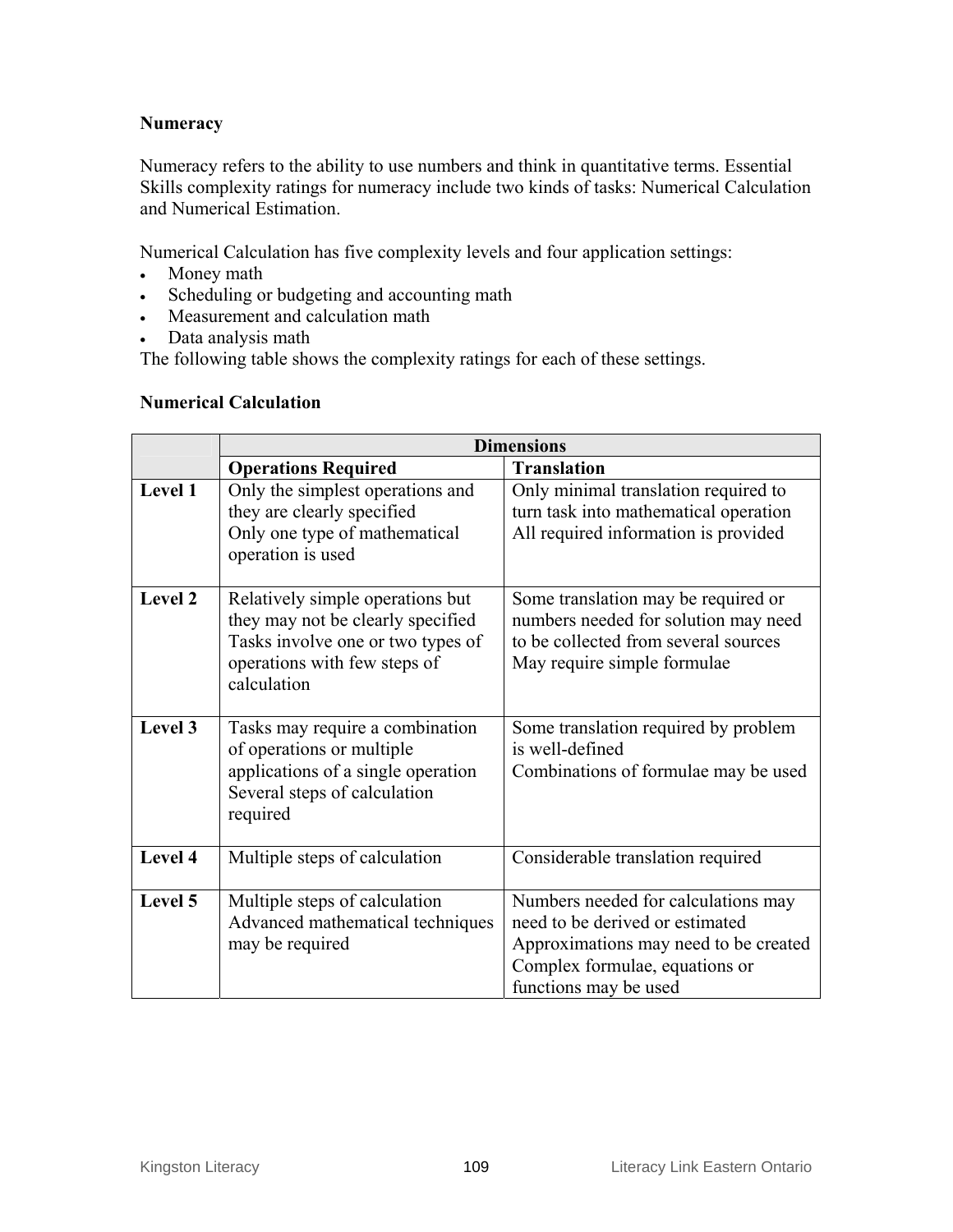**Numeracy**

Numeracy refers to the ability to use numbers and think in quantitative terms. Essential Skills complexity ratings for numeracy include two kinds of tasks: Numerical Calculation and Numerical Estimation.

Numerical Calculation has five complexity levels and four application settings:

- Money math
- Scheduling or budgeting and accounting math
- Measurement and calculation math
- Data analysis math

The following table shows the complexity ratings for each of these settings.

**Numerical Calculation**

| | Dimensions | |
|---|---|---|
| | **Operations Required** | **Translation** |
| **Level 1** | Only the simplest operations and they are clearly specified<br>Only one type of mathematical operation is used | Only minimal translation required to turn task into mathematical operation<br>All required information is provided |
| **Level 2** | Relatively simple operations but they may not be clearly specified<br>Tasks involve one or two types of operations with few steps of calculation | Some translation may be required or numbers needed for solution may need to be collected from several sources<br>May require simple formulae |
| **Level 3** | Tasks may require a combination of operations or multiple applications of a single operation<br>Several steps of calculation required | Some translation required by problem is well-defined<br>Combinations of formulae may be used |
| **Level 4** | Multiple steps of calculation | Considerable translation required |
| **Level 5** | Multiple steps of calculation<br>Advanced mathematical techniques may be required | Numbers needed for calculations may need to be derived or estimated<br>Approximations may need to be created<br>Complex formulae, equations or functions may be used |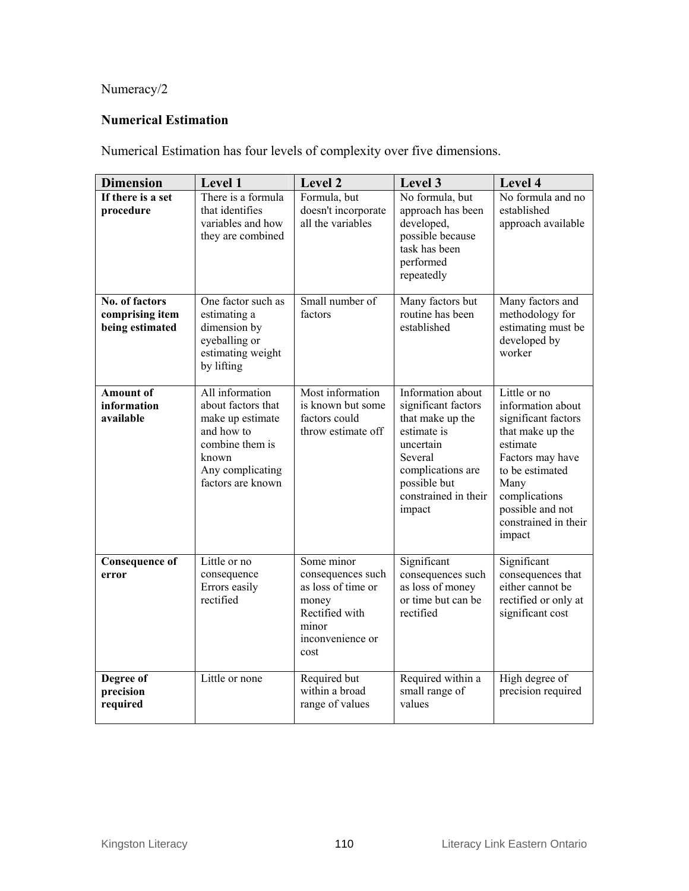Numeracy/2

**Numerical Estimation**

Numerical Estimation has four levels of complexity over five dimensions.

| Dimension | Level 1 | Level 2 | Level 3 | Level 4 |
|---|---|---|---|---|
| **If there is a set procedure** | There is a formula that identifies variables and how they are combined | Formula, but doesn't incorporate all the variables | No formula, but approach has been developed, possible because task has been performed repeatedly | No formula and no established approach available |
| **No. of factors comprising item being estimated** | One factor such as estimating a dimension by eyeballing or estimating weight by lifting | Small number of factors | Many factors but routine has been established | Many factors and methodology for estimating must be developed by worker |
| **Amount of information available** | All information about factors that make up estimate and how to combine them is known<br>Any complicating factors are known | Most information is known but some factors could throw estimate off | Information about significant factors that make up the estimate is uncertain<br>Several complications are possible but constrained in their impact | Little or no information about significant factors that make up the estimate<br>Factors may have to be estimated<br>Many complications possible and not constrained in their impact |
| **Consequence of error** | Little or no consequence<br>Errors easily rectified | Some minor consequences such as loss of time or money<br>Rectified with minor inconvenience or cost | Significant consequences such as loss of money or time but can be rectified | Significant consequences that either cannot be rectified or only at significant cost |
| **Degree of precision required** | Little or none | Required but within a broad range of values | Required within a small range of values | High degree of precision required |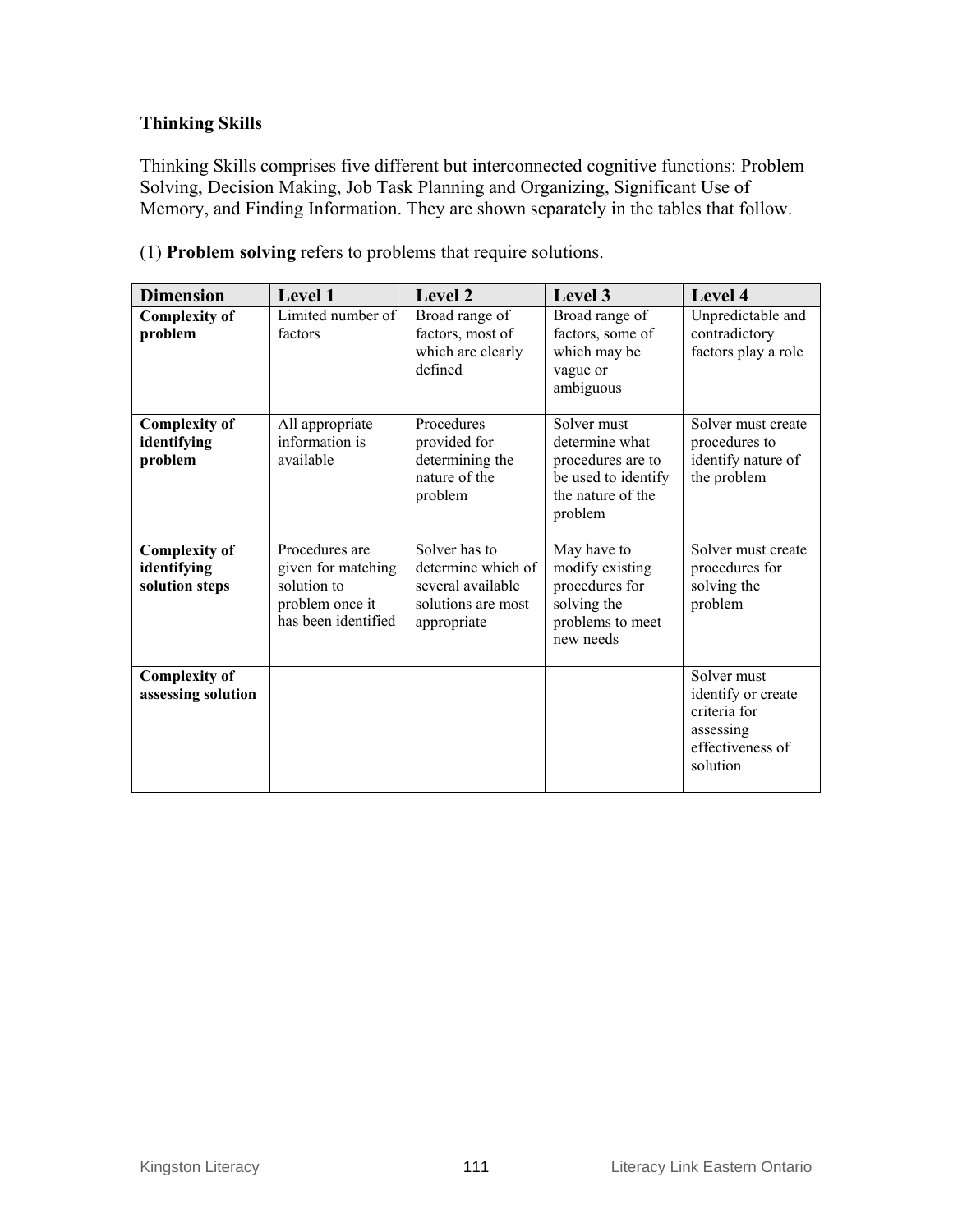**Thinking Skills**

Thinking Skills comprises five different but interconnected cognitive functions: Problem Solving, Decision Making, Job Task Planning and Organizing, Significant Use of Memory, and Finding Information. They are shown separately in the tables that follow.

(1) **Problem solving** refers to problems that require solutions.

| Dimension | Level 1 | Level 2 | Level 3 | Level 4 |
|---|---|---|---|---|
| **Complexity of problem** | Limited number of factors | Broad range of factors, most of which are clearly defined | Broad range of factors, some of which may be vague or ambiguous | Unpredictable and contradictory factors play a role |
| **Complexity of identifying problem** | All appropriate information is available | Procedures provided for determining the nature of the problem | Solver must determine what procedures are to be used to identify the nature of the problem | Solver must create procedures to identify nature of the problem |
| **Complexity of identifying solution steps** | Procedures are given for matching solution to problem once it has been identified | Solver has to determine which of several available solutions are most appropriate | May have to modify existing procedures for solving the problems to meet new needs | Solver must create procedures for solving the problem |
| **Complexity of assessing solution** | | | | Solver must identify or create criteria for assessing effectiveness of solution |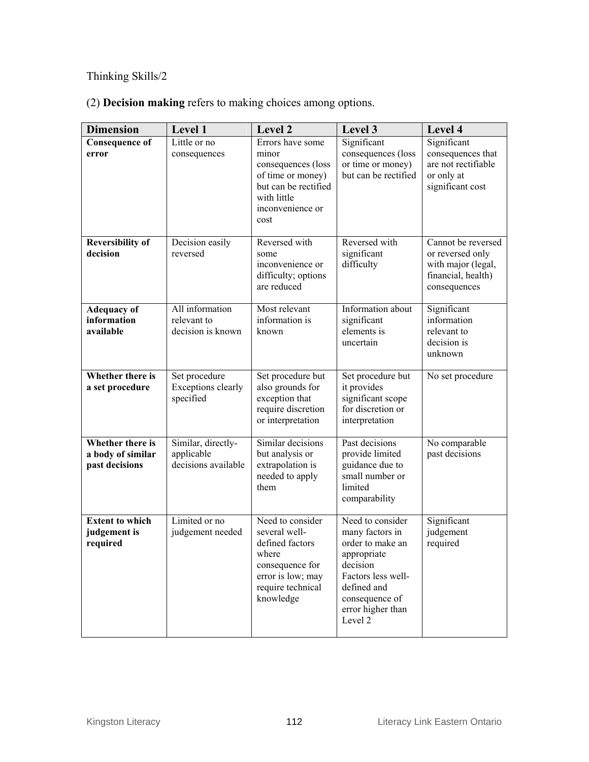Thinking Skills/2

(2) **Decision making** refers to making choices among options.

| Dimension | Level 1 | Level 2 | Level 3 | Level 4 |
|---|---|---|---|---|
| **Consequence of error** | Little or no consequences | Errors have some minor consequences (loss of time or money) but can be rectified with little inconvenience or cost | Significant consequences (loss or time or money) but can be rectified | Significant consequences that are not rectifiable or only at significant cost |
| **Reversibility of decision** | Decision easily reversed | Reversed with some inconvenience or difficulty; options are reduced | Reversed with significant difficulty | Cannot be reversed or reversed only with major (legal, financial, health) consequences |
| **Adequacy of information available** | All information relevant to decision is known | Most relevant information is known | Information about significant elements is uncertain | Significant information relevant to decision is unknown |
| **Whether there is a set procedure** | Set procedure Exceptions clearly specified | Set procedure but also grounds for exception that require discretion or interpretation | Set procedure but it provides significant scope for discretion or interpretation | No set procedure |
| **Whether there is a body of similar past decisions** | Similar, directly-applicable decisions available | Similar decisions but analysis or extrapolation is needed to apply them | Past decisions provide limited guidance due to small number or limited comparability | No comparable past decisions |
| **Extent to which judgement is required** | Limited or no judgement needed | Need to consider several well-defined factors where consequence for error is low; may require technical knowledge | Need to consider many factors in order to make an appropriate decision Factors less well-defined and consequence of error higher than Level 2 | Significant judgement required |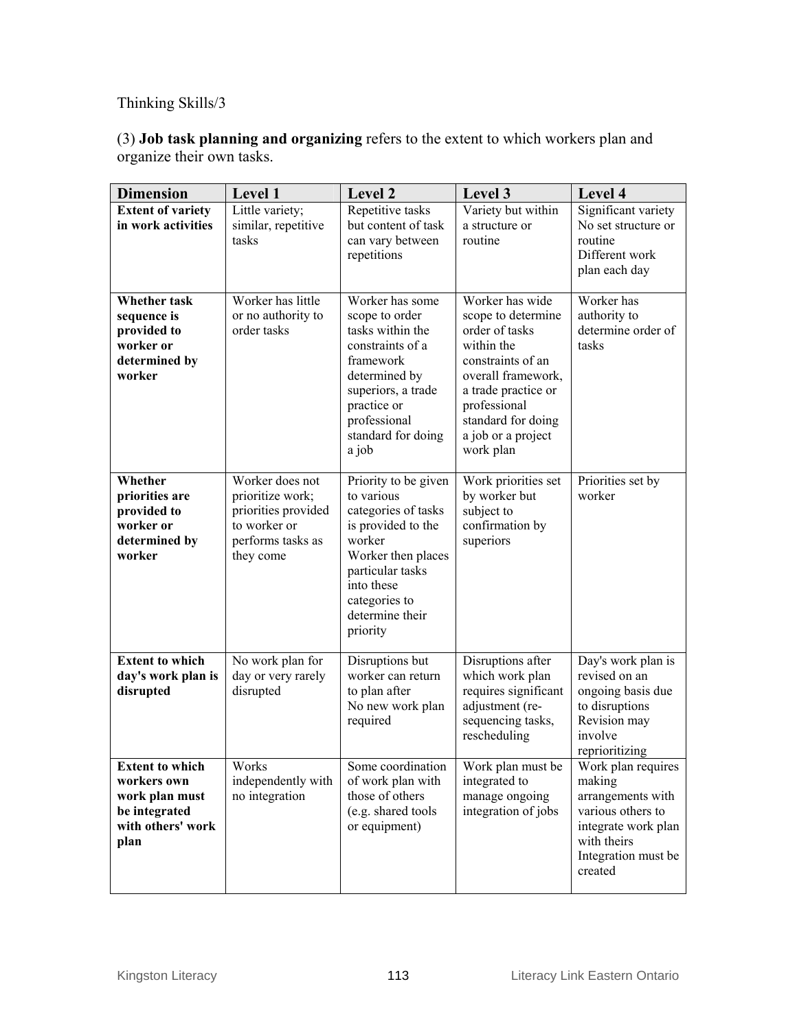Thinking Skills/3

(3) **Job task planning and organizing** refers to the extent to which workers plan and organize their own tasks.

| Dimension | Level 1 | Level 2 | Level 3 | Level 4 |
|---|---|---|---|---|
| **Extent of variety in work activities** | Little variety; similar, repetitive tasks | Repetitive tasks but content of task can vary between repetitions | Variety but within a structure or routine | Significant variety No set structure or routine Different work plan each day |
| **Whether task sequence is provided to worker or determined by worker** | Worker has little or no authority to order tasks | Worker has some scope to order tasks within the constraints of a framework determined by superiors, a trade practice or professional standard for doing a job | Worker has wide scope to determine order of tasks within the constraints of an overall framework, a trade practice or professional standard for doing a job or a project work plan | Worker has authority to determine order of tasks |
| **Whether priorities are provided to worker or determined by worker** | Worker does not prioritize work; priorities provided to worker or performs tasks as they come | Priority to be given to various categories of tasks is provided to the worker Worker then places particular tasks into these categories to determine their priority | Work priorities set by worker but subject to confirmation by superiors | Priorities set by worker |
| **Extent to which day's work plan is disrupted** | No work plan for day or very rarely disrupted | Disruptions but worker can return to plan after No new work plan required | Disruptions after which work plan requires significant adjustment (re-sequencing tasks, rescheduling | Day's work plan is revised on an ongoing basis due to disruptions Revision may involve reprioritizing |
| **Extent to which workers own work plan must be integrated with others' work plan** | Works independently with no integration | Some coordination of work plan with those of others (e.g. shared tools or equipment) | Work plan must be integrated to manage ongoing integration of jobs | Work plan requires making arrangements with various others to integrate work plan with theirs Integration must be created |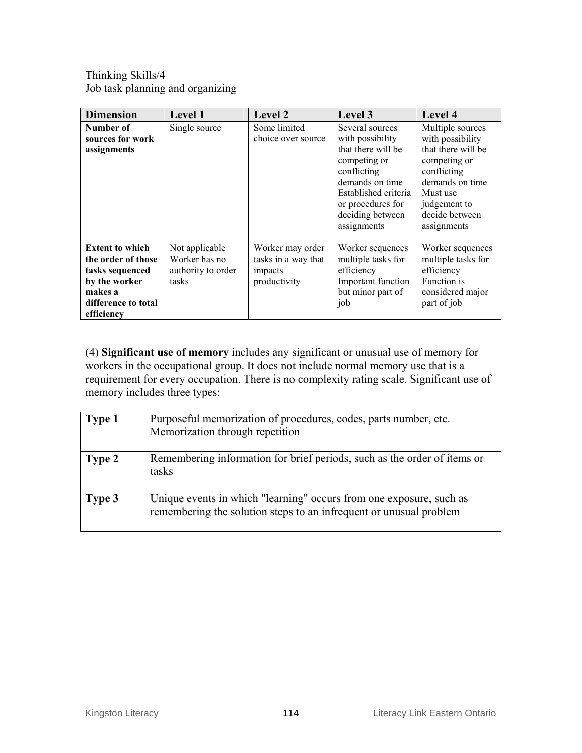Thinking Skills/4
Job task planning and organizing

| Dimension | Level 1 | Level 2 | Level 3 | Level 4 |
|---|---|---|---|---|
| **Number of sources for work assignments** | Single source | Some limited choice over source | Several sources with possibility that there will be competing or conflicting demands on time Established criteria or procedures for deciding between assignments | Multiple sources with possibility that there will be competing or conflicting demands on time Must use judgement to decide between assignments |
| **Extent to which the order of those tasks sequenced by the worker makes a difference to total efficiency** | Not applicable Worker has no authority to order tasks | Worker may order tasks in a way that impacts productivity | Worker sequences multiple tasks for efficiency Important function but minor part of job | Worker sequences multiple tasks for efficiency Function is considered major part of job |

(4) **Significant use of memory** includes any significant or unusual use of memory for workers in the occupational group. It does not include normal memory use that is a requirement for every occupation. There is no complexity rating scale. Significant use of memory includes three types:

| | |
|---|---|
| **Type 1** | Purposeful memorization of procedures, codes, parts number, etc. Memorization through repetition |
| **Type 2** | Remembering information for brief periods, such as the order of items or tasks |
| **Type 3** | Unique events in which "learning" occurs from one exposure, such as remembering the solution steps to an infrequent or unusual problem |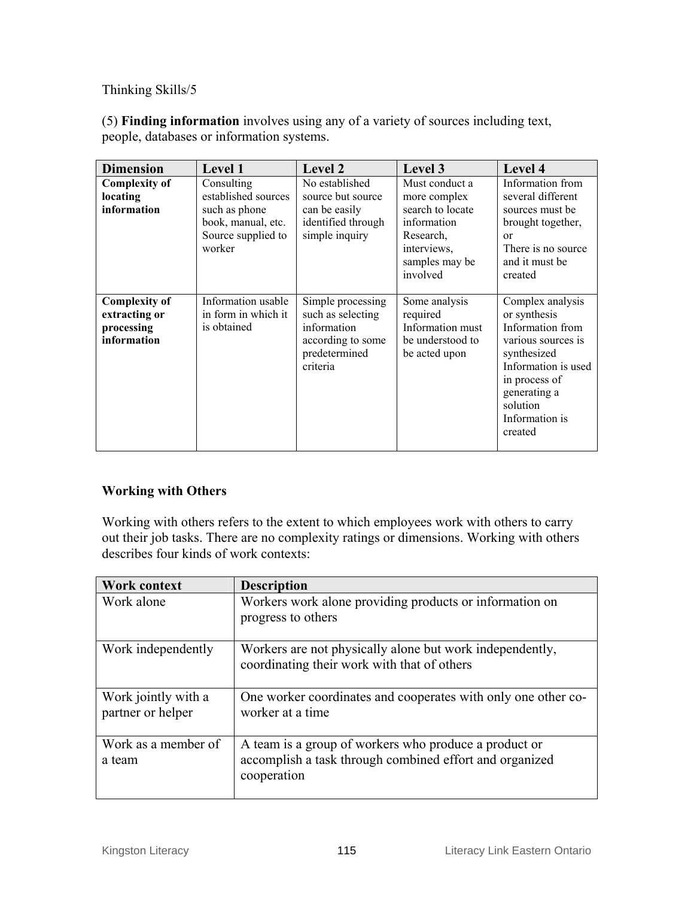Thinking Skills/5

(5) **Finding information** involves using any of a variety of sources including text, people, databases or information systems.

| Dimension | Level 1 | Level 2 | Level 3 | Level 4 |
|---|---|---|---|---|
| **Complexity of locating information** | Consulting established sources such as phone book, manual, etc. Source supplied to worker | No established source but source can be easily identified through simple inquiry | Must conduct a more complex search to locate information Research, interviews, samples may be involved | Information from several different sources must be brought together, or There is no source and it must be created |
| **Complexity of extracting or processing information** | Information usable in form in which it is obtained | Simple processing such as selecting information according to some predetermined criteria | Some analysis required Information must be understood to be acted upon | Complex analysis or synthesis Information from various sources is synthesized Information is used in process of generating a solution Information is created |

**Working with Others**

Working with others refers to the extent to which employees work with others to carry out their job tasks. There are no complexity ratings or dimensions. Working with others describes four kinds of work contexts:

| Work context | Description |
|---|---|
| Work alone | Workers work alone providing products or information on progress to others |
| Work independently | Workers are not physically alone but work independently, coordinating their work with that of others |
| Work jointly with a partner or helper | One worker coordinates and cooperates with only one other co-worker at a time |
| Work as a member of a team | A team is a group of workers who produce a product or accomplish a task through combined effort and organized cooperation |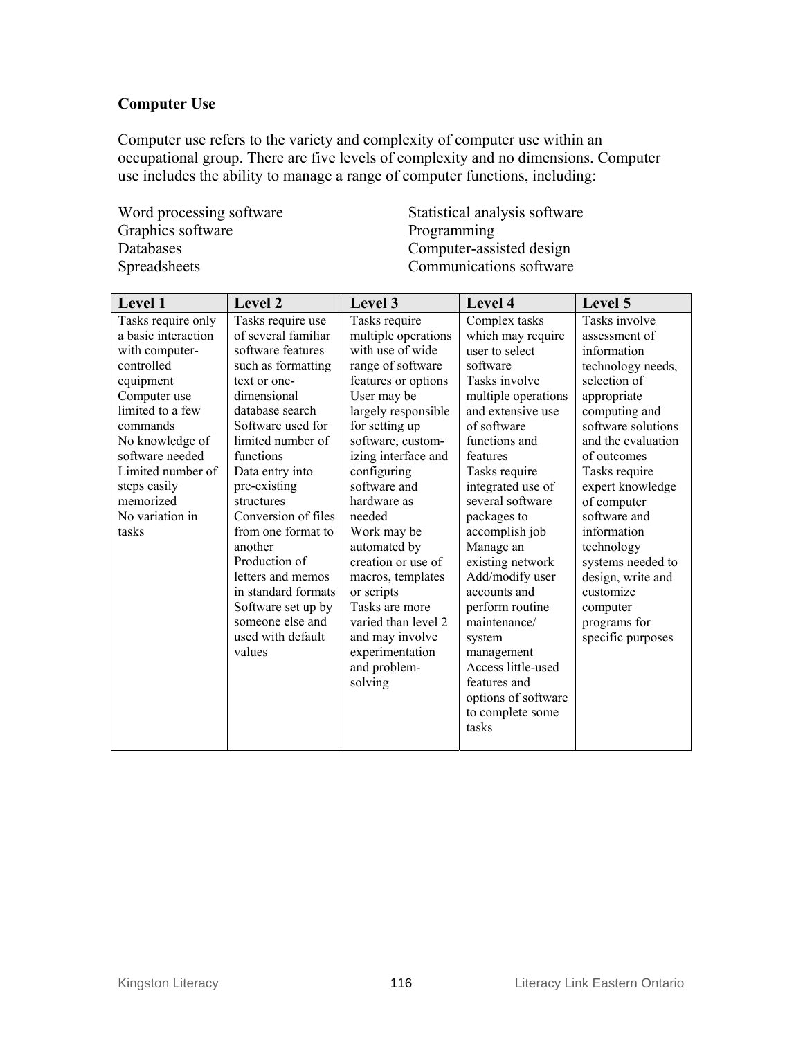**Computer Use**

Computer use refers to the variety and complexity of computer use within an occupational group. There are five levels of complexity and no dimensions. Computer use includes the ability to manage a range of computer functions, including:

Word processing software
Graphics software
Databases
Spreadsheets
Statistical analysis software
Programming
Computer-assisted design
Communications software

| Level 1 | Level 2 | Level 3 | Level 4 | Level 5 |
|---|---|---|---|---|
| Tasks require only a basic interaction with computer-controlled equipment<br>Computer use limited to a few commands<br>No knowledge of software needed<br>Limited number of steps easily memorized<br>No variation in tasks | Tasks require use of several familiar software features such as formatting text or one-dimensional database search<br>Software used for limited number of functions<br>Data entry into pre-existing structures<br>Conversion of files from one format to another<br>Production of letters and memos in standard formats<br>Software set up by someone else and used with default values | Tasks require multiple operations with use of wide range of software features or options<br>User may be largely responsible for setting up software, customizing interface and configuring software and hardware as needed<br>Work may be automated by creation or use of macros, templates or scripts<br>Tasks are more varied than level 2 and may involve experimentation and problem-solving | Complex tasks which may require user to select software<br>Tasks involve multiple operations and extensive use of software functions and features<br>Tasks require integrated use of several software packages to accomplish job<br>Manage an existing network<br>Add/modify user accounts and perform routine maintenance/system management<br>Access little-used features and options of software to complete some tasks | Tasks involve assessment of information technology needs, selection of appropriate computing and software solutions and the evaluation of outcomes<br>Tasks require expert knowledge of computer software and information technology systems needed to design, write and customize computer programs for specific purposes |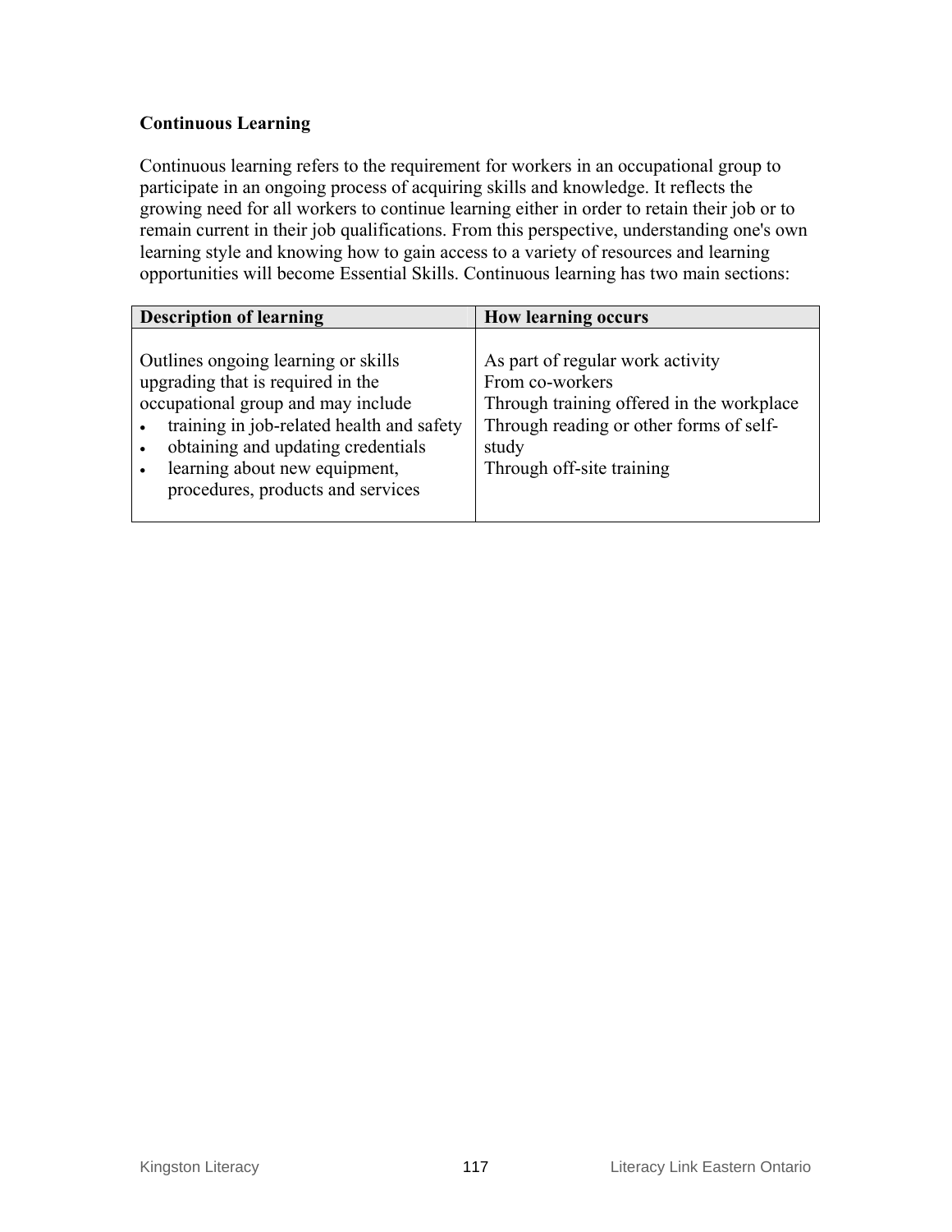**Continuous Learning**

Continuous learning refers to the requirement for workers in an occupational group to participate in an ongoing process of acquiring skills and knowledge. It reflects the growing need for all workers to continue learning either in order to retain their job or to remain current in their job qualifications. From this perspective, understanding one's own learning style and knowing how to gain access to a variety of resources and learning opportunities will become Essential Skills. Continuous learning has two main sections:

| Description of learning | How learning occurs |
| --- | --- |
| Outlines ongoing learning or skills upgrading that is required in the occupational group and may include<br>• training in job-related health and safety<br>• obtaining and updating credentials<br>• learning about new equipment, procedures, products and services | As part of regular work activity<br>From co-workers<br>Through training offered in the workplace<br>Through reading or other forms of self-study<br>Through off-site training |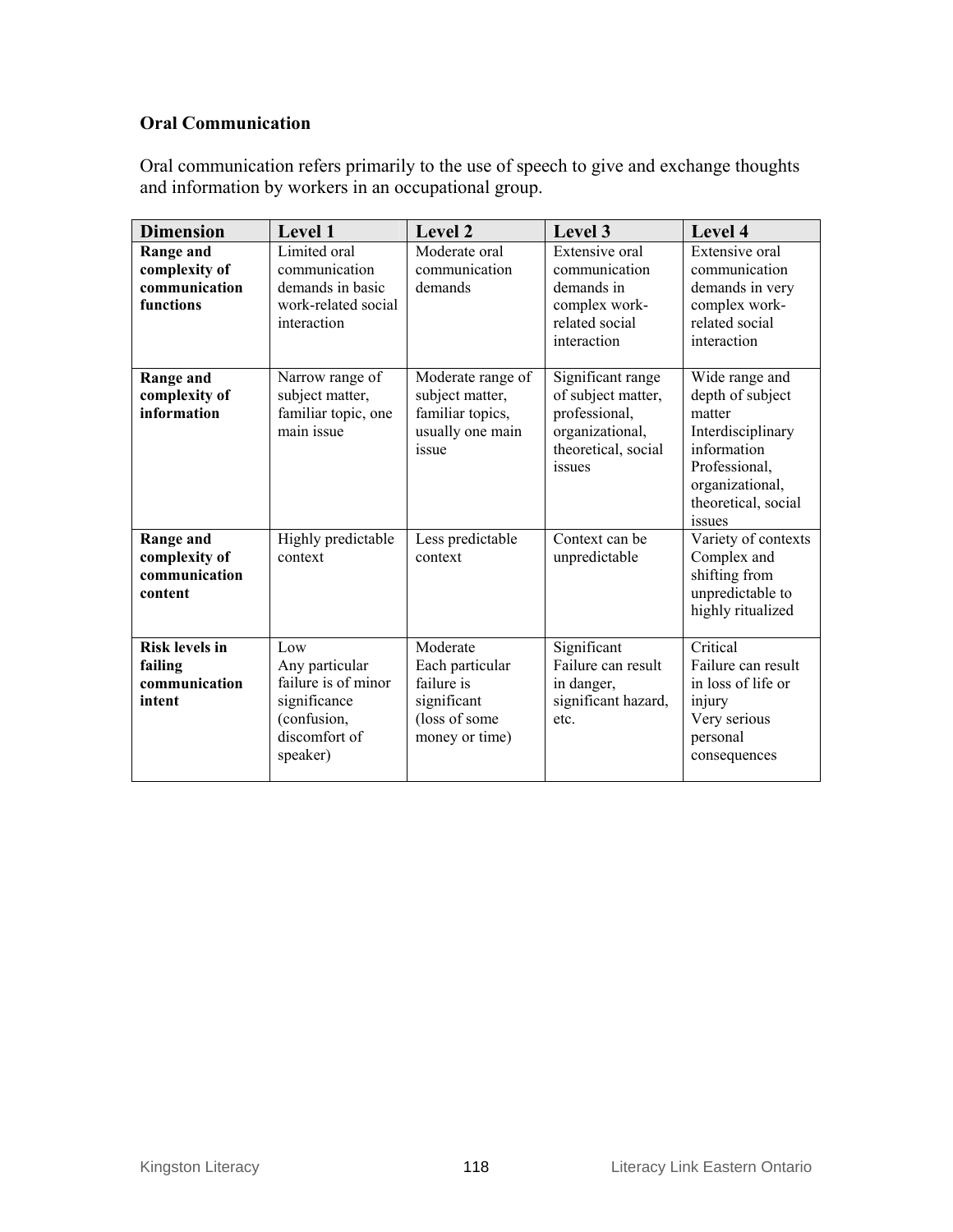**Oral Communication**

Oral communication refers primarily to the use of speech to give and exchange thoughts and information by workers in an occupational group.

| Dimension | Level 1 | Level 2 | Level 3 | Level 4 |
|---|---|---|---|---|
| **Range and complexity of communication functions** | Limited oral communication demands in basic work-related social interaction | Moderate oral communication demands | Extensive oral communication demands in complex work-related social interaction | Extensive oral communication demands in very complex work-related social interaction |
| **Range and complexity of information** | Narrow range of subject matter, familiar topic, one main issue | Moderate range of subject matter, familiar topics, usually one main issue | Significant range of subject matter, professional, organizational, theoretical, social issues | Wide range and depth of subject matter Interdisciplinary information Professional, organizational, theoretical, social issues |
| **Range and complexity of communication content** | Highly predictable context | Less predictable context | Context can be unpredictable | Variety of contexts Complex and shifting from unpredictable to highly ritualized |
| **Risk levels in failing communication intent** | Low Any particular failure is of minor significance (confusion, discomfort of speaker) | Moderate Each particular failure is significant (loss of some money or time) | Significant Failure can result in danger, significant hazard, etc. | Critical Failure can result in loss of life or injury Very serious personal consequences |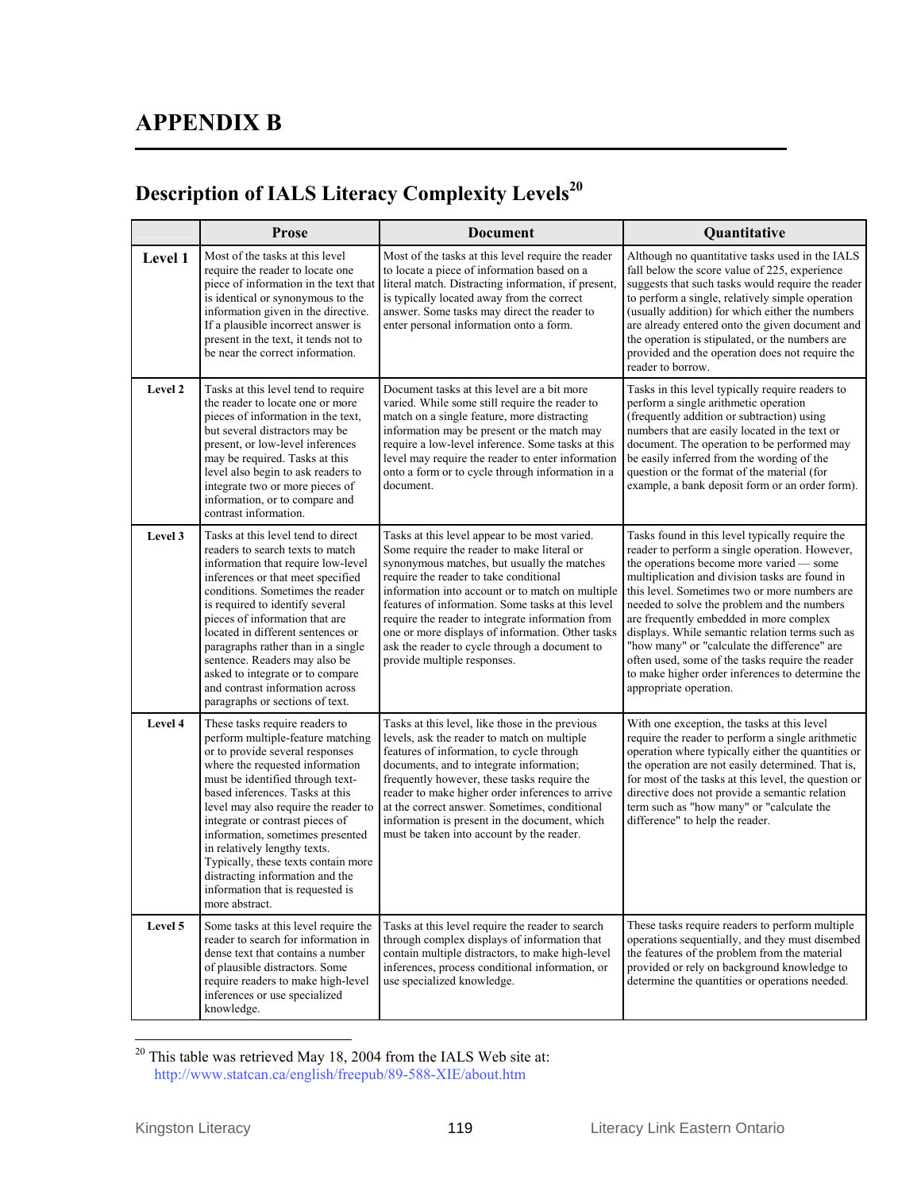# APPENDIX B

## Description of IALS Literacy Complexity Levels[20]

| | Prose | Document | Quantitative |
|---|---|---|---|
| **Level 1** | Most of the tasks at this level require the reader to locate one piece of information in the text that is identical or synonymous to the information given in the directive. If a plausible incorrect answer is present in the text, it tends not to be near the correct information. | Most of the tasks at this level require the reader to locate a piece of information based on a literal match. Distracting information, if present, is typically located away from the correct answer. Some tasks may direct the reader to enter personal information onto a form. | Although no quantitative tasks used in the IALS fall below the score value of 225, experience suggests that such tasks would require the reader to perform a single, relatively simple operation (usually addition) for which either the numbers are already entered onto the given document and the operation is stipulated, or the numbers are provided and the operation does not require the reader to borrow. |
| **Level 2** | Tasks at this level tend to require the reader to locate one or more pieces of information in the text, but several distractors may be present, or low-level inferences may be required. Tasks at this level also begin to ask readers to integrate two or more pieces of information, or to compare and contrast information. | Document tasks at this level are a bit more varied. While some still require the reader to match on a single feature, more distracting information may be present or the match may require a low-level inference. Some tasks at this level may require the reader to enter information onto a form or to cycle through information in a document. | Tasks in this level typically require readers to perform a single arithmetic operation (frequently addition or subtraction) using numbers that are easily located in the text or document. The operation to be performed may be easily inferred from the wording of the question or the format of the material (for example, a bank deposit form or an order form). |
| **Level 3** | Tasks at this level tend to direct readers to search texts to match information that require low-level inferences or that meet specified conditions. Sometimes the reader is required to identify several pieces of information that are located in different sentences or paragraphs rather than in a single sentence. Readers may also be asked to integrate or to compare and contrast information across paragraphs or sections of text. | Tasks at this level appear to be most varied. Some require the reader to make literal or synonymous matches, but usually the matches require the reader to take conditional information into account or to match on multiple features of information. Some tasks at this level require the reader to integrate information from one or more displays of information. Other tasks ask the reader to cycle through a document to provide multiple responses. | Tasks found in this level typically require the reader to perform a single operation. However, the operations become more varied — some multiplication and division tasks are found in this level. Sometimes two or more numbers are needed to solve the problem and the numbers are frequently embedded in more complex displays. While semantic relation terms such as "how many" or "calculate the difference" are often used, some of the tasks require the reader to make higher order inferences to determine the appropriate operation. |
| **Level 4** | These tasks require readers to perform multiple-feature matching or to provide several responses where the requested information must be identified through text-based inferences. Tasks at this level may also require the reader to integrate or contrast pieces of information, sometimes presented in relatively lengthy texts. Typically, these texts contain more distracting information and the information that is requested is more abstract. | Tasks at this level, like those in the previous levels, ask the reader to match on multiple features of information, to cycle through documents, and to integrate information; frequently however, these tasks require the reader to make higher order inferences to arrive at the correct answer. Sometimes, conditional information is present in the document, which must be taken into account by the reader. | With one exception, the tasks at this level require the reader to perform a single arithmetic operation where typically either the quantities or the operation are not easily determined. That is, for most of the tasks at this level, the question or directive does not provide a semantic relation term such as "how many" or "calculate the difference" to help the reader. |
| **Level 5** | Some tasks at this level require the reader to search for information in dense text that contains a number of plausible distractors. Some require readers to make high-level inferences or use specialized knowledge. | Tasks at this level require the reader to search through complex displays of information that contain multiple distractors, to make high-level inferences, process conditional information, or use specialized knowledge. | These tasks require readers to perform multiple operations sequentially, and they must disembed the features of the problem from the material provided or rely on background knowledge to determine the quantities or operations needed. |

[20] This table was retrieved May 18, 2004 from the IALS Web site at: http://www.statcan.ca/english/freepub/89-588-XIE/about.htm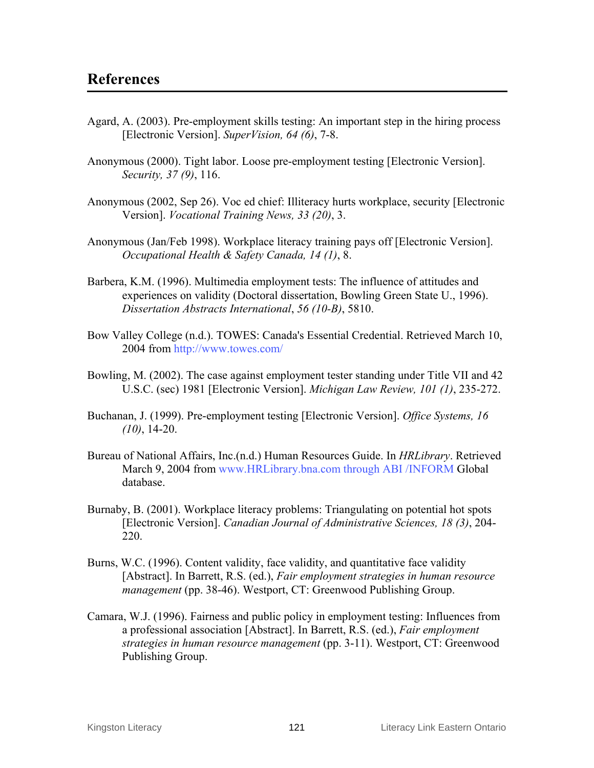## References

Agard, A. (2003). Pre-employment skills testing: An important step in the hiring process [Electronic Version]. *SuperVision, 64 (6)*, 7-8.

Anonymous (2000). Tight labor. Loose pre-employment testing [Electronic Version]. *Security, 37 (9)*, 116.

Anonymous (2002, Sep 26). Voc ed chief: Illiteracy hurts workplace, security [Electronic Version]. *Vocational Training News, 33 (20)*, 3.

Anonymous (Jan/Feb 1998). Workplace literacy training pays off [Electronic Version]. *Occupational Health & Safety Canada, 14 (1)*, 8.

Barbera, K.M. (1996). Multimedia employment tests: The influence of attitudes and experiences on validity (Doctoral dissertation, Bowling Green State U., 1996). *Dissertation Abstracts International*, *56 (10-B)*, 5810.

Bow Valley College (n.d.). TOWES: Canada's Essential Credential. Retrieved March 10, 2004 from http://www.towes.com/

Bowling, M. (2002). The case against employment tester standing under Title VII and 42 U.S.C. (sec) 1981 [Electronic Version]. *Michigan Law Review, 101 (1)*, 235-272.

Buchanan, J. (1999). Pre-employment testing [Electronic Version]. *Office Systems, 16 (10)*, 14-20.

Bureau of National Affairs, Inc.(n.d.) Human Resources Guide. In *HRLibrary*. Retrieved March 9, 2004 from www.HRLibrary.bna.com through ABI /INFORM Global database.

Burnaby, B. (2001). Workplace literacy problems: Triangulating on potential hot spots [Electronic Version]. *Canadian Journal of Administrative Sciences, 18 (3)*, 204-220.

Burns, W.C. (1996). Content validity, face validity, and quantitative face validity [Abstract]. In Barrett, R.S. (ed.), *Fair employment strategies in human resource management* (pp. 38-46). Westport, CT: Greenwood Publishing Group.

Camara, W.J. (1996). Fairness and public policy in employment testing: Influences from a professional association [Abstract]. In Barrett, R.S. (ed.), *Fair employment strategies in human resource management* (pp. 3-11). Westport, CT: Greenwood Publishing Group.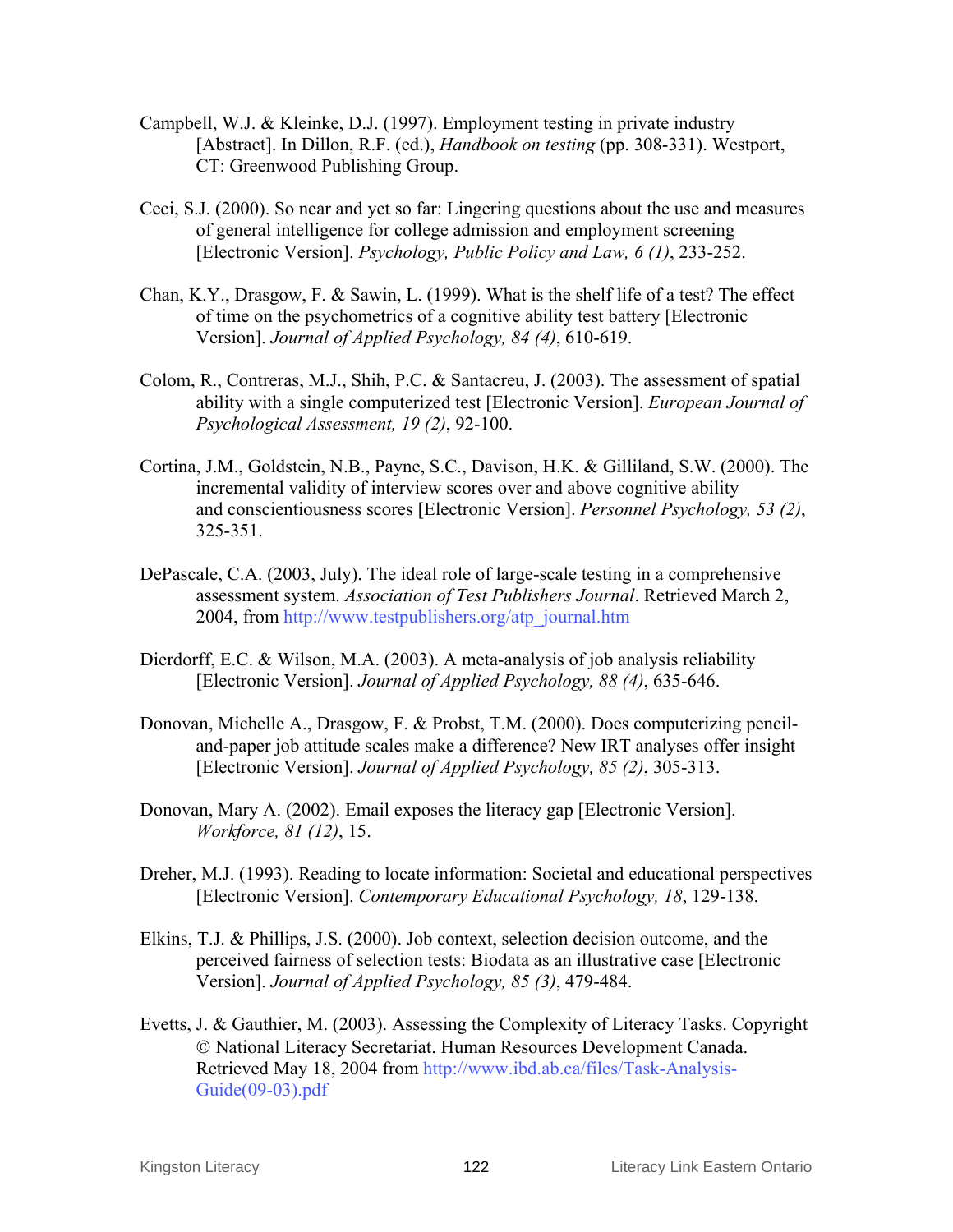Campbell, W.J. & Kleinke, D.J. (1997). Employment testing in private industry [Abstract]. In Dillon, R.F. (ed.), *Handbook on testing* (pp. 308-331). Westport, CT: Greenwood Publishing Group.

Ceci, S.J. (2000). So near and yet so far: Lingering questions about the use and measures of general intelligence for college admission and employment screening [Electronic Version]. *Psychology, Public Policy and Law, 6 (1)*, 233-252.

Chan, K.Y., Drasgow, F. & Sawin, L. (1999). What is the shelf life of a test? The effect of time on the psychometrics of a cognitive ability test battery [Electronic Version]. *Journal of Applied Psychology, 84 (4)*, 610-619.

Colom, R., Contreras, M.J., Shih, P.C. & Santacreu, J. (2003). The assessment of spatial ability with a single computerized test [Electronic Version]. *European Journal of Psychological Assessment, 19 (2)*, 92-100.

Cortina, J.M., Goldstein, N.B., Payne, S.C., Davison, H.K. & Gilliland, S.W. (2000). The incremental validity of interview scores over and above cognitive ability and conscientiousness scores [Electronic Version]. *Personnel Psychology, 53 (2)*, 325-351.

DePascale, C.A. (2003, July). The ideal role of large-scale testing in a comprehensive assessment system. *Association of Test Publishers Journal*. Retrieved March 2, 2004, from http://www.testpublishers.org/atp_journal.htm

Dierdorff, E.C. & Wilson, M.A. (2003). A meta-analysis of job analysis reliability [Electronic Version]. *Journal of Applied Psychology, 88 (4)*, 635-646.

Donovan, Michelle A., Drasgow, F. & Probst, T.M. (2000). Does computerizing pencil-and-paper job attitude scales make a difference? New IRT analyses offer insight [Electronic Version]. *Journal of Applied Psychology, 85 (2)*, 305-313.

Donovan, Mary A. (2002). Email exposes the literacy gap [Electronic Version]. *Workforce, 81 (12)*, 15.

Dreher, M.J. (1993). Reading to locate information: Societal and educational perspectives [Electronic Version]. *Contemporary Educational Psychology, 18*, 129-138.

Elkins, T.J. & Phillips, J.S. (2000). Job context, selection decision outcome, and the perceived fairness of selection tests: Biodata as an illustrative case [Electronic Version]. *Journal of Applied Psychology, 85 (3)*, 479-484.

Evetts, J. & Gauthier, M. (2003). Assessing the Complexity of Literacy Tasks. Copyright © National Literacy Secretariat. Human Resources Development Canada. Retrieved May 18, 2004 from http://www.ibd.ab.ca/files/Task-Analysis-Guide(09-03).pdf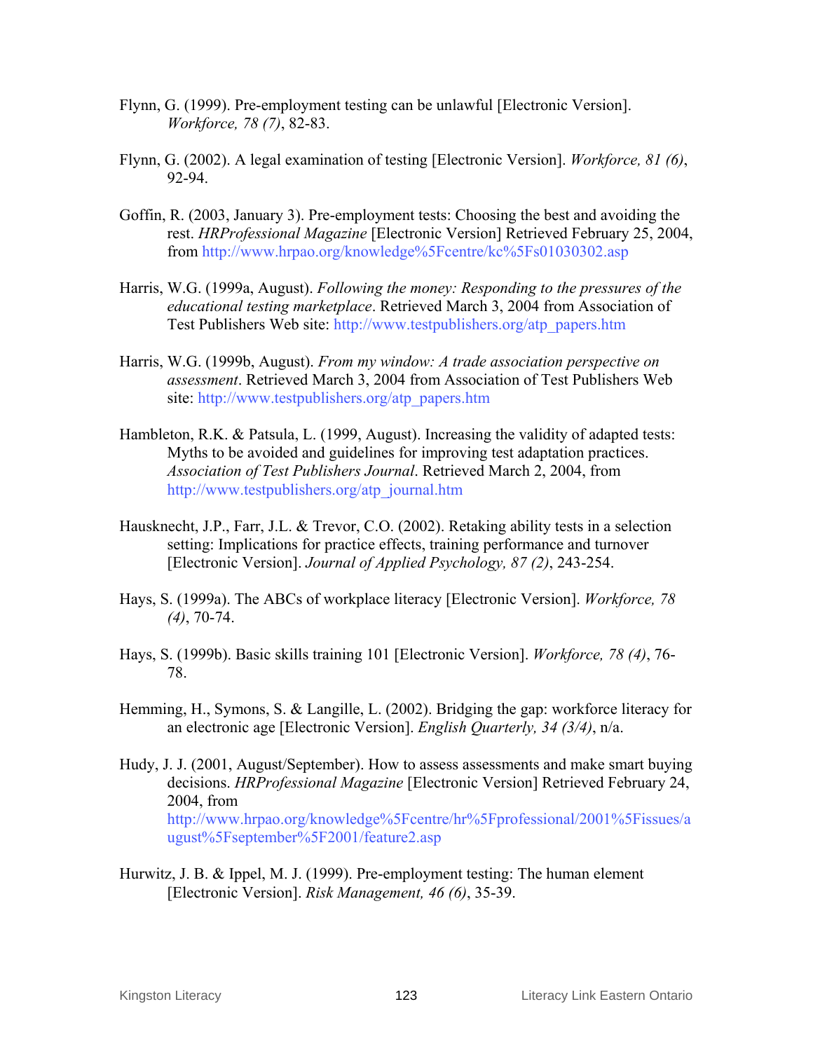Flynn, G. (1999). Pre-employment testing can be unlawful [Electronic Version]. *Workforce, 78 (7)*, 82-83.

Flynn, G. (2002). A legal examination of testing [Electronic Version]. *Workforce, 81 (6)*, 92-94.

Goffin, R. (2003, January 3). Pre-employment tests: Choosing the best and avoiding the rest. *HRProfessional Magazine* [Electronic Version] Retrieved February 25, 2004, from http://www.hrpao.org/knowledge%5Fcentre/kc%5Fs01030302.asp

Harris, W.G. (1999a, August). *Following the money: Responding to the pressures of the educational testing marketplace*. Retrieved March 3, 2004 from Association of Test Publishers Web site: http://www.testpublishers.org/atp_papers.htm

Harris, W.G. (1999b, August). *From my window: A trade association perspective on assessment*. Retrieved March 3, 2004 from Association of Test Publishers Web site: http://www.testpublishers.org/atp_papers.htm

Hambleton, R.K. & Patsula, L. (1999, August). Increasing the validity of adapted tests: Myths to be avoided and guidelines for improving test adaptation practices. *Association of Test Publishers Journal*. Retrieved March 2, 2004, from http://www.testpublishers.org/atp_journal.htm

Hausknecht, J.P., Farr, J.L. & Trevor, C.O. (2002). Retaking ability tests in a selection setting: Implications for practice effects, training performance and turnover [Electronic Version]. *Journal of Applied Psychology, 87 (2)*, 243-254.

Hays, S. (1999a). The ABCs of workplace literacy [Electronic Version]. *Workforce, 78 (4)*, 70-74.

Hays, S. (1999b). Basic skills training 101 [Electronic Version]. *Workforce, 78 (4)*, 76-78.

Hemming, H., Symons, S. & Langille, L. (2002). Bridging the gap: workforce literacy for an electronic age [Electronic Version]. *English Quarterly, 34 (3/4)*, n/a.

Hudy, J. J. (2001, August/September). How to assess assessments and make smart buying decisions. *HRProfessional Magazine* [Electronic Version] Retrieved February 24, 2004, from http://www.hrpao.org/knowledge%5Fcentre/hr%5Fprofessional/2001%5Fissues/august%5Fseptember%5F2001/feature2.asp

Hurwitz, J. B. & Ippel, M. J. (1999). Pre-employment testing: The human element [Electronic Version]. *Risk Management, 46 (6)*, 35-39.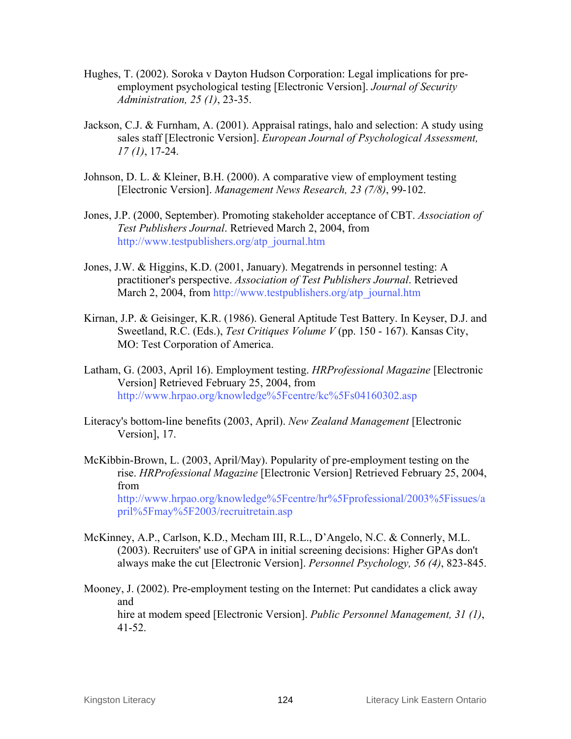Hughes, T. (2002). Soroka v Dayton Hudson Corporation: Legal implications for pre-employment psychological testing [Electronic Version]. *Journal of Security Administration, 25 (1)*, 23-35.

Jackson, C.J. & Furnham, A. (2001). Appraisal ratings, halo and selection: A study using sales staff [Electronic Version]. *European Journal of Psychological Assessment, 17 (1)*, 17-24.

Johnson, D. L. & Kleiner, B.H. (2000). A comparative view of employment testing [Electronic Version]. *Management News Research, 23 (7/8)*, 99-102.

Jones, J.P. (2000, September). Promoting stakeholder acceptance of CBT. *Association of Test Publishers Journal*. Retrieved March 2, 2004, from http://www.testpublishers.org/atp_journal.htm

Jones, J.W. & Higgins, K.D. (2001, January). Megatrends in personnel testing: A practitioner's perspective. *Association of Test Publishers Journal*. Retrieved March 2, 2004, from http://www.testpublishers.org/atp_journal.htm

Kirnan, J.P. & Geisinger, K.R. (1986). General Aptitude Test Battery. In Keyser, D.J. and Sweetland, R.C. (Eds.), *Test Critiques Volume V* (pp. 150 - 167). Kansas City, MO: Test Corporation of America.

Latham, G. (2003, April 16). Employment testing. *HRProfessional Magazine* [Electronic Version] Retrieved February 25, 2004, from http://www.hrpao.org/knowledge%5Fcentre/kc%5Fs04160302.asp

Literacy's bottom-line benefits (2003, April). *New Zealand Management* [Electronic Version], 17.

McKibbin-Brown, L. (2003, April/May). Popularity of pre-employment testing on the rise. *HRProfessional Magazine* [Electronic Version] Retrieved February 25, 2004, from http://www.hrpao.org/knowledge%5Fcentre/hr%5Fprofessional/2003%5Fissues/april%5Fmay%5F2003/recruitretain.asp

McKinney, A.P., Carlson, K.D., Mecham III, R.L., D'Angelo, N.C. & Connerly, M.L. (2003). Recruiters' use of GPA in initial screening decisions: Higher GPAs don't always make the cut [Electronic Version]. *Personnel Psychology, 56 (4)*, 823-845.

Mooney, J. (2002). Pre-employment testing on the Internet: Put candidates a click away and hire at modem speed [Electronic Version]. *Public Personnel Management, 31 (1)*, 41-52.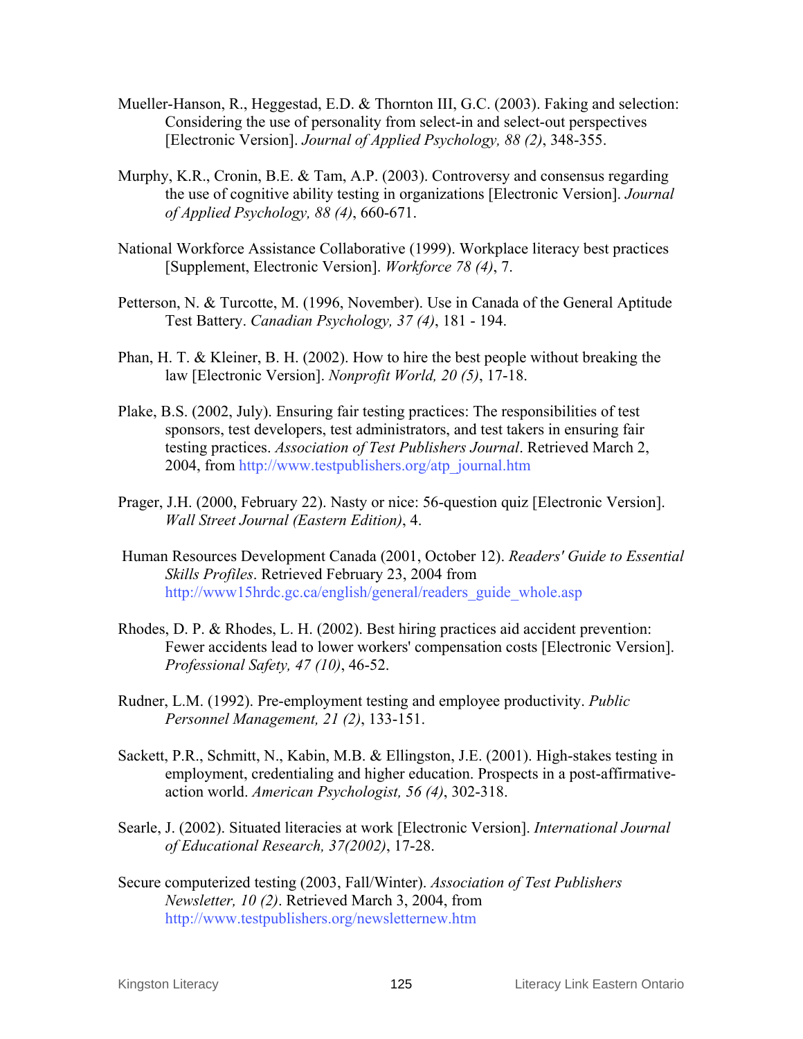Mueller-Hanson, R., Heggestad, E.D. & Thornton III, G.C. (2003). Faking and selection: Considering the use of personality from select-in and select-out perspectives [Electronic Version]. *Journal of Applied Psychology, 88 (2)*, 348-355.

Murphy, K.R., Cronin, B.E. & Tam, A.P. (2003). Controversy and consensus regarding the use of cognitive ability testing in organizations [Electronic Version]. *Journal of Applied Psychology, 88 (4)*, 660-671.

National Workforce Assistance Collaborative (1999). Workplace literacy best practices [Supplement, Electronic Version]. *Workforce 78 (4)*, 7.

Petterson, N. & Turcotte, M. (1996, November). Use in Canada of the General Aptitude Test Battery. *Canadian Psychology, 37 (4)*, 181 - 194.

Phan, H. T. & Kleiner, B. H. (2002). How to hire the best people without breaking the law [Electronic Version]. *Nonprofit World, 20 (5)*, 17-18.

Plake, B.S. (2002, July). Ensuring fair testing practices: The responsibilities of test sponsors, test developers, test administrators, and test takers in ensuring fair testing practices. *Association of Test Publishers Journal*. Retrieved March 2, 2004, from http://www.testpublishers.org/atp_journal.htm

Prager, J.H. (2000, February 22). Nasty or nice: 56-question quiz [Electronic Version]. *Wall Street Journal (Eastern Edition)*, 4.

Human Resources Development Canada (2001, October 12). *Readers' Guide to Essential Skills Profiles*. Retrieved February 23, 2004 from http://www15hrdc.gc.ca/english/general/readers_guide_whole.asp

Rhodes, D. P. & Rhodes, L. H. (2002). Best hiring practices aid accident prevention: Fewer accidents lead to lower workers' compensation costs [Electronic Version]. *Professional Safety, 47 (10)*, 46-52.

Rudner, L.M. (1992). Pre-employment testing and employee productivity. *Public Personnel Management, 21 (2)*, 133-151.

Sackett, P.R., Schmitt, N., Kabin, M.B. & Ellingston, J.E. (2001). High-stakes testing in employment, credentialing and higher education. Prospects in a post-affirmative-action world. *American Psychologist, 56 (4)*, 302-318.

Searle, J. (2002). Situated literacies at work [Electronic Version]. *International Journal of Educational Research, 37(2002)*, 17-28.

Secure computerized testing (2003, Fall/Winter). *Association of Test Publishers Newsletter, 10 (2)*. Retrieved March 3, 2004, from http://www.testpublishers.org/newsletternew.htm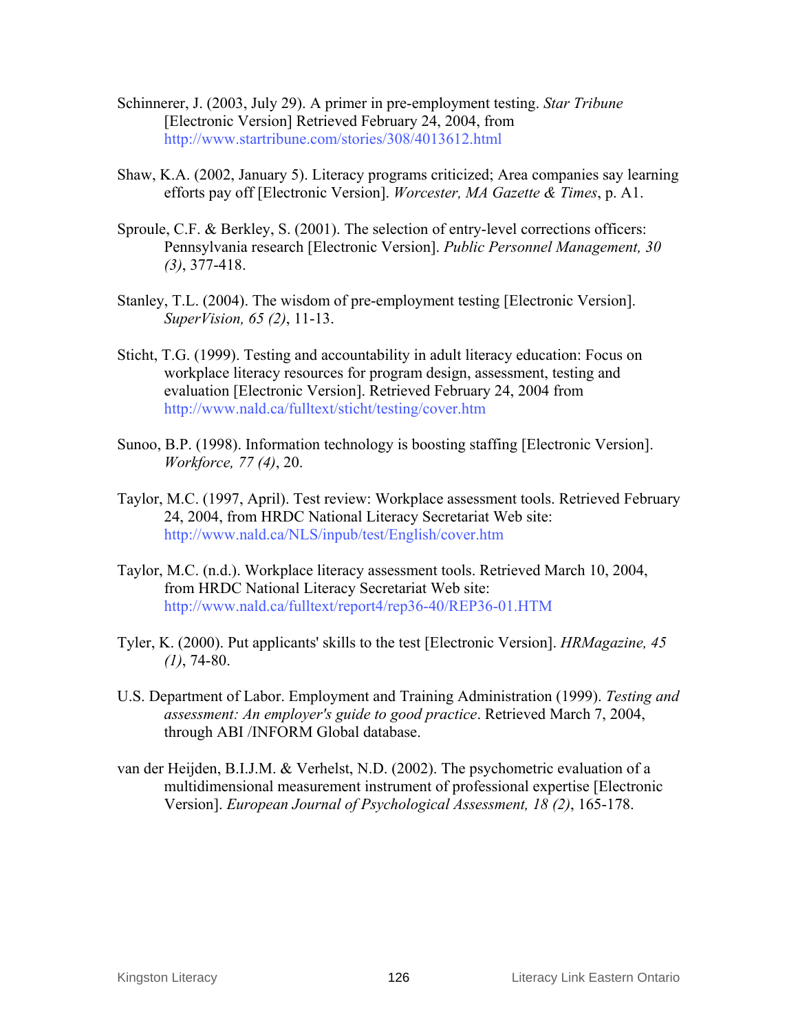Schinnerer, J. (2003, July 29). A primer in pre-employment testing. *Star Tribune* [Electronic Version] Retrieved February 24, 2004, from http://www.startribune.com/stories/308/4013612.html

Shaw, K.A. (2002, January 5). Literacy programs criticized; Area companies say learning efforts pay off [Electronic Version]. *Worcester, MA Gazette & Times*, p. A1.

Sproule, C.F. & Berkley, S. (2001). The selection of entry-level corrections officers: Pennsylvania research [Electronic Version]. *Public Personnel Management, 30 (3)*, 377-418.

Stanley, T.L. (2004). The wisdom of pre-employment testing [Electronic Version]. *SuperVision, 65 (2)*, 11-13.

Sticht, T.G. (1999). Testing and accountability in adult literacy education: Focus on workplace literacy resources for program design, assessment, testing and evaluation [Electronic Version]. Retrieved February 24, 2004 from http://www.nald.ca/fulltext/sticht/testing/cover.htm

Sunoo, B.P. (1998). Information technology is boosting staffing [Electronic Version]. *Workforce, 77 (4)*, 20.

Taylor, M.C. (1997, April). Test review: Workplace assessment tools. Retrieved February 24, 2004, from HRDC National Literacy Secretariat Web site: http://www.nald.ca/NLS/inpub/test/English/cover.htm

Taylor, M.C. (n.d.). Workplace literacy assessment tools. Retrieved March 10, 2004, from HRDC National Literacy Secretariat Web site: http://www.nald.ca/fulltext/report4/rep36-40/REP36-01.HTM

Tyler, K. (2000). Put applicants' skills to the test [Electronic Version]. *HRMagazine, 45 (1)*, 74-80.

U.S. Department of Labor. Employment and Training Administration (1999). *Testing and assessment: An employer's guide to good practice*. Retrieved March 7, 2004, through ABI /INFORM Global database.

van der Heijden, B.I.J.M. & Verhelst, N.D. (2002). The psychometric evaluation of a multidimensional measurement instrument of professional expertise [Electronic Version]. *European Journal of Psychological Assessment, 18 (2)*, 165-178.